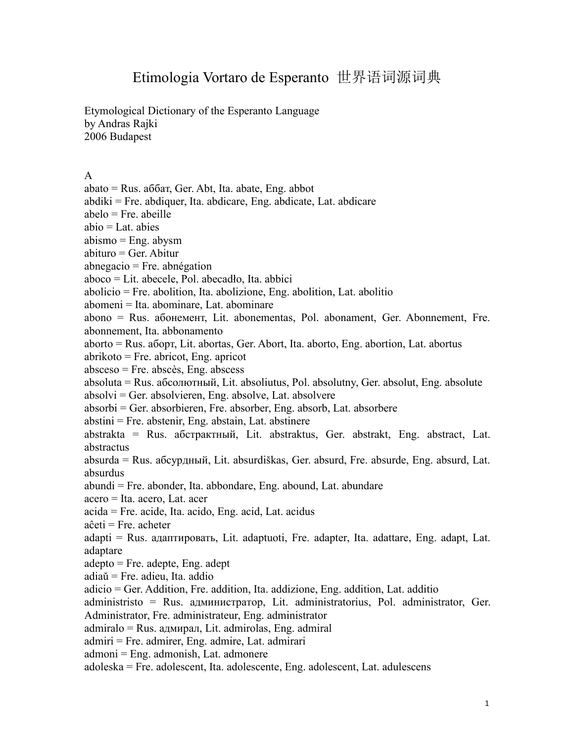# Etimologia Vortaro de Esperanto 世界语词源词典

Etymological Dictionary of the Esperanto Language
by Andras Rajki
2006 Budapest

## A

abato = Rus. аббат, Ger. Abt, Ita. abate, Eng. abbot
abdiki = Fre. abdiquer, Ita. abdicare, Eng. abdicate, Lat. abdicare
abelo = Fre. abeille
abio = Lat. abies
abismo = Eng. abysm
abituro = Ger. Abitur
abnegacio = Fre. abnégation
aboco = Lit. abecele, Pol. abecadło, Ita. abbici
abolicio = Fre. abolition, Ita. abolizione, Eng. abolition, Lat. abolitio
abomeni = Ita. abominare, Lat. abominare
abono = Rus. абонемент, Lit. abonementas, Pol. abonament, Ger. Abonnement, Fre. abonnement, Ita. abbonamento
aborto = Rus. аборт, Lit. abortas, Ger. Abort, Ita. aborto, Eng. abortion, Lat. abortus
abrikoto = Fre. abricot, Eng. apricot
absceso = Fre. abscès, Eng. abscess
absoluta = Rus. абсолютный, Lit. absoliutus, Pol. absolutny, Ger. absolut, Eng. absolute
absolvi = Ger. absolvieren, Eng. absolve, Lat. absolvere
absorbi = Ger. absorbieren, Fre. absorber, Eng. absorb, Lat. absorbere
abstini = Fre. abstenir, Eng. abstain, Lat. abstinere
abstrakta = Rus. абстрактный, Lit. abstraktus, Ger. abstrakt, Eng. abstract, Lat. abstractus
absurda = Rus. абсурдный, Lit. absurdiškas, Ger. absurd, Fre. absurde, Eng. absurd, Lat. absurdus
abundi = Fre. abonder, Ita. abbondare, Eng. abound, Lat. abundare
acero = Ita. acero, Lat. acer
acida = Fre. acide, Ita. acido, Eng. acid, Lat. acidus
aĉeti = Fre. acheter
adapti = Rus. адаптировать, Lit. adaptuoti, Fre. adapter, Ita. adattare, Eng. adapt, Lat. adaptare
adepto = Fre. adepte, Eng. adept
adiaŭ = Fre. adieu, Ita. addio
adicio = Ger. Addition, Fre. addition, Ita. addizione, Eng. addition, Lat. additio
administristo = Rus. администратор, Lit. administratorius, Pol. administrator, Ger. Administrator, Fre. administrateur, Eng. administrator
admiralo = Rus. адмирал, Lit. admirolas, Eng. admiral
admiri = Fre. admirer, Eng. admire, Lat. admirari
admoni = Eng. admonish, Lat. admonere
adoleska = Fre. adolescent, Ita. adolescente, Eng. adolescent, Lat. adulescens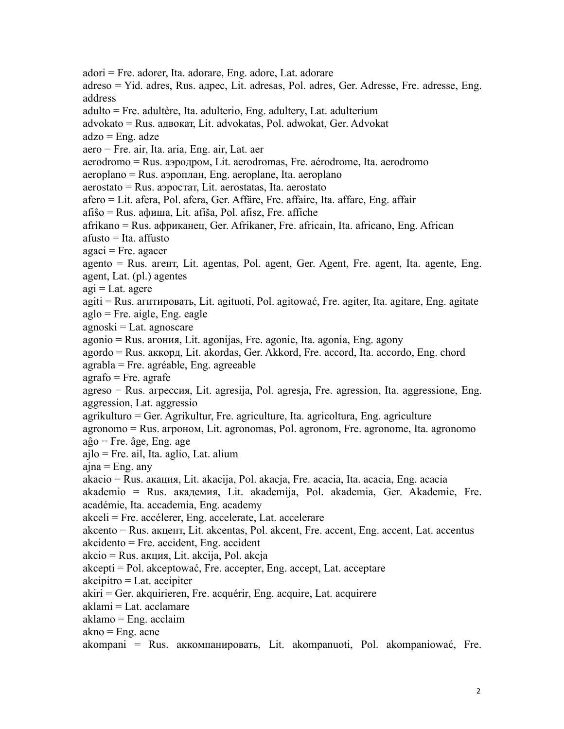adori = Fre. adorer, Ita. adorare, Eng. adore, Lat. adorare

adreso = Yid. adres, Rus. адрес, Lit. adresas, Pol. adres, Ger. Adresse, Fre. adresse, Eng. address

adulto = Fre. adultère, Ita. adulterio, Eng. adultery, Lat. adulterium

advokato = Rus. адвокат, Lit. advokatas, Pol. adwokat, Ger. Advokat

adzo = Eng. adze

aero = Fre. air, Ita. aria, Eng. air, Lat. aer

aerodromo = Rus. аэродром, Lit. aerodromas, Fre. aérodrome, Ita. aerodromo

aeroplano = Rus. аэроплан, Eng. aeroplane, Ita. aeroplano

aerostato = Rus. аэростат, Lit. aerostatas, Ita. aerostato

afero = Lit. afera, Pol. afera, Ger. Affäre, Fre. affaire, Ita. affare, Eng. affair

afiŝo = Rus. афиша, Lit. afiša, Pol. afisz, Fre. affiche

afrikano = Rus. африканец, Ger. Afrikaner, Fre. africain, Ita. africano, Eng. African

afusto = Ita. affusto

agaci = Fre. agacer

agento = Rus. агент, Lit. agentas, Pol. agent, Ger. Agent, Fre. agent, Ita. agente, Eng. agent, Lat. (pl.) agentes

agi = Lat. agere

agiti = Rus. агитировать, Lit. agituoti, Pol. agitować, Fre. agiter, Ita. agitare, Eng. agitate

aglo = Fre. aigle, Eng. eagle

agnoski = Lat. agnoscare

agonio = Rus. агония, Lit. agonijas, Fre. agonie, Ita. agonia, Eng. agony

agordo = Rus. аккорд, Lit. akordas, Ger. Akkord, Fre. accord, Ita. accordo, Eng. chord

agrabla = Fre. agréable, Eng. agreeable

agrafo = Fre. agrafe

agreso = Rus. агрессия, Lit. agresija, Pol. agresja, Fre. agression, Ita. aggressione, Eng. aggression, Lat. aggressio

agrikulturo = Ger. Agrikultur, Fre. agriculture, Ita. agricoltura, Eng. agriculture

agronomo = Rus. агроном, Lit. agronomas, Pol. agronom, Fre. agronome, Ita. agronomo

aĝo = Fre. âge, Eng. age

ajlo = Fre. ail, Ita. aglio, Lat. alium

ajna = Eng. any

akacio = Rus. акация, Lit. akacija, Pol. akacja, Fre. acacia, Ita. acacia, Eng. acacia

akademio = Rus. академия, Lit. akademija, Pol. akademia, Ger. Akademie, Fre. académie, Ita. accademia, Eng. academy

akceli = Fre. accélerer, Eng. accelerate, Lat. accelerare

akcento = Rus. акцент, Lit. akcentas, Pol. akcent, Fre. accent, Eng. accent, Lat. accentus

akcidento = Fre. accident, Eng. accident

akcio = Rus. акция, Lit. akcija, Pol. akcja

akcepti = Pol. akceptować, Fre. accepter, Eng. accept, Lat. acceptare

akcipitro = Lat. accipiter

akiri = Ger. akquirieren, Fre. acquérir, Eng. acquire, Lat. acquirere

aklami = Lat. acclamare

aklamo = Eng. acclaim

akno = Eng. acne

akompani = Rus. аккомпанировать, Lit. akompanuoti, Pol. akompaniować, Fre.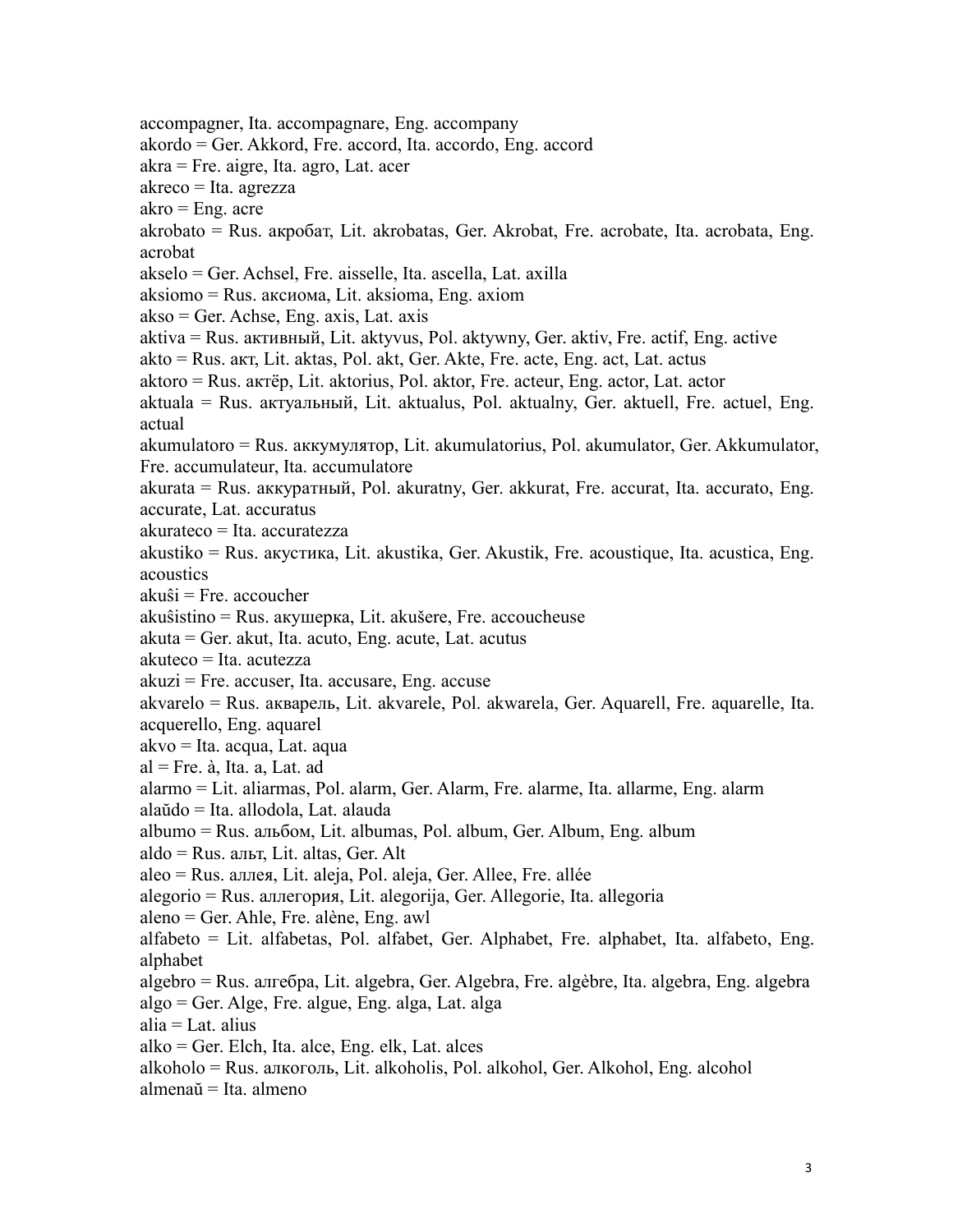accompagner, Ita. accompagnare, Eng. accompany

akordo = Ger. Akkord, Fre. accord, Ita. accordo, Eng. accord

akra = Fre. aigre, Ita. agro, Lat. acer

akreco = Ita. agrezza

akro = Eng. acre

akrobato = Rus. акробат, Lit. akrobatas, Ger. Akrobat, Fre. acrobate, Ita. acrobata, Eng. acrobat

akselo = Ger. Achsel, Fre. aisselle, Ita. ascella, Lat. axilla

aksiomo = Rus. аксиома, Lit. aksioma, Eng. axiom

akso = Ger. Achse, Eng. axis, Lat. axis

aktiva = Rus. активный, Lit. aktyvus, Pol. aktywny, Ger. aktiv, Fre. actif, Eng. active

akto = Rus. акт, Lit. aktas, Pol. akt, Ger. Akte, Fre. acte, Eng. act, Lat. actus

aktoro = Rus. актёр, Lit. aktorius, Pol. aktor, Fre. acteur, Eng. actor, Lat. actor

aktuala = Rus. актуальный, Lit. aktualus, Pol. aktualny, Ger. aktuell, Fre. actuel, Eng. actual

akumulatoro = Rus. аккумулятор, Lit. akumulatorius, Pol. akumulator, Ger. Akkumulator, Fre. accumulateur, Ita. accumulatore

akurata = Rus. аккуратный, Pol. akuratny, Ger. akkurat, Fre. accurat, Ita. accurato, Eng. accurate, Lat. accuratus

akurateco = Ita. accuratezza

akustiko = Rus. акустика, Lit. akustika, Ger. Akustik, Fre. acoustique, Ita. acustica, Eng. acoustics

akuŝi = Fre. accoucher

akuŝistino = Rus. акушерка, Lit. akušere, Fre. accoucheuse

akuta = Ger. akut, Ita. acuto, Eng. acute, Lat. acutus

akuteco = Ita. acutezza

akuzi = Fre. accuser, Ita. accusare, Eng. accuse

akvarelo = Rus. акварель, Lit. akvarele, Pol. akwarela, Ger. Aquarell, Fre. aquarelle, Ita. acquerello, Eng. aquarel

akvo = Ita. acqua, Lat. aqua

al = Fre. à, Ita. a, Lat. ad

alarmo = Lit. aliarmas, Pol. alarm, Ger. Alarm, Fre. alarme, Ita. allarme, Eng. alarm

alaŭdo = Ita. allodola, Lat. alauda

albumo = Rus. альбом, Lit. albumas, Pol. album, Ger. Album, Eng. album

aldo = Rus. альт, Lit. altas, Ger. Alt

aleo = Rus. аллея, Lit. aleja, Pol. aleja, Ger. Allee, Fre. allée

alegorio = Rus. аллегория, Lit. alegorija, Ger. Allegorie, Ita. allegoria

aleno = Ger. Ahle, Fre. alène, Eng. awl

alfabeto = Lit. alfabetas, Pol. alfabet, Ger. Alphabet, Fre. alphabet, Ita. alfabeto, Eng. alphabet

algebro = Rus. алгебра, Lit. algebra, Ger. Algebra, Fre. algèbre, Ita. algebra, Eng. algebra

algo = Ger. Alge, Fre. algue, Eng. alga, Lat. alga

alia = Lat. alius

alko = Ger. Elch, Ita. alce, Eng. elk, Lat. alces

alkoholo = Rus. алкоголь, Lit. alkoholis, Pol. alkohol, Ger. Alkohol, Eng. alcohol

almenaŭ = Ita. almeno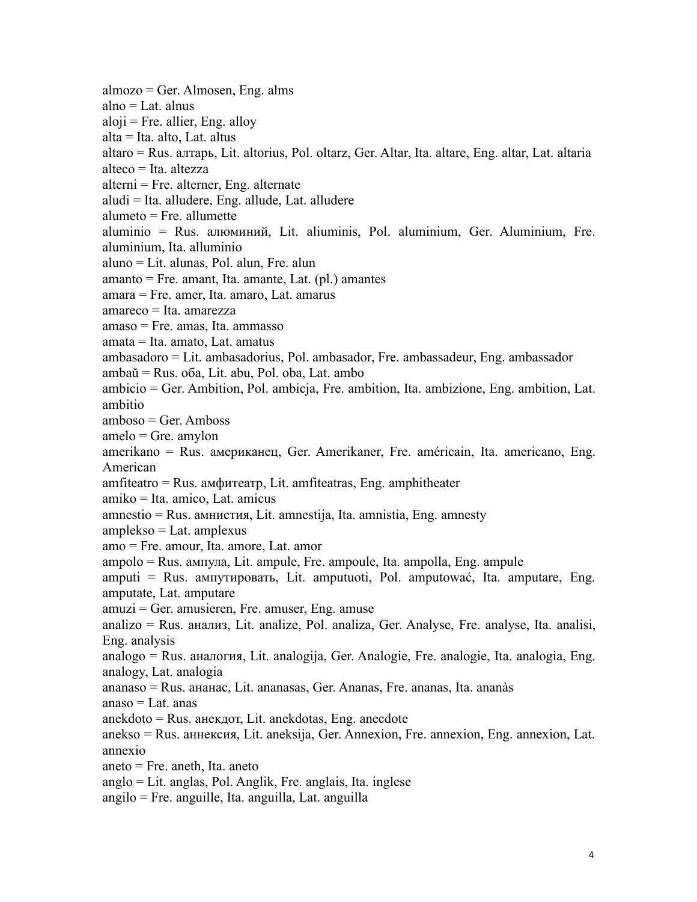almozo = Ger. Almosen, Eng. alms

alno = Lat. alnus

aloji = Fre. allier, Eng. alloy

alta = Ita. alto, Lat. altus

altaro = Rus. алтарь, Lit. altorius, Pol. ołtarz, Ger. Altar, Ita. altare, Eng. altar, Lat. altaria

alteco = Ita. altezza

alterni = Fre. alterner, Eng. alternate

aludi = Ita. alludere, Eng. allude, Lat. alludere

alumeto = Fre. allumette

aluminio = Rus. алюминий, Lit. aliuminis, Pol. aluminium, Ger. Aluminium, Fre. aluminium, Ita. alluminio

aluno = Lit. alunas, Pol. alun, Fre. alun

amanto = Fre. amant, Ita. amante, Lat. (pl.) amantes

amara = Fre. amer, Ita. amaro, Lat. amarus

amareco = Ita. amarezza

amaso = Fre. amas, Ita. ammasso

amata = Ita. amato, Lat. amatus

ambasadoro = Lit. ambasadorius, Pol. ambasador, Fre. ambassadeur, Eng. ambassador

ambaŭ = Rus. оба, Lit. abu, Pol. oba, Lat. ambo

ambicio = Ger. Ambition, Pol. ambicja, Fre. ambition, Ita. ambizione, Eng. ambition, Lat. ambitio

amboso = Ger. Amboss

amelo = Gre. amylon

amerikano = Rus. американец, Ger. Amerikaner, Fre. américain, Ita. americano, Eng. American

amfiteatro = Rus. амфитеатр, Lit. amfiteatras, Eng. amphitheater

amiko = Ita. amico, Lat. amicus

amnestio = Rus. амнистия, Lit. amnestija, Ita. amnistia, Eng. amnesty

amplekso = Lat. amplexus

amo = Fre. amour, Ita. amore, Lat. amor

ampolo = Rus. ампула, Lit. ampule, Fre. ampoule, Ita. ampolla, Eng. ampule

amputi = Rus. ампутировать, Lit. amputuoti, Pol. amputować, Ita. amputare, Eng. amputate, Lat. amputare

amuzi = Ger. amusieren, Fre. amuser, Eng. amuse

analizo = Rus. анализ, Lit. analize, Pol. analiza, Ger. Analyse, Fre. analyse, Ita. analisi, Eng. analysis

analogo = Rus. аналогия, Lit. analogija, Ger. Analogie, Fre. analogie, Ita. analogia, Eng. analogy, Lat. analogia

ananaso = Rus. ананас, Lit. ananasas, Ger. Ananas, Fre. ananas, Ita. ananàs

anaso = Lat. anas

anekdoto = Rus. анекдот, Lit. anekdotas, Eng. anecdote

anekso = Rus. аннексия, Lit. aneksija, Ger. Annexion, Fre. annexion, Eng. annexion, Lat. annexio

aneto = Fre. aneth, Ita. aneto

anglo = Lit. anglas, Pol. Anglik, Fre. anglais, Ita. inglese

angilo = Fre. anguille, Ita. anguilla, Lat. anguilla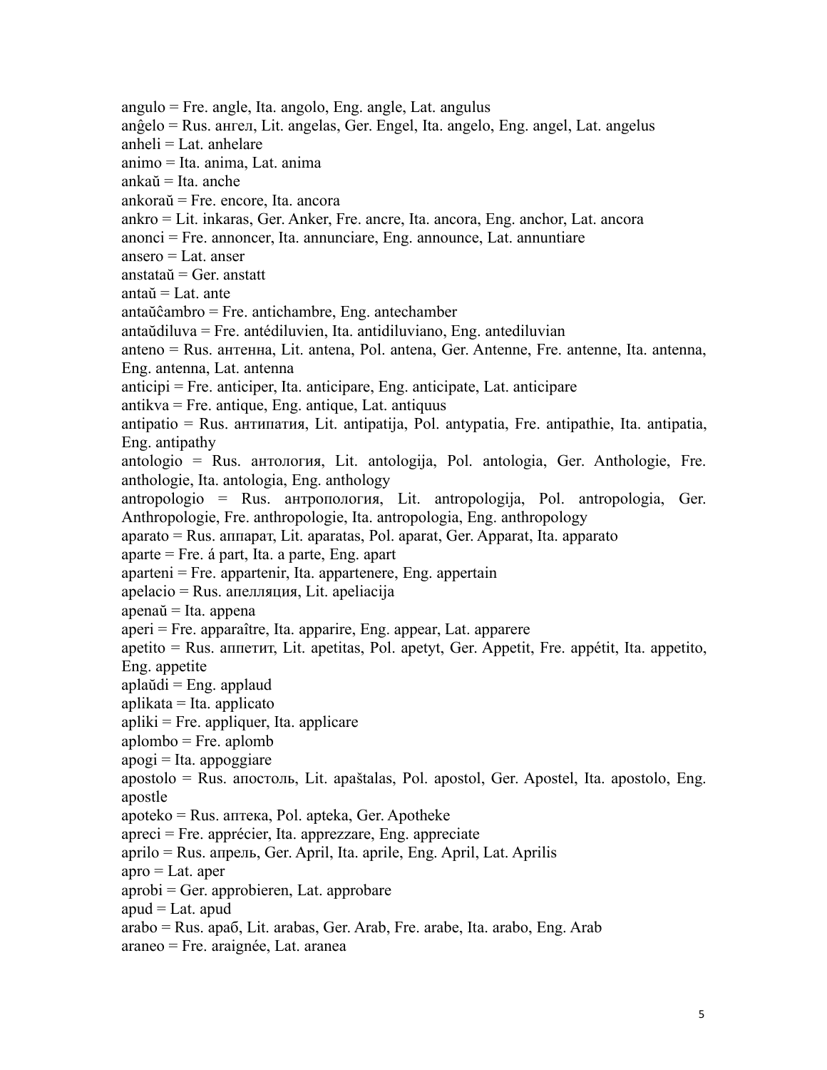angulo = Fre. angle, Ita. angolo, Eng. angle, Lat. angulus

anĝelo = Rus. ангел, Lit. angelas, Ger. Engel, Ita. angelo, Eng. angel, Lat. angelus

anheli = Lat. anhelare

animo = Ita. anima, Lat. anima

ankaŭ = Ita. anche

ankoraŭ = Fre. encore, Ita. ancora

ankro = Lit. inkaras, Ger. Anker, Fre. ancre, Ita. ancora, Eng. anchor, Lat. ancora

anonci = Fre. annoncer, Ita. annunciare, Eng. announce, Lat. annuntiare

ansero = Lat. anser

anstataŭ = Ger. anstatt

antaŭ = Lat. ante

antaŭĉambro = Fre. antichambre, Eng. antechamber

antaŭdiluva = Fre. antédiluvien, Ita. antidiluviano, Eng. antediluvian

anteno = Rus. антенна, Lit. antena, Pol. antena, Ger. Antenne, Fre. antenne, Ita. antenna, Eng. antenna, Lat. antenna

anticipi = Fre. anticiper, Ita. anticipare, Eng. anticipate, Lat. anticipare

antikva = Fre. antique, Eng. antique, Lat. antiquus

antipatio = Rus. антипатия, Lit. antipatija, Pol. antypatia, Fre. antipathie, Ita. antipatia, Eng. antipathy

antologio = Rus. антология, Lit. antologija, Pol. antologia, Ger. Anthologie, Fre. anthologie, Ita. antologia, Eng. anthology

antropologio = Rus. антропология, Lit. antropologija, Pol. antropologia, Ger. Anthropologie, Fre. anthropologie, Ita. antropologia, Eng. anthropology

aparato = Rus. аппарат, Lit. aparatas, Pol. aparat, Ger. Apparat, Ita. apparato

aparte = Fre. á part, Ita. a parte, Eng. apart

aparteni = Fre. appartenir, Ita. appartenere, Eng. appertain

apelacio = Rus. апелляция, Lit. apeliacija

apenaŭ = Ita. appena

aperi = Fre. apparaître, Ita. apparire, Eng. appear, Lat. apparere

apetito = Rus. аппетит, Lit. apetitas, Pol. apetyt, Ger. Appetit, Fre. appétit, Ita. appetito, Eng. appetite

aplaŭdi = Eng. applaud

aplikata = Ita. applicato

apliki = Fre. appliquer, Ita. applicare

aplombo = Fre. aplomb

apogi = Ita. appoggiare

apostolo = Rus. апостоль, Lit. apaštalas, Pol. apostol, Ger. Apostel, Ita. apostolo, Eng. apostle

apoteko = Rus. аптека, Pol. apteka, Ger. Apotheke

apreci = Fre. apprécier, Ita. apprezzare, Eng. appreciate

aprilo = Rus. апрель, Ger. April, Ita. aprile, Eng. April, Lat. Aprilis

apro = Lat. aper

aprobi = Ger. approbieren, Lat. approbare

apud = Lat. apud

arabo = Rus. араб, Lit. arabas, Ger. Arab, Fre. arabe, Ita. arabo, Eng. Arab

araneo = Fre. araignée, Lat. aranea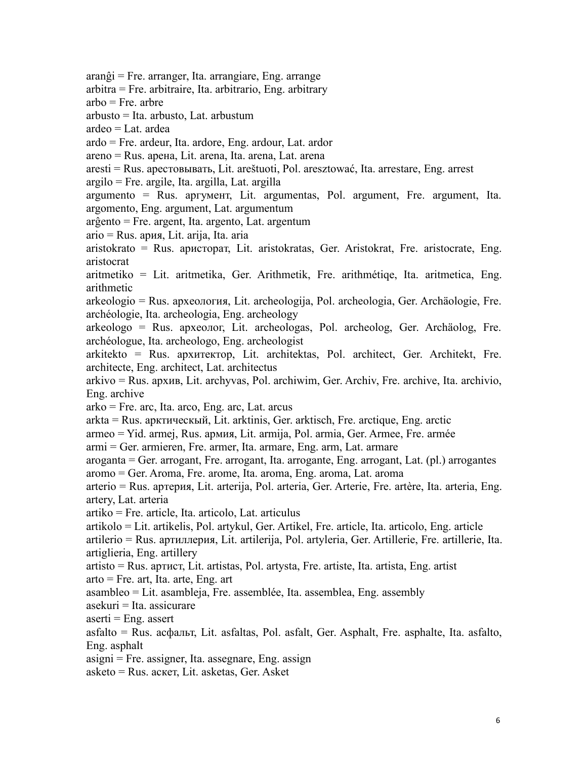aranĝi = Fre. arranger, Ita. arrangiare, Eng. arrange
arbitra = Fre. arbitraire, Ita. arbitrario, Eng. arbitrary
arbo = Fre. arbre
arbusto = Ita. arbusto, Lat. arbustum
ardeo = Lat. ardea
ardo = Fre. ardeur, Ita. ardore, Eng. ardour, Lat. ardor
areno = Rus. арена, Lit. arena, Ita. arena, Lat. arena
aresti = Rus. арестовывать, Lit. areštuoti, Pol. aresztować, Ita. arrestare, Eng. arrest
argilo = Fre. argile, Ita. argilla, Lat. argilla
argumento = Rus. аргумент, Lit. argumentas, Pol. argument, Fre. argument, Ita. argomento, Eng. argument, Lat. argumentum
arĝento = Fre. argent, Ita. argento, Lat. argentum
ario = Rus. ария, Lit. arija, Ita. aria
aristokrato = Rus. аристорат, Lit. aristokratas, Ger. Aristokrat, Fre. aristocrate, Eng. aristocrat
aritmetiko = Lit. aritmetika, Ger. Arithmetik, Fre. arithmétiqe, Ita. aritmetica, Eng. arithmetic
arkeologio = Rus. археология, Lit. archeologija, Pol. archeologia, Ger. Archäologie, Fre. archéologie, Ita. archeologia, Eng. archeology
arkeologo = Rus. археолог, Lit. archeologas, Pol. archeolog, Ger. Archäolog, Fre. archéologue, Ita. archeologo, Eng. archeologist
arkitekto = Rus. архитектор, Lit. architektas, Pol. architect, Ger. Architekt, Fre. architecte, Eng. architect, Lat. architectus
arkivo = Rus. архив, Lit. archyvas, Pol. archiwim, Ger. Archiv, Fre. archive, Ita. archivio, Eng. archive
arko = Fre. arc, Ita. arco, Eng. arc, Lat. arcus
arkta = Rus. арктический, Lit. arktinis, Ger. arktisch, Fre. arctique, Eng. arctic
armeo = Yid. armej, Rus. армия, Lit. armija, Pol. armia, Ger. Armee, Fre. armée
armi = Ger. armieren, Fre. armer, Ita. armare, Eng. arm, Lat. armare
aroganta = Ger. arrogant, Fre. arrogant, Ita. arrogante, Eng. arrogant, Lat. (pl.) arrogantes
aromo = Ger. Aroma, Fre. arome, Ita. aroma, Eng. aroma, Lat. aroma
arterio = Rus. артерия, Lit. arterija, Pol. arteria, Ger. Arterie, Fre. artère, Ita. arteria, Eng. artery, Lat. arteria
artiko = Fre. article, Ita. articolo, Lat. articulus
artikolo = Lit. artikelis, Pol. artykul, Ger. Artikel, Fre. article, Ita. articolo, Eng. article
artilerio = Rus. артиллерия, Lit. artilerija, Pol. artyleria, Ger. Artillerie, Fre. artillerie, Ita. artiglieria, Eng. artillery
artisto = Rus. артист, Lit. artistas, Pol. artysta, Fre. artiste, Ita. artista, Eng. artist
arto = Fre. art, Ita. arte, Eng. art
asambleo = Lit. asambleja, Fre. assemblée, Ita. assemblea, Eng. assembly
asekuri = Ita. assicurare
aserti = Eng. assert
asfalto = Rus. асфальт, Lit. asfaltas, Pol. asfalt, Ger. Asphalt, Fre. asphalte, Ita. asfalto, Eng. asphalt
asigni = Fre. assigner, Ita. assegnare, Eng. assign
asketo = Rus. аскет, Lit. asketas, Ger. Asket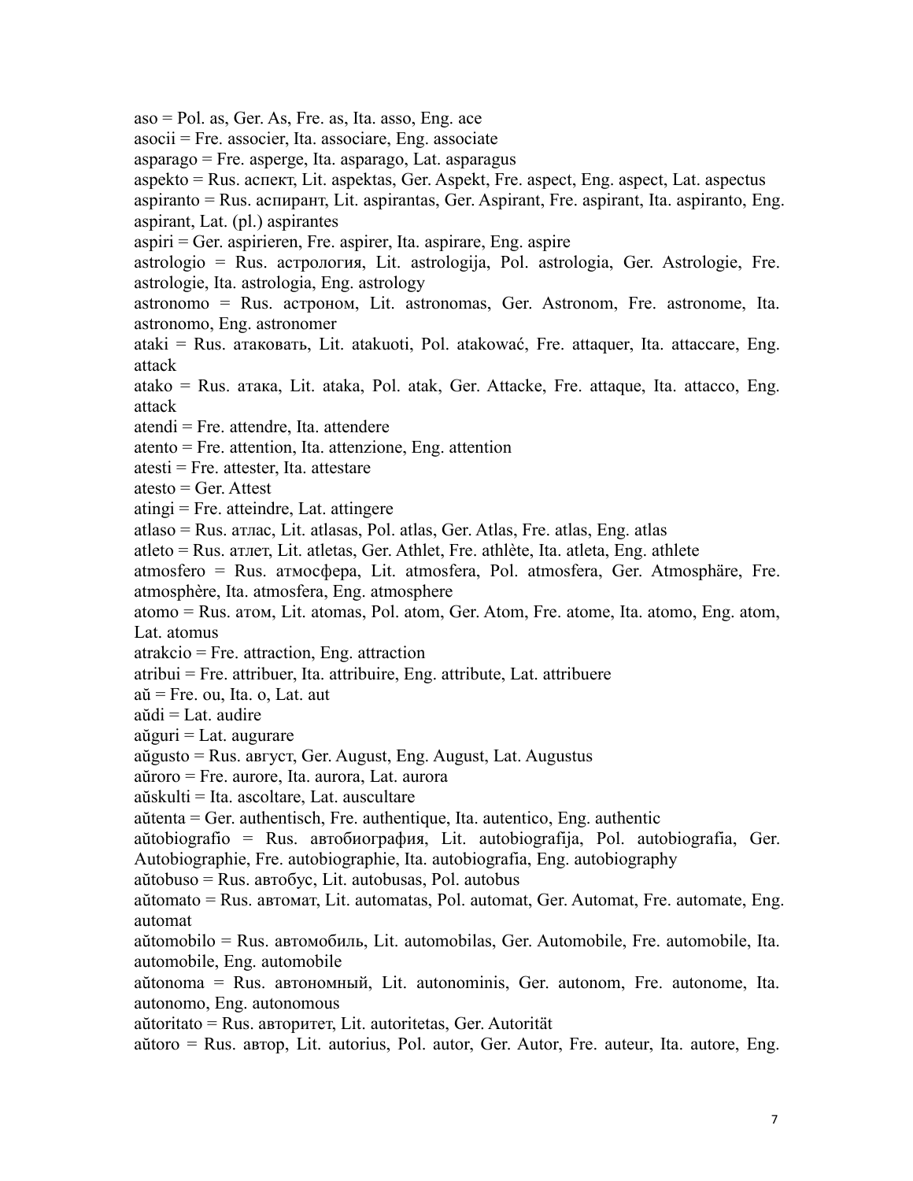aso = Pol. as, Ger. As, Fre. as, Ita. asso, Eng. ace
asocii = Fre. associer, Ita. associare, Eng. associate
asparago = Fre. asperge, Ita. asparago, Lat. asparagus
aspekto = Rus. аспект, Lit. aspektas, Ger. Aspekt, Fre. aspect, Eng. aspect, Lat. aspectus
aspiranto = Rus. аспирант, Lit. aspirantas, Ger. Aspirant, Fre. aspirant, Ita. aspiranto, Eng. aspirant, Lat. (pl.) aspirantes
aspiri = Ger. aspirieren, Fre. aspirer, Ita. aspirare, Eng. aspire
astrologio = Rus. астрология, Lit. astrologija, Pol. astrologia, Ger. Astrologie, Fre. astrologie, Ita. astrologia, Eng. astrology
astronomo = Rus. астроном, Lit. astronomas, Ger. Astronom, Fre. astronome, Ita. astronomo, Eng. astronomer
ataki = Rus. атаковать, Lit. atakuoti, Pol. atakować, Fre. attaquer, Ita. attaccare, Eng. attack
atako = Rus. атака, Lit. ataka, Pol. atak, Ger. Attacke, Fre. attaque, Ita. attacco, Eng. attack
atendi = Fre. attendre, Ita. attendere
atento = Fre. attention, Ita. attenzione, Eng. attention
atesti = Fre. attester, Ita. attestare
atesto = Ger. Attest
atingi = Fre. atteindre, Lat. attingere
atlaso = Rus. атлас, Lit. atlasas, Pol. atlas, Ger. Atlas, Fre. atlas, Eng. atlas
atleto = Rus. атлет, Lit. atletas, Ger. Athlet, Fre. athlète, Ita. atleta, Eng. athlete
atmosfero = Rus. атмосфера, Lit. atmosfera, Pol. atmosfera, Ger. Atmosphäre, Fre. atmosphère, Ita. atmosfera, Eng. atmosphere
atomo = Rus. атом, Lit. atomas, Pol. atom, Ger. Atom, Fre. atome, Ita. atomo, Eng. atom, Lat. atomus
atrakcio = Fre. attraction, Eng. attraction
atribui = Fre. attribuer, Ita. attribuire, Eng. attribute, Lat. attribuere
aŭ = Fre. ou, Ita. o, Lat. aut
aŭdi = Lat. audire
aŭguri = Lat. augurare
aŭgusto = Rus. август, Ger. August, Eng. August, Lat. Augustus
aŭroro = Fre. aurore, Ita. aurora, Lat. aurora
aŭskulti = Ita. ascoltare, Lat. auscultare
aŭtenta = Ger. authentisch, Fre. authentique, Ita. autentico, Eng. authentic
aŭtobiografio = Rus. автобиография, Lit. autobiografija, Pol. autobiografia, Ger. Autobiographie, Fre. autobiographie, Ita. autobiografia, Eng. autobiography
aŭtobuso = Rus. автобус, Lit. autobusas, Pol. autobus
aŭtomato = Rus. автомат, Lit. automatas, Pol. automat, Ger. Automat, Fre. automate, Eng. automat
aŭtomobilo = Rus. автомобиль, Lit. automobilas, Ger. Automobile, Fre. automobile, Ita. automobile, Eng. automobile
aŭtonoma = Rus. автономный, Lit. autonominis, Ger. autonom, Fre. autonome, Ita. autonomo, Eng. autonomous
aŭtoritato = Rus. авторитет, Lit. autoritetas, Ger. Autorität
aŭtoro = Rus. автор, Lit. autorius, Pol. autor, Ger. Autor, Fre. auteur, Ita. autore, Eng.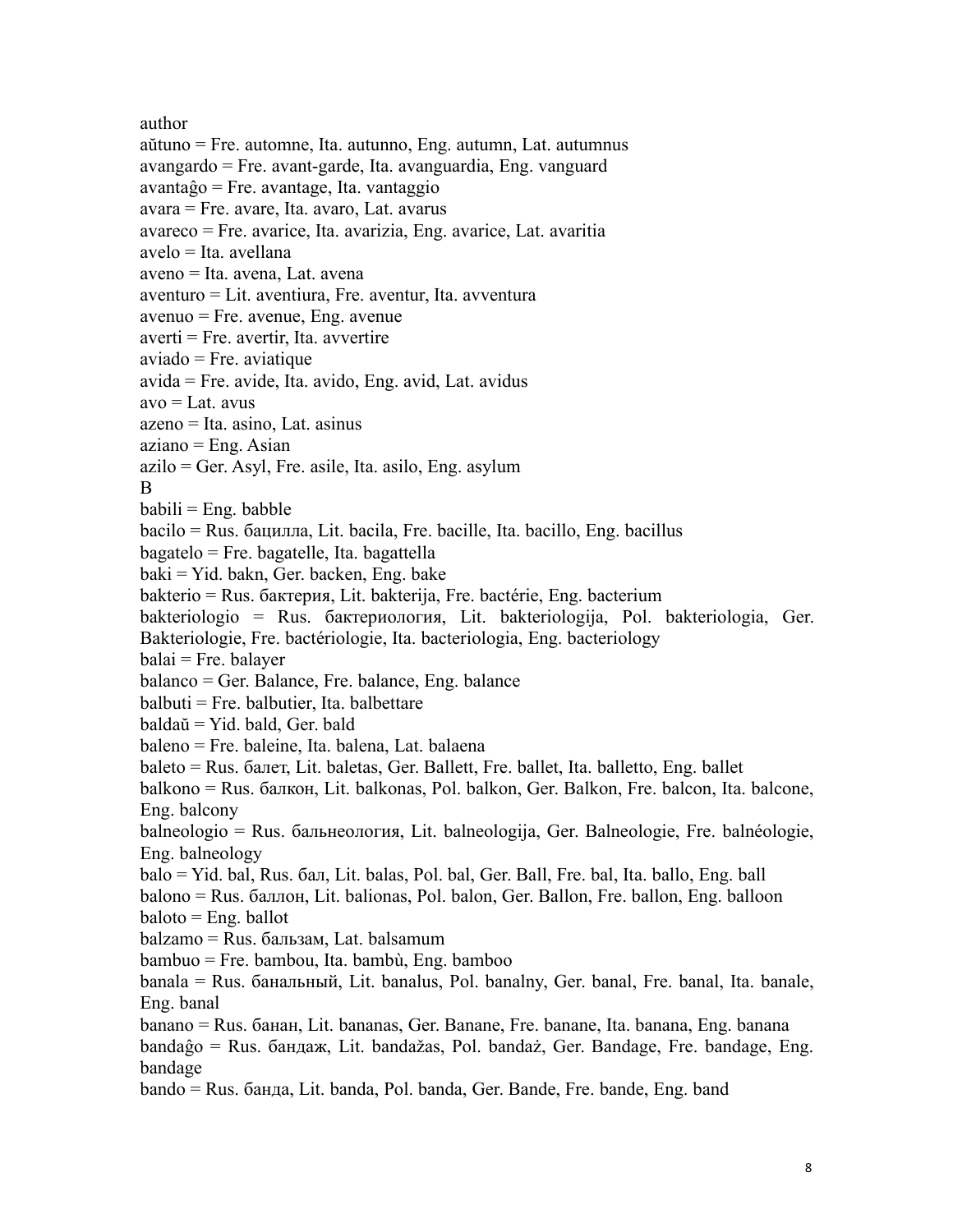author
aŭtuno = Fre. automne, Ita. autunno, Eng. autumn, Lat. autumnus
avangardo = Fre. avant-garde, Ita. avanguardia, Eng. vanguard
avantaĝo = Fre. avantage, Ita. vantaggio
avara = Fre. avare, Ita. avaro, Lat. avarus
avareco = Fre. avarice, Ita. avarizia, Eng. avarice, Lat. avaritia
avelo = Ita. avellana
aveno = Ita. avena, Lat. avena
aventuro = Lit. aventiura, Fre. aventur, Ita. avventura
avenuo = Fre. avenue, Eng. avenue
averti = Fre. avertir, Ita. avvertire
aviado = Fre. aviatique
avida = Fre. avide, Ita. avido, Eng. avid, Lat. avidus
avo = Lat. avus
azeno = Ita. asino, Lat. asinus
aziano = Eng. Asian
azilo = Ger. Asyl, Fre. asile, Ita. asilo, Eng. asylum
B
babili = Eng. babble
bacilo = Rus. бацилла, Lit. bacila, Fre. bacille, Ita. bacillo, Eng. bacillus
bagatelo = Fre. bagatelle, Ita. bagattella
baki = Yid. bakn, Ger. backen, Eng. bake
bakterio = Rus. бактерия, Lit. bakterija, Fre. bactérie, Eng. bacterium
bakteriologio = Rus. бактериология, Lit. bakteriologija, Pol. bakteriologia, Ger. Bakteriologie, Fre. bactériologie, Ita. bacteriologia, Eng. bacteriology
balai = Fre. balayer
balanco = Ger. Balance, Fre. balance, Eng. balance
balbuti = Fre. balbutier, Ita. balbettare
baldaŭ = Yid. bald, Ger. bald
baleno = Fre. baleine, Ita. balena, Lat. balaena
baleto = Rus. балет, Lit. baletas, Ger. Ballett, Fre. ballet, Ita. balletto, Eng. ballet
balkono = Rus. балкон, Lit. balkonas, Pol. balkon, Ger. Balkon, Fre. balcon, Ita. balcone, Eng. balcony
balneologio = Rus. бальнеология, Lit. balneologija, Ger. Balneologie, Fre. balnéologie, Eng. balneology
balo = Yid. bal, Rus. бал, Lit. balas, Pol. bal, Ger. Ball, Fre. bal, Ita. ballo, Eng. ball
balono = Rus. баллон, Lit. balionas, Pol. balon, Ger. Ballon, Fre. ballon, Eng. balloon
baloto = Eng. ballot
balzamo = Rus. бальзам, Lat. balsamum
bambuo = Fre. bambou, Ita. bambù, Eng. bamboo
banala = Rus. банальный, Lit. banalus, Pol. banalny, Ger. banal, Fre. banal, Ita. banale, Eng. banal
banano = Rus. банан, Lit. bananas, Ger. Banane, Fre. banane, Ita. banana, Eng. banana
bandaĝo = Rus. бандаж, Lit. bandažas, Pol. bandaż, Ger. Bandage, Fre. bandage, Eng. bandage
bando = Rus. банда, Lit. banda, Pol. banda, Ger. Bande, Fre. bande, Eng. band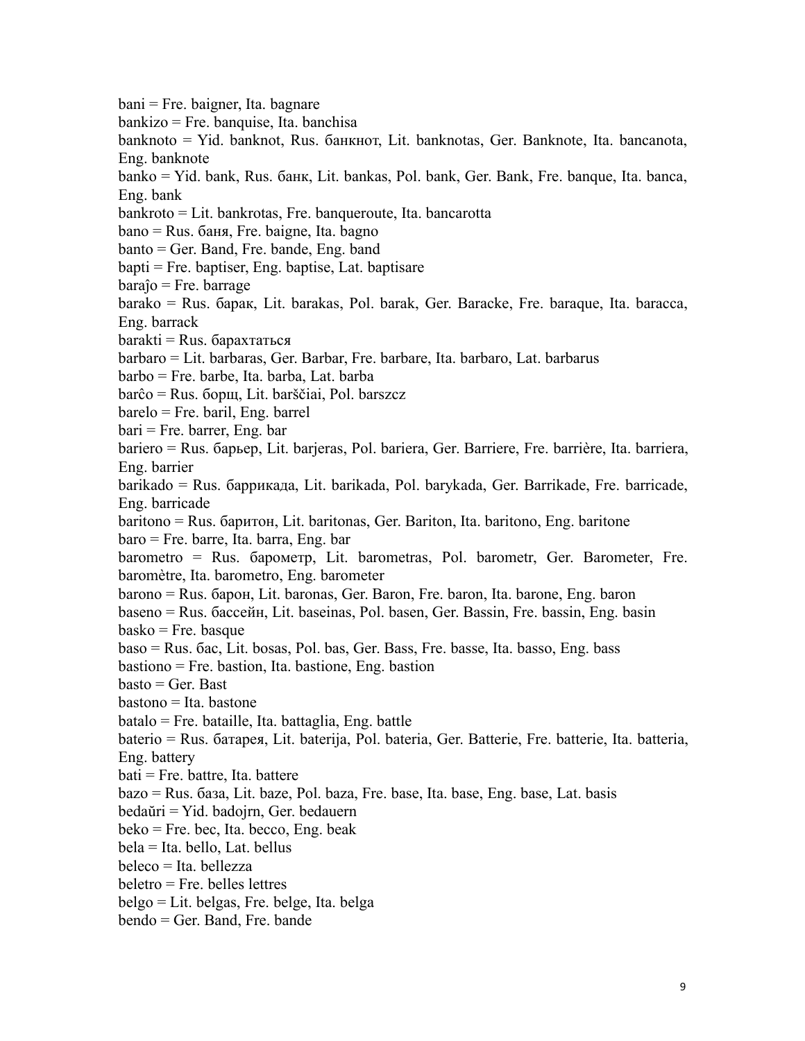bani = Fre. baigner, Ita. bagnare

bankizo = Fre. banquise, Ita. banchisa

banknoto = Yid. banknot, Rus. банкнот, Lit. banknotas, Ger. Banknote, Ita. bancanota, Eng. banknote

banko = Yid. bank, Rus. банк, Lit. bankas, Pol. bank, Ger. Bank, Fre. banque, Ita. banca, Eng. bank

bankroto = Lit. bankrotas, Fre. banqueroute, Ita. bancarotta

bano = Rus. баня, Fre. baigne, Ita. bagno

banto = Ger. Band, Fre. bande, Eng. band

bapti = Fre. baptiser, Eng. baptise, Lat. baptisare

baraĵo = Fre. barrage

barako = Rus. барак, Lit. barakas, Pol. barak, Ger. Baracke, Fre. baraque, Ita. baracca, Eng. barrack

barakti = Rus. барахтаться

barbaro = Lit. barbaras, Ger. Barbar, Fre. barbare, Ita. barbaro, Lat. barbarus

barbo = Fre. barbe, Ita. barba, Lat. barba

barĉo = Rus. борщ, Lit. barščiai, Pol. barszcz

barelo = Fre. baril, Eng. barrel

bari = Fre. barrer, Eng. bar

bariero = Rus. барьер, Lit. barjeras, Pol. bariera, Ger. Barriere, Fre. barrière, Ita. barriera, Eng. barrier

barikado = Rus. баррикада, Lit. barikada, Pol. barykada, Ger. Barrikade, Fre. barricade, Eng. barricade

baritono = Rus. баритон, Lit. baritonas, Ger. Bariton, Ita. baritono, Eng. baritone

baro = Fre. barre, Ita. barra, Eng. bar

barometro = Rus. барометр, Lit. barometras, Pol. barometr, Ger. Barometer, Fre. baromètre, Ita. barometro, Eng. barometer

barono = Rus. барон, Lit. baronas, Ger. Baron, Fre. baron, Ita. barone, Eng. baron

baseno = Rus. бассейн, Lit. baseinas, Pol. basen, Ger. Bassin, Fre. bassin, Eng. basin

basko = Fre. basque

baso = Rus. бас, Lit. bosas, Pol. bas, Ger. Bass, Fre. basse, Ita. basso, Eng. bass

bastiono = Fre. bastion, Ita. bastione, Eng. bastion

basto = Ger. Bast

bastono = Ita. bastone

batalo = Fre. bataille, Ita. battaglia, Eng. battle

baterio = Rus. батарея, Lit. baterija, Pol. bateria, Ger. Batterie, Fre. batterie, Ita. batteria, Eng. battery

bati = Fre. battre, Ita. battere

bazo = Rus. база, Lit. baze, Pol. baza, Fre. base, Ita. base, Eng. base, Lat. basis

bedaŭri = Yid. badojrn, Ger. bedauern

beko = Fre. bec, Ita. becco, Eng. beak

bela = Ita. bello, Lat. bellus

beleco = Ita. bellezza

beletro = Fre. belles lettres

belgo = Lit. belgas, Fre. belge, Ita. belga

bendo = Ger. Band, Fre. bande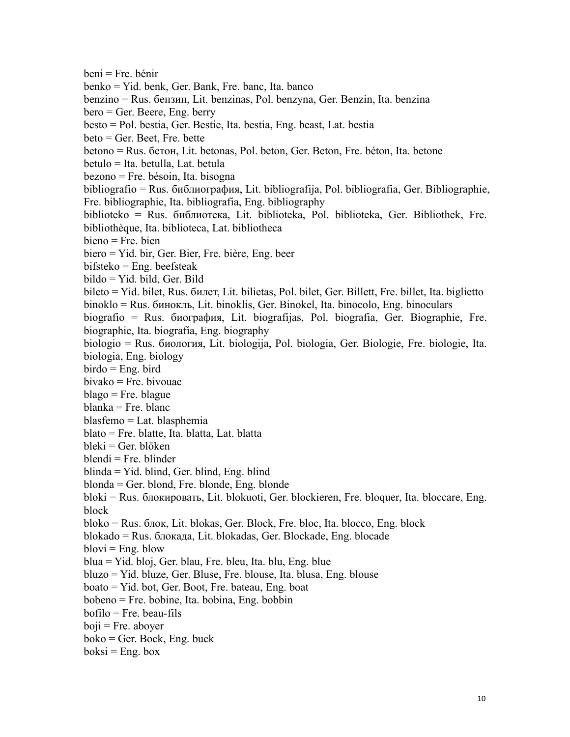beni = Fre. bénir  
benko = Yid. benk, Ger. Bank, Fre. banc, Ita. banco  
benzino = Rus. бензин, Lit. benzinas, Pol. benzyna, Ger. Benzin, Ita. benzina  
bero = Ger. Beere, Eng. berry  
besto = Pol. bestia, Ger. Bestie, Ita. bestia, Eng. beast, Lat. bestia  
beto = Ger. Beet, Fre. bette  
betono = Rus. бетон, Lit. betonas, Pol. beton, Ger. Beton, Fre. béton, Ita. betone  
betulo = Ita. betulla, Lat. betula  
bezono = Fre. bésoin, Ita. bisogna  
bibliografio = Rus. библиография, Lit. bibliografija, Pol. bibliografia, Ger. Bibliographie, Fre. bibliographie, Ita. bibliografia, Eng. bibliography  
biblioteko = Rus. библиотека, Lit. biblioteka, Pol. biblioteka, Ger. Bibliothek, Fre. bibliothèque, Ita. biblioteca, Lat. bibliotheca  
bieno = Fre. bien  
biero = Yid. bir, Ger. Bier, Fre. bière, Eng. beer  
bifsteko = Eng. beefsteak  
bildo = Yid. bild, Ger. Bild  
bileto = Yid. bilet, Rus. билет, Lit. bilietas, Pol. bilet, Ger. Billett, Fre. billet, Ita. biglietto  
binoklo = Rus. бинокль, Lit. binoklis, Ger. Binokel, Ita. binocolo, Eng. binoculars  
biografio = Rus. биография, Lit. biografijas, Pol. biografia, Ger. Biographie, Fre. biographie, Ita. biografia, Eng. biography  
biologio = Rus. биология, Lit. biologija, Pol. biologia, Ger. Biologie, Fre. biologie, Ita. biologia, Eng. biology  
birdo = Eng. bird  
bivako = Fre. bivouac  
blago = Fre. blague  
blanka = Fre. blanc  
blasfemo = Lat. blasphemia  
blato = Fre. blatte, Ita. blatta, Lat. blatta  
bleki = Ger. blöken  
blendi = Fre. blinder  
blinda = Yid. blind, Ger. blind, Eng. blind  
blonda = Ger. blond, Fre. blonde, Eng. blonde  
bloki = Rus. блокировать, Lit. blokuoti, Ger. blockieren, Fre. bloquer, Ita. bloccare, Eng. block  
bloko = Rus. блок, Lit. blokas, Ger. Block, Fre. bloc, Ita. blocco, Eng. block  
blokado = Rus. блокада, Lit. blokadas, Ger. Blockade, Eng. blocade  
blovi = Eng. blow  
blua = Yid. bloj, Ger. blau, Fre. bleu, Ita. blu, Eng. blue  
bluzo = Yid. bluze, Ger. Bluse, Fre. blouse, Ita. blusa, Eng. blouse  
boato = Yid. bot, Ger. Boot, Fre. bateau, Eng. boat  
bobeno = Fre. bobine, Ita. bobina, Eng. bobbin  
bofilo = Fre. beau-fils  
boji = Fre. aboyer  
boko = Ger. Bock, Eng. buck  
boksi = Eng. box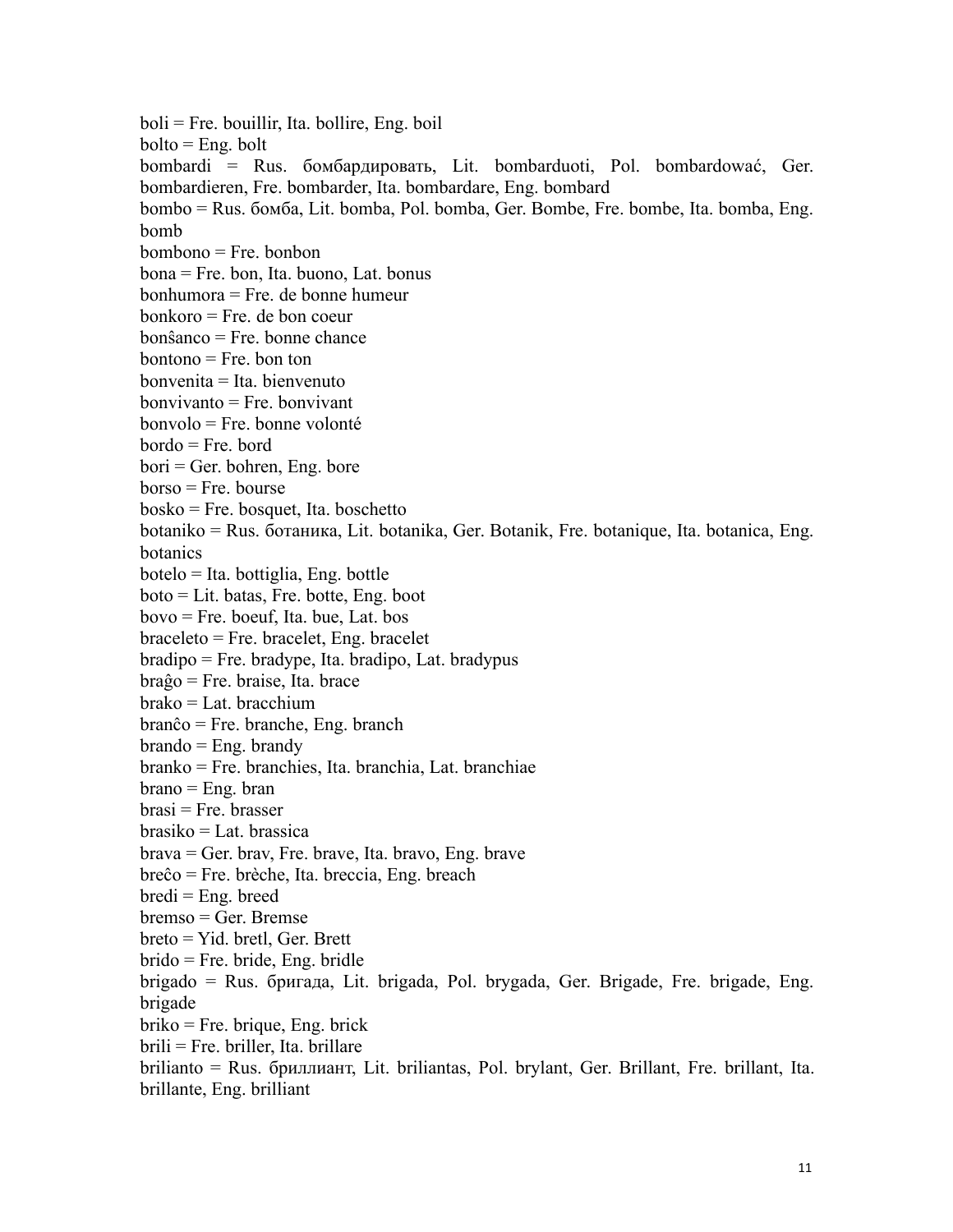boli = Fre. bouillir, Ita. bollire, Eng. boil

bolto = Eng. bolt

bombardi = Rus. бомбардировать, Lit. bombarduoti, Pol. bombardować, Ger. bombardieren, Fre. bombarder, Ita. bombardare, Eng. bombard

bombo = Rus. бомба, Lit. bomba, Pol. bomba, Ger. Bombe, Fre. bombe, Ita. bomba, Eng. bomb

bombono = Fre. bonbon

bona = Fre. bon, Ita. buono, Lat. bonus

bonhumora = Fre. de bonne humeur

bonkoro = Fre. de bon coeur

bonŝanco = Fre. bonne chance

bontono = Fre. bon ton

bonvenita = Ita. bienvenuto

bonvivanto = Fre. bonvivant

bonvolo = Fre. bonne volonté

bordo = Fre. bord

bori = Ger. bohren, Eng. bore

borso = Fre. bourse

bosko = Fre. bosquet, Ita. boschetto

botaniko = Rus. ботаника, Lit. botanika, Ger. Botanik, Fre. botanique, Ita. botanica, Eng. botanics

botelo = Ita. bottiglia, Eng. bottle

boto = Lit. batas, Fre. botte, Eng. boot

bovo = Fre. boeuf, Ita. bue, Lat. bos

braceleto = Fre. bracelet, Eng. bracelet

bradipo = Fre. bradype, Ita. bradipo, Lat. bradypus

braĝo = Fre. braise, Ita. brace

brako = Lat. bracchium

branĉo = Fre. branche, Eng. branch

brando = Eng. brandy

branko = Fre. branchies, Ita. branchia, Lat. branchiae

brano = Eng. bran

brasi = Fre. brasser

brasiko = Lat. brassica

brava = Ger. brav, Fre. brave, Ita. bravo, Eng. brave

breĉo = Fre. brèche, Ita. breccia, Eng. breach

bredi = Eng. breed

bremso = Ger. Bremse

breto = Yid. bretl, Ger. Brett

brido = Fre. bride, Eng. bridle

brigado = Rus. бригада, Lit. brigada, Pol. brygada, Ger. Brigade, Fre. brigade, Eng. brigade

briko = Fre. brique, Eng. brick

brili = Fre. briller, Ita. brillare

brilianto = Rus. бриллиант, Lit. briliantas, Pol. brylant, Ger. Brillant, Fre. brillant, Ita. brillante, Eng. brilliant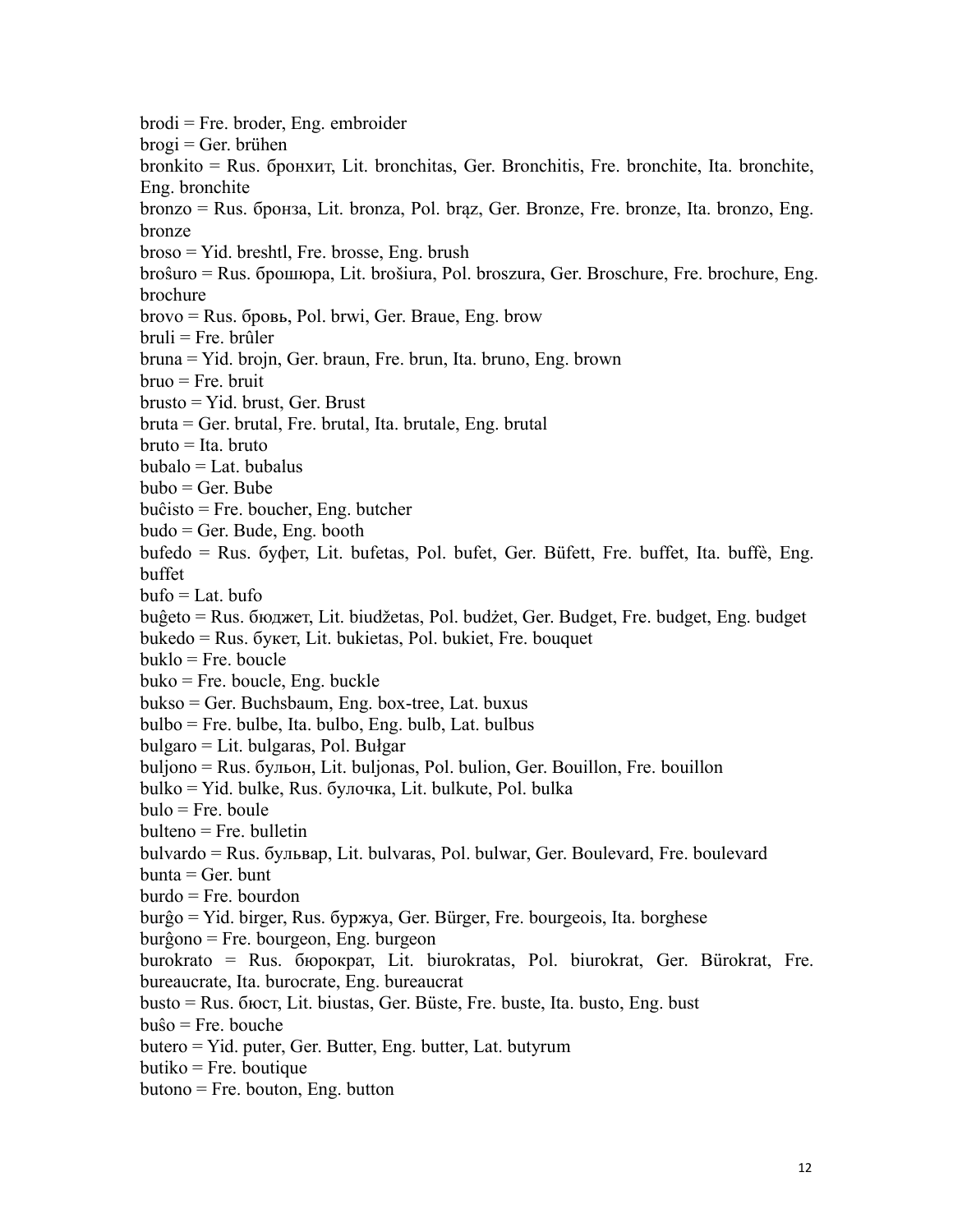brodi = Fre. broder, Eng. embroider
brogi = Ger. brühen
bronkito = Rus. бронхит, Lit. bronchitas, Ger. Bronchitis, Fre. bronchite, Ita. bronchite, Eng. bronchite
bronzo = Rus. бронза, Lit. bronza, Pol. brąz, Ger. Bronze, Fre. bronze, Ita. bronzo, Eng. bronze
broso = Yid. breshtl, Fre. brosse, Eng. brush
broŝuro = Rus. брошюра, Lit. brošiura, Pol. broszura, Ger. Broschure, Fre. brochure, Eng. brochure
brovo = Rus. бровь, Pol. brwi, Ger. Braue, Eng. brow
bruli = Fre. brûler
bruna = Yid. brojn, Ger. braun, Fre. brun, Ita. bruno, Eng. brown
bruo = Fre. bruit
brusto = Yid. brust, Ger. Brust
bruta = Ger. brutal, Fre. brutal, Ita. brutale, Eng. brutal
bruto = Ita. bruto
bubalo = Lat. bubalus
bubo = Ger. Bube
buĉisto = Fre. boucher, Eng. butcher
budo = Ger. Bude, Eng. booth
bufedo = Rus. буфет, Lit. bufetas, Pol. bufet, Ger. Büfett, Fre. buffet, Ita. buffè, Eng. buffet
bufo = Lat. bufo
buĝeto = Rus. бюджет, Lit. biudžetas, Pol. budżet, Ger. Budget, Fre. budget, Eng. budget
bukedo = Rus. букет, Lit. bukietas, Pol. bukiet, Fre. bouquet
buklo = Fre. boucle
buko = Fre. boucle, Eng. buckle
bukso = Ger. Buchsbaum, Eng. box-tree, Lat. buxus
bulbo = Fre. bulbe, Ita. bulbo, Eng. bulb, Lat. bulbus
bulgaro = Lit. bulgaras, Pol. Bułgar
buljono = Rus. бульон, Lit. buljonas, Pol. bulion, Ger. Bouillon, Fre. bouillon
bulko = Yid. bulke, Rus. булочка, Lit. bulkute, Pol. bulka
bulo = Fre. boule
bulteno = Fre. bulletin
bulvardo = Rus. бульвар, Lit. bulvaras, Pol. bulwar, Ger. Boulevard, Fre. boulevard
bunta = Ger. bunt
burdo = Fre. bourdon
burĝo = Yid. birger, Rus. буржуа, Ger. Bürger, Fre. bourgeois, Ita. borghese
burĝono = Fre. bourgeon, Eng. burgeon
burokrato = Rus. бюрократ, Lit. biurokratas, Pol. biurokrat, Ger. Bürokrat, Fre. bureaucrate, Ita. burocrate, Eng. bureaucrat
busto = Rus. бюст, Lit. biustas, Ger. Büste, Fre. buste, Ita. busto, Eng. bust
buŝo = Fre. bouche
butero = Yid. puter, Ger. Butter, Eng. butter, Lat. butyrum
butiko = Fre. boutique
butono = Fre. bouton, Eng. button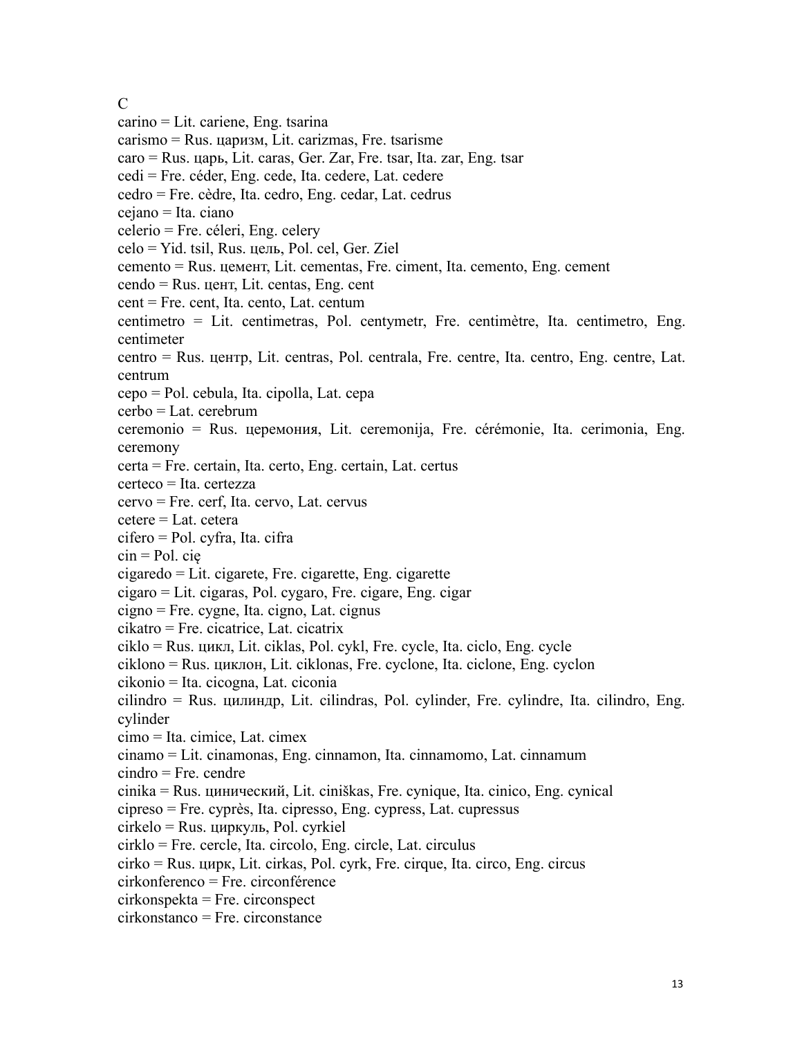C

carino = Lit. cariene, Eng. tsarina

carismo = Rus. царизм, Lit. carizmas, Fre. tsarisme

caro = Rus. царь, Lit. caras, Ger. Zar, Fre. tsar, Ita. zar, Eng. tsar

cedi = Fre. céder, Eng. cede, Ita. cedere, Lat. cedere

cedro = Fre. cèdre, Ita. cedro, Eng. cedar, Lat. cedrus

cejano = Ita. ciano

celerio = Fre. céleri, Eng. celery

celo = Yid. tsil, Rus. цель, Pol. cel, Ger. Ziel

cemento = Rus. цемент, Lit. cementas, Fre. ciment, Ita. cemento, Eng. cement

cendo = Rus. цент, Lit. centas, Eng. cent

cent = Fre. cent, Ita. cento, Lat. centum

centimetro = Lit. centimetras, Pol. centymetr, Fre. centimètre, Ita. centimetro, Eng. centimeter

centro = Rus. центр, Lit. centras, Pol. centrala, Fre. centre, Ita. centro, Eng. centre, Lat. centrum

cepo = Pol. cebula, Ita. cipolla, Lat. cepa

cerbo = Lat. cerebrum

ceremonio = Rus. церемония, Lit. ceremonija, Fre. cérémonie, Ita. cerimonia, Eng. ceremony

certa = Fre. certain, Ita. certo, Eng. certain, Lat. certus

certeco = Ita. certezza

cervo = Fre. cerf, Ita. cervo, Lat. cervus

cetere = Lat. cetera

cifero = Pol. cyfra, Ita. cifra

cin = Pol. cię

cigaredo = Lit. cigarete, Fre. cigarette, Eng. cigarette

cigaro = Lit. cigaras, Pol. cygaro, Fre. cigare, Eng. cigar

cigno = Fre. cygne, Ita. cigno, Lat. cignus

cikatro = Fre. cicatrice, Lat. cicatrix

ciklo = Rus. цикл, Lit. ciklas, Pol. cykl, Fre. cycle, Ita. ciclo, Eng. cycle

ciklono = Rus. циклон, Lit. ciklonas, Fre. cyclone, Ita. ciclone, Eng. cyclon

cikonio = Ita. cicogna, Lat. ciconia

cilindro = Rus. цилиндр, Lit. cilindras, Pol. cylinder, Fre. cylindre, Ita. cilindro, Eng. cylinder

cimo = Ita. cimice, Lat. cimex

cinamo = Lit. cinamonas, Eng. cinnamon, Ita. cinnamomo, Lat. cinnamum

cindro = Fre. cendre

cinika = Rus. цинический, Lit. ciniškas, Fre. cynique, Ita. cinico, Eng. cynical

cipreso = Fre. cyprès, Ita. cipresso, Eng. cypress, Lat. cupressus

cirkelo = Rus. циркуль, Pol. cyrkiel

cirklo = Fre. cercle, Ita. circolo, Eng. circle, Lat. circulus

cirko = Rus. цирк, Lit. cirkas, Pol. cyrk, Fre. cirque, Ita. circo, Eng. circus

cirkonferenco = Fre. circonférence

cirkonspekta = Fre. circonspect

cirkonstanco = Fre. circonstance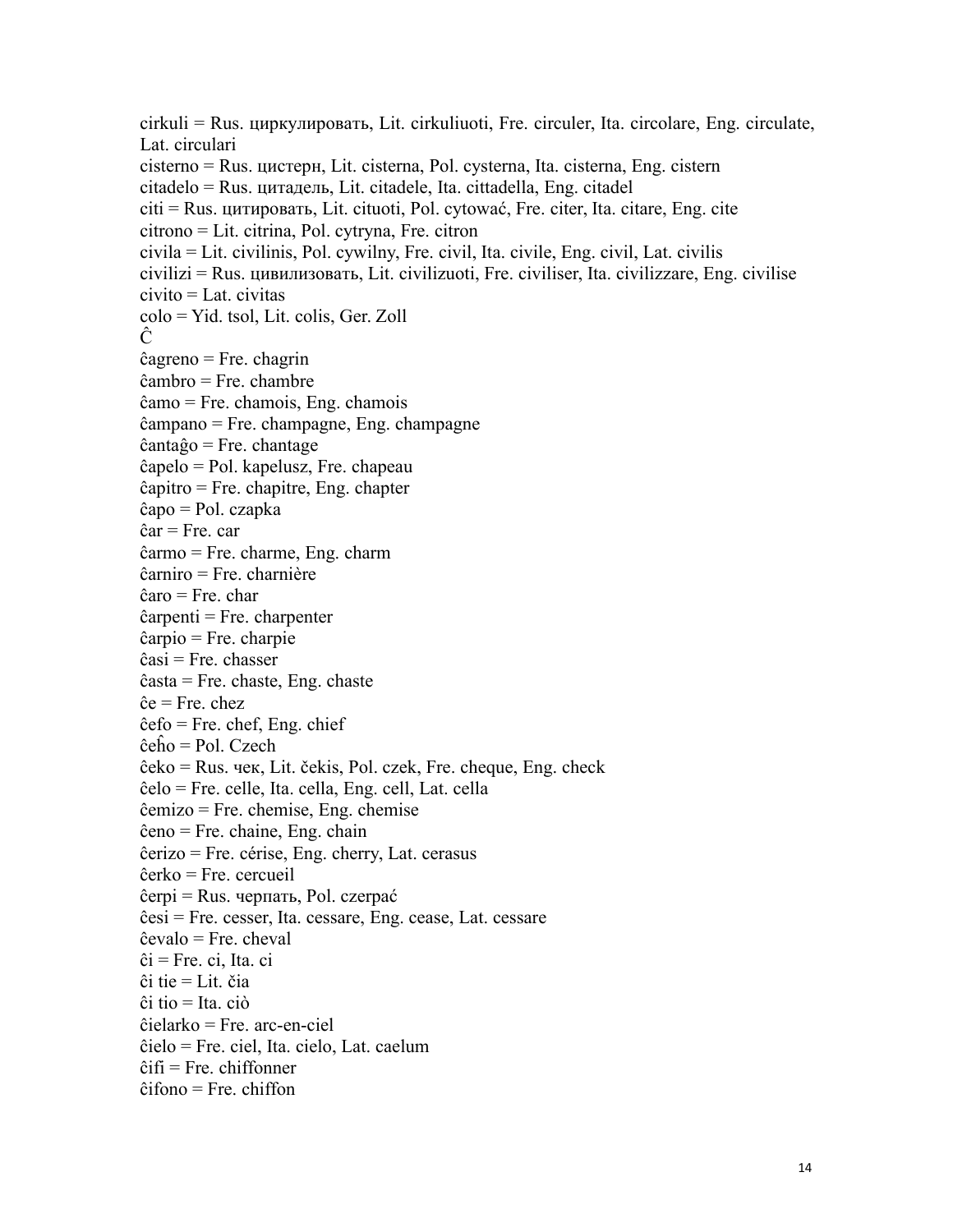cirkuli = Rus. циркулировать, Lit. cirkuliuoti, Fre. circuler, Ita. circolare, Eng. circulate, Lat. circulari
cisterno = Rus. цистерн, Lit. cisterna, Pol. cysterna, Ita. cisterna, Eng. cistern
citadelo = Rus. цитадель, Lit. citadele, Ita. cittadella, Eng. citadel
citi = Rus. цитировать, Lit. cituoti, Pol. cytować, Fre. citer, Ita. citare, Eng. cite
citrono = Lit. citrina, Pol. cytryna, Fre. citron
civila = Lit. civilinis, Pol. cywilny, Fre. civil, Ita. civile, Eng. civil, Lat. civilis
civilizi = Rus. цивилизовать, Lit. civilizuoti, Fre. civiliser, Ita. civilizzare, Eng. civilise
civito = Lat. civitas
colo = Yid. tsol, Lit. colis, Ger. Zoll
Ĉ
ĉagreno = Fre. chagrin
ĉambro = Fre. chambre
ĉamo = Fre. chamois, Eng. chamois
ĉampano = Fre. champagne, Eng. champagne
ĉantaĝo = Fre. chantage
ĉapelo = Pol. kapelusz, Fre. chapeau
ĉapitro = Fre. chapitre, Eng. chapter
ĉapo = Pol. czapka
ĉar = Fre. car
ĉarmo = Fre. charme, Eng. charm
ĉarniro = Fre. charnière
ĉaro = Fre. char
ĉarpenti = Fre. charpenter
ĉarpio = Fre. charpie
ĉasi = Fre. chasser
ĉasta = Fre. chaste, Eng. chaste
ĉe = Fre. chez
ĉefo = Fre. chef, Eng. chief
ĉeĥo = Pol. Czech
ĉeko = Rus. чек, Lit. čekis, Pol. czek, Fre. cheque, Eng. check
ĉelo = Fre. celle, Ita. cella, Eng. cell, Lat. cella
ĉemizo = Fre. chemise, Eng. chemise
ĉeno = Fre. chaine, Eng. chain
ĉerizo = Fre. cérise, Eng. cherry, Lat. cerasus
ĉerko = Fre. cercueil
ĉerpi = Rus. черпать, Pol. czerpać
ĉesi = Fre. cesser, Ita. cessare, Eng. cease, Lat. cessare
ĉevalo = Fre. cheval
ĉi = Fre. ci, Ita. ci
ĉi tie = Lit. čia
ĉi tio = Ita. ciò
ĉielarko = Fre. arc-en-ciel
ĉielo = Fre. ciel, Ita. cielo, Lat. caelum
ĉifi = Fre. chiffonner
ĉifono = Fre. chiffon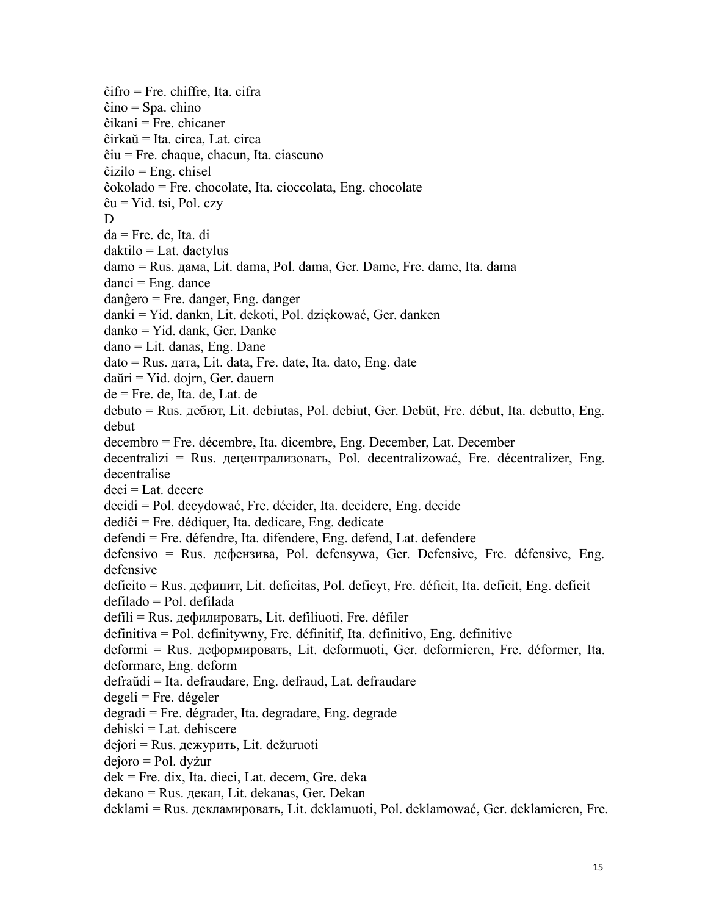ĉifro = Fre. chiffre, Ita. cifra  
ĉino = Spa. chino  
ĉikani = Fre. chicaner  
ĉirkaŭ = Ita. circa, Lat. circa  
ĉiu = Fre. chaque, chacun, Ita. ciascuno  
ĉizilo = Eng. chisel  
ĉokolado = Fre. chocolate, Ita. cioccolata, Eng. chocolate  
ĉu = Yid. tsi, Pol. czy  
D  
da = Fre. de, Ita. di  
daktilo = Lat. dactylus  
damo = Rus. дама, Lit. dama, Pol. dama, Ger. Dame, Fre. dame, Ita. dama  
danci = Eng. dance  
danĝero = Fre. danger, Eng. danger  
danki = Yid. dankn, Lit. dekoti, Pol. dziękować, Ger. danken  
danko = Yid. dank, Ger. Danke  
dano = Lit. danas, Eng. Dane  
dato = Rus. дата, Lit. data, Fre. date, Ita. dato, Eng. date  
daŭri = Yid. dojrn, Ger. dauern  
de = Fre. de, Ita. de, Lat. de  
debuto = Rus. дебют, Lit. debiutas, Pol. debiut, Ger. Debüt, Fre. début, Ita. debutto, Eng. debut  
decembro = Fre. décembre, Ita. dicembre, Eng. December, Lat. December  
decentralizi = Rus. децентрализовать, Pol. decentralizować, Fre. décentralizer, Eng. decentralise  
deci = Lat. decere  
decidi = Pol. decydować, Fre. décider, Ita. decidere, Eng. decide  
dediĉi = Fre. dédiquer, Ita. dedicare, Eng. dedicate  
defendi = Fre. défendre, Ita. difendere, Eng. defend, Lat. defendere  
defensivo = Rus. дефензива, Pol. defensywa, Ger. Defensive, Fre. défensive, Eng. defensive  
deficito = Rus. дефицит, Lit. deficitas, Pol. deficyt, Fre. déficit, Ita. deficit, Eng. deficit  
defilado = Pol. defilada  
defili = Rus. дефилировать, Lit. defiliuoti, Fre. défiler  
definitiva = Pol. definitywny, Fre. définitif, Ita. definitivo, Eng. definitive  
deformi = Rus. деформировать, Lit. deformuoti, Ger. deformieren, Fre. déformer, Ita. deformare, Eng. deform  
defraŭdi = Ita. defraudare, Eng. defraud, Lat. defraudare  
degeli = Fre. dégeler  
degradi = Fre. dégrader, Ita. degradare, Eng. degrade  
dehiski = Lat. dehiscere  
deĵori = Rus. дежурить, Lit. dežuruoti  
deĵoro = Pol. dyżur  
dek = Fre. dix, Ita. dieci, Lat. decem, Gre. deka  
dekano = Rus. декан, Lit. dekanas, Ger. Dekan  
deklami = Rus. декламировать, Lit. deklamuoti, Pol. deklamować, Ger. deklamieren, Fre.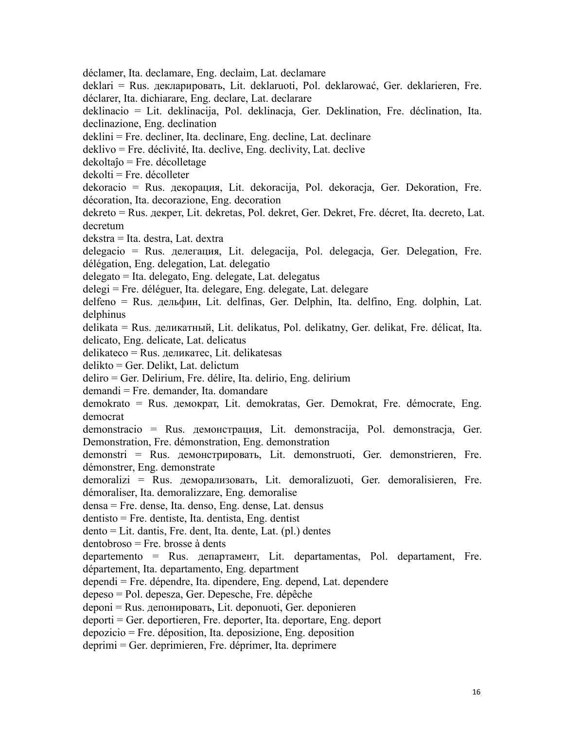déclamer, Ita. declamare, Eng. declaim, Lat. declamare

deklari = Rus. декларировать, Lit. deklaruoti, Pol. deklarować, Ger. deklarieren, Fre. déclarer, Ita. dichiarare, Eng. declare, Lat. declarare

deklinacio = Lit. deklinacija, Pol. deklinacja, Ger. Deklination, Fre. déclination, Ita. declinazione, Eng. declination

deklini = Fre. decliner, Ita. declinare, Eng. decline, Lat. declinare

deklivo = Fre. déclivité, Ita. declive, Eng. declivity, Lat. declive

dekoltaĵo = Fre. décolletage

dekolti = Fre. décolleter

dekoracio = Rus. декорация, Lit. dekoracija, Pol. dekoracja, Ger. Dekoration, Fre. décoration, Ita. decorazione, Eng. decoration

dekreto = Rus. декрет, Lit. dekretas, Pol. dekret, Ger. Dekret, Fre. décret, Ita. decreto, Lat. decretum

dekstra = Ita. destra, Lat. dextra

delegacio = Rus. делегация, Lit. delegacija, Pol. delegacja, Ger. Delegation, Fre. délégation, Eng. delegation, Lat. delegatio

delegato = Ita. delegato, Eng. delegate, Lat. delegatus

delegi = Fre. déléguer, Ita. delegare, Eng. delegate, Lat. delegare

delfeno = Rus. дельфин, Lit. delfinas, Ger. Delphin, Ita. delfino, Eng. dolphin, Lat. delphinus

delikata = Rus. деликатный, Lit. delikatus, Pol. delikatny, Ger. delikat, Fre. délicat, Ita. delicato, Eng. delicate, Lat. delicatus

delikateco = Rus. деликатес, Lit. delikatesas

delikto = Ger. Delikt, Lat. delictum

deliro = Ger. Delirium, Fre. délire, Ita. delirio, Eng. delirium

demandi = Fre. demander, Ita. domandare

demokrato = Rus. демократ, Lit. demokratas, Ger. Demokrat, Fre. démocrate, Eng. democrat

demonstracio = Rus. демонстрация, Lit. demonstracija, Pol. demonstracja, Ger. Demonstration, Fre. démonstration, Eng. demonstration

demonstri = Rus. демонстрировать, Lit. demonstruoti, Ger. demonstrieren, Fre. démonstrer, Eng. demonstrate

demoralizi = Rus. деморализовать, Lit. demoralizuoti, Ger. demoralisieren, Fre. démoraliser, Ita. demoralizzare, Eng. demoralise

densa = Fre. dense, Ita. denso, Eng. dense, Lat. densus

dentisto = Fre. dentiste, Ita. dentista, Eng. dentist

dento = Lit. dantis, Fre. dent, Ita. dente, Lat. (pl.) dentes

dentobroso = Fre. brosse à dents

departemento = Rus. департамент, Lit. departamentas, Pol. departament, Fre. département, Ita. departamento, Eng. department

dependi = Fre. dépendre, Ita. dipendere, Eng. depend, Lat. dependere

depeso = Pol. depesza, Ger. Depesche, Fre. dépêche

deponi = Rus. депонировать, Lit. deponuoti, Ger. deponieren

deporti = Ger. deportieren, Fre. deporter, Ita. deportare, Eng. deport

depozicio = Fre. déposition, Ita. deposizione, Eng. deposition

deprimi = Ger. deprimieren, Fre. déprimer, Ita. deprimere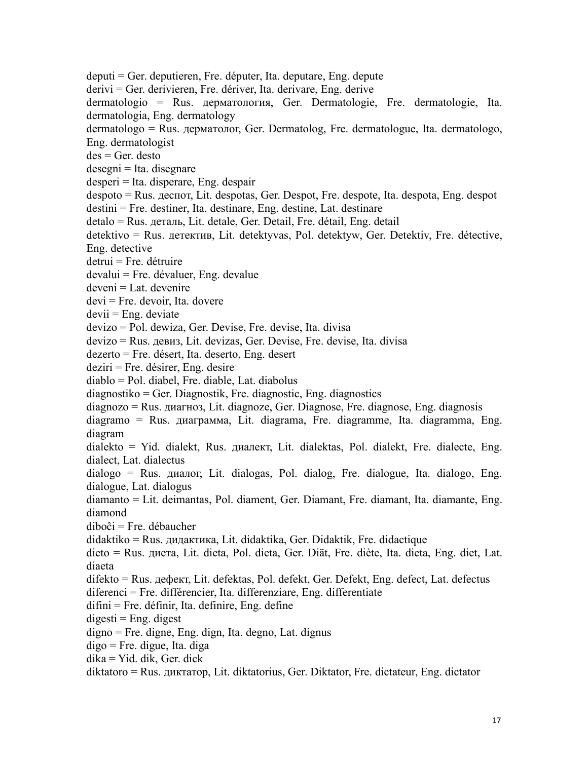deputi = Ger. deputieren, Fre. députer, Ita. deputare, Eng. depute

derivi = Ger. derivieren, Fre. dériver, Ita. derivare, Eng. derive

dermatologio = Rus. дерматология, Ger. Dermatologie, Fre. dermatologie, Ita. dermatologia, Eng. dermatology

dermatologo = Rus. дерматолог, Ger. Dermatolog, Fre. dermatologue, Ita. dermatologo, Eng. dermatologist

des = Ger. desto

desegni = Ita. disegnare

desperi = Ita. disperare, Eng. despair

despoto = Rus. деспот, Lit. despotas, Ger. Despot, Fre. despote, Ita. despota, Eng. despot

destini = Fre. destiner, Ita. destinare, Eng. destine, Lat. destinare

detalo = Rus. деталь, Lit. detale, Ger. Detail, Fre. détail, Eng. detail

detektivo = Rus. детектив, Lit. detektyvas, Pol. detektyw, Ger. Detektiv, Fre. détective, Eng. detective

detrui = Fre. détruire

devalui = Fre. dévaluer, Eng. devalue

deveni = Lat. devenire

devi = Fre. devoir, Ita. dovere

devii = Eng. deviate

devizo = Pol. dewiza, Ger. Devise, Fre. devise, Ita. divisa

devizo = Rus. девиз, Lit. devizas, Ger. Devise, Fre. devise, Ita. divisa

dezerto = Fre. désert, Ita. deserto, Eng. desert

deziri = Fre. désirer, Eng. desire

diablo = Pol. diabel, Fre. diable, Lat. diabolus

diagnostiko = Ger. Diagnostik, Fre. diagnostic, Eng. diagnostics

diagnozo = Rus. диагноз, Lit. diagnoze, Ger. Diagnose, Fre. diagnose, Eng. diagnosis

diagramo = Rus. диаграмма, Lit. diagrama, Fre. diagramme, Ita. diagramma, Eng. diagram

dialekto = Yid. dialekt, Rus. диалект, Lit. dialektas, Pol. dialekt, Fre. dialecte, Eng. dialect, Lat. dialectus

dialogo = Rus. диалог, Lit. dialogas, Pol. dialog, Fre. dialogue, Ita. dialogo, Eng. dialogue, Lat. dialogus

diamanto = Lit. deimantas, Pol. diament, Ger. Diamant, Fre. diamant, Ita. diamante, Eng. diamond

diboĉi = Fre. débaucher

didaktiko = Rus. дидактика, Lit. didaktika, Ger. Didaktik, Fre. didactique

dieto = Rus. диета, Lit. dieta, Pol. dieta, Ger. Diät, Fre. diète, Ita. dieta, Eng. diet, Lat. diaeta

difekto = Rus. дефект, Lit. defektas, Pol. defekt, Ger. Defekt, Eng. defect, Lat. defectus

diferenci = Fre. différencier, Ita. differenziare, Eng. differentiate

difini = Fre. définir, Ita. definire, Eng. define

digesti = Eng. digest

digno = Fre. digne, Eng. dign, Ita. degno, Lat. dignus

digo = Fre. digue, Ita. diga

dika = Yid. dik, Ger. dick

diktatoro = Rus. диктатор, Lit. diktatorius, Ger. Diktator, Fre. dictateur, Eng. dictator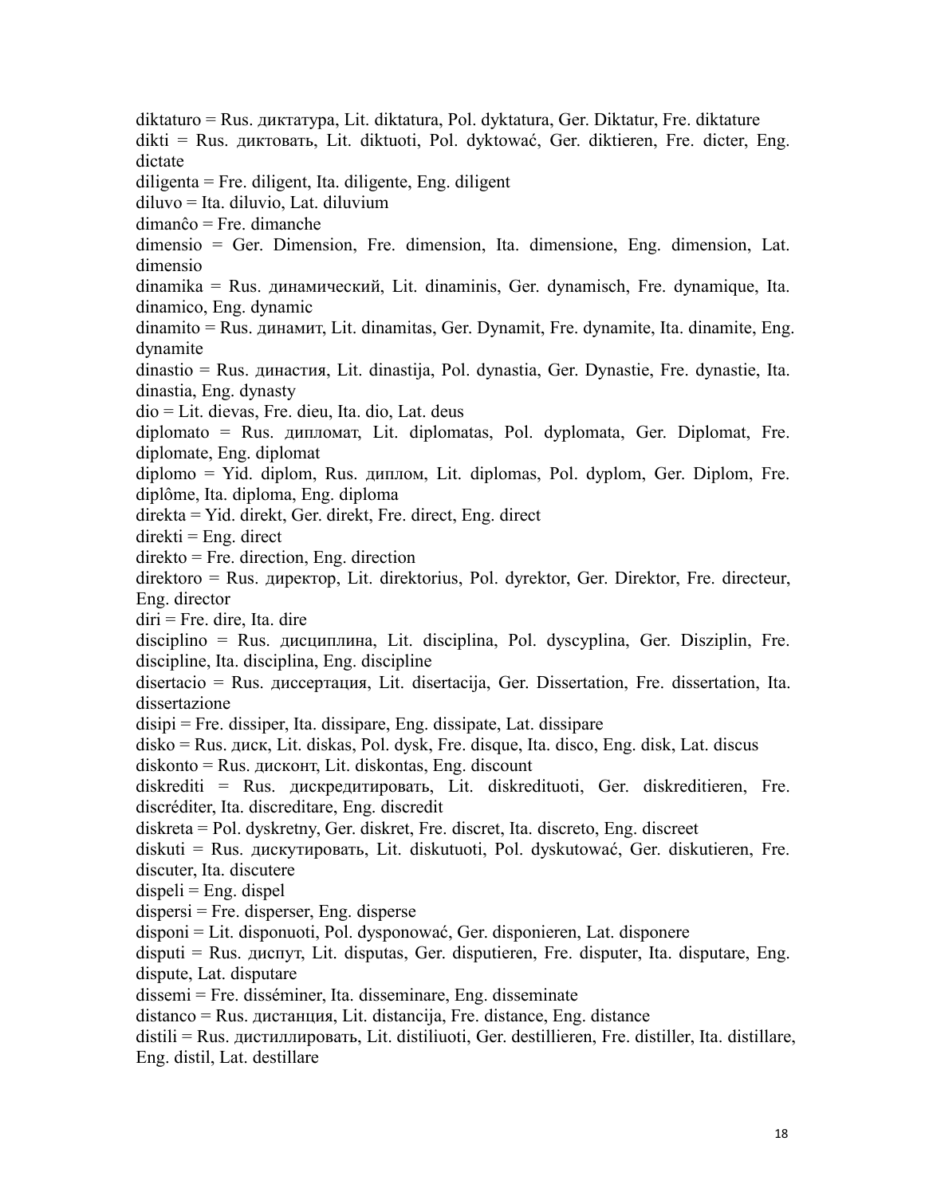diktaturo = Rus. диктатура, Lit. diktatura, Pol. dyktatura, Ger. Diktatur, Fre. diktature

dikti = Rus. диктовать, Lit. diktuoti, Pol. dyktować, Ger. diktieren, Fre. dicter, Eng. dictate

diligenta = Fre. diligent, Ita. diligente, Eng. diligent

diluvo = Ita. diluvio, Lat. diluvium

dimanĉo = Fre. dimanche

dimensio = Ger. Dimension, Fre. dimension, Ita. dimensione, Eng. dimension, Lat. dimensio

dinamika = Rus. динамический, Lit. dinaminis, Ger. dynamisch, Fre. dynamique, Ita. dinamico, Eng. dynamic

dinamito = Rus. динамит, Lit. dinamitas, Ger. Dynamit, Fre. dynamite, Ita. dinamite, Eng. dynamite

dinastio = Rus. династия, Lit. dinastija, Pol. dynastia, Ger. Dynastie, Fre. dynastie, Ita. dinastia, Eng. dynasty

dio = Lit. dievas, Fre. dieu, Ita. dio, Lat. deus

diplomato = Rus. дипломат, Lit. diplomatas, Pol. dyplomata, Ger. Diplomat, Fre. diplomate, Eng. diplomat

diplomo = Yid. diplom, Rus. диплом, Lit. diplomas, Pol. dyplom, Ger. Diplom, Fre. diplôme, Ita. diploma, Eng. diploma

direkta = Yid. direkt, Ger. direkt, Fre. direct, Eng. direct

direkti = Eng. direct

direkto = Fre. direction, Eng. direction

direktoro = Rus. директор, Lit. direktorius, Pol. dyrektor, Ger. Direktor, Fre. directeur, Eng. director

diri = Fre. dire, Ita. dire

disciplino = Rus. дисциплина, Lit. disciplina, Pol. dyscyplina, Ger. Disziplin, Fre. discipline, Ita. disciplina, Eng. discipline

disertacio = Rus. диссертация, Lit. disertacija, Ger. Dissertation, Fre. dissertation, Ita. dissertazione

disipi = Fre. dissiper, Ita. dissipare, Eng. dissipate, Lat. dissipare

disko = Rus. диск, Lit. diskas, Pol. dysk, Fre. disque, Ita. disco, Eng. disk, Lat. discus

diskonto = Rus. дисконт, Lit. diskontas, Eng. discount

diskrediti = Rus. дискредитировать, Lit. diskredituoti, Ger. diskreditieren, Fre. discréditer, Ita. discreditare, Eng. discredit

diskreta = Pol. dyskretny, Ger. diskret, Fre. discret, Ita. discreto, Eng. discreet

diskuti = Rus. дискутировать, Lit. diskutuoti, Pol. dyskutować, Ger. diskutieren, Fre. discuter, Ita. discutere

dispeli = Eng. dispel

dispersi = Fre. disperser, Eng. disperse

disponi = Lit. disponuoti, Pol. dysponować, Ger. disponieren, Lat. disponere

disputi = Rus. диспут, Lit. disputas, Ger. disputieren, Fre. disputer, Ita. disputare, Eng. dispute, Lat. disputare

dissemi = Fre. disséminer, Ita. disseminare, Eng. disseminate

distanco = Rus. дистанция, Lit. distancija, Fre. distance, Eng. distance

distili = Rus. дистиллировать, Lit. distiliuoti, Ger. destillieren, Fre. distiller, Ita. distillare, Eng. distil, Lat. destillare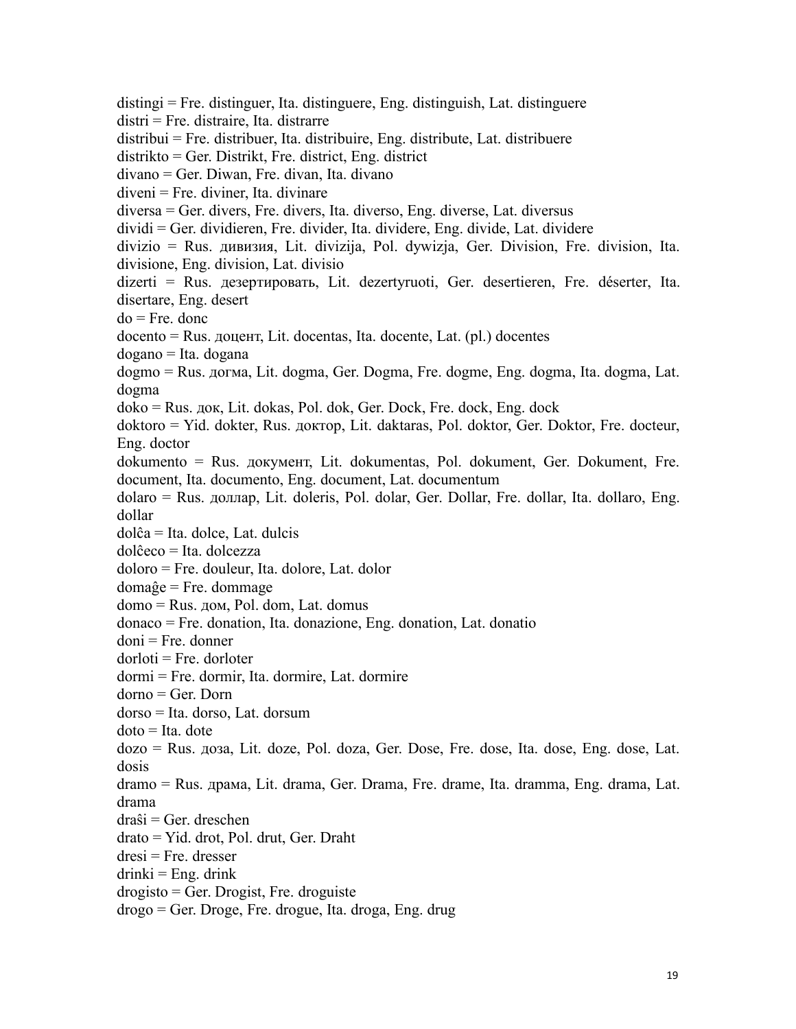distingi = Fre. distinguer, Ita. distinguere, Eng. distinguish, Lat. distinguere
distri = Fre. distraire, Ita. distrarre
distribui = Fre. distribuer, Ita. distribuire, Eng. distribute, Lat. distribuere
distrikto = Ger. Distrikt, Fre. district, Eng. district
divano = Ger. Diwan, Fre. divan, Ita. divano
diveni = Fre. diviner, Ita. divinare
diversa = Ger. divers, Fre. divers, Ita. diverso, Eng. diverse, Lat. diversus
dividi = Ger. dividieren, Fre. divider, Ita. dividere, Eng. divide, Lat. dividere
divizio = Rus. дивизия, Lit. divizija, Pol. dywizja, Ger. Division, Fre. division, Ita. divisione, Eng. division, Lat. divisio
dizerti = Rus. дезертировать, Lit. dezertyruoti, Ger. desertieren, Fre. déserter, Ita. disertare, Eng. desert
do = Fre. donc
docento = Rus. доцент, Lit. docentas, Ita. docente, Lat. (pl.) docentes
dogano = Ita. dogana
dogmo = Rus. догма, Lit. dogma, Ger. Dogma, Fre. dogme, Eng. dogma, Ita. dogma, Lat. dogma
doko = Rus. док, Lit. dokas, Pol. dok, Ger. Dock, Fre. dock, Eng. dock
doktoro = Yid. dokter, Rus. доктор, Lit. daktaras, Pol. doktor, Ger. Doktor, Fre. docteur, Eng. doctor
dokumento = Rus. документ, Lit. dokumentas, Pol. dokument, Ger. Dokument, Fre. document, Ita. documento, Eng. document, Lat. documentum
dolaro = Rus. доллар, Lit. doleris, Pol. dolar, Ger. Dollar, Fre. dollar, Ita. dollaro, Eng. dollar
dolĉa = Ita. dolce, Lat. dulcis
dolĉeco = Ita. dolcezza
doloro = Fre. douleur, Ita. dolore, Lat. dolor
domaĝe = Fre. dommage
domo = Rus. дом, Pol. dom, Lat. domus
donaco = Fre. donation, Ita. donazione, Eng. donation, Lat. donatio
doni = Fre. donner
dorloti = Fre. dorloter
dormi = Fre. dormir, Ita. dormire, Lat. dormire
dorno = Ger. Dorn
dorso = Ita. dorso, Lat. dorsum
doto = Ita. dote
dozo = Rus. доза, Lit. doze, Pol. doza, Ger. Dose, Fre. dose, Ita. dose, Eng. dose, Lat. dosis
dramo = Rus. драма, Lit. drama, Ger. Drama, Fre. drame, Ita. dramma, Eng. drama, Lat. drama
draŝi = Ger. dreschen
drato = Yid. drot, Pol. drut, Ger. Draht
dresi = Fre. dresser
drinki = Eng. drink
drogisto = Ger. Drogist, Fre. droguiste
drogo = Ger. Droge, Fre. drogue, Ita. droga, Eng. drug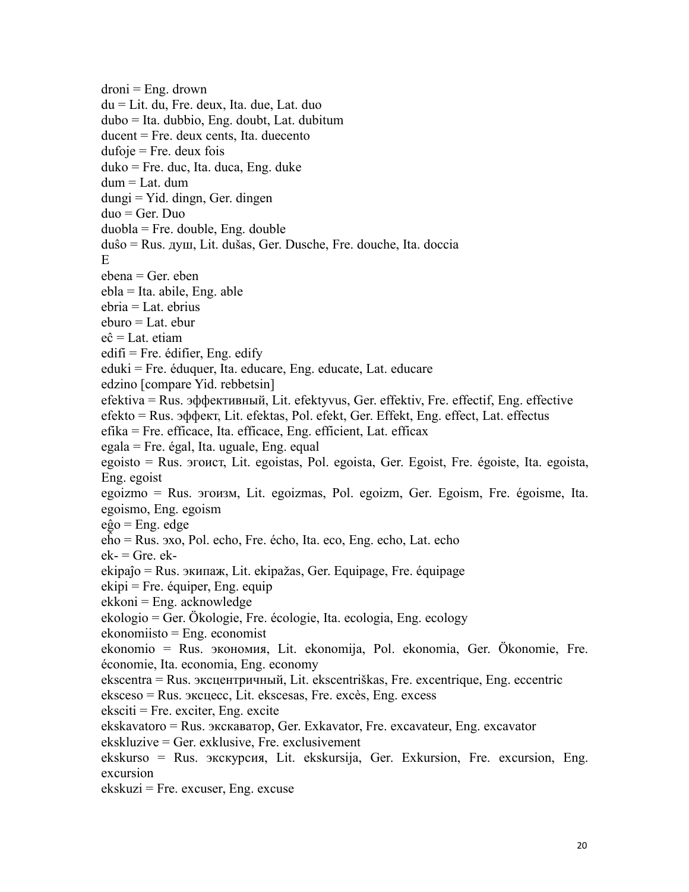droni = Eng. drown
du = Lit. du, Fre. deux, Ita. due, Lat. duo
dubo = Ita. dubbio, Eng. doubt, Lat. dubitum
ducent = Fre. deux cents, Ita. duecento
dufoje = Fre. deux fois
duko = Fre. duc, Ita. duca, Eng. duke
dum = Lat. dum
dungi = Yid. dingn, Ger. dingen
duo = Ger. Duo
duobla = Fre. double, Eng. double
duŝo = Rus. душ, Lit. dušas, Ger. Dusche, Fre. douche, Ita. doccia

E

ebena = Ger. eben
ebla = Ita. abile, Eng. able
ebria = Lat. ebrius
eburo = Lat. ebur
eĉ = Lat. etiam
edifi = Fre. édifier, Eng. edify
eduki = Fre. éduquer, Ita. educare, Eng. educate, Lat. educare
edzino [compare Yid. rebbetsin]
efektiva = Rus. эффективный, Lit. efektyvus, Ger. effektiv, Fre. effectif, Eng. effective
efekto = Rus. эффект, Lit. efektas, Pol. efekt, Ger. Effekt, Eng. effect, Lat. effectus
efika = Fre. efficace, Ita. efficace, Eng. efficient, Lat. efficax
egala = Fre. égal, Ita. uguale, Eng. equal
egoisto = Rus. эгоист, Lit. egoistas, Pol. egoista, Ger. Egoist, Fre. égoiste, Ita. egoista, Eng. egoist
egoizmo = Rus. эгоизм, Lit. egoizmas, Pol. egoizm, Ger. Egoism, Fre. égoisme, Ita. egoismo, Eng. egoism
eĝo = Eng. edge
eĥo = Rus. эхо, Pol. echo, Fre. écho, Ita. eco, Eng. echo, Lat. echo
ek- = Gre. ek-
ekipaĵo = Rus. экипаж, Lit. ekipažas, Ger. Equipage, Fre. équipage
ekipi = Fre. équiper, Eng. equip
ekkoni = Eng. acknowledge
ekologio = Ger. Ökologie, Fre. écologie, Ita. ecologia, Eng. ecology
ekonomiisto = Eng. economist
ekonomio = Rus. экономия, Lit. ekonomija, Pol. ekonomia, Ger. Ökonomie, Fre. économie, Ita. economia, Eng. economy
ekscentra = Rus. эксцентричный, Lit. ekscentriškas, Fre. excentrique, Eng. eccentric
eksceso = Rus. эксцесс, Lit. ekscesas, Fre. excès, Eng. excess
eksciti = Fre. exciter, Eng. excite
ekskavatoro = Rus. экскаватор, Ger. Exkavator, Fre. excavateur, Eng. excavator
ekskluzive = Ger. exklusive, Fre. exclusivement
ekskurso = Rus. экскурсия, Lit. ekskursija, Ger. Exkursion, Fre. excursion, Eng. excursion
ekskuzi = Fre. excuser, Eng. excuse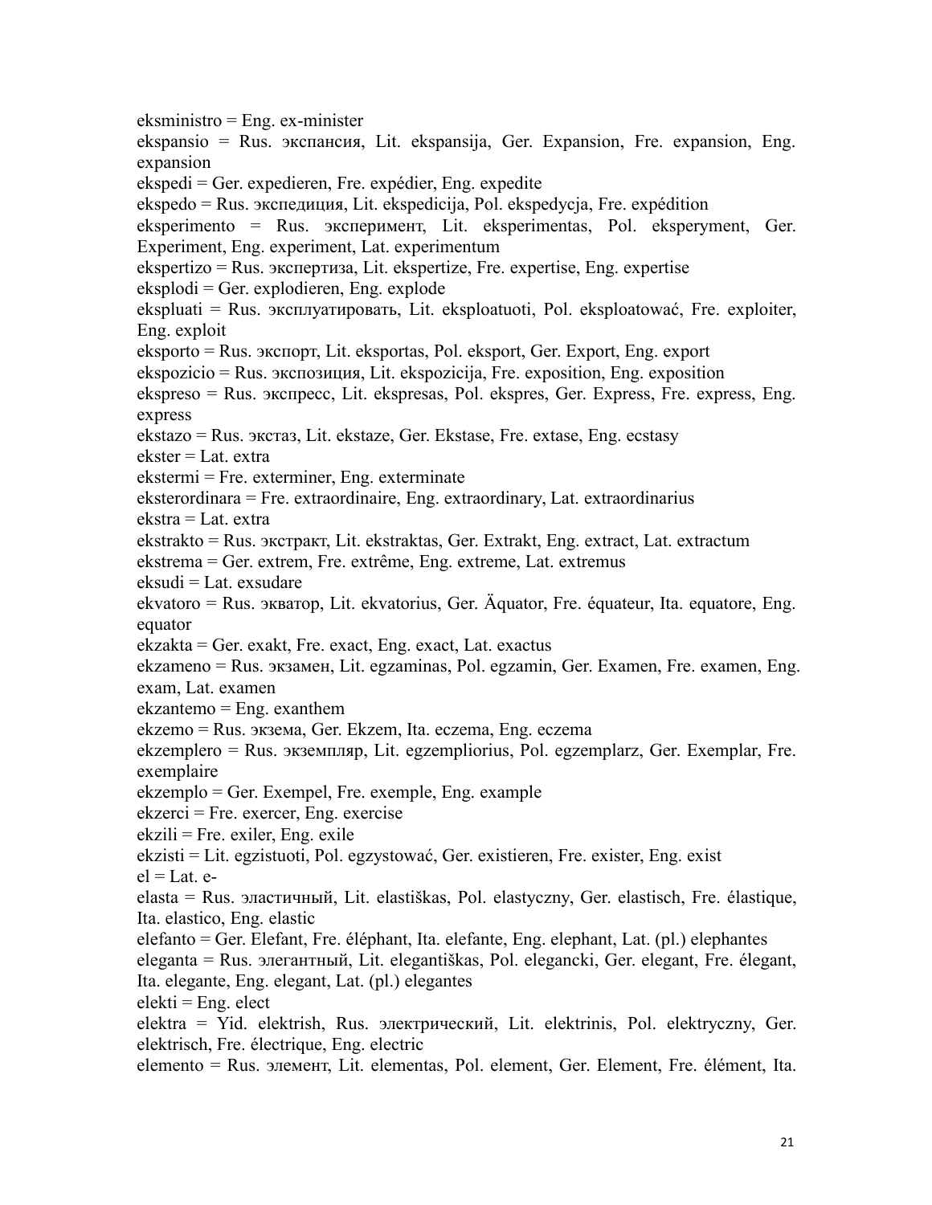eksministro = Eng. ex-minister

ekspansio = Rus. экспансия, Lit. ekspansija, Ger. Expansion, Fre. expansion, Eng. expansion

ekspedi = Ger. expedieren, Fre. expédier, Eng. expedite

ekspedo = Rus. экспедиция, Lit. ekspedicija, Pol. ekspedycja, Fre. expédition

eksperimento = Rus. эксперимент, Lit. eksperimentas, Pol. eksperyment, Ger. Experiment, Eng. experiment, Lat. experimentum

ekspertizo = Rus. экспертиза, Lit. ekspertize, Fre. expertise, Eng. expertise

eksplodi = Ger. explodieren, Eng. explode

ekspluati = Rus. эксплуатировать, Lit. eksploatuoti, Pol. eksploatować, Fre. exploiter, Eng. exploit

eksporto = Rus. экспорт, Lit. eksportas, Pol. eksport, Ger. Export, Eng. export

ekspozicio = Rus. экспозиция, Lit. ekspozicija, Fre. exposition, Eng. exposition

ekspreso = Rus. экспресс, Lit. ekspresas, Pol. ekspres, Ger. Express, Fre. express, Eng. express

ekstazo = Rus. экстаз, Lit. ekstaze, Ger. Ekstase, Fre. extase, Eng. ecstasy

ekster = Lat. extra

ekstermi = Fre. exterminer, Eng. exterminate

eksterordinara = Fre. extraordinaire, Eng. extraordinary, Lat. extraordinarius

ekstra = Lat. extra

ekstrakto = Rus. экстракт, Lit. ekstraktas, Ger. Extrakt, Eng. extract, Lat. extractum

ekstrema = Ger. extrem, Fre. extrême, Eng. extreme, Lat. extremus

eksudi = Lat. exsudare

ekvatoro = Rus. экватор, Lit. ekvatorius, Ger. Äquator, Fre. équateur, Ita. equatore, Eng. equator

ekzakta = Ger. exakt, Fre. exact, Eng. exact, Lat. exactus

ekzameno = Rus. экзамен, Lit. egzaminas, Pol. egzamin, Ger. Examen, Fre. examen, Eng. exam, Lat. examen

ekzantemo = Eng. exanthem

ekzemo = Rus. экзема, Ger. Ekzem, Ita. eczema, Eng. eczema

ekzemplero = Rus. экземпляр, Lit. egzemplioriuss, Pol. egzemplarz, Ger. Exemplar, Fre. exemplaire

ekzemplo = Ger. Exempel, Fre. exemple, Eng. example

ekzerci = Fre. exercer, Eng. exercise

ekzili = Fre. exiler, Eng. exile

ekzisti = Lit. egzistuoti, Pol. egzystować, Ger. existieren, Fre. exister, Eng. exist

el = Lat. e-

elasta = Rus. эластичный, Lit. elastiškas, Pol. elastyczny, Ger. elastisch, Fre. élastique, Ita. elastico, Eng. elastic

elefanto = Ger. Elefant, Fre. éléphant, Ita. elefante, Eng. elephant, Lat. (pl.) elephantes

eleganta = Rus. элегантный, Lit. elegantiškas, Pol. elegancki, Ger. elegant, Fre. élegant, Ita. elegante, Eng. elegant, Lat. (pl.) elegantes

elekti = Eng. elect

elektra = Yid. elektrish, Rus. электрический, Lit. elektrinis, Pol. elektryczny, Ger. elektrisch, Fre. électrique, Eng. electric

elemento = Rus. элемент, Lit. elementas, Pol. element, Ger. Element, Fre. élément, Ita.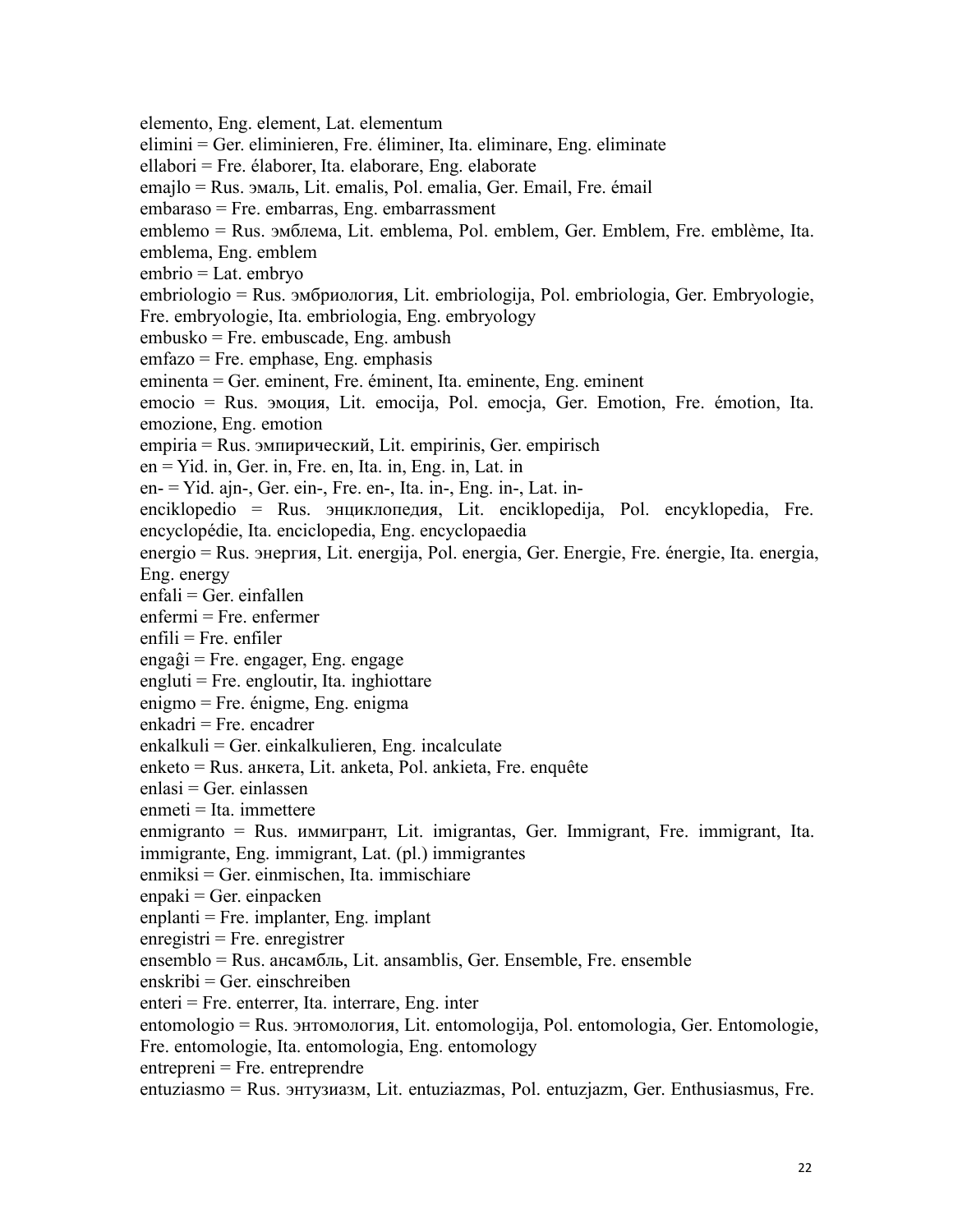elemento, Eng. element, Lat. elementum
elimini = Ger. eliminieren, Fre. éliminer, Ita. eliminare, Eng. eliminate
ellabori = Fre. élaborer, Ita. elaborare, Eng. elaborate
emajlo = Rus. эмаль, Lit. emalis, Pol. emalia, Ger. Email, Fre. émail
embaraso = Fre. embarras, Eng. embarrassment
emblemo = Rus. эмблема, Lit. emblema, Pol. emblem, Ger. Emblem, Fre. emblème, Ita. emblema, Eng. emblem
embrio = Lat. embryo
embriologio = Rus. эмбриология, Lit. embriologija, Pol. embriologia, Ger. Embryologie, Fre. embryologie, Ita. embriologia, Eng. embryology
embusko = Fre. embuscade, Eng. ambush
emfazo = Fre. emphase, Eng. emphasis
eminenta = Ger. eminent, Fre. éminent, Ita. eminente, Eng. eminent
emocio = Rus. эмоция, Lit. emocija, Pol. emocja, Ger. Emotion, Fre. émotion, Ita. emozione, Eng. emotion
empiria = Rus. эмпирический, Lit. empirinis, Ger. empirisch
en = Yid. in, Ger. in, Fre. en, Ita. in, Eng. in, Lat. in
en- = Yid. ajn-, Ger. ein-, Fre. en-, Ita. in-, Eng. in-, Lat. in-
enciklopedio = Rus. энциклопедия, Lit. enciklopedija, Pol. encyklopedia, Fre. encyclopédie, Ita. enciclopedia, Eng. encyclopaedia
energio = Rus. энергия, Lit. energija, Pol. energia, Ger. Energie, Fre. énergie, Ita. energia, Eng. energy
enfali = Ger. einfallen
enfermi = Fre. enfermer
enfili = Fre. enfiler
engaĝi = Fre. engager, Eng. engage
engluti = Fre. engloutir, Ita. inghiottare
enigmo = Fre. énigme, Eng. enigma
enkadri = Fre. encadrer
enkalkuli = Ger. einkalkulieren, Eng. incalculate
enketo = Rus. анкета, Lit. anketa, Pol. ankieta, Fre. enquête
enlasi = Ger. einlassen
enmeti = Ita. immettere
enmigranto = Rus. иммигрант, Lit. imigrantas, Ger. Immigrant, Fre. immigrant, Ita. immigrante, Eng. immigrant, Lat. (pl.) immigrantes
enmiksi = Ger. einmischen, Ita. immischiare
enpaki = Ger. einpacken
enplanti = Fre. implanter, Eng. implant
enregistri = Fre. enregistrer
ensemblo = Rus. ансамбль, Lit. ansamblis, Ger. Ensemble, Fre. ensemble
enskribi = Ger. einschreiben
enteri = Fre. enterrer, Ita. interrare, Eng. inter
entomologio = Rus. энтомология, Lit. entomologija, Pol. entomologia, Ger. Entomologie, Fre. entomologie, Ita. entomologia, Eng. entomology
entrepreni = Fre. entreprendre
entuziasmo = Rus. энтузиазм, Lit. entuziazmas, Pol. entuzjazm, Ger. Enthusiasmus, Fre.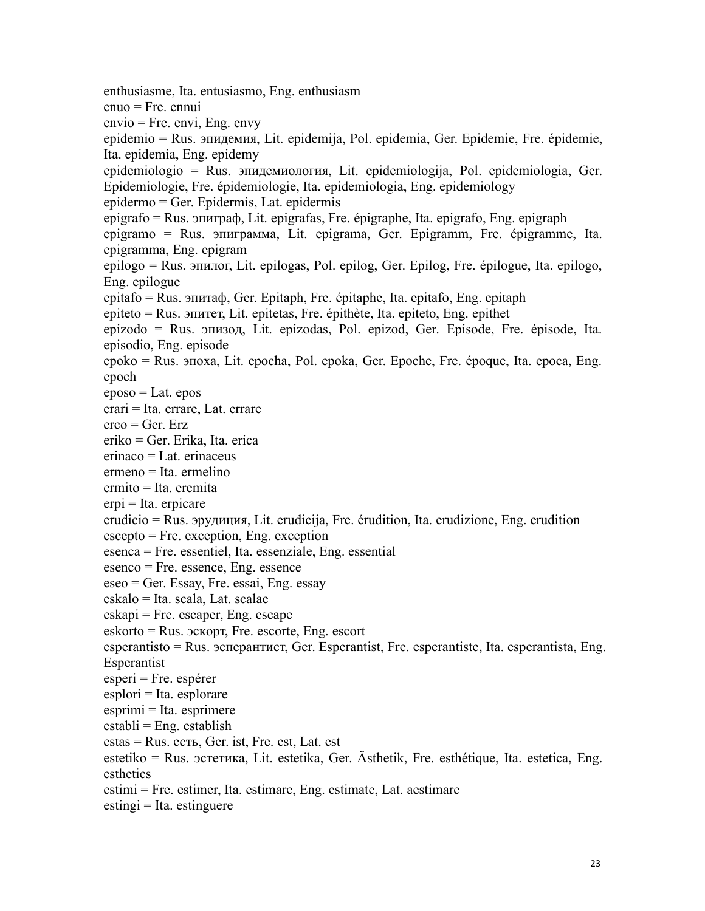enthusiasme, Ita. entusiasmo, Eng. enthusiasm

enuo = Fre. ennui

envio = Fre. envi, Eng. envy

epidemio = Rus. эпидемия, Lit. epidemija, Pol. epidemia, Ger. Epidemie, Fre. épidemie, Ita. epidemia, Eng. epidemy

epidemiologio = Rus. эпидемиология, Lit. epidemiologija, Pol. epidemiologia, Ger. Epidemiologie, Fre. épidemiologie, Ita. epidemiologia, Eng. epidemiology

epidermo = Ger. Epidermis, Lat. epidermis

epigrafo = Rus. эпиграф, Lit. epigrafas, Fre. épigraphe, Ita. epigrafo, Eng. epigraph

epigramo = Rus. эпиграмма, Lit. epigrama, Ger. Epigramm, Fre. épigramme, Ita. epigramma, Eng. epigram

epilogo = Rus. эпилог, Lit. epilogas, Pol. epilog, Ger. Epilog, Fre. épilogue, Ita. epilogo, Eng. epilogue

epitafo = Rus. эпитаф, Ger. Epitaph, Fre. épitaphe, Ita. epitafo, Eng. epitaph

epiteto = Rus. эпитет, Lit. epitetas, Fre. épithète, Ita. epiteto, Eng. epithet

epizodo = Rus. эпизод, Lit. epizodas, Pol. epizod, Ger. Episode, Fre. épisode, Ita. episodio, Eng. episode

epoko = Rus. эпоха, Lit. epocha, Pol. epoka, Ger. Epoche, Fre. époque, Ita. epoca, Eng. epoch

eposo = Lat. epos

erari = Ita. errare, Lat. errare

erco = Ger. Erz

eriko = Ger. Erika, Ita. erica

erinaco = Lat. erinaceus

ermeno = Ita. ermelino

ermito = Ita. eremita

erpi = Ita. erpicare

erudicio = Rus. эрудиция, Lit. erudicija, Fre. érudition, Ita. erudizione, Eng. erudition

escepto = Fre. exception, Eng. exception

esenca = Fre. essentiel, Ita. essenziale, Eng. essential

esenco = Fre. essence, Eng. essence

eseo = Ger. Essay, Fre. essai, Eng. essay

eskalo = Ita. scala, Lat. scalae

eskapi = Fre. escaper, Eng. escape

eskorto = Rus. эскорт, Fre. escorte, Eng. escort

esperantisto = Rus. эсперантист, Ger. Esperantist, Fre. esperantiste, Ita. esperantista, Eng. Esperantist

esperi = Fre. espérer

esplori = Ita. esplorare

esprimi = Ita. esprimere

establi = Eng. establish

estas = Rus. есть, Ger. ist, Fre. est, Lat. est

estetiko = Rus. эстетика, Lit. estetika, Ger. Ästhetik, Fre. esthétique, Ita. estetica, Eng. esthetics

estimi = Fre. estimer, Ita. estimare, Eng. estimate, Lat. aestimare

estingi = Ita. estinguere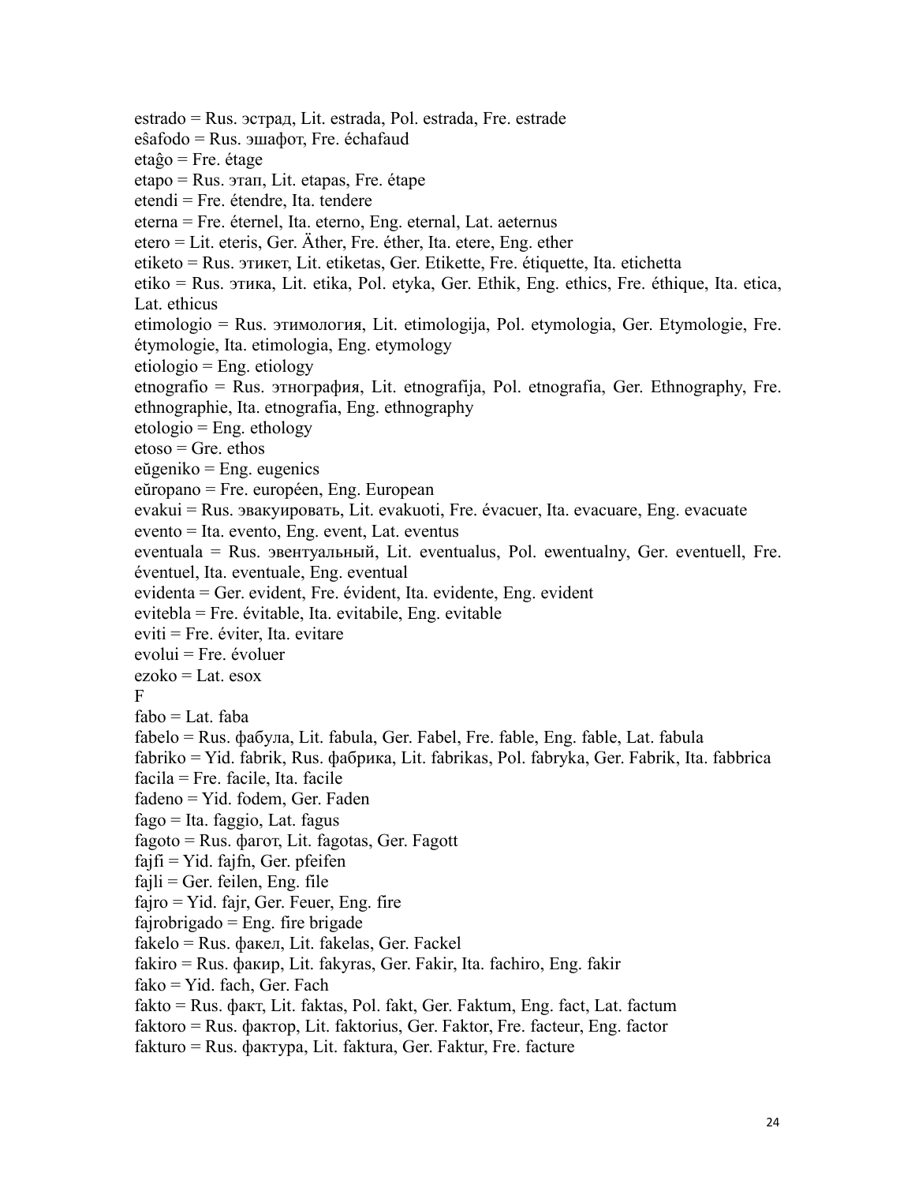estrado = Rus. эстрад, Lit. estrada, Pol. estrada, Fre. estrade
eŝafodo = Rus. эшафот, Fre. échafaud
etaĝo = Fre. étage
etapo = Rus. этап, Lit. etapas, Fre. étape
etendi = Fre. étendre, Ita. tendere
eterna = Fre. éternel, Ita. eterno, Eng. eternal, Lat. aeternus
etero = Lit. eteris, Ger. Äther, Fre. éther, Ita. etere, Eng. ether
etiketo = Rus. этикет, Lit. etiketas, Ger. Etikette, Fre. étiquette, Ita. etichetta
etiko = Rus. этика, Lit. etika, Pol. etyka, Ger. Ethik, Eng. ethics, Fre. éthique, Ita. etica, Lat. ethicus
etimologio = Rus. этимология, Lit. etimologija, Pol. etymologia, Ger. Etymologie, Fre. étymologie, Ita. etimologia, Eng. etymology
etiologio = Eng. etiology
etnografio = Rus. этнография, Lit. etnografija, Pol. etnografia, Ger. Ethnography, Fre. ethnographie, Ita. etnografia, Eng. ethnography
etologio = Eng. ethology
etoso = Gre. ethos
eŭgeniko = Eng. eugenics
eŭropano = Fre. européen, Eng. European
evakui = Rus. эвакуировать, Lit. evakuoti, Fre. évacuer, Ita. evacuare, Eng. evacuate
evento = Ita. evento, Eng. event, Lat. eventus
eventuala = Rus. эвентуальный, Lit. eventualus, Pol. ewentualny, Ger. eventuell, Fre. éventuel, Ita. eventuale, Eng. eventual
evidenta = Ger. evident, Fre. évident, Ita. evidente, Eng. evident
evitebla = Fre. évitable, Ita. evitabile, Eng. evitable
eviti = Fre. éviter, Ita. evitare
evolui = Fre. évoluer
ezoko = Lat. esox
F
fabo = Lat. faba
fabelo = Rus. фабула, Lit. fabula, Ger. Fabel, Fre. fable, Eng. fable, Lat. fabula
fabriko = Yid. fabrik, Rus. фабрика, Lit. fabrikas, Pol. fabryka, Ger. Fabrik, Ita. fabbrica
facila = Fre. facile, Ita. facile
fadeno = Yid. fodem, Ger. Faden
fago = Ita. faggio, Lat. fagus
fagoto = Rus. фагот, Lit. fagotas, Ger. Fagott
fajfi = Yid. fajfn, Ger. pfeifen
fajli = Ger. feilen, Eng. file
fajro = Yid. fajr, Ger. Feuer, Eng. fire
fajrobrigado = Eng. fire brigade
fakelo = Rus. факел, Lit. fakelas, Ger. Fackel
fakiro = Rus. факир, Lit. fakyras, Ger. Fakir, Ita. fachiro, Eng. fakir
fako = Yid. fach, Ger. Fach
fakto = Rus. факт, Lit. faktas, Pol. fakt, Ger. Faktum, Eng. fact, Lat. factum
faktoro = Rus. фактор, Lit. faktorius, Ger. Faktor, Fre. facteur, Eng. factor
fakturo = Rus. фактура, Lit. faktura, Ger. Faktur, Fre. facture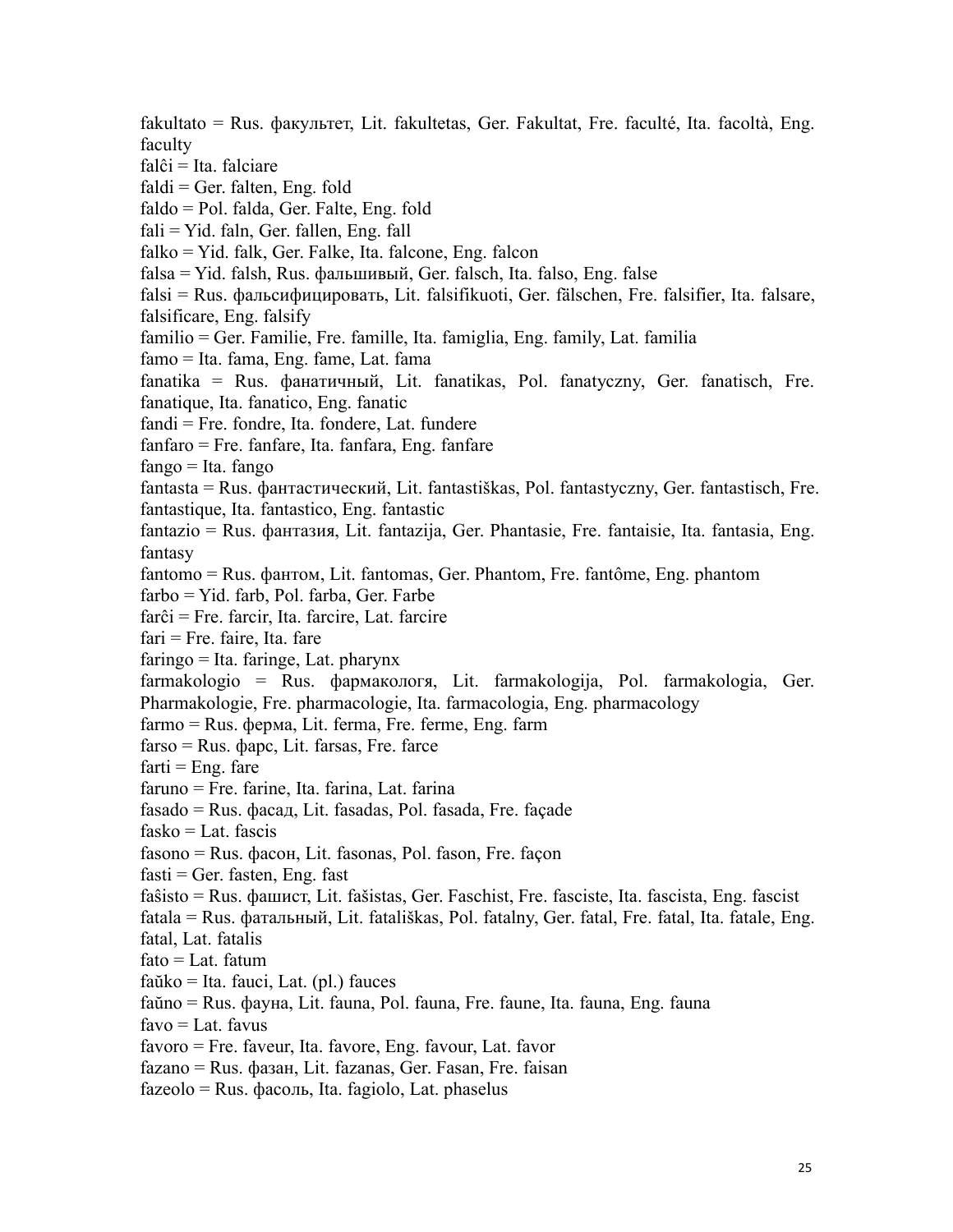fakultato = Rus. факультет, Lit. fakultetas, Ger. Fakultat, Fre. faculté, Ita. facoltà, Eng. faculty

falĉi = Ita. falciare

faldi = Ger. falten, Eng. fold

faldo = Pol. falda, Ger. Falte, Eng. fold

fali = Yid. faln, Ger. fallen, Eng. fall

falko = Yid. falk, Ger. Falke, Ita. falcone, Eng. falcon

falsa = Yid. falsh, Rus. фальшивый, Ger. falsch, Ita. falso, Eng. false

falsi = Rus. фальсифицировать, Lit. falsifikuoti, Ger. fälschen, Fre. falsifier, Ita. falsare, falsificare, Eng. falsify

familio = Ger. Familie, Fre. famille, Ita. famiglia, Eng. family, Lat. familia

famo = Ita. fama, Eng. fame, Lat. fama

fanatika = Rus. фанатичный, Lit. fanatikas, Pol. fanatyczny, Ger. fanatisch, Fre. fanatique, Ita. fanatico, Eng. fanatic

fandi = Fre. fondre, Ita. fondere, Lat. fundere

fanfaro = Fre. fanfare, Ita. fanfara, Eng. fanfare

fango = Ita. fango

fantasta = Rus. фантастический, Lit. fantastiškas, Pol. fantastyczny, Ger. fantastisch, Fre. fantastique, Ita. fantastico, Eng. fantastic

fantazio = Rus. фантазия, Lit. fantazija, Ger. Phantasie, Fre. fantaisie, Ita. fantasia, Eng. fantasy

fantomo = Rus. фантом, Lit. fantomas, Ger. Phantom, Fre. fantôme, Eng. phantom

farbo = Yid. farb, Pol. farba, Ger. Farbe

farĉi = Fre. farcir, Ita. farcire, Lat. farcire

fari = Fre. faire, Ita. fare

faringo = Ita. faringe, Lat. pharynx

farmakologio = Rus. фармакологя, Lit. farmakologija, Pol. farmakologia, Ger. Pharmakologie, Fre. pharmacologie, Ita. farmacologia, Eng. pharmacology

farmo = Rus. ферма, Lit. ferma, Fre. ferme, Eng. farm

farso = Rus. фарс, Lit. farsas, Fre. farce

farti = Eng. fare

faruno = Fre. farine, Ita. farina, Lat. farina

fasado = Rus. фасад, Lit. fasadas, Pol. fasada, Fre. façade

fasko = Lat. fascis

fasono = Rus. фасон, Lit. fasonas, Pol. fason, Fre. façon

fasti = Ger. fasten, Eng. fast

faŝisto = Rus. фашист, Lit. fašistas, Ger. Faschist, Fre. fasciste, Ita. fascista, Eng. fascist

fatala = Rus. фатальный, Lit. fatališkas, Pol. fatalny, Ger. fatal, Fre. fatal, Ita. fatale, Eng. fatal, Lat. fatalis

fato = Lat. fatum

faŭko = Ita. fauci, Lat. (pl.) fauces

faŭno = Rus. фауна, Lit. fauna, Pol. fauna, Fre. faune, Ita. fauna, Eng. fauna

favo = Lat. favus

favoro = Fre. faveur, Ita. favore, Eng. favour, Lat. favor

fazano = Rus. фазан, Lit. fazanas, Ger. Fasan, Fre. faisan

fazeolo = Rus. фасоль, Ita. fagiolo, Lat. phaselus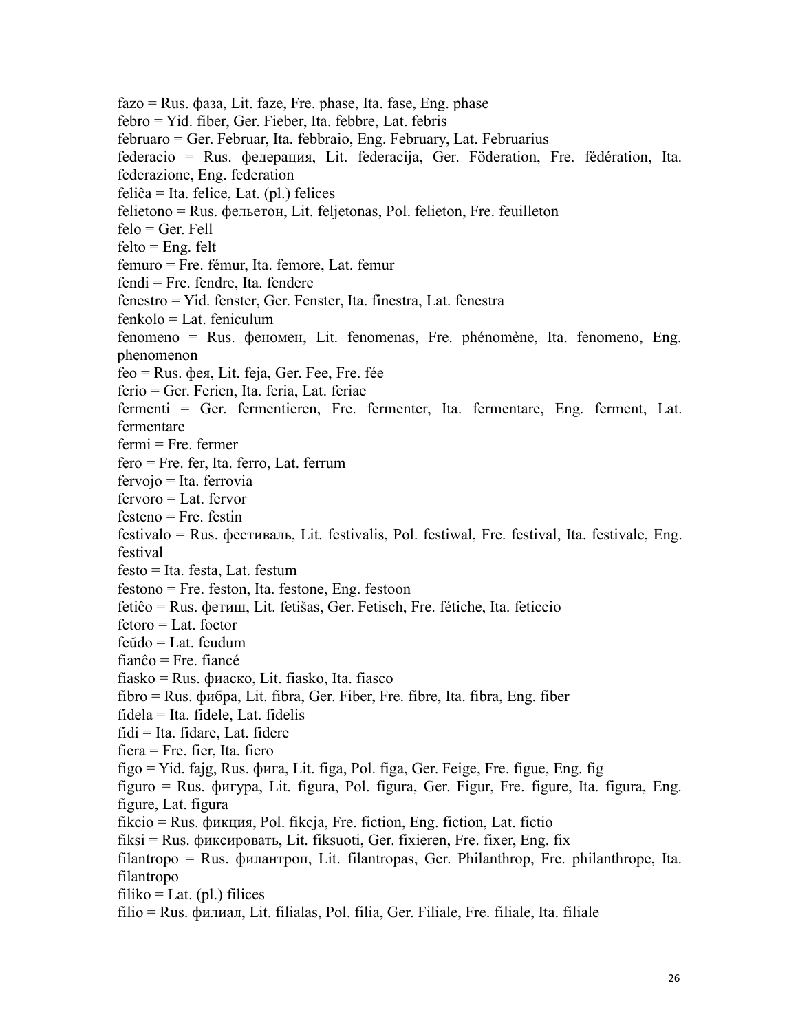fazo = Rus. фаза, Lit. faze, Fre. phase, Ita. fase, Eng. phase

febro = Yid. fiber, Ger. Fieber, Ita. febbre, Lat. febris

februaro = Ger. Februar, Ita. febbraio, Eng. February, Lat. Februarius

federacio = Rus. федерация, Lit. federacija, Ger. Föderation, Fre. fédération, Ita. federazione, Eng. federation

feliĉa = Ita. felice, Lat. (pl.) felices

felietono = Rus. фельетон, Lit. feljetonas, Pol. felieton, Fre. feuilleton

felo = Ger. Fell

felto = Eng. felt

femuro = Fre. fémur, Ita. femore, Lat. femur

fendi = Fre. fendre, Ita. fendere

fenestro = Yid. fenster, Ger. Fenster, Ita. finestra, Lat. fenestra

fenkolo = Lat. feniculum

fenomeno = Rus. феномен, Lit. fenomenas, Fre. phénomène, Ita. fenomeno, Eng. phenomenon

feo = Rus. фея, Lit. feja, Ger. Fee, Fre. fée

ferio = Ger. Ferien, Ita. feria, Lat. feriae

fermenti = Ger. fermentieren, Fre. fermenter, Ita. fermentare, Eng. ferment, Lat. fermentare

fermi = Fre. fermer

fero = Fre. fer, Ita. ferro, Lat. ferrum

fervojo = Ita. ferrovia

fervoro = Lat. fervor

festeno = Fre. festin

festivalo = Rus. фестиваль, Lit. festivalis, Pol. festiwal, Fre. festival, Ita. festivale, Eng. festival

festo = Ita. festa, Lat. festum

festono = Fre. feston, Ita. festone, Eng. festoon

fetiĉo = Rus. фетиш, Lit. fetišas, Ger. Fetisch, Fre. fétiche, Ita. feticcio

fetoro = Lat. foetor

feŭdo = Lat. feudum

fianĉo = Fre. fiancé

fiasko = Rus. фиаско, Lit. fiasko, Ita. fiasco

fibro = Rus. фибра, Lit. fibra, Ger. Fiber, Fre. fibre, Ita. fibra, Eng. fiber

fidela = Ita. fidele, Lat. fidelis

fidi = Ita. fidare, Lat. fidere

fiera = Fre. fier, Ita. fiero

figo = Yid. fajg, Rus. фига, Lit. figa, Pol. figa, Ger. Feige, Fre. figue, Eng. fig

figuro = Rus. фигура, Lit. figura, Pol. figura, Ger. Figur, Fre. figure, Ita. figura, Eng. figure, Lat. figura

fikcio = Rus. фикция, Pol. fikcja, Fre. fiction, Eng. fiction, Lat. fictio

fiksi = Rus. фиксировать, Lit. fiksuoti, Ger. fixieren, Fre. fixer, Eng. fix

filantropo = Rus. филантроп, Lit. filantropas, Ger. Philanthrop, Fre. philanthrope, Ita. filantropo

filiko = Lat. (pl.) filices

filio = Rus. филиал, Lit. filialas, Pol. filia, Ger. Filiale, Fre. filiale, Ita. filiale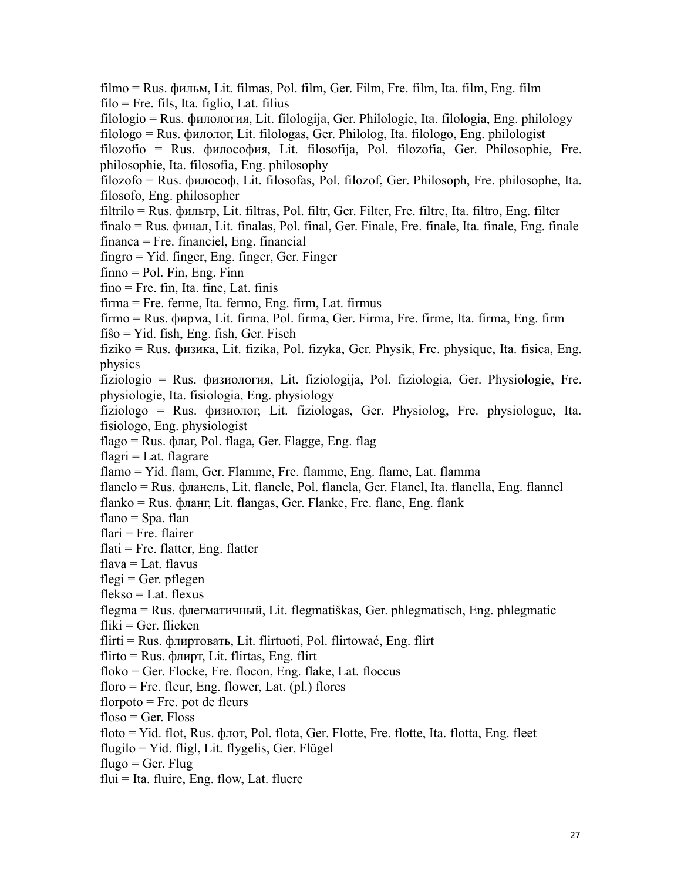filmo = Rus. фильм, Lit. filmas, Pol. film, Ger. Film, Fre. film, Ita. film, Eng. film  
filo = Fre. fils, Ita. figlio, Lat. filius  
filologio = Rus. филология, Lit. filologija, Ger. Philologie, Ita. filologia, Eng. philology  
filologo = Rus. филолог, Lit. filologas, Ger. Philolog, Ita. filologo, Eng. philologist  
filozofio = Rus. философия, Lit. filosofija, Pol. filozofia, Ger. Philosophie, Fre. philosophie, Ita. filosofia, Eng. philosophy  
filozofo = Rus. философ, Lit. filosofas, Pol. filozof, Ger. Philosoph, Fre. philosophe, Ita. filosofo, Eng. philosopher  
filtrilo = Rus. фильтр, Lit. filtras, Pol. filtr, Ger. Filter, Fre. filtre, Ita. filtro, Eng. filter  
finalo = Rus. финал, Lit. finalas, Pol. final, Ger. Finale, Fre. finale, Ita. finale, Eng. finale  
financa = Fre. financiel, Eng. financial  
fingro = Yid. finger, Eng. finger, Ger. Finger  
finno = Pol. Fin, Eng. Finn  
fino = Fre. fin, Ita. fine, Lat. finis  
firma = Fre. ferme, Ita. fermo, Eng. firm, Lat. firmus  
firmo = Rus. фирма, Lit. firma, Pol. firma, Ger. Firma, Fre. firme, Ita. firma, Eng. firm  
fiŝo = Yid. fish, Eng. fish, Ger. Fisch  
fiziko = Rus. физика, Lit. fizika, Pol. fizyka, Ger. Physik, Fre. physique, Ita. fisica, Eng. physics  
fiziologio = Rus. физиология, Lit. fiziologija, Pol. fiziologia, Ger. Physiologie, Fre. physiologie, Ita. fisiologia, Eng. physiology  
fiziologo = Rus. физиолог, Lit. fiziologas, Ger. Physiolog, Fre. physiologue, Ita. fisiologo, Eng. physiologist  
flago = Rus. флаг, Pol. flaga, Ger. Flagge, Eng. flag  
flagri = Lat. flagrare  
flamo = Yid. flam, Ger. Flamme, Fre. flamme, Eng. flame, Lat. flamma  
flanelo = Rus. фланель, Lit. flanele, Pol. flanela, Ger. Flanel, Ita. flanella, Eng. flannel  
flanko = Rus. фланг, Lit. flangas, Ger. Flanke, Fre. flanc, Eng. flank  
flano = Spa. flan  
flari = Fre. flairer  
flati = Fre. flatter, Eng. flatter  
flava = Lat. flavus  
flegi = Ger. pflegen  
flekso = Lat. flexus  
flegma = Rus. флегматичный, Lit. flegmatiškas, Ger. phlegmatisch, Eng. phlegmatic  
fliki = Ger. flicken  
flirti = Rus. флиртовать, Lit. flirtuoti, Pol. flirtować, Eng. flirt  
flirto = Rus. флирт, Lit. flirtas, Eng. flirt  
floko = Ger. Flocke, Fre. flocon, Eng. flake, Lat. floccus  
floro = Fre. fleur, Eng. flower, Lat. (pl.) flores  
florpoto = Fre. pot de fleurs  
floso = Ger. Floss  
floto = Yid. flot, Rus. флот, Pol. flota, Ger. Flotte, Fre. flotte, Ita. flotta, Eng. fleet  
flugilo = Yid. fligl, Lit. flygelis, Ger. Flügel  
flugo = Ger. Flug  
flui = Ita. fluire, Eng. flow, Lat. fluere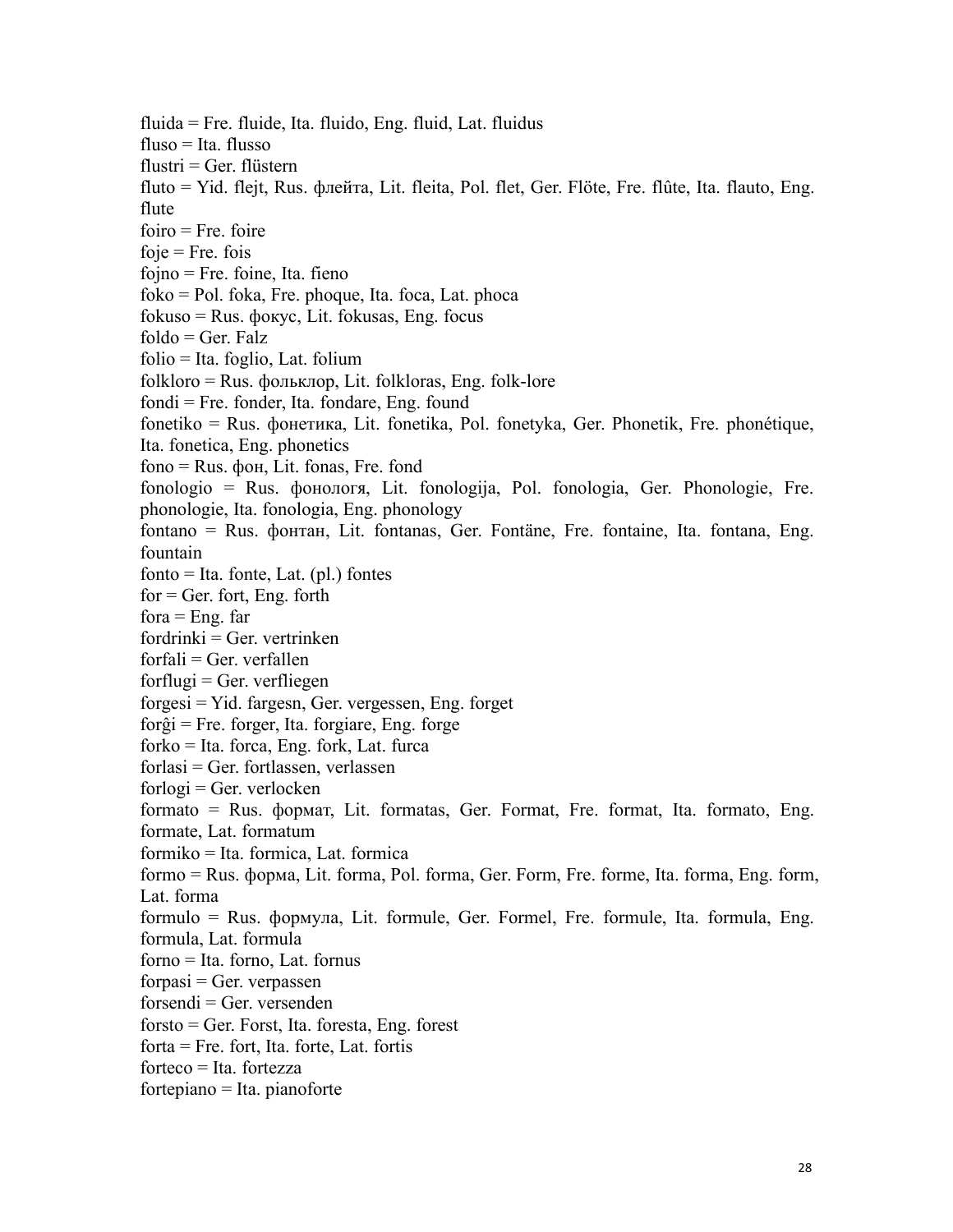fluida = Fre. fluide, Ita. fluido, Eng. fluid, Lat. fluidus
fluso = Ita. flusso
flustri = Ger. flüstern
fluto = Yid. flejt, Rus. флейта, Lit. fleita, Pol. flet, Ger. Flöte, Fre. flûte, Ita. flauto, Eng. flute
foiro = Fre. foire
foje = Fre. fois
fojno = Fre. foine, Ita. fieno
foko = Pol. foka, Fre. phoque, Ita. foca, Lat. phoca
fokuso = Rus. фокус, Lit. fokusas, Eng. focus
foldo = Ger. Falz
folio = Ita. foglio, Lat. folium
folkloro = Rus. фольклор, Lit. folkloras, Eng. folk-lore
fondi = Fre. fonder, Ita. fondare, Eng. found
fonetiko = Rus. фонетика, Lit. fonetika, Pol. fonetyka, Ger. Phonetik, Fre. phonétique, Ita. fonetica, Eng. phonetics
fono = Rus. фон, Lit. fonas, Fre. fond
fonologio = Rus. фонологя, Lit. fonologija, Pol. fonologia, Ger. Phonologie, Fre. phonologie, Ita. fonologia, Eng. phonology
fontano = Rus. фонтан, Lit. fontanas, Ger. Fontäne, Fre. fontaine, Ita. fontana, Eng. fountain
fonto = Ita. fonte, Lat. (pl.) fontes
for = Ger. fort, Eng. forth
fora = Eng. far
fordrinki = Ger. vertrinken
forfali = Ger. verfallen
forflugi = Ger. verfliegen
forgesi = Yid. fargesn, Ger. vergessen, Eng. forget
forĝi = Fre. forger, Ita. forgiare, Eng. forge
forko = Ita. forca, Eng. fork, Lat. furca
forlasi = Ger. fortlassen, verlassen
forlogi = Ger. verlocken
formato = Rus. формат, Lit. formatas, Ger. Format, Fre. format, Ita. formato, Eng. formate, Lat. formatum
formiko = Ita. formica, Lat. formica
formo = Rus. форма, Lit. forma, Pol. forma, Ger. Form, Fre. forme, Ita. forma, Eng. form, Lat. forma
formulo = Rus. формула, Lit. formule, Ger. Formel, Fre. formule, Ita. formula, Eng. formula, Lat. formula
forno = Ita. forno, Lat. fornus
forpasi = Ger. verpassen
forsendi = Ger. versenden
forsto = Ger. Forst, Ita. foresta, Eng. forest
forta = Fre. fort, Ita. forte, Lat. fortis
forteco = Ita. fortezza
fortepiano = Ita. pianoforte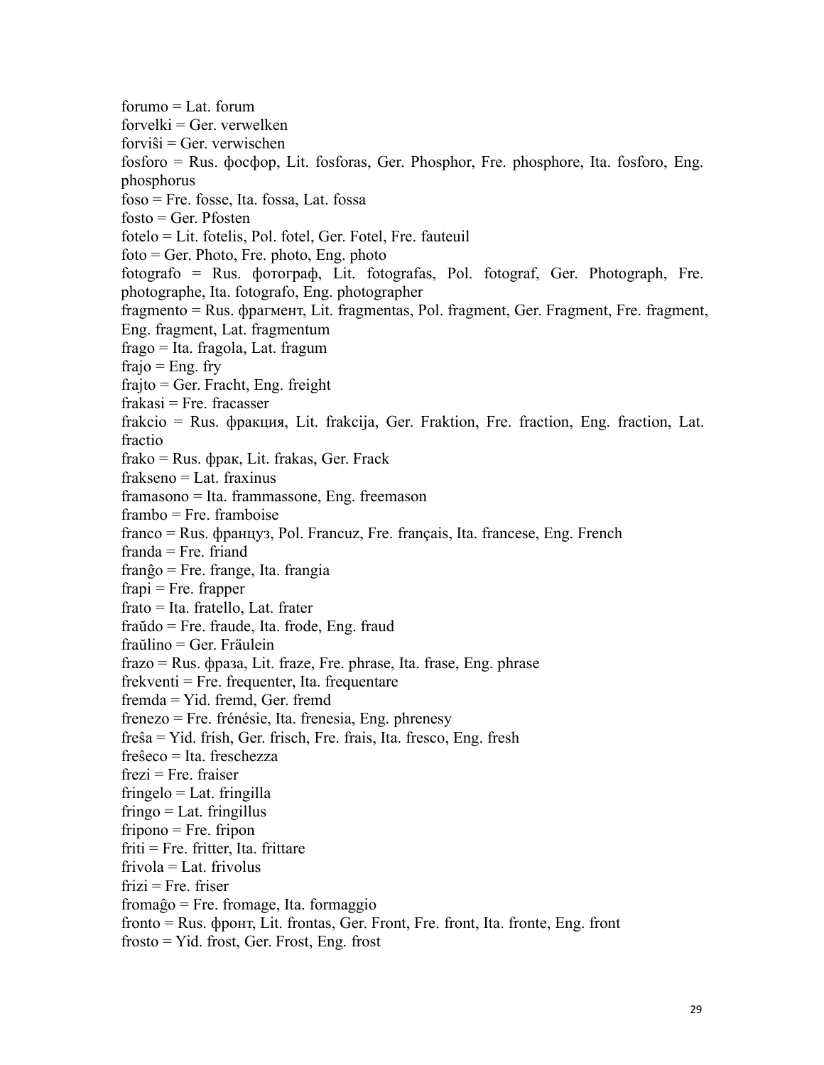forumo = Lat. forum
forvelki = Ger. verwelken
forviŝi = Ger. verwischen
fosforo = Rus. фосфор, Lit. fosforas, Ger. Phosphor, Fre. phosphore, Ita. fosforo, Eng. phosphorus
foso = Fre. fosse, Ita. fossa, Lat. fossa
fosto = Ger. Pfosten
fotelo = Lit. fotelis, Pol. fotel, Ger. Fotel, Fre. fauteuil
foto = Ger. Photo, Fre. photo, Eng. photo
fotografo = Rus. фотограф, Lit. fotografas, Pol. fotograf, Ger. Photograph, Fre. photographe, Ita. fotografo, Eng. photographer
fragmento = Rus. фрагмент, Lit. fragmentas, Pol. fragment, Ger. Fragment, Fre. fragment, Eng. fragment, Lat. fragmentum
frago = Ita. fragola, Lat. fragum
frajo = Eng. fry
frajto = Ger. Fracht, Eng. freight
frakasi = Fre. fracasser
frakcio = Rus. фракция, Lit. frakcija, Ger. Fraktion, Fre. fraction, Eng. fraction, Lat. fractio
frako = Rus. фрак, Lit. frakas, Ger. Frack
frakseno = Lat. fraxinus
framasono = Ita. frammassone, Eng. freemason
frambo = Fre. framboise
franco = Rus. француз, Pol. Francuz, Fre. français, Ita. francese, Eng. French
franda = Fre. friand
franĝo = Fre. frange, Ita. frangia
frapi = Fre. frapper
frato = Ita. fratello, Lat. frater
fraŭdo = Fre. fraude, Ita. frode, Eng. fraud
fraŭlino = Ger. Fräulein
frazo = Rus. фраза, Lit. fraze, Fre. phrase, Ita. frase, Eng. phrase
frekventi = Fre. frequenter, Ita. frequentare
fremda = Yid. fremd, Ger. fremd
frenezo = Fre. frénésie, Ita. frenesia, Eng. phrenesy
freŝa = Yid. frish, Ger. frisch, Fre. frais, Ita. fresco, Eng. fresh
freŝeco = Ita. freschezza
frezi = Fre. fraiser
fringelo = Lat. fringilla
fringo = Lat. fringillus
fripono = Fre. fripon
friti = Fre. fritter, Ita. frittare
frivola = Lat. frivolus
frizi = Fre. friser
fromaĝo = Fre. fromage, Ita. formaggio
fronto = Rus. фронт, Lit. frontas, Ger. Front, Fre. front, Ita. fronte, Eng. front
frosto = Yid. frost, Ger. Frost, Eng. frost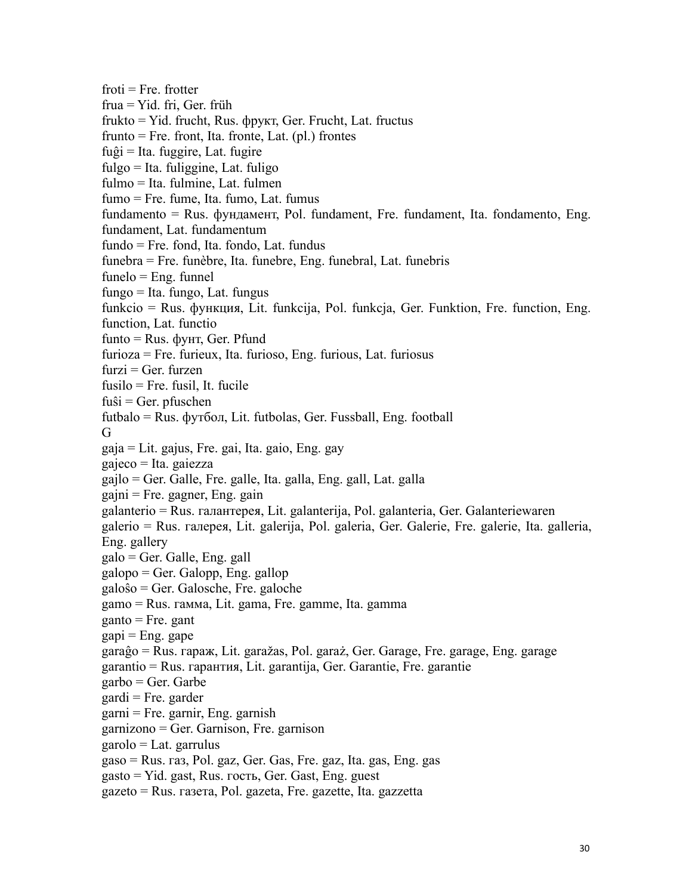froti = Fre. frotter
frua = Yid. fri, Ger. früh
frukto = Yid. frucht, Rus. фрукт, Ger. Frucht, Lat. fructus
frunto = Fre. front, Ita. fronte, Lat. (pl.) frontes
fuĝi = Ita. fuggire, Lat. fugire
fulgo = Ita. fuliggine, Lat. fuligo
fulmo = Ita. fulmine, Lat. fulmen
fumo = Fre. fume, Ita. fumo, Lat. fumus
fundamento = Rus. фундамент, Pol. fundament, Fre. fundament, Ita. fondamento, Eng. fundament, Lat. fundamentum
fundo = Fre. fond, Ita. fondo, Lat. fundus
funebra = Fre. funèbre, Ita. funebre, Eng. funebral, Lat. funebris
funelo = Eng. funnel
fungo = Ita. fungo, Lat. fungus
funkcio = Rus. функция, Lit. funkcija, Pol. funkcja, Ger. Funktion, Fre. function, Eng. function, Lat. functio
funto = Rus. фунт, Ger. Pfund
furioza = Fre. furieux, Ita. furioso, Eng. furious, Lat. furiosus
furzi = Ger. furzen
fusilo = Fre. fusil, It. fucile
fuŝi = Ger. pfuschen
futbalo = Rus. футбол, Lit. futbolas, Ger. Fussball, Eng. football

G

gaja = Lit. gajus, Fre. gai, Ita. gaio, Eng. gay
gajeco = Ita. gaiezza
gajlo = Ger. Galle, Fre. galle, Ita. galla, Eng. gall, Lat. galla
gajni = Fre. gagner, Eng. gain
galanterio = Rus. галантерея, Lit. galanterija, Pol. galanteria, Ger. Galanteriewaren
galerio = Rus. галерея, Lit. galerija, Pol. galeria, Ger. Galerie, Fre. galerie, Ita. galleria, Eng. gallery
galo = Ger. Galle, Eng. gall
galopo = Ger. Galopp, Eng. gallop
galoŝo = Ger. Galosche, Fre. galoche
gamo = Rus. гамма, Lit. gama, Fre. gamme, Ita. gamma
ganto = Fre. gant
gapi = Eng. gape
garaĝo = Rus. гараж, Lit. garažas, Pol. garaż, Ger. Garage, Fre. garage, Eng. garage
garantio = Rus. гарантия, Lit. garantija, Ger. Garantie, Fre. garantie
garbo = Ger. Garbe
gardi = Fre. garder
garni = Fre. garnir, Eng. garnish
garnizono = Ger. Garnison, Fre. garnison
garolo = Lat. garrulus
gaso = Rus. газ, Pol. gaz, Ger. Gas, Fre. gaz, Ita. gas, Eng. gas
gasto = Yid. gast, Rus. гость, Ger. Gast, Eng. guest
gazeto = Rus. газета, Pol. gazeta, Fre. gazette, Ita. gazzetta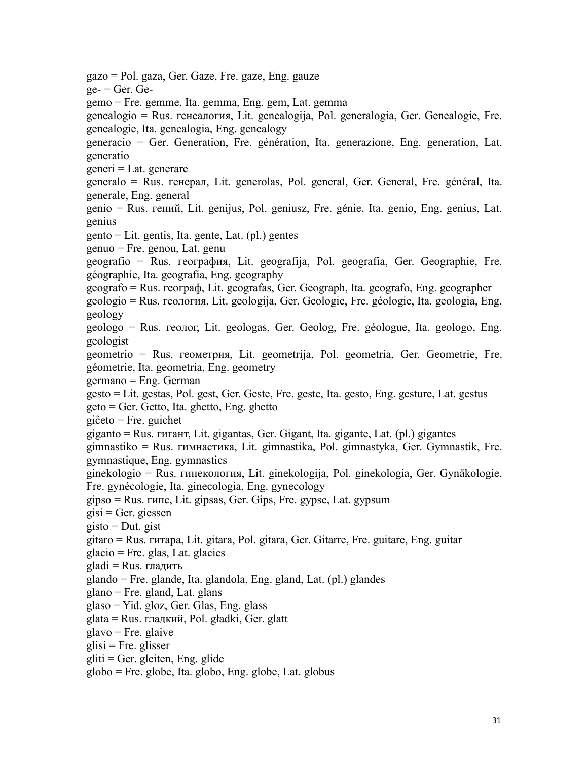gazo = Pol. gaza, Ger. Gaze, Fre. gaze, Eng. gauze  
ge- = Ger. Ge-  
gemo = Fre. gemme, Ita. gemma, Eng. gem, Lat. gemma  
genealogio = Rus. генеалогия, Lit. genealogija, Pol. generalogia, Ger. Genealogie, Fre. genealogie, Ita. genealogia, Eng. genealogy  
generacio = Ger. Generation, Fre. génération, Ita. generazione, Eng. generation, Lat. generatio  
generi = Lat. generare  
generalo = Rus. генерал, Lit. generolas, Pol. general, Ger. General, Fre. général, Ita. generale, Eng. general  
genio = Rus. гений, Lit. genijus, Pol. geniusz, Fre. génie, Ita. genio, Eng. genius, Lat. genius  
gento = Lit. gentis, Ita. gente, Lat. (pl.) gentes  
genuo = Fre. genou, Lat. genu  
geografio = Rus. география, Lit. geografija, Pol. geografia, Ger. Geographie, Fre. géographie, Ita. geografia, Eng. geography  
geografo = Rus. географ, Lit. geografas, Ger. Geograph, Ita. geografo, Eng. geographer  
geologio = Rus. геология, Lit. geologija, Ger. Geologie, Fre. géologie, Ita. geologia, Eng. geology  
geologo = Rus. геолог, Lit. geologas, Ger. Geolog, Fre. géologue, Ita. geologo, Eng. geologist  
geometrio = Rus. геометрия, Lit. geometrija, Pol. geometria, Ger. Geometrie, Fre. géometrie, Ita. geometria, Eng. geometry  
germano = Eng. German  
gesto = Lit. gestas, Pol. gest, Ger. Geste, Fre. geste, Ita. gesto, Eng. gesture, Lat. gestus  
geto = Ger. Getto, Ita. ghetto, Eng. ghetto  
giĉeto = Fre. guichet  
giganto = Rus. гигант, Lit. gigantas, Ger. Gigant, Ita. gigante, Lat. (pl.) gigantes  
gimnastiko = Rus. гимнастика, Lit. gimnastika, Pol. gimnastyka, Ger. Gymnastik, Fre. gymnastique, Eng. gymnastics  
ginekologio = Rus. гинекология, Lit. ginekologija, Pol. ginekologia, Ger. Gynäkologie, Fre. gynécologie, Ita. ginecologia, Eng. gynecology  
gipso = Rus. гипс, Lit. gipsas, Ger. Gips, Fre. gypse, Lat. gypsum  
gisi = Ger. giessen  
gisto = Dut. gist  
gitaro = Rus. гитара, Lit. gitara, Pol. gitara, Ger. Gitarre, Fre. guitare, Eng. guitar  
glacio = Fre. glas, Lat. glacies  
gladi = Rus. гладить  
glando = Fre. glande, Ita. glandola, Eng. gland, Lat. (pl.) glandes  
glano = Fre. gland, Lat. glans  
glaso = Yid. gloz, Ger. Glas, Eng. glass  
glata = Rus. гладкий, Pol. gładki, Ger. glatt  
glavo = Fre. glaive  
glisi = Fre. glisser  
gliti = Ger. gleiten, Eng. glide  
globo = Fre. globe, Ita. globo, Eng. globe, Lat. globus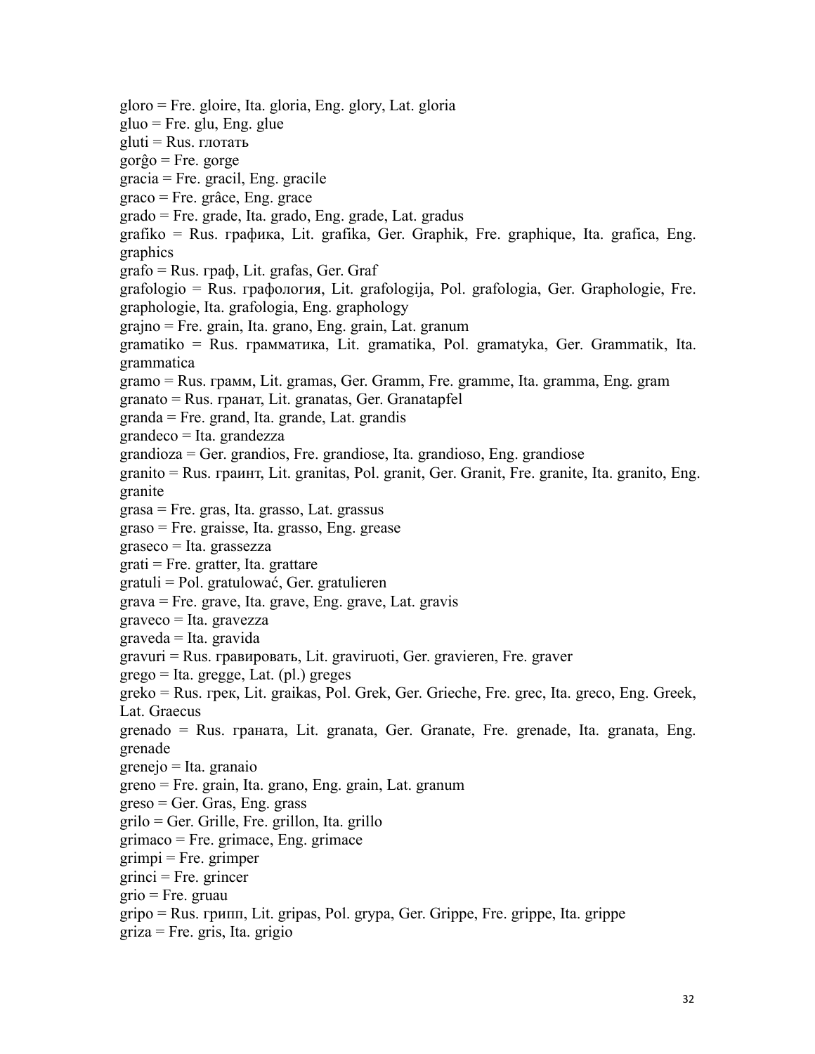gloro = Fre. gloire, Ita. gloria, Eng. glory, Lat. gloria
gluo = Fre. glu, Eng. glue
gluti = Rus. глотать
gorĝo = Fre. gorge
gracia = Fre. gracil, Eng. gracile
graco = Fre. grâce, Eng. grace
grado = Fre. grade, Ita. grado, Eng. grade, Lat. gradus
grafiko = Rus. графика, Lit. grafika, Ger. Graphik, Fre. graphique, Ita. grafica, Eng. graphics
grafo = Rus. граф, Lit. grafas, Ger. Graf
grafologio = Rus. графология, Lit. grafologija, Pol. grafologia, Ger. Graphologie, Fre. graphologie, Ita. grafologia, Eng. graphology
grajno = Fre. grain, Ita. grano, Eng. grain, Lat. granum
gramatiko = Rus. грамматика, Lit. gramatika, Pol. gramatyka, Ger. Grammatik, Ita. grammatica
gramo = Rus. грамм, Lit. gramas, Ger. Gramm, Fre. gramme, Ita. gramma, Eng. gram
granato = Rus. гранат, Lit. granatas, Ger. Granatapfel
granda = Fre. grand, Ita. grande, Lat. grandis
grandeco = Ita. grandezza
grandioza = Ger. grandios, Fre. grandiose, Ita. grandioso, Eng. grandiose
granito = Rus. граинт, Lit. granitas, Pol. granit, Ger. Granit, Fre. granite, Ita. granito, Eng. granite
grasa = Fre. gras, Ita. grasso, Lat. grassus
graso = Fre. graisse, Ita. grasso, Eng. grease
graseco = Ita. grassezza
grati = Fre. gratter, Ita. grattare
gratuli = Pol. gratulować, Ger. gratulieren
grava = Fre. grave, Ita. grave, Eng. grave, Lat. gravis
graveco = Ita. gravezza
graveda = Ita. gravida
gravuri = Rus. гравировать, Lit. graviruoti, Ger. gravieren, Fre. graver
grego = Ita. gregge, Lat. (pl.) greges
greko = Rus. грек, Lit. graikas, Pol. Grek, Ger. Grieche, Fre. grec, Ita. greco, Eng. Greek, Lat. Graecus
grenado = Rus. граната, Lit. granata, Ger. Granate, Fre. grenade, Ita. granata, Eng. grenade
grenejo = Ita. granaio
greno = Fre. grain, Ita. grano, Eng. grain, Lat. granum
greso = Ger. Gras, Eng. grass
grilo = Ger. Grille, Fre. grillon, Ita. grillo
grimaco = Fre. grimace, Eng. grimace
grimpi = Fre. grimper
grinci = Fre. grincer
grio = Fre. gruau
gripo = Rus. грипп, Lit. gripas, Pol. grypa, Ger. Grippe, Fre. grippe, Ita. grippe
griza = Fre. gris, Ita. grigio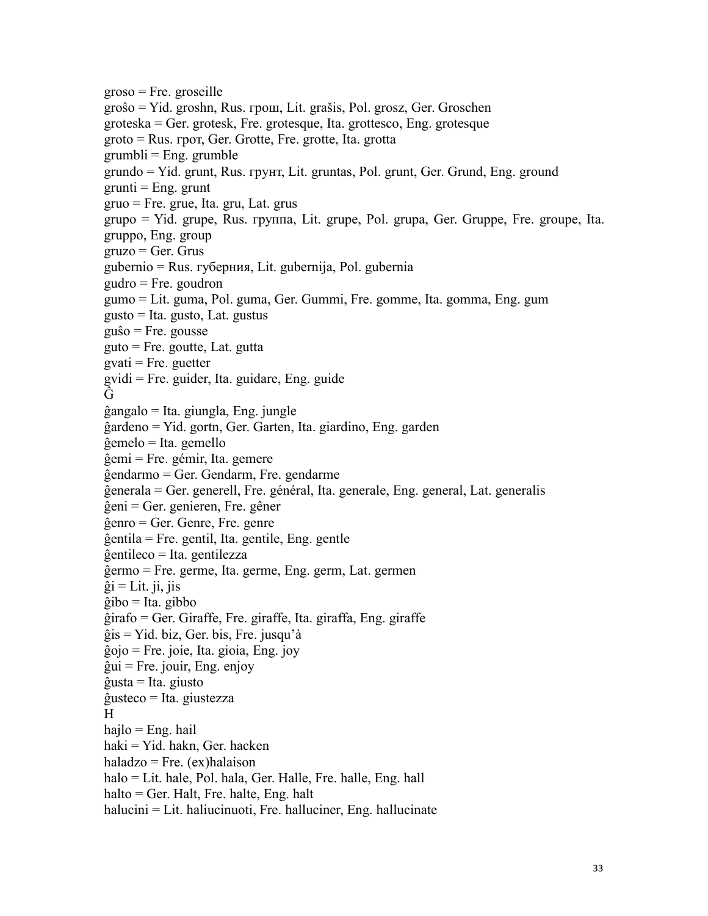groso = Fre. groseille
groŝo = Yid. groshn, Rus. грош, Lit. grašis, Pol. grosz, Ger. Groschen
groteska = Ger. grotesk, Fre. grotesque, Ita. grottesco, Eng. grotesque
groto = Rus. грот, Ger. Grotte, Fre. grotte, Ita. grotta
grumbli = Eng. grumble
grundo = Yid. grunt, Rus. грунт, Lit. gruntas, Pol. grunt, Ger. Grund, Eng. ground
grunti = Eng. grunt
gruo = Fre. grue, Ita. gru, Lat. grus
grupo = Yid. grupe, Rus. группа, Lit. grupe, Pol. grupa, Ger. Gruppe, Fre. groupe, Ita. gruppo, Eng. group
gruzo = Ger. Grus
gubernio = Rus. губерния, Lit. gubernija, Pol. gubernia
gudro = Fre. goudron
gumo = Lit. guma, Pol. guma, Ger. Gummi, Fre. gomme, Ita. gomma, Eng. gum
gusto = Ita. gusto, Lat. gustus
guŝo = Fre. gousse
guto = Fre. goutte, Lat. gutta
gvati = Fre. guetter
gvidi = Fre. guider, Ita. guidare, Eng. guide
Ĝ
ĝangalo = Ita. giungla, Eng. jungle
ĝardeno = Yid. gortn, Ger. Garten, Ita. giardino, Eng. garden
ĝemelo = Ita. gemello
ĝemi = Fre. gémir, Ita. gemere
ĝendarmo = Ger. Gendarm, Fre. gendarme
ĝenerala = Ger. generell, Fre. général, Ita. generale, Eng. general, Lat. generalis
ĝeni = Ger. genieren, Fre. gêner
ĝenro = Ger. Genre, Fre. genre
ĝentila = Fre. gentil, Ita. gentile, Eng. gentle
ĝentileco = Ita. gentilezza
ĝermo = Fre. germe, Ita. germe, Eng. germ, Lat. germen
ĝi = Lit. ji, jis
ĝibo = Ita. gibbo
ĝirafo = Ger. Giraffe, Fre. giraffe, Ita. giraffa, Eng. giraffe
ĝis = Yid. biz, Ger. bis, Fre. jusqu'à
ĝojo = Fre. joie, Ita. gioia, Eng. joy
ĝui = Fre. jouir, Eng. enjoy
ĝusta = Ita. giusto
ĝusteco = Ita. giustezza
H
hajlo = Eng. hail
haki = Yid. hakn, Ger. hacken
haladzo = Fre. (ex)halaison
halo = Lit. hale, Pol. hala, Ger. Halle, Fre. halle, Eng. hall
halto = Ger. Halt, Fre. halte, Eng. halt
halucini = Lit. haliucinuoti, Fre. halluciner, Eng. hallucinate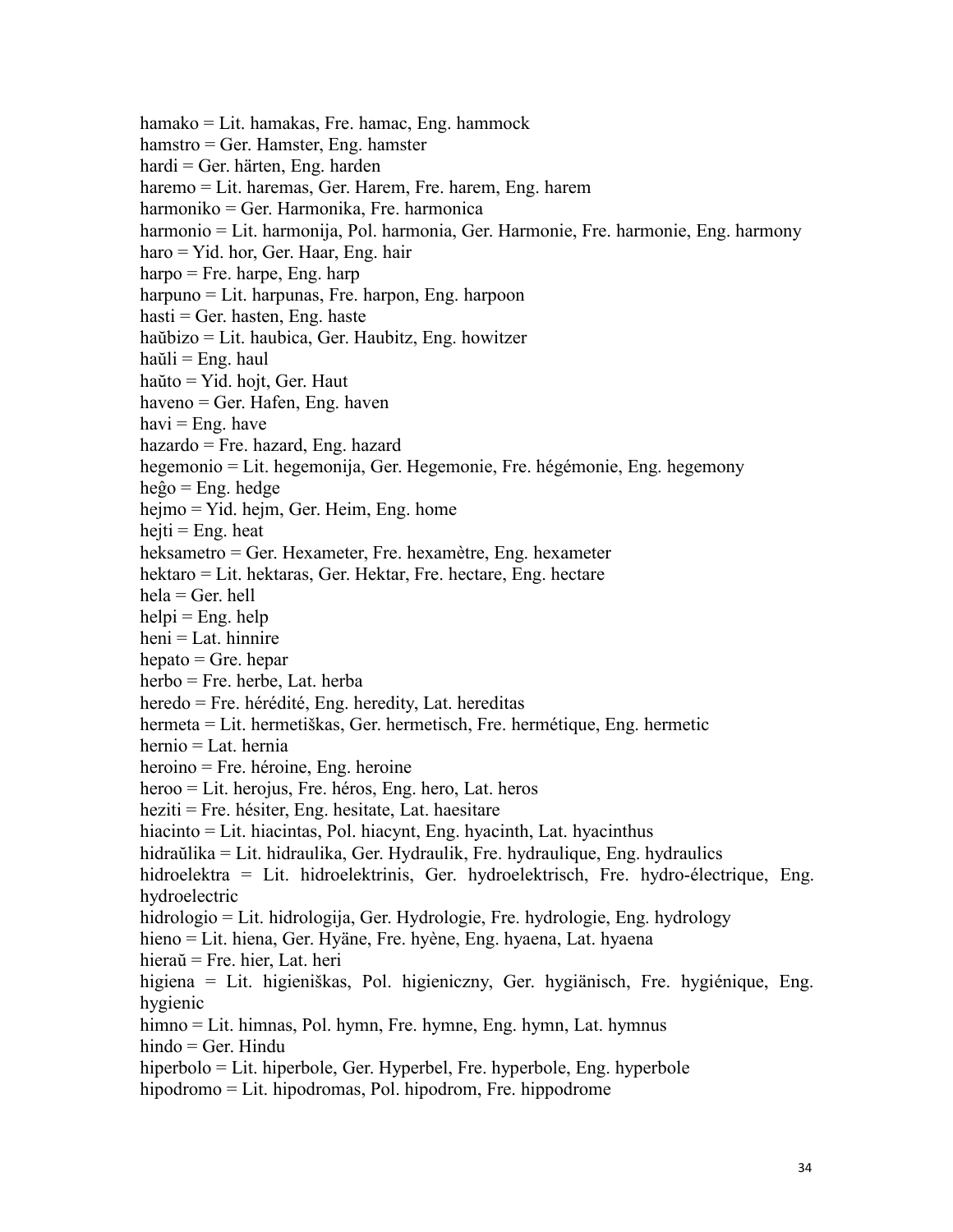hamako = Lit. hamakas, Fre. hamac, Eng. hammock
hamstro = Ger. Hamster, Eng. hamster
hardi = Ger. härten, Eng. harden
haremo = Lit. haremas, Ger. Harem, Fre. harem, Eng. harem
harmoniko = Ger. Harmonika, Fre. harmonica
harmonio = Lit. harmonija, Pol. harmonia, Ger. Harmonie, Fre. harmonie, Eng. harmony
haro = Yid. hor, Ger. Haar, Eng. hair
harpo = Fre. harpe, Eng. harp
harpuno = Lit. harpunas, Fre. harpon, Eng. harpoon
hasti = Ger. hasten, Eng. haste
haŭbizo = Lit. haubica, Ger. Haubitz, Eng. howitzer
haŭli = Eng. haul
haŭto = Yid. hojt, Ger. Haut
haveno = Ger. Hafen, Eng. haven
havi = Eng. have
hazardo = Fre. hazard, Eng. hazard
hegemonio = Lit. hegemonija, Ger. Hegemonie, Fre. hégémonie, Eng. hegemony
heĝo = Eng. hedge
hejmo = Yid. hejm, Ger. Heim, Eng. home
hejti = Eng. heat
heksametro = Ger. Hexameter, Fre. hexamètre, Eng. hexameter
hektaro = Lit. hektaras, Ger. Hektar, Fre. hectare, Eng. hectare
hela = Ger. hell
helpi = Eng. help
heni = Lat. hinnire
hepato = Gre. hepar
herbo = Fre. herbe, Lat. herba
heredo = Fre. hérédité, Eng. heredity, Lat. hereditas
hermeta = Lit. hermetiškas, Ger. hermetisch, Fre. hermétique, Eng. hermetic
hernio = Lat. hernia
heroino = Fre. héroine, Eng. heroine
heroo = Lit. herojus, Fre. héros, Eng. hero, Lat. heros
heziti = Fre. hésiter, Eng. hesitate, Lat. haesitare
hiacinto = Lit. hiacintas, Pol. hiacynt, Eng. hyacinth, Lat. hyacinthus
hidraŭlika = Lit. hidraulika, Ger. Hydraulik, Fre. hydraulique, Eng. hydraulics
hidroelektra = Lit. hidroelektrinis, Ger. hydroelektrisch, Fre. hydro-électrique, Eng. hydroelectric
hidrologio = Lit. hidrologija, Ger. Hydrologie, Fre. hydrologie, Eng. hydrology
hieno = Lit. hiena, Ger. Hyäne, Fre. hyène, Eng. hyaena, Lat. hyaena
hieraŭ = Fre. hier, Lat. heri
higiena = Lit. higieniškas, Pol. higieniczny, Ger. hygiänisch, Fre. hygiénique, Eng. hygienic
himno = Lit. himnas, Pol. hymn, Fre. hymne, Eng. hymn, Lat. hymnus
hindo = Ger. Hindu
hiperbolo = Lit. hiperbole, Ger. Hyperbel, Fre. hyperbole, Eng. hyperbole
hipodromo = Lit. hipodromas, Pol. hipodrom, Fre. hippodrome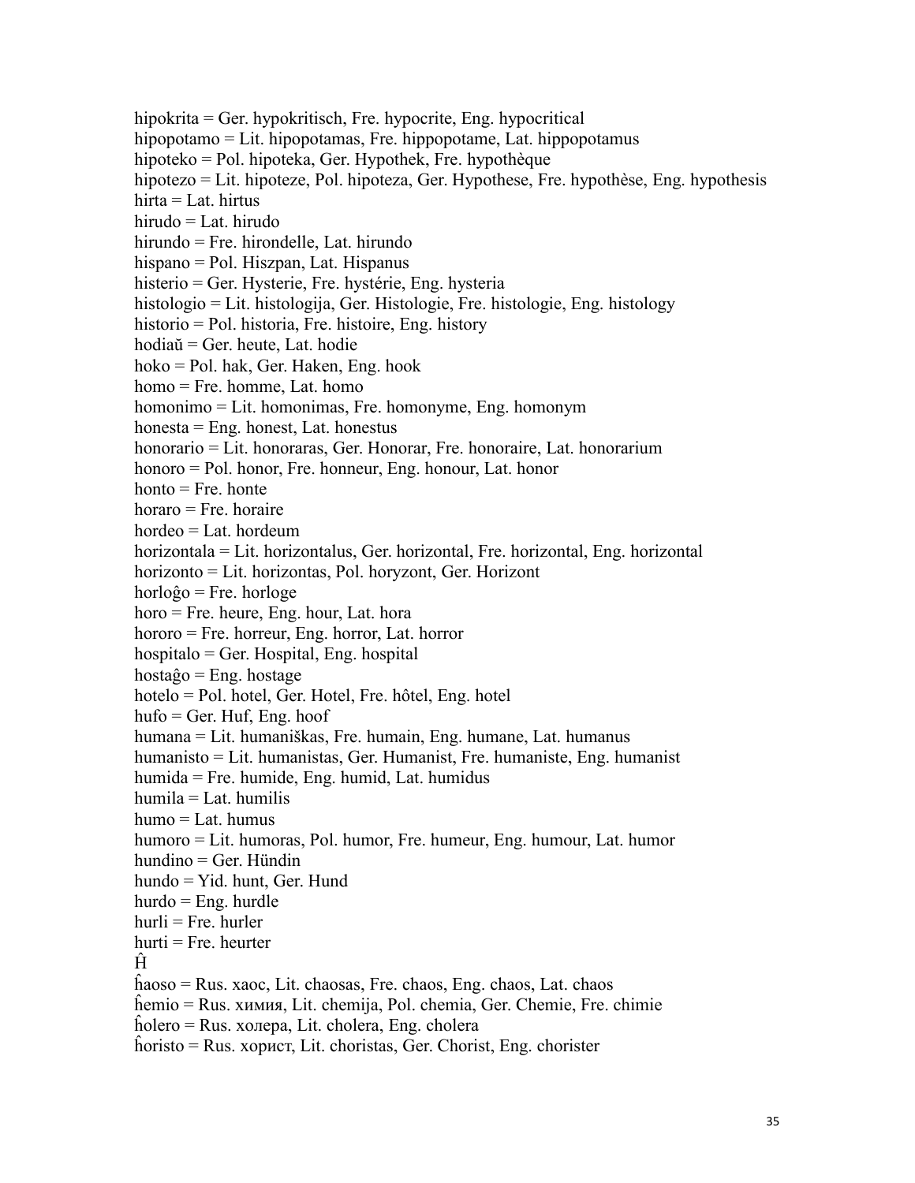hipokrita = Ger. hypokritisch, Fre. hypocrite, Eng. hypocritical
hipopotamo = Lit. hipopotamas, Fre. hippopotame, Lat. hippopotamus
hipoteko = Pol. hipoteka, Ger. Hypothek, Fre. hypothèque
hipotezo = Lit. hipoteze, Pol. hipoteza, Ger. Hypothese, Fre. hypothèse, Eng. hypothesis
hirta = Lat. hirtus
hirudo = Lat. hirudo
hirundo = Fre. hirondelle, Lat. hirundo
hispano = Pol. Hiszpan, Lat. Hispanus
histerio = Ger. Hysterie, Fre. hystérie, Eng. hysteria
histologio = Lit. histologija, Ger. Histologie, Fre. histologie, Eng. histology
historio = Pol. historia, Fre. histoire, Eng. history
hodiaŭ = Ger. heute, Lat. hodie
hoko = Pol. hak, Ger. Haken, Eng. hook
homo = Fre. homme, Lat. homo
homonimo = Lit. homonimas, Fre. homonyme, Eng. homonym
honesta = Eng. honest, Lat. honestus
honorario = Lit. honoraras, Ger. Honorar, Fre. honoraire, Lat. honorarium
honoro = Pol. honor, Fre. honneur, Eng. honour, Lat. honor
honto = Fre. honte
horaro = Fre. horaire
hordeo = Lat. hordeum
horizontala = Lit. horizontalus, Ger. horizontal, Fre. horizontal, Eng. horizontal
horizonto = Lit. horizontas, Pol. horyzont, Ger. Horizont
horloĝo = Fre. horloge
horo = Fre. heure, Eng. hour, Lat. hora
hororo = Fre. horreur, Eng. horror, Lat. horror
hospitalo = Ger. Hospital, Eng. hospital
hostaĝo = Eng. hostage
hotelo = Pol. hotel, Ger. Hotel, Fre. hôtel, Eng. hotel
hufo = Ger. Huf, Eng. hoof
humana = Lit. humaniškas, Fre. humain, Eng. humane, Lat. humanus
humanisto = Lit. humanistas, Ger. Humanist, Fre. humaniste, Eng. humanist
humida = Fre. humide, Eng. humid, Lat. humidus
humila = Lat. humilis
humo = Lat. humus
humoro = Lit. humoras, Pol. humor, Fre. humeur, Eng. humour, Lat. humor
hundino = Ger. Hündin
hundo = Yid. hunt, Ger. Hund
hurdo = Eng. hurdle
hurli = Fre. hurler
hurti = Fre. heurter

## Ĥ

ĥaoso = Rus. хаос, Lit. chaosas, Fre. chaos, Eng. chaos, Lat. chaos
ĥemio = Rus. химия, Lit. chemija, Pol. chemia, Ger. Chemie, Fre. chimie
ĥolero = Rus. холера, Lit. cholera, Eng. cholera
ĥoristo = Rus. хорист, Lit. choristas, Ger. Chorist, Eng. chorister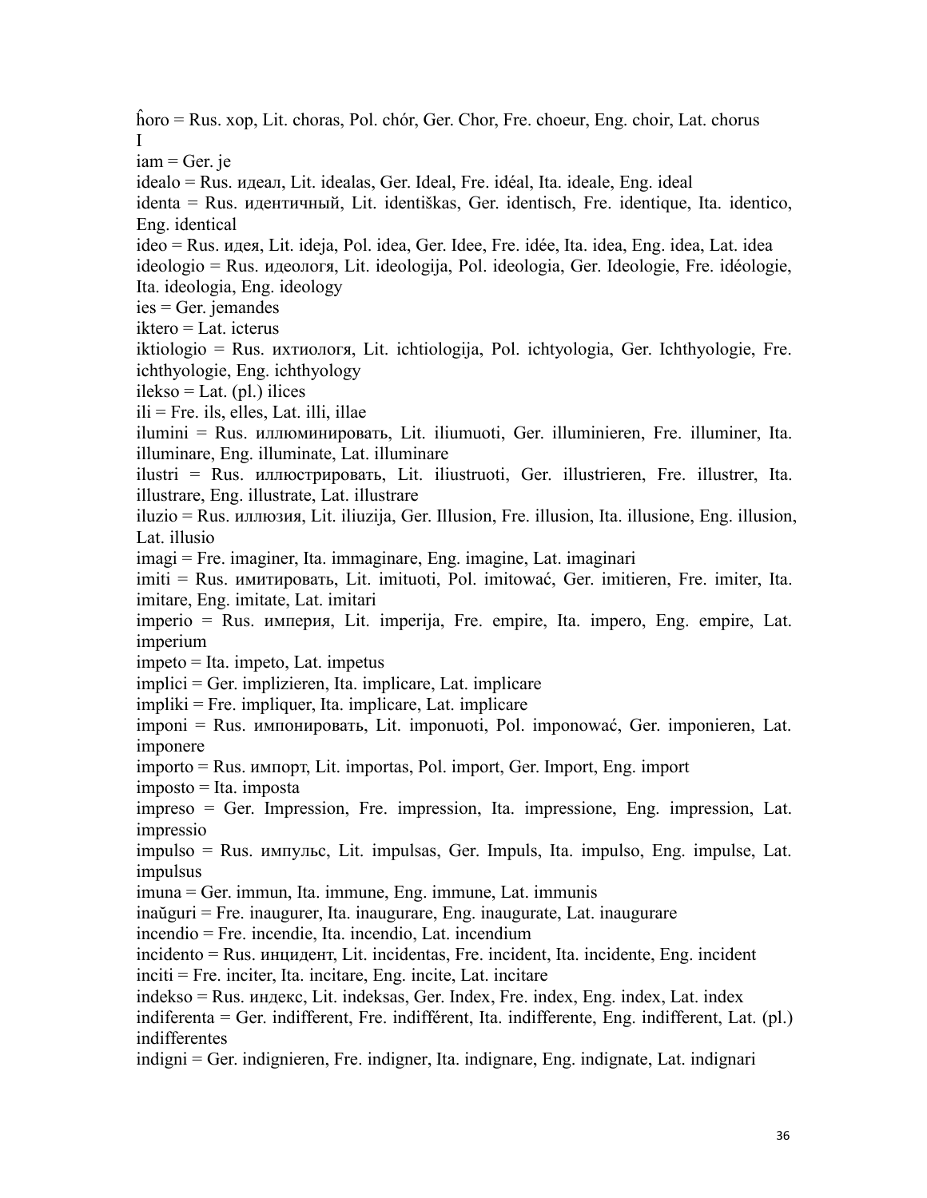ĥoro = Rus. хор, Lit. choras, Pol. chór, Ger. Chor, Fre. choeur, Eng. choir, Lat. chorus

I

iam = Ger. je

idealo = Rus. идеал, Lit. idealas, Ger. Ideal, Fre. idéal, Ita. ideale, Eng. ideal

identa = Rus. идентичный, Lit. identiškas, Ger. identisch, Fre. identique, Ita. identico, Eng. identical

ideo = Rus. идея, Lit. ideja, Pol. idea, Ger. Idee, Fre. idée, Ita. idea, Eng. idea, Lat. idea

ideologio = Rus. идеологя, Lit. ideologija, Pol. ideologia, Ger. Ideologie, Fre. idéologie, Ita. ideologia, Eng. ideology

ies = Ger. jemandes

iktero = Lat. icterus

iktiologio = Rus. ихтиологя, Lit. ichtiologija, Pol. ichtyologia, Ger. Ichthyologie, Fre. ichthyologie, Eng. ichthyology

ilekso = Lat. (pl.) ilices

ili = Fre. ils, elles, Lat. illi, illae

ilumini = Rus. иллюминировать, Lit. iliumuoti, Ger. illuminieren, Fre. illuminer, Ita. illuminare, Eng. illuminate, Lat. illuminare

ilustri = Rus. иллюстрировать, Lit. iliustruoti, Ger. illustrieren, Fre. illustrer, Ita. illustrare, Eng. illustrate, Lat. illustrare

iluzio = Rus. иллюзия, Lit. iliuzija, Ger. Illusion, Fre. illusion, Ita. illusione, Eng. illusion, Lat. illusio

imagi = Fre. imaginer, Ita. immaginare, Eng. imagine, Lat. imaginari

imiti = Rus. имитировать, Lit. imituoti, Pol. imitować, Ger. imitieren, Fre. imiter, Ita. imitare, Eng. imitate, Lat. imitari

imperio = Rus. империя, Lit. imperija, Fre. empire, Ita. impero, Eng. empire, Lat. imperium

impeto = Ita. impeto, Lat. impetus

implici = Ger. implizieren, Ita. implicare, Lat. implicare

impliki = Fre. impliquer, Ita. implicare, Lat. implicare

imponi = Rus. импонировать, Lit. imponuoti, Pol. imponować, Ger. imponieren, Lat. imponere

importo = Rus. импорт, Lit. importas, Pol. import, Ger. Import, Eng. import

imposto = Ita. imposta

impreso = Ger. Impression, Fre. impression, Ita. impressione, Eng. impression, Lat. impressio

impulso = Rus. импульс, Lit. impulsas, Ger. Impuls, Ita. impulso, Eng. impulse, Lat. impulsus

imuna = Ger. immun, Ita. immune, Eng. immune, Lat. immunis

inaŭguri = Fre. inaugurer, Ita. inaugurare, Eng. inaugurate, Lat. inaugurare

incendio = Fre. incendie, Ita. incendio, Lat. incendium

incidento = Rus. инцидент, Lit. incidentas, Fre. incident, Ita. incidente, Eng. incident

inciti = Fre. inciter, Ita. incitare, Eng. incite, Lat. incitare

indekso = Rus. индекс, Lit. indeksas, Ger. Index, Fre. index, Eng. index, Lat. index

indiferenta = Ger. indifferent, Fre. indifférent, Ita. indifferente, Eng. indifferent, Lat. (pl.) indifferentes

indigni = Ger. indignieren, Fre. indigner, Ita. indignare, Eng. indignate, Lat. indignari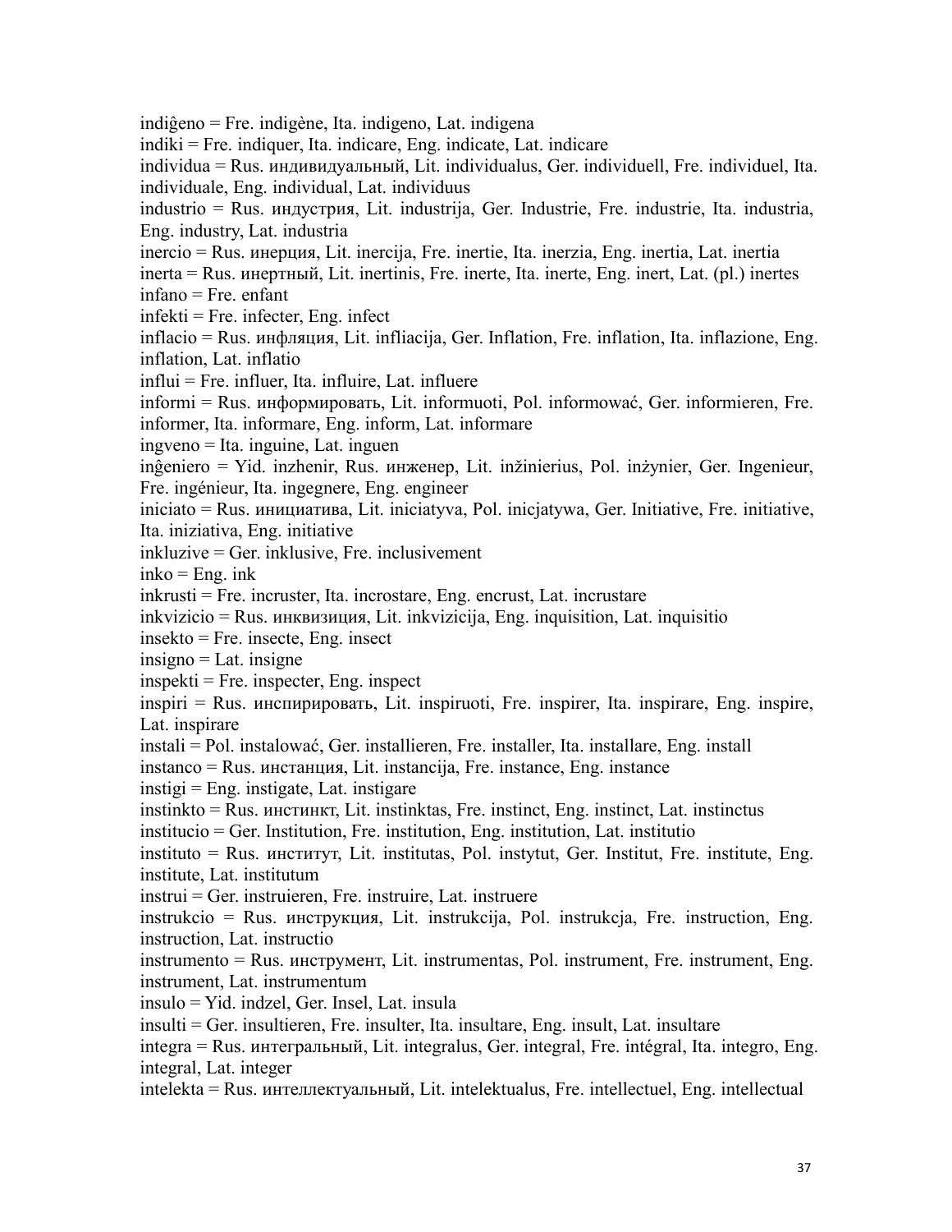indiĝeno = Fre. indigène, Ita. indigeno, Lat. indigena

indiki = Fre. indiquer, Ita. indicare, Eng. indicate, Lat. indicare

individua = Rus. индивидуальный, Lit. individualus, Ger. individuell, Fre. individuel, Ita. individuale, Eng. individual, Lat. individuus

industrio = Rus. индустрия, Lit. industrija, Ger. Industrie, Fre. industrie, Ita. industria, Eng. industry, Lat. industria

inercio = Rus. инерция, Lit. inercija, Fre. inertie, Ita. inerzia, Eng. inertia, Lat. inertia

inerta = Rus. инертный, Lit. inertinis, Fre. inerte, Ita. inerte, Eng. inert, Lat. (pl.) inertes

infano = Fre. enfant

infekti = Fre. infecter, Eng. infect

inflacio = Rus. инфляция, Lit. infliacija, Ger. Inflation, Fre. inflation, Ita. inflazione, Eng. inflation, Lat. inflatio

influi = Fre. influer, Ita. influire, Lat. influere

informi = Rus. информировать, Lit. informuoti, Pol. informować, Ger. informieren, Fre. informer, Ita. informare, Eng. inform, Lat. informare

ingveno = Ita. inguine, Lat. inguen

inĝeniero = Yid. inzhenir, Rus. инженер, Lit. inžinierius, Pol. inżynier, Ger. Ingenieur, Fre. ingénieur, Ita. ingegnere, Eng. engineer

iniciato = Rus. инициатива, Lit. iniciatyva, Pol. inicjatywa, Ger. Initiative, Fre. initiative, Ita. iniziativa, Eng. initiative

inkluzive = Ger. inklusive, Fre. inclusivement

inko = Eng. ink

inkrusti = Fre. incruster, Ita. incrostare, Eng. encrust, Lat. incrustare

inkvizicio = Rus. инквизиция, Lit. inkvizicija, Eng. inquisition, Lat. inquisitio

insekto = Fre. insecte, Eng. insect

insigno = Lat. insigne

inspekti = Fre. inspecter, Eng. inspect

inspiri = Rus. инспирировать, Lit. inspiruoti, Fre. inspirer, Ita. inspirare, Eng. inspire, Lat. inspirare

instali = Pol. instalować, Ger. installieren, Fre. installer, Ita. installare, Eng. install

instanco = Rus. инстанция, Lit. instancija, Fre. instance, Eng. instance

instigi = Eng. instigate, Lat. instigare

instinkto = Rus. инстинкт, Lit. instinktas, Fre. instinct, Eng. instinct, Lat. instinctus

institucio = Ger. Institution, Fre. institution, Eng. institution, Lat. institutio

instituto = Rus. институт, Lit. institutas, Pol. instytut, Ger. Institut, Fre. institute, Eng. institute, Lat. institutum

instrui = Ger. instruieren, Fre. instruire, Lat. instruere

instrukcio = Rus. инструкция, Lit. instrukcija, Pol. instrukcja, Fre. instruction, Eng. instruction, Lat. instructio

instrumento = Rus. инструмент, Lit. instrumentas, Pol. instrument, Fre. instrument, Eng. instrument, Lat. instrumentum

insulo = Yid. indzel, Ger. Insel, Lat. insula

insulti = Ger. insultieren, Fre. insulter, Ita. insultare, Eng. insult, Lat. insultare

integra = Rus. интегральный, Lit. integralus, Ger. integral, Fre. intégral, Ita. integro, Eng. integral, Lat. integer

intelekta = Rus. интеллектуальный, Lit. intelektualus, Fre. intellectuel, Eng. intellectual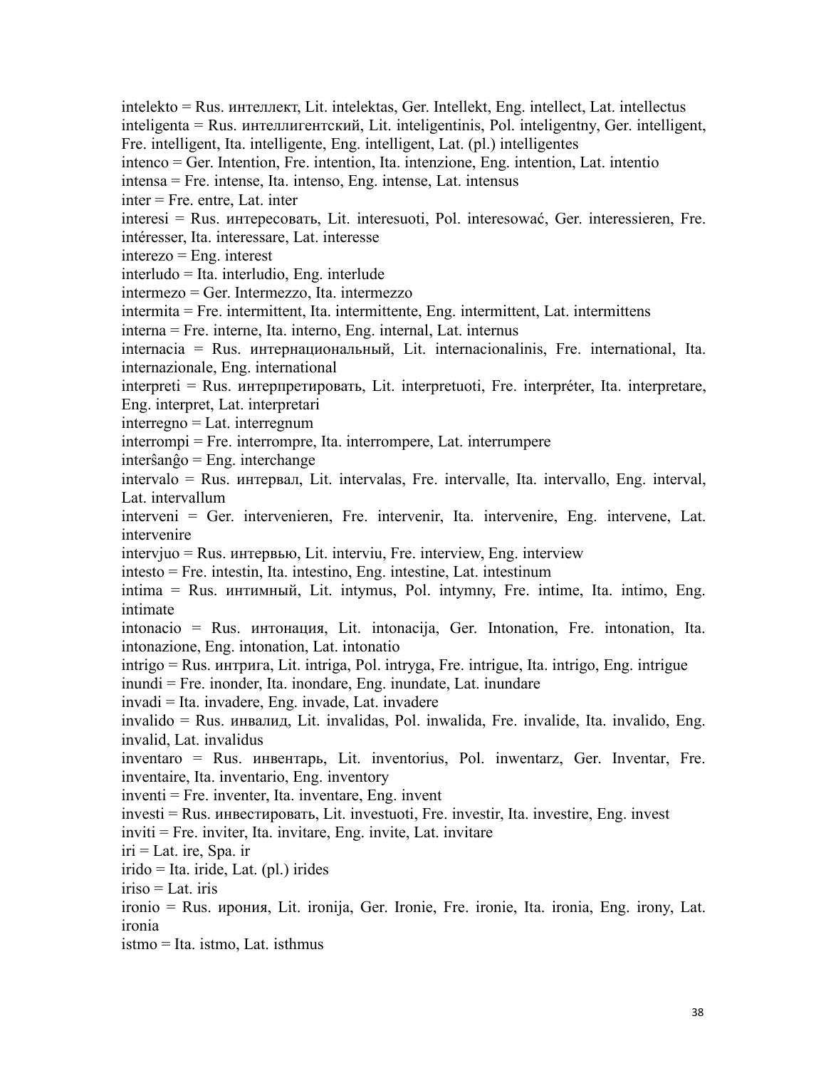intelekto = Rus. интеллект, Lit. intelektas, Ger. Intellekt, Eng. intellect, Lat. intellectus

inteligenta = Rus. интеллигентский, Lit. inteligentinis, Pol. inteligentny, Ger. intelligent, Fre. intelligent, Ita. intelligente, Eng. intelligent, Lat. (pl.) intelligentes

intenco = Ger. Intention, Fre. intention, Ita. intenzione, Eng. intention, Lat. intentio

intensa = Fre. intense, Ita. intenso, Eng. intense, Lat. intensus

inter = Fre. entre, Lat. inter

interesi = Rus. интересовать, Lit. interesuoti, Pol. interesować, Ger. interessieren, Fre. intéresser, Ita. interessare, Lat. interesse

interezo = Eng. interest

interludo = Ita. interludio, Eng. interlude

intermezo = Ger. Intermezzo, Ita. intermezzo

intermita = Fre. intermittent, Ita. intermittente, Eng. intermittent, Lat. intermittens

interna = Fre. interne, Ita. interno, Eng. internal, Lat. internus

internacia = Rus. интернациональный, Lit. internacionalinis, Fre. international, Ita. internazionale, Eng. international

interpreti = Rus. интерпретировать, Lit. interpretuoti, Fre. interpréter, Ita. interpretare, Eng. interpret, Lat. interpretari

interregno = Lat. interregnum

interrompi = Fre. interrompre, Ita. interrompere, Lat. interrumpere

interŝanĝo = Eng. interchange

intervalo = Rus. интервал, Lit. intervalas, Fre. intervalle, Ita. intervallo, Eng. interval, Lat. intervallum

interveni = Ger. intervenieren, Fre. intervenir, Ita. intervenire, Eng. intervene, Lat. intervenire

intervjuo = Rus. интервью, Lit. interviu, Fre. interview, Eng. interview

intesto = Fre. intestin, Ita. intestino, Eng. intestine, Lat. intestinum

intima = Rus. интимный, Lit. intymus, Pol. intymny, Fre. intime, Ita. intimo, Eng. intimate

intonacio = Rus. интонация, Lit. intonacija, Ger. Intonation, Fre. intonation, Ita. intonazione, Eng. intonation, Lat. intonatio

intrigo = Rus. интрига, Lit. intriga, Pol. intryga, Fre. intrigue, Ita. intrigo, Eng. intrigue

inundi = Fre. inonder, Ita. inondare, Eng. inundate, Lat. inundare

invadi = Ita. invadere, Eng. invade, Lat. invadere

invalido = Rus. инвалид, Lit. invalidas, Pol. inwalida, Fre. invalide, Ita. invalido, Eng. invalid, Lat. invalidus

inventaro = Rus. инвентарь, Lit. inventorius, Pol. inwentarz, Ger. Inventar, Fre. inventaire, Ita. inventario, Eng. inventory

inventi = Fre. inventer, Ita. inventare, Eng. invent

investi = Rus. инвестировать, Lit. investuoti, Fre. investir, Ita. investire, Eng. invest

inviti = Fre. inviter, Ita. invitare, Eng. invite, Lat. invitare

iri = Lat. ire, Spa. ir

irido = Ita. iride, Lat. (pl.) irides

iriso = Lat. iris

ironio = Rus. ирония, Lit. ironija, Ger. Ironie, Fre. ironie, Ita. ironia, Eng. irony, Lat. ironia

istmo = Ita. istmo, Lat. isthmus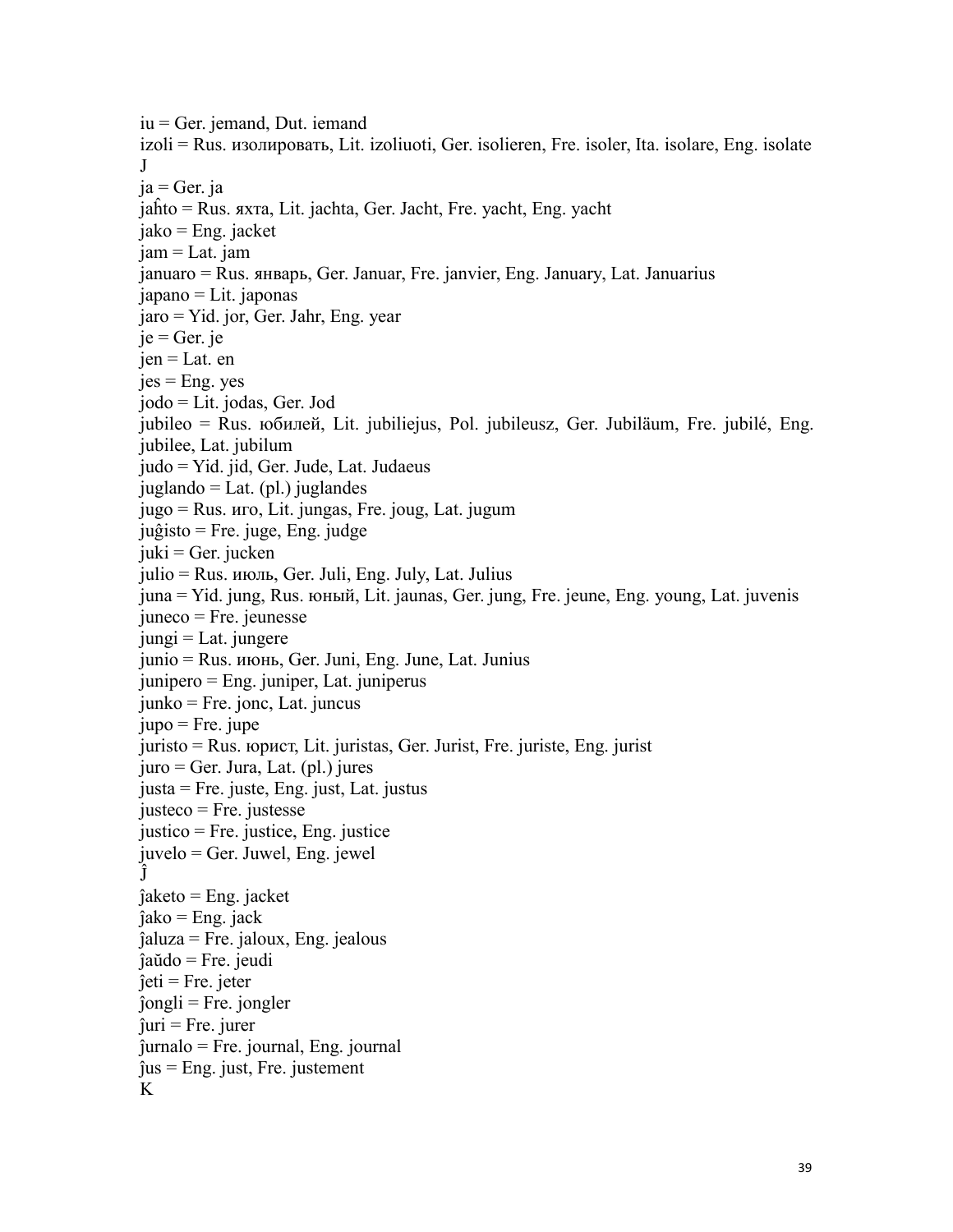iu = Ger. jemand, Dut. iemand
izoli = Rus. изолировать, Lit. izoliuoti, Ger. isolieren, Fre. isoler, Ita. isolare, Eng. isolate
J
ja = Ger. ja
jaĥto = Rus. яхта, Lit. jachta, Ger. Jacht, Fre. yacht, Eng. yacht
jako = Eng. jacket
jam = Lat. jam
januaro = Rus. январь, Ger. Januar, Fre. janvier, Eng. January, Lat. Januarius
japano = Lit. japonas
jaro = Yid. jor, Ger. Jahr, Eng. year
je = Ger. je
jen = Lat. en
jes = Eng. yes
jodo = Lit. jodas, Ger. Jod
jubileo = Rus. юбилей, Lit. jubiliejus, Pol. jubileusz, Ger. Jubiläum, Fre. jubilé, Eng. jubilee, Lat. jubilum
judo = Yid. jid, Ger. Jude, Lat. Judaeus
juglando = Lat. (pl.) juglandes
jugo = Rus. иго, Lit. jungas, Fre. joug, Lat. jugum
juĝisto = Fre. juge, Eng. judge
juki = Ger. jucken
julio = Rus. июль, Ger. Juli, Eng. July, Lat. Julius
juna = Yid. jung, Rus. юный, Lit. jaunas, Ger. jung, Fre. jeune, Eng. young, Lat. juvenis
juneco = Fre. jeunesse
jungi = Lat. jungere
junio = Rus. июнь, Ger. Juni, Eng. June, Lat. Junius
junipero = Eng. juniper, Lat. juniperus
junko = Fre. jonc, Lat. juncus
jupo = Fre. jupe
juristo = Rus. юрист, Lit. juristas, Ger. Jurist, Fre. juriste, Eng. jurist
juro = Ger. Jura, Lat. (pl.) jures
justa = Fre. juste, Eng. just, Lat. justus
justeco = Fre. justesse
justico = Fre. justice, Eng. justice
juvelo = Ger. Juwel, Eng. jewel
Ĵ
ĵaketo = Eng. jacket
ĵako = Eng. jack
ĵaluza = Fre. jaloux, Eng. jealous
ĵaŭdo = Fre. jeudi
ĵeti = Fre. jeter
ĵongli = Fre. jongler
ĵuri = Fre. jurer
ĵurnalo = Fre. journal, Eng. journal
ĵus = Eng. just, Fre. justement
K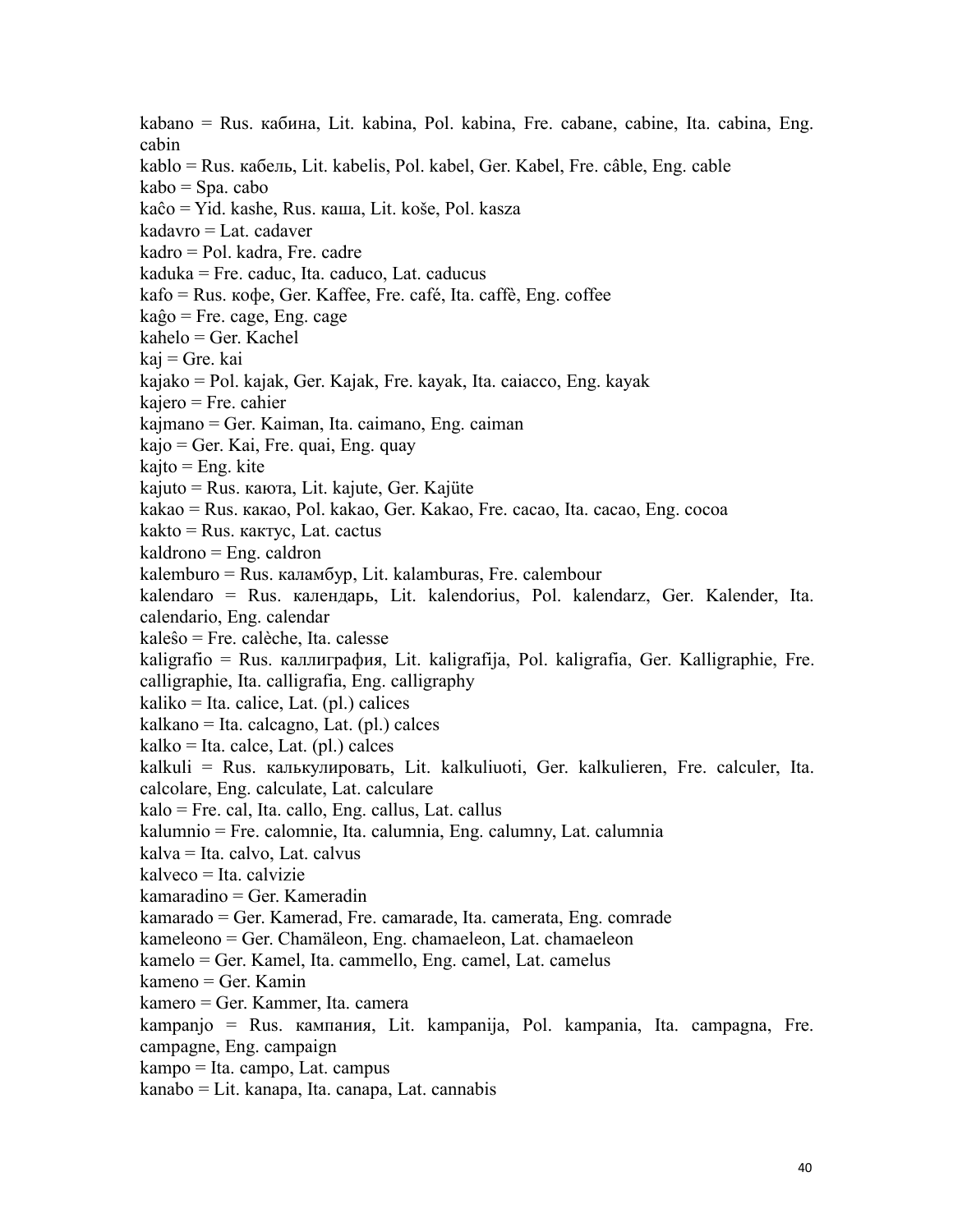kabano = Rus. кабина, Lit. kabina, Pol. kabina, Fre. cabane, cabine, Ita. cabina, Eng. cabin

kablo = Rus. кабель, Lit. kabelis, Pol. kabel, Ger. Kabel, Fre. câble, Eng. cable

kabo = Spa. cabo

kaĉo = Yid. kashe, Rus. каша, Lit. koše, Pol. kasza

kadavro = Lat. cadaver

kadro = Pol. kadra, Fre. cadre

kaduka = Fre. caduc, Ita. caduco, Lat. caducus

kafo = Rus. кофе, Ger. Kaffee, Fre. café, Ita. caffè, Eng. coffee

kaĝo = Fre. cage, Eng. cage

kahelo = Ger. Kachel

kaj = Gre. kai

kajako = Pol. kajak, Ger. Kajak, Fre. kayak, Ita. caiacco, Eng. kayak

kajero = Fre. cahier

kajmano = Ger. Kaiman, Ita. caimano, Eng. caiman

kajo = Ger. Kai, Fre. quai, Eng. quay

kajto = Eng. kite

kajuto = Rus. каюта, Lit. kajute, Ger. Kajüte

kakao = Rus. какао, Pol. kakao, Ger. Kakao, Fre. cacao, Ita. cacao, Eng. cocoa

kakto = Rus. кактус, Lat. cactus

kaldrono = Eng. caldron

kalemburo = Rus. каламбур, Lit. kalamburas, Fre. calembour

kalendaro = Rus. календарь, Lit. kalendorius, Pol. kalendarz, Ger. Kalender, Ita. calendario, Eng. calendar

kaleŝo = Fre. calèche, Ita. calesse

kaligrafio = Rus. каллиграфия, Lit. kaligrafija, Pol. kaligrafia, Ger. Kalligraphie, Fre. calligraphie, Ita. calligrafia, Eng. calligraphy

kaliko = Ita. calice, Lat. (pl.) calices

kalkano = Ita. calcagno, Lat. (pl.) calces

kalko = Ita. calce, Lat. (pl.) calces

kalkuli = Rus. калькулировать, Lit. kalkuliuoti, Ger. kalkulieren, Fre. calculer, Ita. calcolare, Eng. calculate, Lat. calculare

kalo = Fre. cal, Ita. callo, Eng. callus, Lat. callus

kalumnio = Fre. calomnie, Ita. calumnia, Eng. calumny, Lat. calumnia

kalva = Ita. calvo, Lat. calvus

kalveco = Ita. calvizie

kamaradino = Ger. Kameradin

kamarado = Ger. Kamerad, Fre. camarade, Ita. camerata, Eng. comrade

kameleono = Ger. Chamäleon, Eng. chamaeleon, Lat. chamaeleon

kamelo = Ger. Kamel, Ita. cammello, Eng. camel, Lat. camelus

kameno = Ger. Kamin

kamero = Ger. Kammer, Ita. camera

kampanjo = Rus. кампания, Lit. kampanija, Pol. kampania, Ita. campagna, Fre. campagne, Eng. campaign

kampo = Ita. campo, Lat. campus

kanabo = Lit. kanapa, Ita. canapa, Lat. cannabis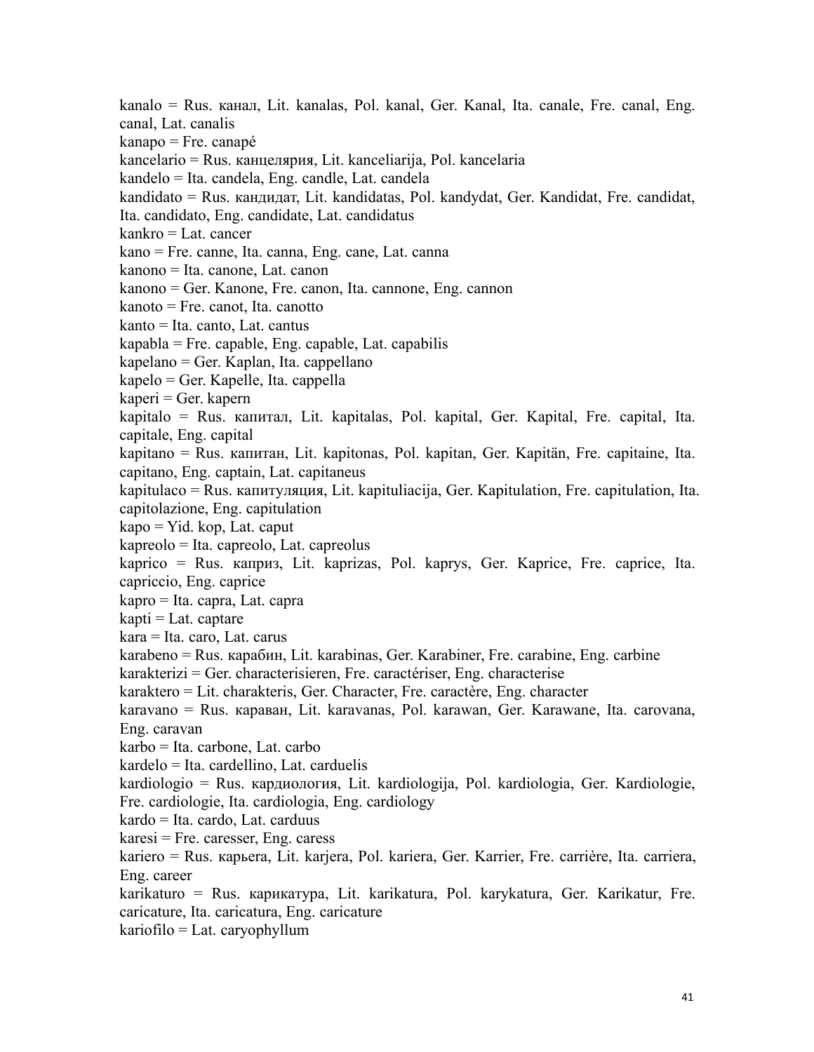kanalo = Rus. канал, Lit. kanalas, Pol. kanal, Ger. Kanal, Ita. canale, Fre. canal, Eng. canal, Lat. canalis

kanapo = Fre. canapé

kancelario = Rus. канцелярия, Lit. kanceliarija, Pol. kancelaria

kandelo = Ita. candela, Eng. candle, Lat. candela

kandidato = Rus. кандидат, Lit. kandidatas, Pol. kandydat, Ger. Kandidat, Fre. candidat, Ita. candidato, Eng. candidate, Lat. candidatus

kankro = Lat. cancer

kano = Fre. canne, Ita. canna, Eng. cane, Lat. canna

kanono = Ita. canone, Lat. canon

kanono = Ger. Kanone, Fre. canon, Ita. cannone, Eng. cannon

kanoto = Fre. canot, Ita. canotto

kanto = Ita. canto, Lat. cantus

kapabla = Fre. capable, Eng. capable, Lat. capabilis

kapelano = Ger. Kaplan, Ita. cappellano

kapelo = Ger. Kapelle, Ita. cappella

kaperi = Ger. kapern

kapitalo = Rus. капитал, Lit. kapitalas, Pol. kapital, Ger. Kapital, Fre. capital, Ita. capitale, Eng. capital

kapitano = Rus. капитан, Lit. kapitonas, Pol. kapitan, Ger. Kapitän, Fre. capitaine, Ita. capitano, Eng. captain, Lat. capitaneus

kapitulaco = Rus. капитуляция, Lit. kapituliacija, Ger. Kapitulation, Fre. capitulation, Ita. capitolazione, Eng. capitulation

kapo = Yid. kop, Lat. caput

kapreolo = Ita. capreolo, Lat. capreolus

kaprico = Rus. каприз, Lit. kaprizas, Pol. kaprys, Ger. Kaprice, Fre. caprice, Ita. capriccio, Eng. caprice

kapro = Ita. capra, Lat. capra

kapti = Lat. captare

kara = Ita. caro, Lat. carus

karabeno = Rus. карабин, Lit. karabinas, Ger. Karabiner, Fre. carabine, Eng. carbine

karakterizi = Ger. characterisieren, Fre. caractériser, Eng. characterise

karaktero = Lit. charakteris, Ger. Character, Fre. caractère, Eng. character

karavano = Rus. караван, Lit. karavanas, Pol. karawan, Ger. Karawane, Ita. carovana, Eng. caravan

karbo = Ita. carbone, Lat. carbo

kardelo = Ita. cardellino, Lat. carduelis

kardiologio = Rus. кардиология, Lit. kardiologija, Pol. kardiologia, Ger. Kardiologie, Fre. cardiologie, Ita. cardiologia, Eng. cardiology

kardo = Ita. cardo, Lat. carduus

karesi = Fre. caresser, Eng. caress

kariero = Rus. карьера, Lit. karjera, Pol. kariera, Ger. Karrier, Fre. carrière, Ita. carriera, Eng. career

karikaturo = Rus. карикатура, Lit. karikatura, Pol. karykatura, Ger. Karikatur, Fre. caricature, Ita. caricatura, Eng. caricature

kariofilo = Lat. caryophyllum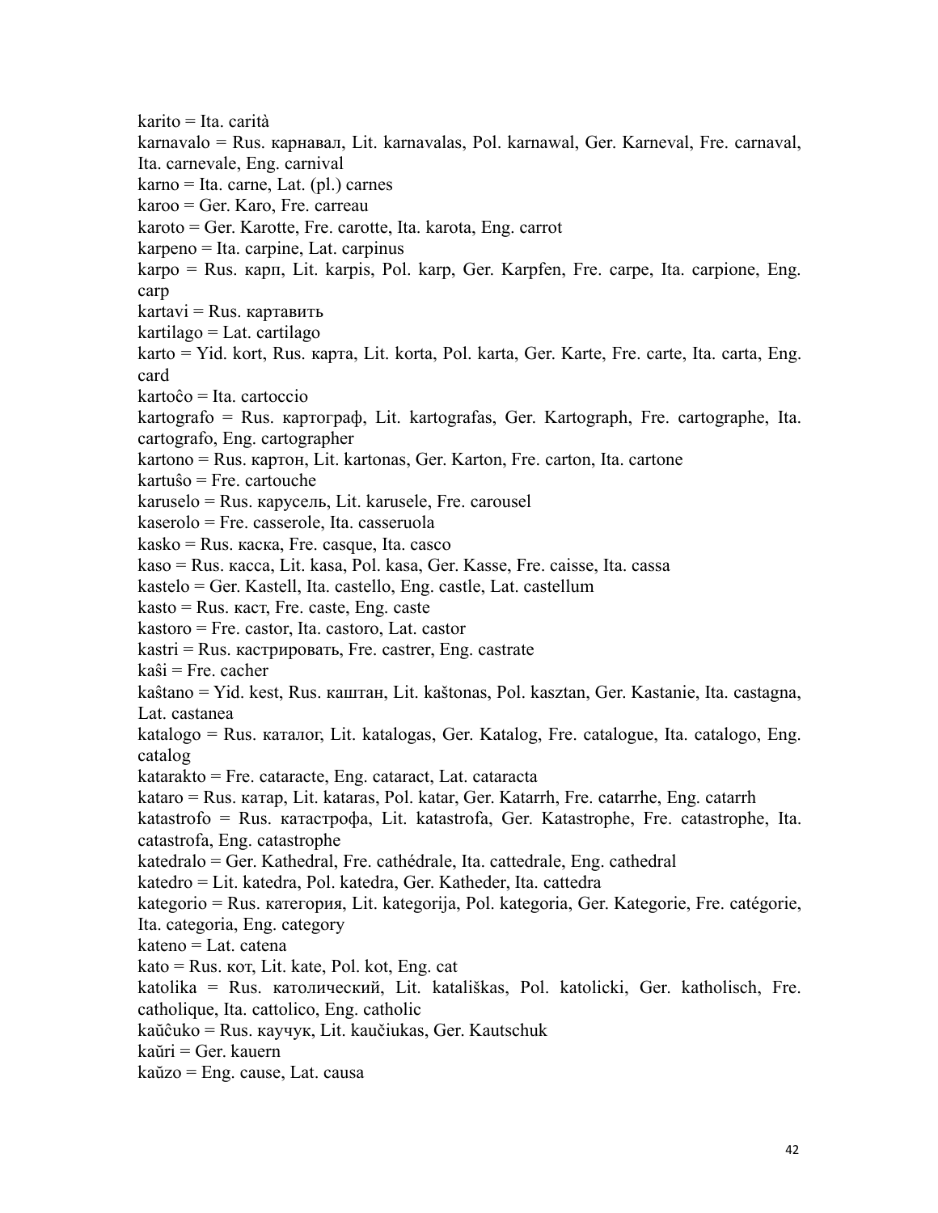karito = Ita. carità

karnavalo = Rus. карнавал, Lit. karnavalas, Pol. karnawal, Ger. Karneval, Fre. carnaval, Ita. carnevale, Eng. carnival

karno = Ita. carne, Lat. (pl.) carnes

karoo = Ger. Karo, Fre. carreau

karoto = Ger. Karotte, Fre. carotte, Ita. karota, Eng. carrot

karpeno = Ita. carpine, Lat. carpinus

karpo = Rus. карп, Lit. karpis, Pol. karp, Ger. Karpfen, Fre. carpe, Ita. carpione, Eng. carp

kartavi = Rus. картавить

kartilago = Lat. cartilago

karto = Yid. kort, Rus. карта, Lit. korta, Pol. karta, Ger. Karte, Fre. carte, Ita. carta, Eng. card

kartoĉo = Ita. cartoccio

kartografo = Rus. картограф, Lit. kartografas, Ger. Kartograph, Fre. cartographe, Ita. cartografo, Eng. cartographer

kartono = Rus. картон, Lit. kartonas, Ger. Karton, Fre. carton, Ita. cartone

kartuŝo = Fre. cartouche

karuselo = Rus. карусель, Lit. karusele, Fre. carousel

kaserolo = Fre. casserole, Ita. casseruola

kasko = Rus. каска, Fre. casque, Ita. casco

kaso = Rus. касса, Lit. kasa, Pol. kasa, Ger. Kasse, Fre. caisse, Ita. cassa

kastelo = Ger. Kastell, Ita. castello, Eng. castle, Lat. castellum

kasto = Rus. каст, Fre. caste, Eng. caste

kastoro = Fre. castor, Ita. castoro, Lat. castor

kastri = Rus. кастрировать, Fre. castrer, Eng. castrate

kaŝi = Fre. cacher

kaŝtano = Yid. kest, Rus. каштан, Lit. kaštonas, Pol. kasztan, Ger. Kastanie, Ita. castagna, Lat. castanea

katalogo = Rus. каталог, Lit. katalogas, Ger. Katalog, Fre. catalogue, Ita. catalogo, Eng. catalog

katarakto = Fre. cataracte, Eng. cataract, Lat. cataracta

kataro = Rus. катар, Lit. kataras, Pol. katar, Ger. Katarrh, Fre. catarrhe, Eng. catarrh

katastrofo = Rus. катастрофа, Lit. katastrofa, Ger. Katastrophe, Fre. catastrophe, Ita. catastrofa, Eng. catastrophe

katedralo = Ger. Kathedral, Fre. cathédrale, Ita. cattedrale, Eng. cathedral

katedro = Lit. katedra, Pol. katedra, Ger. Katheder, Ita. cattedra

kategorio = Rus. категория, Lit. kategorija, Pol. kategoria, Ger. Kategorie, Fre. catégorie, Ita. categoria, Eng. category

kateno = Lat. catena

kato = Rus. кот, Lit. kate, Pol. kot, Eng. cat

katolika = Rus. католический, Lit. katališkas, Pol. katolicki, Ger. katholisch, Fre. catholique, Ita. cattolico, Eng. catholic

kaŭĉuko = Rus. каучук, Lit. kaučiukas, Ger. Kautschuk

kaŭri = Ger. kauern

kaŭzo = Eng. cause, Lat. causa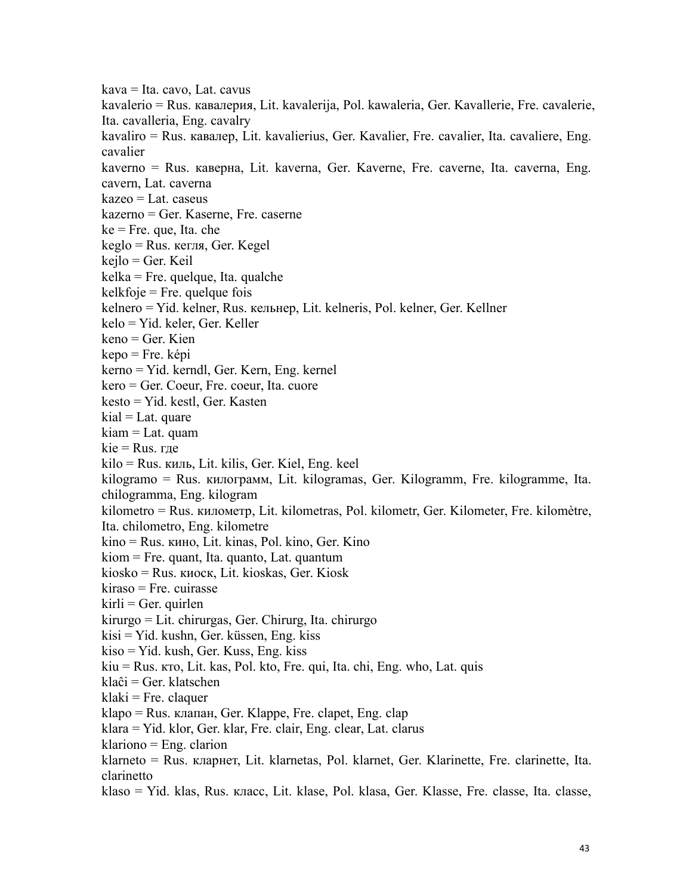kava = Ita. cavo, Lat. cavus

kavalerio = Rus. кавалерия, Lit. kavalerija, Pol. kawaleria, Ger. Kavallerie, Fre. cavalerie, Ita. cavalleria, Eng. cavalry

kavaliro = Rus. кавалер, Lit. kavalierius, Ger. Kavalier, Fre. cavalier, Ita. cavaliere, Eng. cavalier

kaverno = Rus. каверна, Lit. kaverna, Ger. Kaverne, Fre. caverne, Ita. caverna, Eng. cavern, Lat. caverna

kazeo = Lat. caseus

kazerno = Ger. Kaserne, Fre. caserne

ke = Fre. que, Ita. che

keglo = Rus. кегля, Ger. Kegel

kejlo = Ger. Keil

kelka = Fre. quelque, Ita. qualche

kelkfoje = Fre. quelque fois

kelnero = Yid. kelner, Rus. кельнер, Lit. kelneris, Pol. kelner, Ger. Kellner

kelo = Yid. keler, Ger. Keller

keno = Ger. Kien

kepo = Fre. képi

kerno = Yid. kerndl, Ger. Kern, Eng. kernel

kero = Ger. Coeur, Fre. coeur, Ita. cuore

kesto = Yid. kestl, Ger. Kasten

kial = Lat. quare

kiam = Lat. quam

kie = Rus. где

kilo = Rus. киль, Lit. kilis, Ger. Kiel, Eng. keel

kilogramo = Rus. килограмм, Lit. kilogramas, Ger. Kilogramm, Fre. kilogramme, Ita. chilogramma, Eng. kilogram

kilometro = Rus. километр, Lit. kilometras, Pol. kilometr, Ger. Kilometer, Fre. kilomètre, Ita. chilometro, Eng. kilometre

kino = Rus. кино, Lit. kinas, Pol. kino, Ger. Kino

kiom = Fre. quant, Ita. quanto, Lat. quantum

kiosko = Rus. киоск, Lit. kioskas, Ger. Kiosk

kiraso = Fre. cuirasse

kirli = Ger. quirlen

kirurgo = Lit. chirurgas, Ger. Chirurg, Ita. chirurgo

kisi = Yid. kushn, Ger. küssen, Eng. kiss

kiso = Yid. kush, Ger. Kuss, Eng. kiss

kiu = Rus. кто, Lit. kas, Pol. kto, Fre. qui, Ita. chi, Eng. who, Lat. quis

klaĉi = Ger. klatschen

klaki = Fre. claquer

klapo = Rus. клапан, Ger. Klappe, Fre. clapet, Eng. clap

klara = Yid. klor, Ger. klar, Fre. clair, Eng. clear, Lat. clarus

klariono = Eng. clarion

klarneto = Rus. кларнет, Lit. klarnetas, Pol. klarnet, Ger. Klarinette, Fre. clarinette, Ita. clarinetto

klaso = Yid. klas, Rus. класс, Lit. klase, Pol. klasa, Ger. Klasse, Fre. classe, Ita. classe,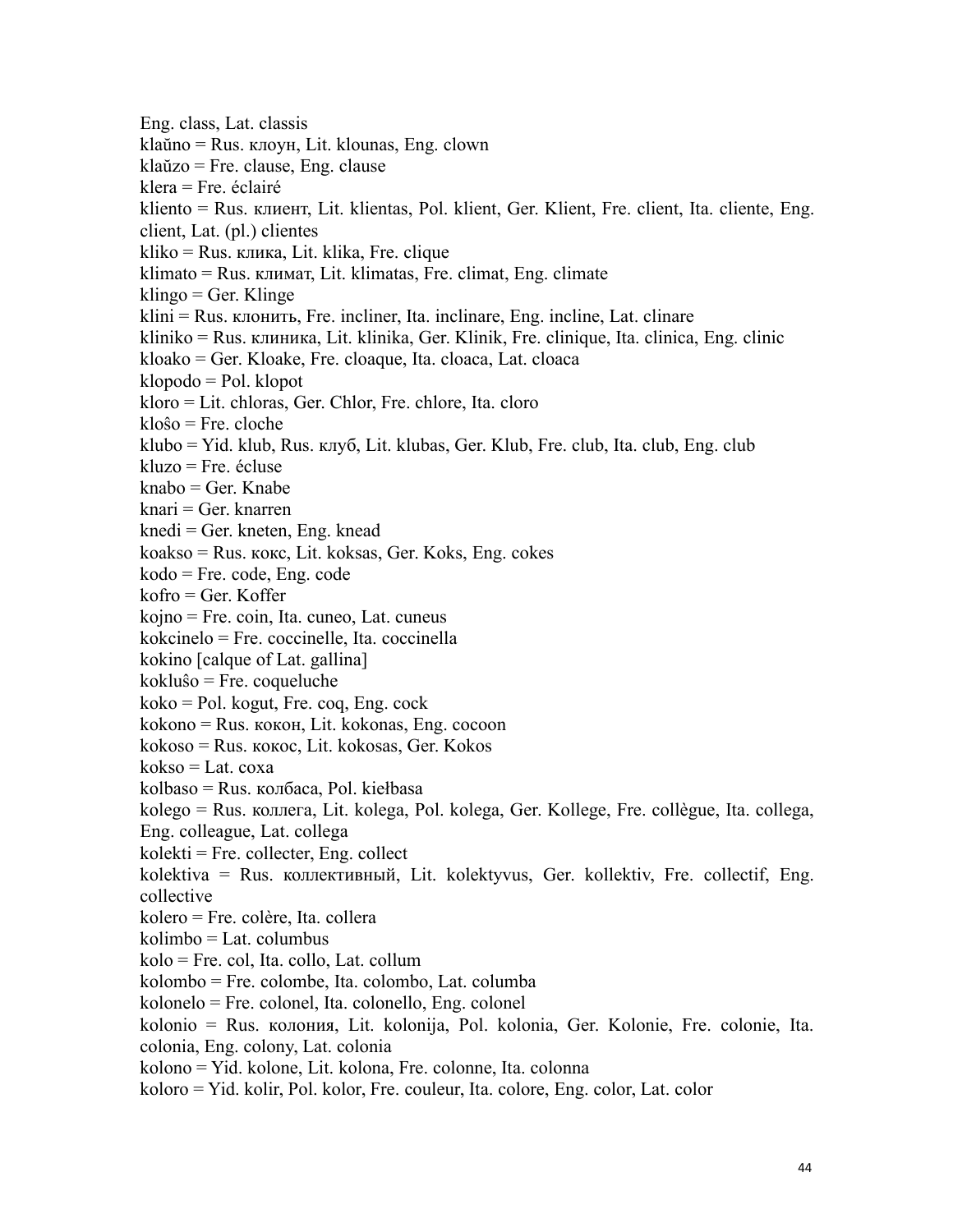Eng. class, Lat. classis
klaŭno = Rus. клоун, Lit. klounas, Eng. clown
klaŭzo = Fre. clause, Eng. clause
klera = Fre. éclairé
kliento = Rus. клиент, Lit. klientas, Pol. klient, Ger. Klient, Fre. client, Ita. cliente, Eng. client, Lat. (pl.) clientes
kliko = Rus. клика, Lit. klika, Fre. clique
klimato = Rus. климат, Lit. klimatas, Fre. climat, Eng. climate
klingo = Ger. Klinge
klini = Rus. клонить, Fre. incliner, Ita. inclinare, Eng. incline, Lat. clinare
kliniko = Rus. клиника, Lit. klinika, Ger. Klinik, Fre. clinique, Ita. clinica, Eng. clinic
kloako = Ger. Kloake, Fre. cloaque, Ita. cloaca, Lat. cloaca
klopodo = Pol. klopot
kloro = Lit. chloras, Ger. Chlor, Fre. chlore, Ita. cloro
kloŝo = Fre. cloche
klubo = Yid. klub, Rus. клуб, Lit. klubas, Ger. Klub, Fre. club, Ita. club, Eng. club
kluzo = Fre. écluse
knabo = Ger. Knabe
knari = Ger. knarren
knedi = Ger. kneten, Eng. knead
koakso = Rus. кокс, Lit. koksas, Ger. Koks, Eng. cokes
kodo = Fre. code, Eng. code
kofro = Ger. Koffer
kojno = Fre. coin, Ita. cuneo, Lat. cuneus
kokcinelo = Fre. coccinelle, Ita. coccinella
kokino [calque of Lat. gallina]
kokluŝo = Fre. coqueluche
koko = Pol. kogut, Fre. coq, Eng. cock
kokono = Rus. кокон, Lit. kokonas, Eng. cocoon
kokoso = Rus. кокос, Lit. kokosas, Ger. Kokos
kokso = Lat. coxa
kolbaso = Rus. колбаса, Pol. kiełbasa
kolego = Rus. коллега, Lit. kolega, Pol. kolega, Ger. Kollege, Fre. collègue, Ita. collega, Eng. colleague, Lat. collega
kolekti = Fre. collecter, Eng. collect
kolektiva = Rus. коллективный, Lit. kolektyvus, Ger. kollektiv, Fre. collectif, Eng. collective
kolero = Fre. colère, Ita. collera
kolimbo = Lat. columbus
kolo = Fre. col, Ita. collo, Lat. collum
kolombo = Fre. colombe, Ita. colombo, Lat. columba
kolonelo = Fre. colonel, Ita. colonello, Eng. colonel
kolonio = Rus. колония, Lit. kolonija, Pol. kolonia, Ger. Kolonie, Fre. colonie, Ita. colonia, Eng. colony, Lat. colonia
kolono = Yid. kolone, Lit. kolona, Fre. colonne, Ita. colonna
koloro = Yid. kolir, Pol. kolor, Fre. couleur, Ita. colore, Eng. color, Lat. color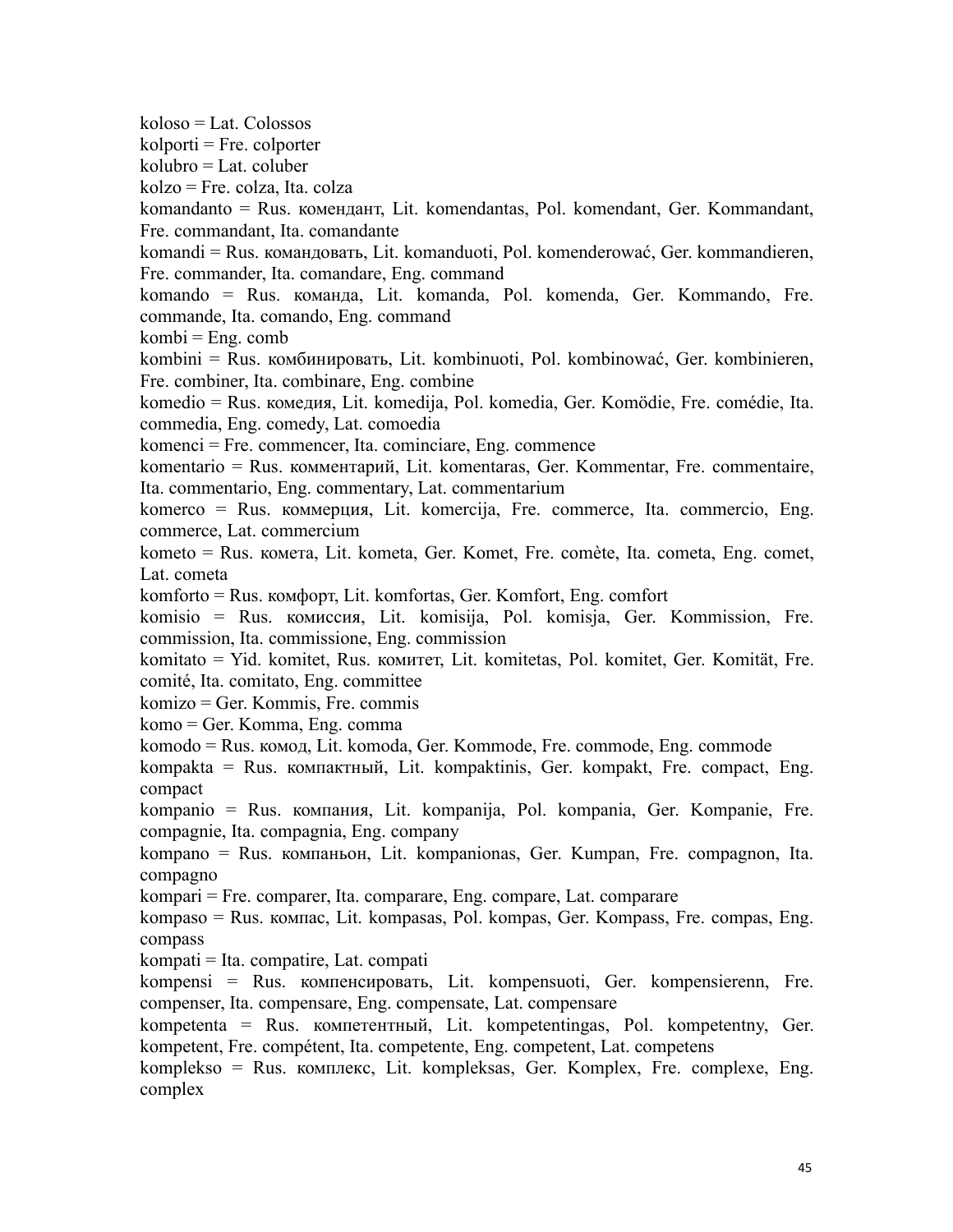koloso = Lat. Colossos
kolporti = Fre. colporter
kolubro = Lat. coluber
kolzo = Fre. colza, Ita. colza
komandanto = Rus. комендант, Lit. komendantas, Pol. komendant, Ger. Kommandant, Fre. commandant, Ita. comandante
komandi = Rus. командовать, Lit. komanduoti, Pol. komenderować, Ger. kommandieren, Fre. commander, Ita. comandare, Eng. command
komando = Rus. команда, Lit. komanda, Pol. komenda, Ger. Kommando, Fre. commande, Ita. comando, Eng. command
kombi = Eng. comb
kombini = Rus. комбинировать, Lit. kombinuoti, Pol. kombinować, Ger. kombinieren, Fre. combiner, Ita. combinare, Eng. combine
komedio = Rus. комедия, Lit. komedija, Pol. komedia, Ger. Komödie, Fre. comédie, Ita. commedia, Eng. comedy, Lat. comoedia
komenci = Fre. commencer, Ita. cominciare, Eng. commence
komentario = Rus. комментарий, Lit. komentaras, Ger. Kommentar, Fre. commentaire, Ita. commentario, Eng. commentary, Lat. commentarium
komerco = Rus. коммерция, Lit. komercija, Fre. commerce, Ita. commercio, Eng. commerce, Lat. commercium
kometo = Rus. комета, Lit. kometa, Ger. Komet, Fre. comète, Ita. cometa, Eng. comet, Lat. cometa
komforto = Rus. комфорт, Lit. komfortas, Ger. Komfort, Eng. comfort
komisio = Rus. комиссия, Lit. komisija, Pol. komisja, Ger. Kommission, Fre. commission, Ita. commissione, Eng. commission
komitato = Yid. komitet, Rus. комитет, Lit. komitetas, Pol. komitet, Ger. Komität, Fre. comité, Ita. comitato, Eng. committee
komizo = Ger. Kommis, Fre. commis
komo = Ger. Komma, Eng. comma
komodo = Rus. комод, Lit. komoda, Ger. Kommode, Fre. commode, Eng. commode
kompakta = Rus. компактный, Lit. kompaktinis, Ger. kompakt, Fre. compact, Eng. compact
kompanio = Rus. компания, Lit. kompanija, Pol. kompania, Ger. Kompanie, Fre. compagnie, Ita. compagnia, Eng. company
kompano = Rus. компаньон, Lit. kompanionas, Ger. Kumpan, Fre. compagnon, Ita. compagno
kompari = Fre. comparer, Ita. comparare, Eng. compare, Lat. comparare
kompaso = Rus. компас, Lit. kompasas, Pol. kompas, Ger. Kompass, Fre. compas, Eng. compass
kompati = Ita. compatire, Lat. compati
kompensi = Rus. компенсировать, Lit. kompensuoti, Ger. kompensierenn, Fre. compenser, Ita. compensare, Eng. compensate, Lat. compensare
kompetenta = Rus. компетентный, Lit. kompetentingas, Pol. kompetentny, Ger. kompetent, Fre. compétent, Ita. competente, Eng. competent, Lat. competens
komplekso = Rus. комплекс, Lit. kompleksas, Ger. Komplex, Fre. complexe, Eng. complex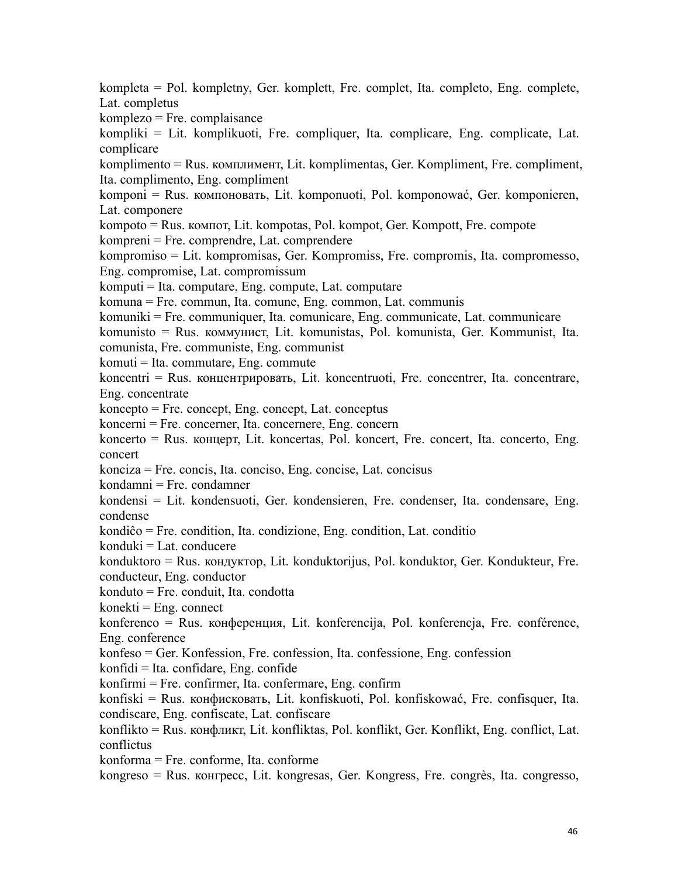kompleta = Pol. kompletny, Ger. komplett, Fre. complet, Ita. completo, Eng. complete, Lat. completus

komplezo = Fre. complaisance

kompliki = Lit. komplikuoti, Fre. compliquer, Ita. complicare, Eng. complicate, Lat. complicare

komplimento = Rus. комплимент, Lit. komplimentas, Ger. Kompliment, Fre. compliment, Ita. complimento, Eng. compliment

komponi = Rus. компоновать, Lit. komponuoti, Pol. komponować, Ger. komponieren, Lat. componere

kompoto = Rus. компот, Lit. kompotas, Pol. kompot, Ger. Kompott, Fre. compote

kompreni = Fre. comprendre, Lat. comprendere

kompromiso = Lit. kompromisas, Ger. Kompromiss, Fre. compromis, Ita. compromesso, Eng. compromise, Lat. compromissum

komputi = Ita. computare, Eng. compute, Lat. computare

komuna = Fre. commun, Ita. comune, Eng. common, Lat. communis

komuniki = Fre. communiquer, Ita. comunicare, Eng. communicate, Lat. communicare

komunisto = Rus. коммунист, Lit. komunistas, Pol. komunista, Ger. Kommunist, Ita. comunista, Fre. communiste, Eng. communist

komuti = Ita. commutare, Eng. commute

koncentri = Rus. концентрировать, Lit. koncentruoti, Fre. concentrer, Ita. concentrare, Eng. concentrate

koncepto = Fre. concept, Eng. concept, Lat. conceptus

koncerni = Fre. concerner, Ita. concernere, Eng. concern

koncerto = Rus. концерт, Lit. koncertas, Pol. koncert, Fre. concert, Ita. concerto, Eng. concert

konciza = Fre. concis, Ita. conciso, Eng. concise, Lat. concisus

kondamni = Fre. condamner

kondensi = Lit. kondensuoti, Ger. kondensieren, Fre. condenser, Ita. condensare, Eng. condense

kondiĉo = Fre. condition, Ita. condizione, Eng. condition, Lat. conditio

konduki = Lat. conducere

konduktoro = Rus. кондуктор, Lit. konduktorijus, Pol. konduktor, Ger. Kondukteur, Fre. conducteur, Eng. conductor

konduto = Fre. conduit, Ita. condotta

konekti = Eng. connect

konferenco = Rus. конференция, Lit. konferencija, Pol. konferencja, Fre. conférence, Eng. conference

konfeso = Ger. Konfession, Fre. confession, Ita. confessione, Eng. confession

konfidi = Ita. confidare, Eng. confide

konfirmi = Fre. confirmer, Ita. confermare, Eng. confirm

konfiski = Rus. конфисковать, Lit. konfiskuoti, Pol. konfiskować, Fre. confisquer, Ita. condiscare, Eng. confiscate, Lat. confiscare

konflikto = Rus. конфликт, Lit. konfliktas, Pol. konflikt, Ger. Konflikt, Eng. conflict, Lat. conflictus

konforma = Fre. conforme, Ita. conforme

kongreso = Rus. конгресс, Lit. kongresas, Ger. Kongress, Fre. congrès, Ita. congresso,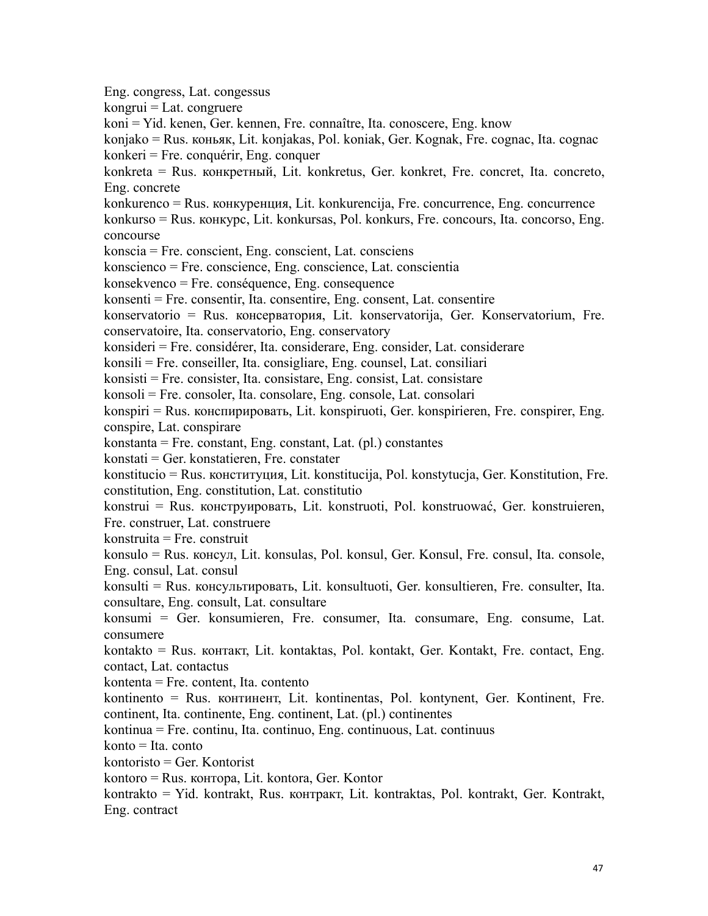Eng. congress, Lat. congessus

kongrui = Lat. congruere

koni = Yid. kenen, Ger. kennen, Fre. connaître, Ita. conoscere, Eng. know

konjako = Rus. коньяк, Lit. konjakas, Pol. koniak, Ger. Kognak, Fre. cognac, Ita. cognac

konkeri = Fre. conquérir, Eng. conquer

konkreta = Rus. конкретный, Lit. konkretus, Ger. konkret, Fre. concret, Ita. concreto, Eng. concrete

konkurenco = Rus. конкуренция, Lit. konkurencija, Fre. concurrence, Eng. concurrence

konkurso = Rus. конкурс, Lit. konkursas, Pol. konkurs, Fre. concours, Ita. concorso, Eng. concourse

konscia = Fre. conscient, Eng. conscient, Lat. consciens

konscienco = Fre. conscience, Eng. conscience, Lat. conscientia

konsekvenco = Fre. conséquence, Eng. consequence

konsenti = Fre. consentir, Ita. consentire, Eng. consent, Lat. consentire

konservatorio = Rus. консерватория, Lit. konservatorija, Ger. Konservatorium, Fre. conservatoire, Ita. conservatorio, Eng. conservatory

konsideri = Fre. considérer, Ita. considerare, Eng. consider, Lat. considerare

konsili = Fre. conseiller, Ita. consigliare, Eng. counsel, Lat. consiliari

konsisti = Fre. consister, Ita. consistare, Eng. consist, Lat. consistare

konsoli = Fre. consoler, Ita. consolare, Eng. console, Lat. consolari

konspiri = Rus. конспирировать, Lit. konspiruoti, Ger. konspirieren, Fre. conspirer, Eng. conspire, Lat. conspirare

konstanta = Fre. constant, Eng. constant, Lat. (pl.) constantes

konstati = Ger. konstatieren, Fre. constater

konstitucio = Rus. конституция, Lit. konstitucija, Pol. konstytucja, Ger. Konstitution, Fre. constitution, Eng. constitution, Lat. constitutio

konstrui = Rus. конструировать, Lit. konstruoti, Pol. konstruować, Ger. konstruieren, Fre. construer, Lat. construere

konstruita = Fre. construit

konsulo = Rus. консул, Lit. konsulas, Pol. konsul, Ger. Konsul, Fre. consul, Ita. console, Eng. consul, Lat. consul

konsulti = Rus. консультировать, Lit. konsultuoti, Ger. konsultieren, Fre. consulter, Ita. consultare, Eng. consult, Lat. consultare

konsumi = Ger. konsumieren, Fre. consumer, Ita. consumare, Eng. consume, Lat. consumere

kontakto = Rus. контакт, Lit. kontaktas, Pol. kontakt, Ger. Kontakt, Fre. contact, Eng. contact, Lat. contactus

kontenta = Fre. content, Ita. contento

kontinento = Rus. континент, Lit. kontinentas, Pol. kontynent, Ger. Kontinent, Fre. continent, Ita. continente, Eng. continent, Lat. (pl.) continentes

kontinua = Fre. continu, Ita. continuo, Eng. continuous, Lat. continuus

konto = Ita. conto

kontoristo = Ger. Kontorist

kontoro = Rus. контора, Lit. kontora, Ger. Kontor

kontrakto = Yid. kontrakt, Rus. контракт, Lit. kontraktas, Pol. kontrakt, Ger. Kontrakt, Eng. contract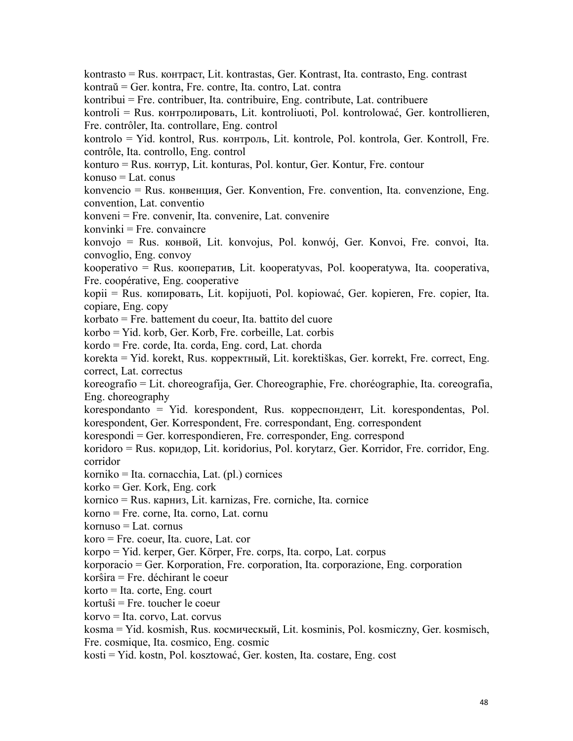kontrasto = Rus. контраст, Lit. kontrastas, Ger. Kontrast, Ita. contrasto, Eng. contrast

kontraŭ = Ger. kontra, Fre. contre, Ita. contro, Lat. contra

kontribui = Fre. contribuer, Ita. contribuire, Eng. contribute, Lat. contribuere

kontroli = Rus. контролировать, Lit. kontroliuoti, Pol. kontrolować, Ger. kontrollieren, Fre. contrôler, Ita. controllare, Eng. control

kontrolo = Yid. kontrol, Rus. контроль, Lit. kontrole, Pol. kontrola, Ger. Kontroll, Fre. contrôle, Ita. controllo, Eng. control

konturo = Rus. контур, Lit. konturas, Pol. kontur, Ger. Kontur, Fre. contour

konuso = Lat. conus

konvencio = Rus. конвенция, Ger. Konvention, Fre. convention, Ita. convenzione, Eng. convention, Lat. conventio

konveni = Fre. convenir, Ita. convenire, Lat. convenire

konvinki = Fre. convaincre

konvojo = Rus. конвой, Lit. konvojus, Pol. konwój, Ger. Konvoi, Fre. convoi, Ita. convoglio, Eng. convoy

kooperativo = Rus. кооператив, Lit. kooperatyvas, Pol. kooperatywa, Ita. cooperativa, Fre. coopérative, Eng. cooperative

kopii = Rus. копировать, Lit. kopijuoti, Pol. kopiować, Ger. kopieren, Fre. copier, Ita. copiare, Eng. copy

korbato = Fre. battement du coeur, Ita. battito del cuore

korbo = Yid. korb, Ger. Korb, Fre. corbeille, Lat. corbis

kordo = Fre. corde, Ita. corda, Eng. cord, Lat. chorda

korekta = Yid. korekt, Rus. корректный, Lit. korektiškas, Ger. korrekt, Fre. correct, Eng. correct, Lat. correctus

koreografio = Lit. choreografija, Ger. Choreographie, Fre. choréographie, Ita. coreografia, Eng. choreography

korespondanto = Yid. korespondent, Rus. корреспондент, Lit. korespondentas, Pol. korespondent, Ger. Korrespondent, Fre. correspondant, Eng. correspondent

korespondi = Ger. korrespondieren, Fre. corresponder, Eng. correspond

koridoro = Rus. коридор, Lit. koridorius, Pol. korytarz, Ger. Korridor, Fre. corridor, Eng. corridor

korniko = Ita. cornacchia, Lat. (pl.) cornices

korko = Ger. Kork, Eng. cork

kornico = Rus. карниз, Lit. karnizas, Fre. corniche, Ita. cornice

korno = Fre. corne, Ita. corno, Lat. cornu

kornuso = Lat. cornus

koro = Fre. coeur, Ita. cuore, Lat. cor

korpo = Yid. kerper, Ger. Körper, Fre. corps, Ita. corpo, Lat. corpus

korporacio = Ger. Korporation, Fre. corporation, Ita. corporazione, Eng. corporation

korŝira = Fre. déchirant le coeur

korto = Ita. corte, Eng. court

kortuŝi = Fre. toucher le coeur

korvo = Ita. corvo, Lat. corvus

kosma = Yid. kosmish, Rus. космический, Lit. kosminis, Pol. kosmiczny, Ger. kosmisch, Fre. cosmique, Ita. cosmico, Eng. cosmic

kosti = Yid. kostn, Pol. kosztować, Ger. kosten, Ita. costare, Eng. cost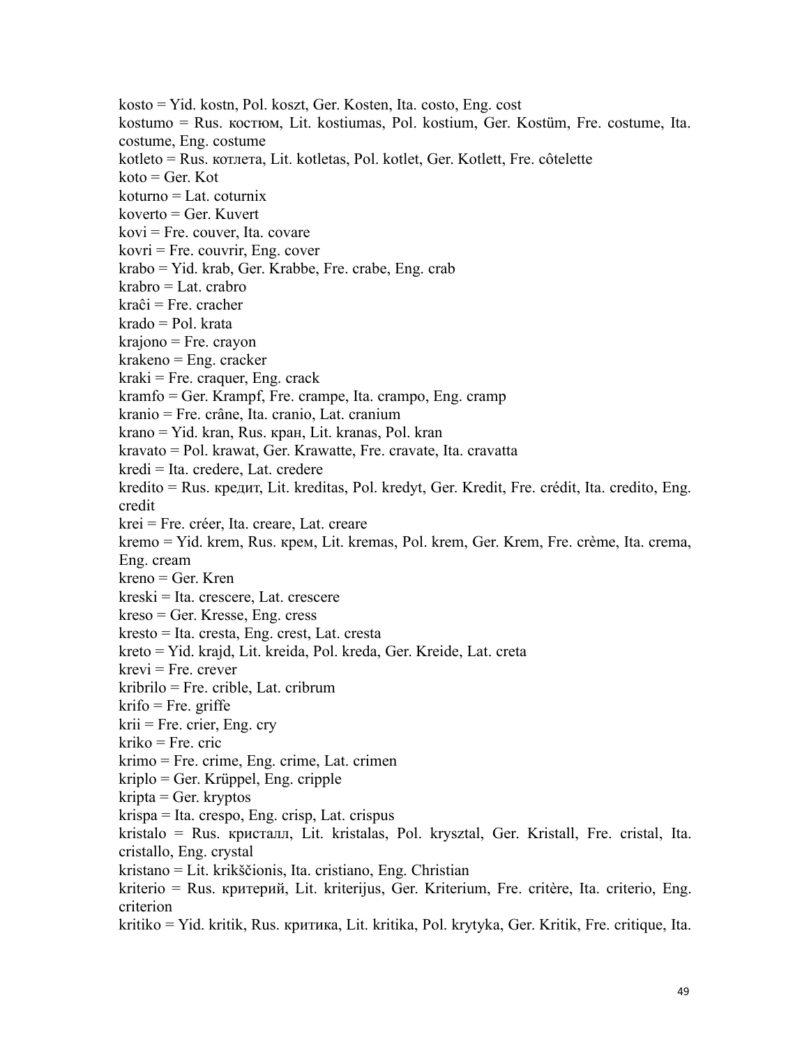kosto = Yid. kostn, Pol. koszt, Ger. Kosten, Ita. costo, Eng. cost
kostumo = Rus. костюм, Lit. kostiumas, Pol. kostium, Ger. Kostüm, Fre. costume, Ita. costume, Eng. costume
kotleto = Rus. котлета, Lit. kotletas, Pol. kotlet, Ger. Kotlett, Fre. côtelette
koto = Ger. Kot
koturno = Lat. coturnix
koverto = Ger. Kuvert
kovi = Fre. couver, Ita. covare
kovri = Fre. couvrir, Eng. cover
krabo = Yid. krab, Ger. Krabbe, Fre. crabe, Eng. crab
krabro = Lat. crabro
kraĉi = Fre. cracher
krado = Pol. krata
krajono = Fre. crayon
krakeno = Eng. cracker
kraki = Fre. craquer, Eng. crack
kramfo = Ger. Krampf, Fre. crampe, Ita. crampo, Eng. cramp
kranio = Fre. crâne, Ita. cranio, Lat. cranium
krano = Yid. kran, Rus. кран, Lit. kranas, Pol. kran
kravato = Pol. krawat, Ger. Krawatte, Fre. cravate, Ita. cravatta
kredi = Ita. credere, Lat. credere
kredito = Rus. кредит, Lit. kreditas, Pol. kredyt, Ger. Kredit, Fre. crédit, Ita. credito, Eng. credit
krei = Fre. créer, Ita. creare, Lat. creare
kremo = Yid. krem, Rus. крем, Lit. kremas, Pol. krem, Ger. Krem, Fre. crème, Ita. crema, Eng. cream
kreno = Ger. Kren
kreski = Ita. crescere, Lat. crescere
kreso = Ger. Kresse, Eng. cress
kresto = Ita. cresta, Eng. crest, Lat. cresta
kreto = Yid. krajd, Lit. kreida, Pol. kreda, Ger. Kreide, Lat. creta
krevi = Fre. crever
kribrilo = Fre. crible, Lat. cribrum
krifo = Fre. griffe
krii = Fre. crier, Eng. cry
kriko = Fre. cric
krimo = Fre. crime, Eng. crime, Lat. crimen
kriplo = Ger. Krüppel, Eng. cripple
kripta = Ger. kryptos
krispa = Ita. crespo, Eng. crisp, Lat. crispus
kristalo = Rus. кристалл, Lit. kristalas, Pol. kryształ, Ger. Kristall, Fre. cristal, Ita. cristallo, Eng. crystal
kristano = Lit. krikščionis, Ita. cristiano, Eng. Christian
kriterio = Rus. критерий, Lit. kriterijus, Ger. Kriterium, Fre. critère, Ita. criterio, Eng. criterion
kritiko = Yid. kritik, Rus. критика, Lit. kritika, Pol. krytyka, Ger. Kritik, Fre. critique, Ita.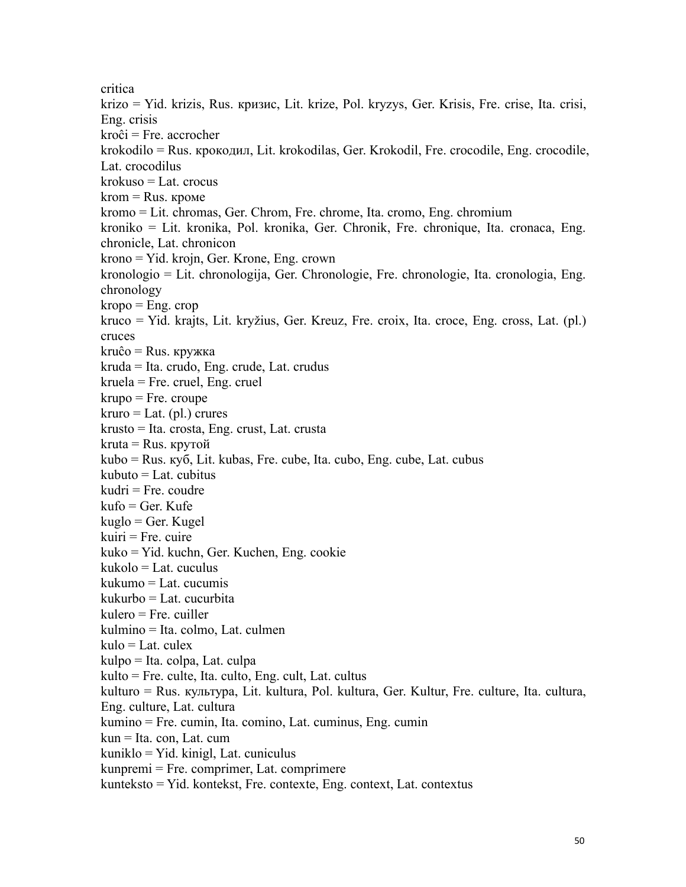critica

krizo = Yid. krizis, Rus. кризис, Lit. krize, Pol. kryzys, Ger. Krisis, Fre. crise, Ita. crisi, Eng. crisis

kroĉi = Fre. accrocher

krokodilo = Rus. крокодил, Lit. krokodilas, Ger. Krokodil, Fre. crocodile, Eng. crocodile, Lat. crocodilus

krokuso = Lat. crocus

krom = Rus. кроме

kromo = Lit. chromas, Ger. Chrom, Fre. chrome, Ita. cromo, Eng. chromium

kroniko = Lit. kronika, Pol. kronika, Ger. Chronik, Fre. chronique, Ita. cronaca, Eng. chronicle, Lat. chronicon

krono = Yid. krojn, Ger. Krone, Eng. crown

kronologio = Lit. chronologija, Ger. Chronologie, Fre. chronologie, Ita. cronologia, Eng. chronology

kropo = Eng. crop

kruco = Yid. krajts, Lit. kryžius, Ger. Kreuz, Fre. croix, Ita. croce, Eng. cross, Lat. (pl.) cruces

kruĉo = Rus. кружка

kruda = Ita. crudo, Eng. crude, Lat. crudus

kruela = Fre. cruel, Eng. cruel

krupo = Fre. croupe

kruro = Lat. (pl.) crures

krusto = Ita. crosta, Eng. crust, Lat. crusta

kruta = Rus. крутой

kubo = Rus. куб, Lit. kubas, Fre. cube, Ita. cubo, Eng. cube, Lat. cubus

kubuto = Lat. cubitus

kudri = Fre. coudre

kufo = Ger. Kufe

kuglo = Ger. Kugel

kuiri = Fre. cuire

kuko = Yid. kuchn, Ger. Kuchen, Eng. cookie

kukolo = Lat. cuculus

kukumo = Lat. cucumis

kukurbo = Lat. cucurbita

kulero = Fre. cuiller

kulmino = Ita. colmo, Lat. culmen

kulo = Lat. culex

kulpo = Ita. colpa, Lat. culpa

kulto = Fre. culte, Ita. culto, Eng. cult, Lat. cultus

kulturo = Rus. культура, Lit. kultura, Pol. kultura, Ger. Kultur, Fre. culture, Ita. cultura, Eng. culture, Lat. cultura

kumino = Fre. cumin, Ita. comino, Lat. cuminus, Eng. cumin

kun = Ita. con, Lat. cum

kuniklo = Yid. kinigl, Lat. cuniculus

kunpremi = Fre. comprimer, Lat. comprimere

kunteksto = Yid. kontekst, Fre. contexte, Eng. context, Lat. contextus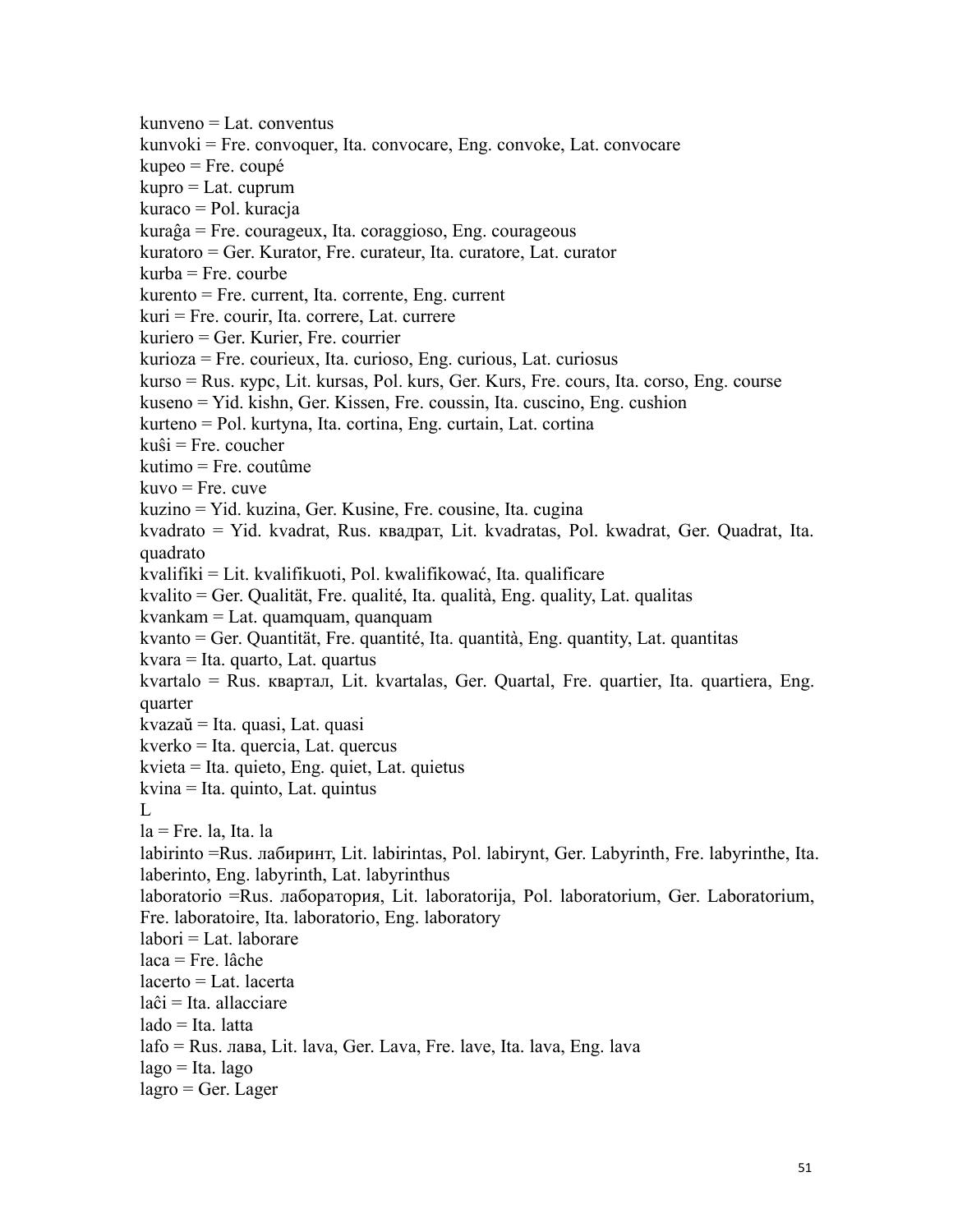kunveno = Lat. conventus  
kunvoki = Fre. convoquer, Ita. convocare, Eng. convoke, Lat. convocare  
kupeo = Fre. coupé  
kupro = Lat. cuprum  
kuraco = Pol. kuracja  
kuraĝa = Fre. courageux, Ita. coraggioso, Eng. courageous  
kuratoro = Ger. Kurator, Fre. curateur, Ita. curatore, Lat. curator  
kurba = Fre. courbe  
kurento = Fre. current, Ita. corrente, Eng. current  
kuri = Fre. courir, Ita. correre, Lat. currere  
kuriero = Ger. Kurier, Fre. courrier  
kurioza = Fre. courieux, Ita. curioso, Eng. curious, Lat. curiosus  
kurso = Rus. курс, Lit. kursas, Pol. kurs, Ger. Kurs, Fre. cours, Ita. corso, Eng. course  
kuseno = Yid. kishn, Ger. Kissen, Fre. coussin, Ita. cuscino, Eng. cushion  
kurteno = Pol. kurtyna, Ita. cortina, Eng. curtain, Lat. cortina  
kuŝi = Fre. coucher  
kutimo = Fre. coutûme  
kuvo = Fre. cuve  
kuzino = Yid. kuzina, Ger. Kusine, Fre. cousine, Ita. cugina  
kvadrato = Yid. kvadrat, Rus. квадрат, Lit. kvadratas, Pol. kwadrat, Ger. Quadrat, Ita. quadrato  
kvalifiki = Lit. kvalifikuoti, Pol. kwalifikować, Ita. qualificare  
kvalito = Ger. Qualität, Fre. qualité, Ita. qualità, Eng. quality, Lat. qualitas  
kvankam = Lat. quamquam, quanquam  
kvanto = Ger. Quantität, Fre. quantité, Ita. quantità, Eng. quantity, Lat. quantitas  
kvara = Ita. quarto, Lat. quartus  
kvartalo = Rus. квартал, Lit. kvartalas, Ger. Quartal, Fre. quartier, Ita. quartiera, Eng. quarter  
kvazaŭ = Ita. quasi, Lat. quasi  
kverko = Ita. quercia, Lat. quercus  
kvieta = Ita. quieto, Eng. quiet, Lat. quietus  
kvina = Ita. quinto, Lat. quintus  

L

la = Fre. la, Ita. la  
labirinto =Rus. лабиринт, Lit. labirintas, Pol. labirynt, Ger. Labyrinth, Fre. labyrinthe, Ita. laberinto, Eng. labyrinth, Lat. labyrinthus  
laboratorio =Rus. лаборатория, Lit. laboratorija, Pol. laboratorium, Ger. Laboratorium, Fre. laboratoire, Ita. laboratorio, Eng. laboratory  
labori = Lat. laborare  
laca = Fre. lâche  
lacerto = Lat. lacerta  
laĉi = Ita. allacciare  
lado = Ita. latta  
lafo = Rus. лава, Lit. lava, Ger. Lava, Fre. lave, Ita. lava, Eng. lava  
lago = Ita. lago  
lagro = Ger. Lager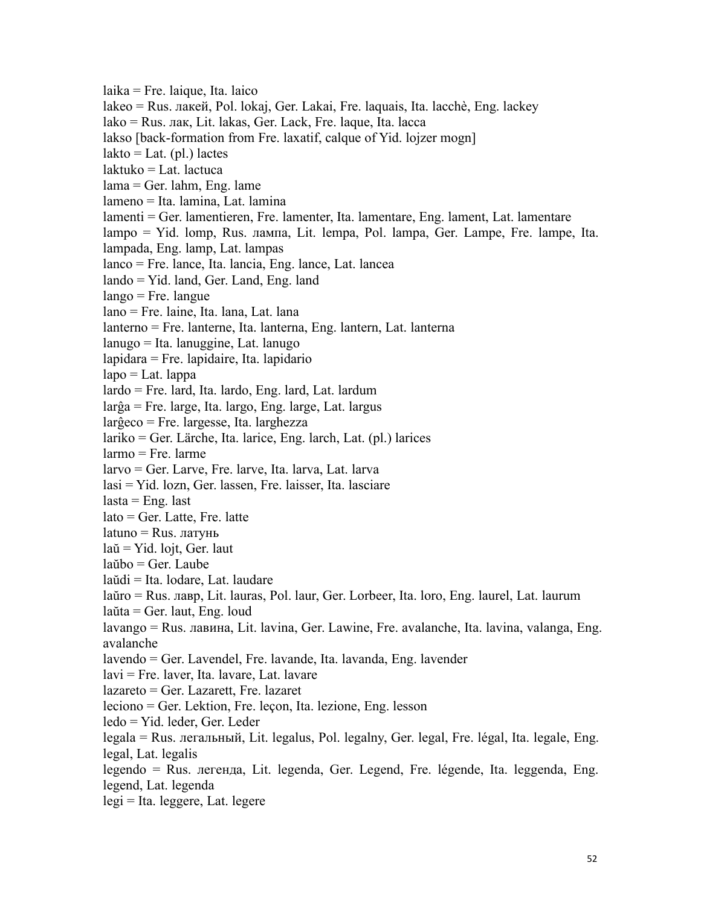laika = Fre. laique, Ita. laico
lakeo = Rus. лакей, Pol. lokaj, Ger. Lakai, Fre. laquais, Ita. lacchè, Eng. lackey
lako = Rus. лак, Lit. lakas, Ger. Lack, Fre. laque, Ita. lacca
lakso [back-formation from Fre. laxatif, calque of Yid. lojzer mogn]
lakto = Lat. (pl.) lactes
laktuko = Lat. lactuca
lama = Ger. lahm, Eng. lame
lameno = Ita. lamina, Lat. lamina
lamenti = Ger. lamentieren, Fre. lamenter, Ita. lamentare, Eng. lament, Lat. lamentare
lampo = Yid. lomp, Rus. лампа, Lit. lempa, Pol. lampa, Ger. Lampe, Fre. lampe, Ita. lampada, Eng. lamp, Lat. lampas
lanco = Fre. lance, Ita. lancia, Eng. lance, Lat. lancea
lando = Yid. land, Ger. Land, Eng. land
lango = Fre. langue
lano = Fre. laine, Ita. lana, Lat. lana
lanterno = Fre. lanterne, Ita. lanterna, Eng. lantern, Lat. lanterna
lanugo = Ita. lanuggine, Lat. lanugo
lapidara = Fre. lapidaire, Ita. lapidario
lapo = Lat. lappa
lardo = Fre. lard, Ita. lardo, Eng. lard, Lat. lardum
larĝa = Fre. large, Ita. largo, Eng. large, Lat. largus
larĝeco = Fre. largesse, Ita. larghezza
lariko = Ger. Lärche, Ita. larice, Eng. larch, Lat. (pl.) larices
larmo = Fre. larme
larvo = Ger. Larve, Fre. larve, Ita. larva, Lat. larva
lasi = Yid. lozn, Ger. lassen, Fre. laisser, Ita. lasciare
lasta = Eng. last
lato = Ger. Latte, Fre. latte
latuno = Rus. латунь
laŭ = Yid. lojt, Ger. laut
laŭbo = Ger. Laube
laŭdi = Ita. lodare, Lat. laudare
laŭro = Rus. лавр, Lit. lauras, Pol. laur, Ger. Lorbeer, Ita. loro, Eng. laurel, Lat. laurum
laŭta = Ger. laut, Eng. loud
lavango = Rus. лавина, Lit. lavina, Ger. Lawine, Fre. avalanche, Ita. lavina, valanga, Eng. avalanche
lavendo = Ger. Lavendel, Fre. lavande, Ita. lavanda, Eng. lavender
lavi = Fre. laver, Ita. lavare, Lat. lavare
lazareto = Ger. Lazarett, Fre. lazaret
leciono = Ger. Lektion, Fre. leçon, Ita. lezione, Eng. lesson
ledo = Yid. leder, Ger. Leder
legala = Rus. легальный, Lit. legalus, Pol. legalny, Ger. legal, Fre. légal, Ita. legale, Eng. legal, Lat. legalis
legendo = Rus. легенда, Lit. legenda, Ger. Legend, Fre. légende, Ita. leggenda, Eng. legend, Lat. legenda
legi = Ita. leggere, Lat. legere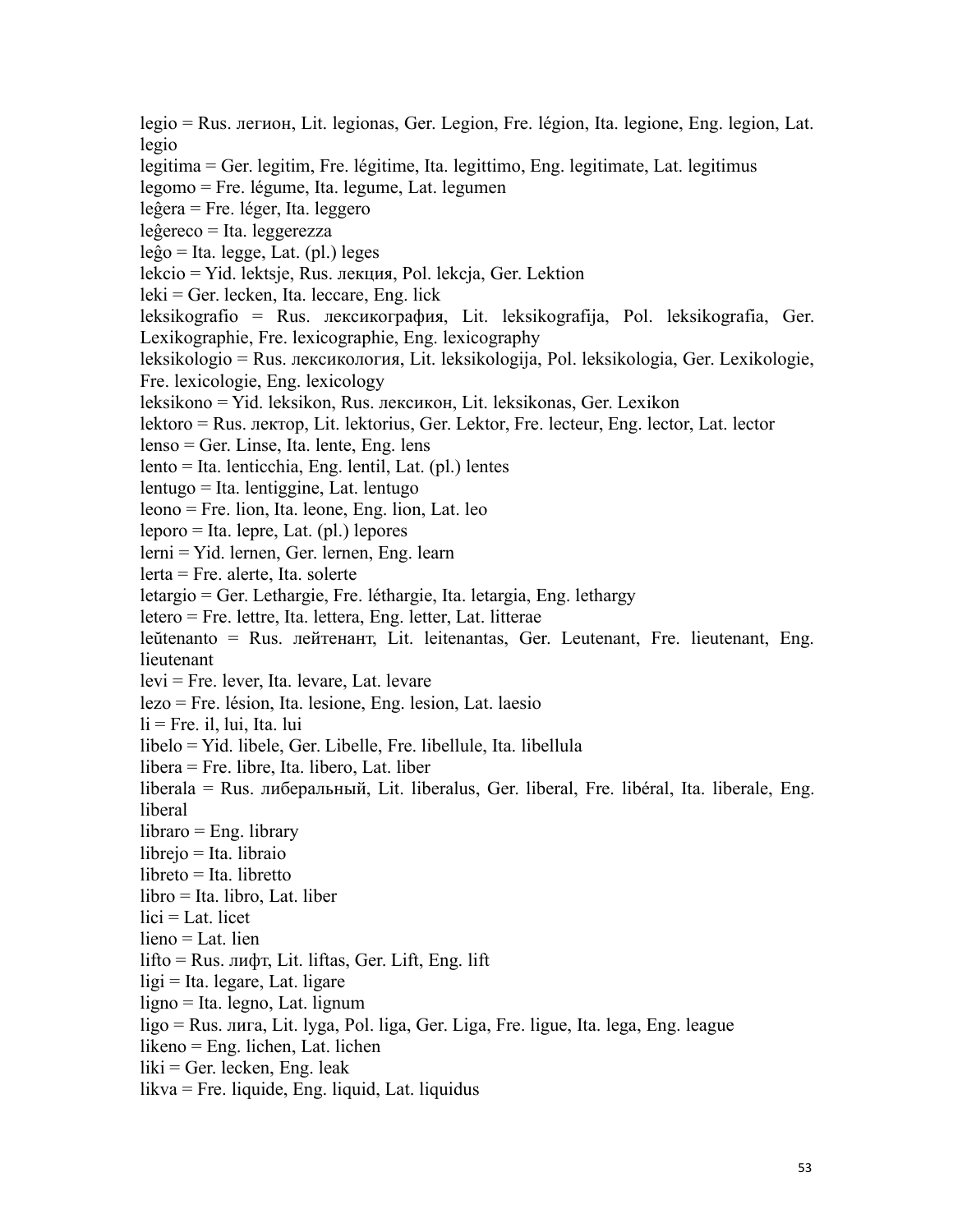legio = Rus. легион, Lit. legionas, Ger. Legion, Fre. légion, Ita. legione, Eng. legion, Lat. legio

legitima = Ger. legitim, Fre. légitime, Ita. legittimo, Eng. legitimate, Lat. legitimus

legomo = Fre. légume, Ita. legume, Lat. legumen

leĝera = Fre. léger, Ita. leggero

leĝereco = Ita. leggerezza

leĝo = Ita. legge, Lat. (pl.) leges

lekcio = Yid. lektsje, Rus. лекция, Pol. lekcja, Ger. Lektion

leki = Ger. lecken, Ita. leccare, Eng. lick

leksikografio = Rus. лексикография, Lit. leksikografija, Pol. leksikografia, Ger. Lexikographie, Fre. lexicographie, Eng. lexicography

leksikologio = Rus. лексикология, Lit. leksikologija, Pol. leksikologia, Ger. Lexikologie, Fre. lexicologie, Eng. lexicology

leksikono = Yid. leksikon, Rus. лексикон, Lit. leksikonas, Ger. Lexikon

lektoro = Rus. лектор, Lit. lektorius, Ger. Lektor, Fre. lecteur, Eng. lector, Lat. lector

lenso = Ger. Linse, Ita. lente, Eng. lens

lento = Ita. lenticchia, Eng. lentil, Lat. (pl.) lentes

lentugo = Ita. lentiggine, Lat. lentugo

leono = Fre. lion, Ita. leone, Eng. lion, Lat. leo

leporo = Ita. lepre, Lat. (pl.) lepores

lerni = Yid. lernen, Ger. lernen, Eng. learn

lerta = Fre. alerte, Ita. solerte

letargio = Ger. Lethargie, Fre. léthargie, Ita. letargia, Eng. lethargy

letero = Fre. lettre, Ita. lettera, Eng. letter, Lat. litterae

leŭtenanto = Rus. лейтенант, Lit. leitenantas, Ger. Leutenant, Fre. lieutenant, Eng. lieutenant

levi = Fre. lever, Ita. levare, Lat. levare

lezo = Fre. lésion, Ita. lesione, Eng. lesion, Lat. laesio

li = Fre. il, lui, Ita. lui

libelo = Yid. libele, Ger. Libelle, Fre. libellule, Ita. libellula

libera = Fre. libre, Ita. libero, Lat. liber

liberala = Rus. либеральный, Lit. liberalus, Ger. liberal, Fre. libéral, Ita. liberale, Eng. liberal

libraro = Eng. library

librejo = Ita. libraio

libreto = Ita. libretto

libro = Ita. libro, Lat. liber

lici = Lat. licet

lieno = Lat. lien

lifto = Rus. лифт, Lit. liftas, Ger. Lift, Eng. lift

ligi = Ita. legare, Lat. ligare

ligno = Ita. legno, Lat. lignum

ligo = Rus. лига, Lit. lyga, Pol. liga, Ger. Liga, Fre. ligue, Ita. lega, Eng. league

likeno = Eng. lichen, Lat. lichen

liki = Ger. lecken, Eng. leak

likva = Fre. liquide, Eng. liquid, Lat. liquidus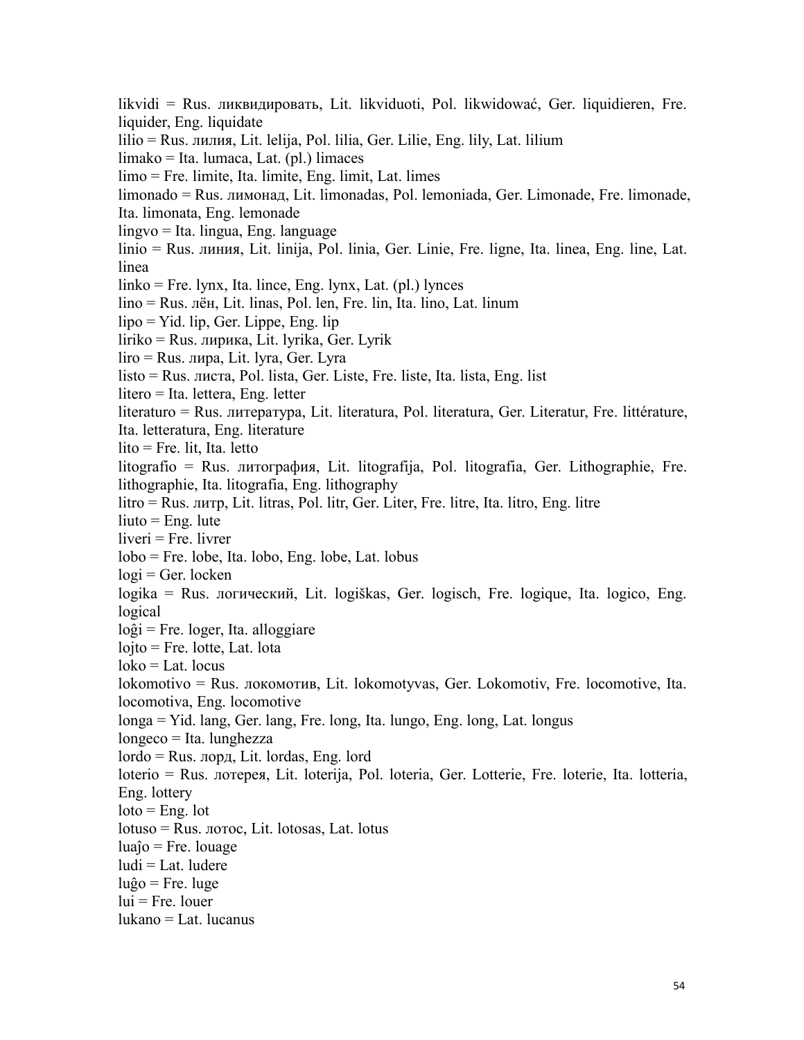likvidi = Rus. ликвидировать, Lit. likviduoti, Pol. likwidować, Ger. liquidieren, Fre. liquider, Eng. liquidate

lilio = Rus. лилия, Lit. lelija, Pol. lilia, Ger. Lilie, Eng. lily, Lat. lilium

limako = Ita. lumaca, Lat. (pl.) limaces

limo = Fre. limite, Ita. limite, Eng. limit, Lat. limes

limonado = Rus. лимонад, Lit. limonadas, Pol. lemoniada, Ger. Limonade, Fre. limonade, Ita. limonata, Eng. lemonade

lingvo = Ita. lingua, Eng. language

linio = Rus. линия, Lit. linija, Pol. linia, Ger. Linie, Fre. ligne, Ita. linea, Eng. line, Lat. linea

linko = Fre. lynx, Ita. lince, Eng. lynx, Lat. (pl.) lynces

lino = Rus. лён, Lit. linas, Pol. len, Fre. lin, Ita. lino, Lat. linum

lipo = Yid. lip, Ger. Lippe, Eng. lip

liriko = Rus. лирика, Lit. lyrika, Ger. Lyrik

liro = Rus. лира, Lit. lyra, Ger. Lyra

listo = Rus. листа, Pol. lista, Ger. Liste, Fre. liste, Ita. lista, Eng. list

litero = Ita. lettera, Eng. letter

literaturo = Rus. литература, Lit. literatura, Pol. literatura, Ger. Literatur, Fre. littérature, Ita. letteratura, Eng. literature

lito = Fre. lit, Ita. letto

litografio = Rus. литография, Lit. litografija, Pol. litografia, Ger. Lithographie, Fre. lithographie, Ita. litografia, Eng. lithography

litro = Rus. литр, Lit. litras, Pol. litr, Ger. Liter, Fre. litre, Ita. litro, Eng. litre

liuto = Eng. lute

liveri = Fre. livrer

lobo = Fre. lobe, Ita. lobo, Eng. lobe, Lat. lobus

logi = Ger. locken

logika = Rus. логический, Lit. logiškas, Ger. logisch, Fre. logique, Ita. logico, Eng. logical

loĝi = Fre. loger, Ita. alloggiare

lojto = Fre. lotte, Lat. lota

loko = Lat. locus

lokomotivo = Rus. локомотив, Lit. lokomotyvas, Ger. Lokomotiv, Fre. locomotive, Ita. locomotiva, Eng. locomotive

longa = Yid. lang, Ger. lang, Fre. long, Ita. lungo, Eng. long, Lat. longus

longeco = Ita. lunghezza

lordo = Rus. лорд, Lit. lordas, Eng. lord

loterio = Rus. лотерея, Lit. loterija, Pol. loteria, Ger. Lotterie, Fre. loterie, Ita. lotteria, Eng. lottery

loto = Eng. lot

lotuso = Rus. лотос, Lit. lotosas, Lat. lotus

luaĵo = Fre. louage

ludi = Lat. ludere

luĝo = Fre. luge

lui = Fre. louer

lukano = Lat. lucanus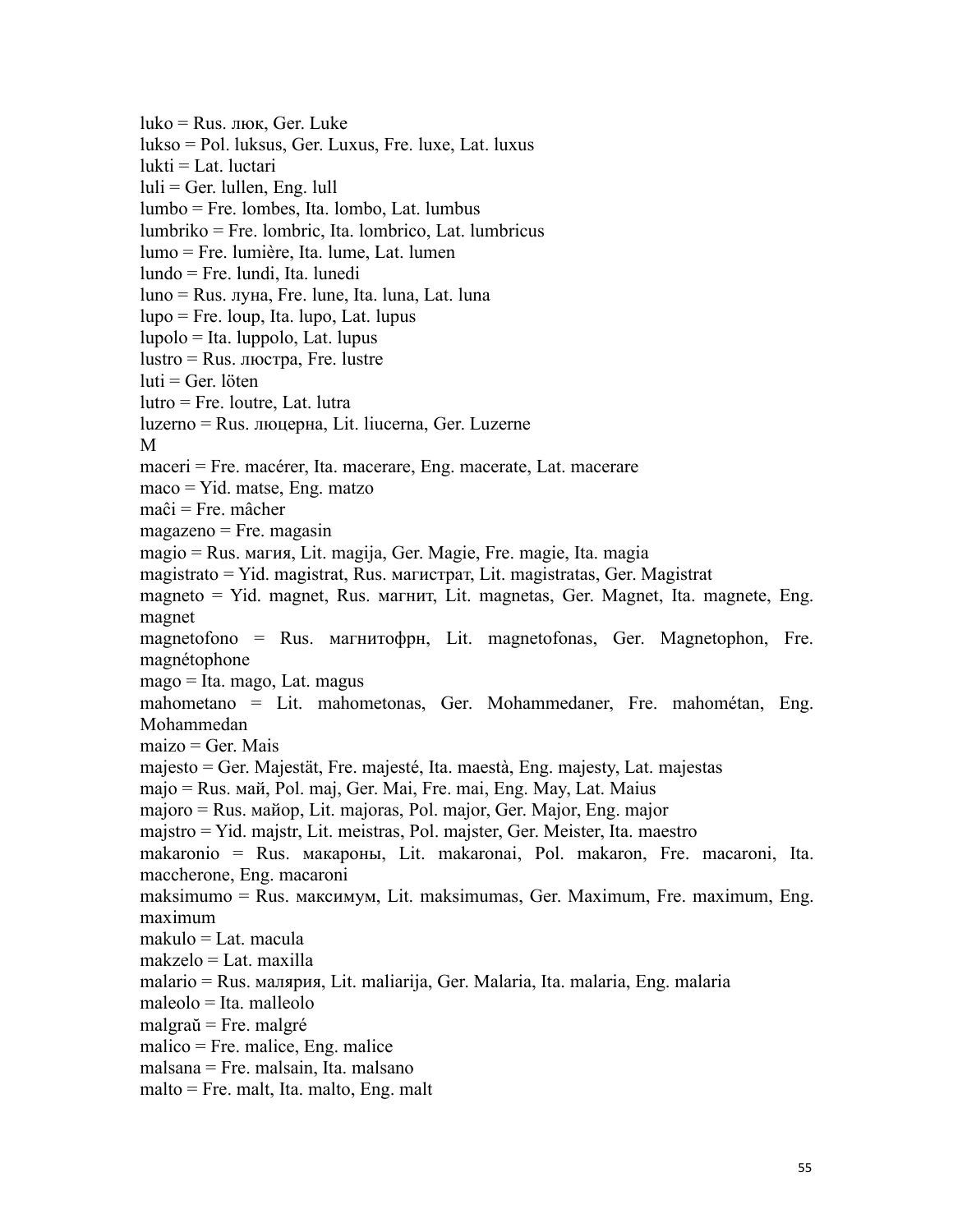luko = Rus. люк, Ger. Luke  
lukso = Pol. luksus, Ger. Luxus, Fre. luxe, Lat. luxus  
lukti = Lat. luctari  
luli = Ger. lullen, Eng. lull  
lumbo = Fre. lombes, Ita. lombo, Lat. lumbus  
lumbriko = Fre. lombric, Ita. lombrico, Lat. lumbricus  
lumo = Fre. lumière, Ita. lume, Lat. lumen  
lundo = Fre. lundi, Ita. lunedi  
luno = Rus. луна, Fre. lune, Ita. luna, Lat. luna  
lupo = Fre. loup, Ita. lupo, Lat. lupus  
lupolo = Ita. luppolo, Lat. lupus  
lustro = Rus. люстра, Fre. lustre  
luti = Ger. löten  
lutro = Fre. loutre, Lat. lutra  
luzerno = Rus. люцерна, Lit. liucerna, Ger. Luzerne  
M  
maceri = Fre. macérer, Ita. macerare, Eng. macerate, Lat. macerare  
maco = Yid. matse, Eng. matzo  
maĉi = Fre. mâcher  
magazeno = Fre. magasin  
magio = Rus. магия, Lit. magija, Ger. Magie, Fre. magie, Ita. magia  
magistrato = Yid. magistrat, Rus. магистрат, Lit. magistratas, Ger. Magistrat  
magneto = Yid. magnet, Rus. магнит, Lit. magnetas, Ger. Magnet, Ita. magnete, Eng. magnet  
magnetofono = Rus. магнитофрн, Lit. magnetofonas, Ger. Magnetophon, Fre. magnétophone  
mago = Ita. mago, Lat. magus  
mahometano = Lit. mahometonas, Ger. Mohammedaner, Fre. mahométan, Eng. Mohammedan  
maizo = Ger. Mais  
majesto = Ger. Majestät, Fre. majesté, Ita. maestà, Eng. majesty, Lat. majestas  
majo = Rus. май, Pol. maj, Ger. Mai, Fre. mai, Eng. May, Lat. Maius  
majoro = Rus. майор, Lit. majoras, Pol. major, Ger. Major, Eng. major  
majstro = Yid. majstr, Lit. meistras, Pol. majster, Ger. Meister, Ita. maestro  
makaronio = Rus. макароны, Lit. makaronai, Pol. makaron, Fre. macaroni, Ita. maccherone, Eng. macaroni  
maksimumo = Rus. максимум, Lit. maksimumas, Ger. Maximum, Fre. maximum, Eng. maximum  
makulo = Lat. macula  
makzelo = Lat. maxilla  
malario = Rus. малярия, Lit. maliarija, Ger. Malaria, Ita. malaria, Eng. malaria  
maleolo = Ita. malleolo  
malgraŭ = Fre. malgré  
malico = Fre. malice, Eng. malice  
malsana = Fre. malsain, Ita. malsano  
malto = Fre. malt, Ita. malto, Eng. malt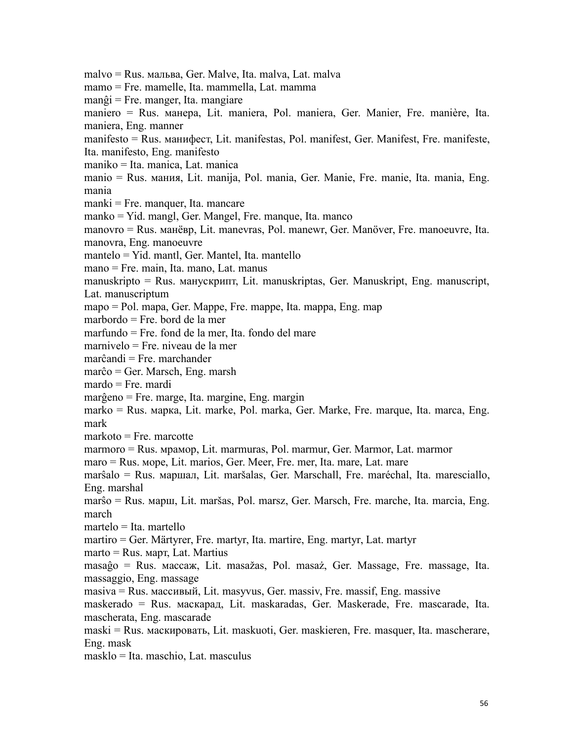malvo = Rus. мальва, Ger. Malve, Ita. malva, Lat. malva
mamo = Fre. mamelle, Ita. mammella, Lat. mamma
manĝi = Fre. manger, Ita. mangiare
maniero = Rus. манера, Lit. maniera, Pol. maniera, Ger. Manier, Fre. manière, Ita. maniera, Eng. manner
manifesto = Rus. манифест, Lit. manifestas, Pol. manifest, Ger. Manifest, Fre. manifeste, Ita. manifesto, Eng. manifesto
maniko = Ita. manica, Lat. manica
manio = Rus. мания, Lit. manija, Pol. mania, Ger. Manie, Fre. manie, Ita. mania, Eng. mania
manki = Fre. manquer, Ita. mancare
manko = Yid. mangl, Ger. Mangel, Fre. manque, Ita. manco
manovro = Rus. манёвр, Lit. manevras, Pol. manewr, Ger. Manöver, Fre. manoeuvre, Ita. manovra, Eng. manoeuvre
mantelo = Yid. mantl, Ger. Mantel, Ita. mantello
mano = Fre. main, Ita. mano, Lat. manus
manuskripto = Rus. манускрипт, Lit. manuskriptas, Ger. Manuskript, Eng. manuscript, Lat. manuscriptum
mapo = Pol. mapa, Ger. Mappe, Fre. mappe, Ita. mappa, Eng. map
marbordo = Fre. bord de la mer
marfundo = Fre. fond de la mer, Ita. fondo del mare
marnivelo = Fre. niveau de la mer
marĉandi = Fre. marchander
marĉo = Ger. Marsch, Eng. marsh
mardo = Fre. mardi
marĝeno = Fre. marge, Ita. margine, Eng. margin
marko = Rus. марка, Lit. marke, Pol. marka, Ger. Marke, Fre. marque, Ita. marca, Eng. mark
markoto = Fre. marcotte
marmoro = Rus. мрамор, Lit. marmuras, Pol. marmur, Ger. Marmor, Lat. marmor
maro = Rus. море, Lit. marios, Ger. Meer, Fre. mer, Ita. mare, Lat. mare
marŝalo = Rus. маршал, Lit. maršalas, Ger. Marschall, Fre. maréchal, Ita. maresciallo, Eng. marshal
marŝo = Rus. марш, Lit. maršas, Pol. marsz, Ger. Marsch, Fre. marche, Ita. marcia, Eng. march
martelo = Ita. martello
martiro = Ger. Märtyrer, Fre. martyr, Ita. martire, Eng. martyr, Lat. martyr
marto = Rus. март, Lat. Martius
masaĝo = Rus. массаж, Lit. masažas, Pol. masaż, Ger. Massage, Fre. massage, Ita. massaggio, Eng. massage
masiva = Rus. массивый, Lit. masyvus, Ger. massiv, Fre. massif, Eng. massive
maskerado = Rus. маскарад, Lit. maskaradas, Ger. Maskerade, Fre. mascarade, Ita. mascherata, Eng. mascarade
maski = Rus. маскировать, Lit. maskuoti, Ger. maskieren, Fre. masquer, Ita. mascherare, Eng. mask
masklo = Ita. maschio, Lat. masculus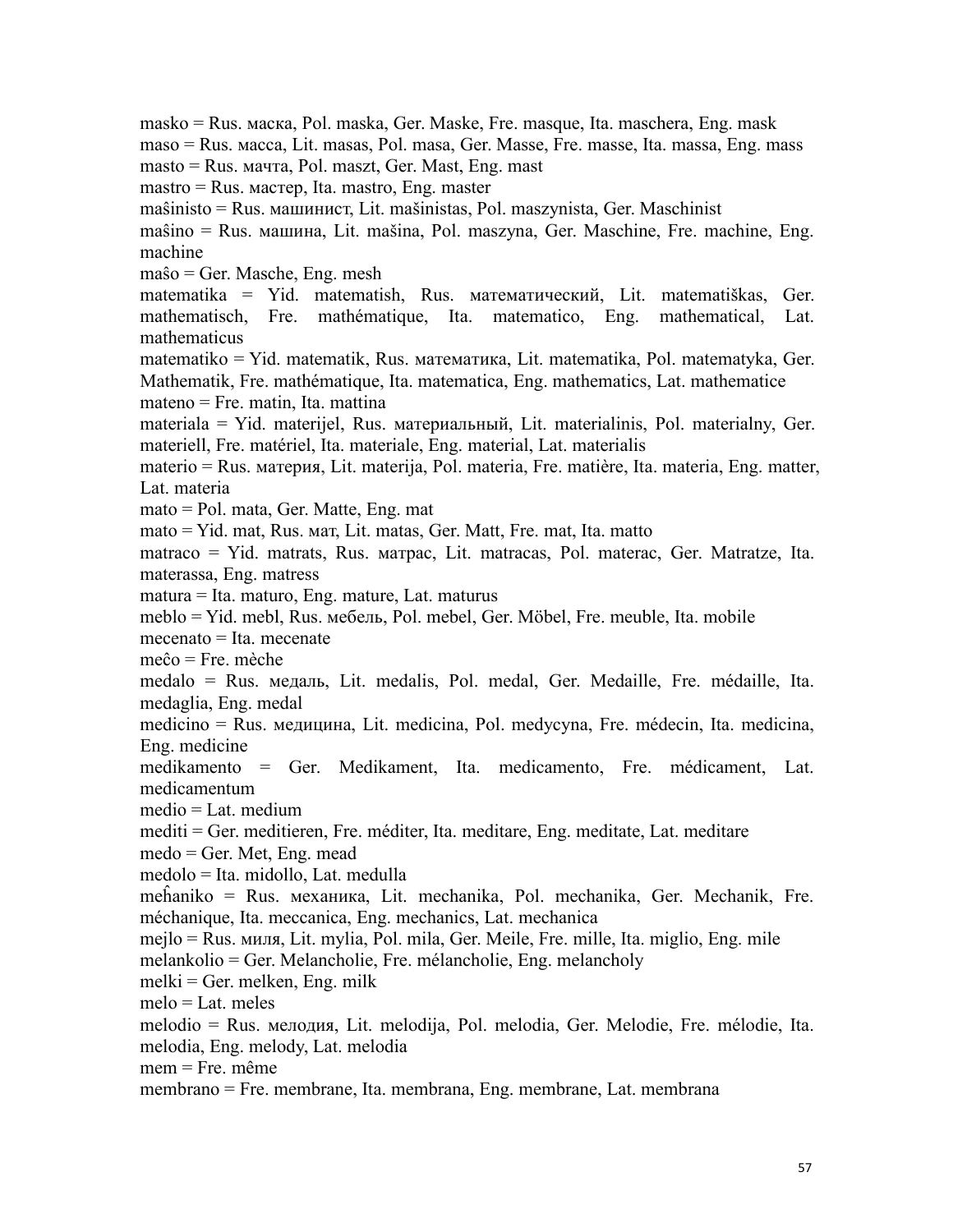masko = Rus. маска, Pol. maska, Ger. Maske, Fre. masque, Ita. maschera, Eng. mask
maso = Rus. масса, Lit. masas, Pol. masa, Ger. Masse, Fre. masse, Ita. massa, Eng. mass
masto = Rus. мачта, Pol. maszt, Ger. Mast, Eng. mast
mastro = Rus. мастер, Ita. mastro, Eng. master
maŝinisto = Rus. машинист, Lit. mašinistas, Pol. maszynista, Ger. Maschinist
maŝino = Rus. машина, Lit. mašina, Pol. maszyna, Ger. Maschine, Fre. machine, Eng. machine
maŝo = Ger. Masche, Eng. mesh
matematika = Yid. matematish, Rus. математический, Lit. matematiškas, Ger. mathematisch, Fre. mathématique, Ita. matematico, Eng. mathematical, Lat. mathematicus
matematiko = Yid. matematik, Rus. математика, Lit. matematika, Pol. matematyka, Ger. Mathematik, Fre. mathématique, Ita. matematica, Eng. mathematics, Lat. mathematice
mateno = Fre. matin, Ita. mattina
materiala = Yid. materijel, Rus. материальный, Lit. materialinis, Pol. materialny, Ger. materiell, Fre. matériel, Ita. materiale, Eng. material, Lat. materialis
materio = Rus. материя, Lit. materija, Pol. materia, Fre. matière, Ita. materia, Eng. matter, Lat. materia
mato = Pol. mata, Ger. Matte, Eng. mat
mato = Yid. mat, Rus. мат, Lit. matas, Ger. Matt, Fre. mat, Ita. matto
matraco = Yid. matrats, Rus. матрас, Lit. matracas, Pol. materac, Ger. Matratze, Ita. materassa, Eng. matress
matura = Ita. maturo, Eng. mature, Lat. maturus
meblo = Yid. mebl, Rus. мебель, Pol. mebel, Ger. Möbel, Fre. meuble, Ita. mobile
mecenato = Ita. mecenate
meĉo = Fre. mèche
medalo = Rus. медаль, Lit. medalis, Pol. medal, Ger. Medaille, Fre. médaille, Ita. medaglia, Eng. medal
medicino = Rus. медицина, Lit. medicina, Pol. medycyna, Fre. médecin, Ita. medicina, Eng. medicine
medikamento = Ger. Medikament, Ita. medicamento, Fre. médicament, Lat. medicamentum
medio = Lat. medium
mediti = Ger. meditieren, Fre. méditer, Ita. meditare, Eng. meditate, Lat. meditare
medo = Ger. Met, Eng. mead
medolo = Ita. midollo, Lat. medulla
meĥaniko = Rus. механика, Lit. mechanika, Pol. mechanika, Ger. Mechanik, Fre. méchanique, Ita. meccanica, Eng. mechanics, Lat. mechanica
mejlo = Rus. миля, Lit. mylia, Pol. mila, Ger. Meile, Fre. mille, Ita. miglio, Eng. mile
melankolio = Ger. Melancholie, Fre. mélancholie, Eng. melancholy
melki = Ger. melken, Eng. milk
melo = Lat. meles
melodio = Rus. мелодия, Lit. melodija, Pol. melodia, Ger. Melodie, Fre. mélodie, Ita. melodia, Eng. melody, Lat. melodia
mem = Fre. même
membrano = Fre. membrane, Ita. membrana, Eng. membrane, Lat. membrana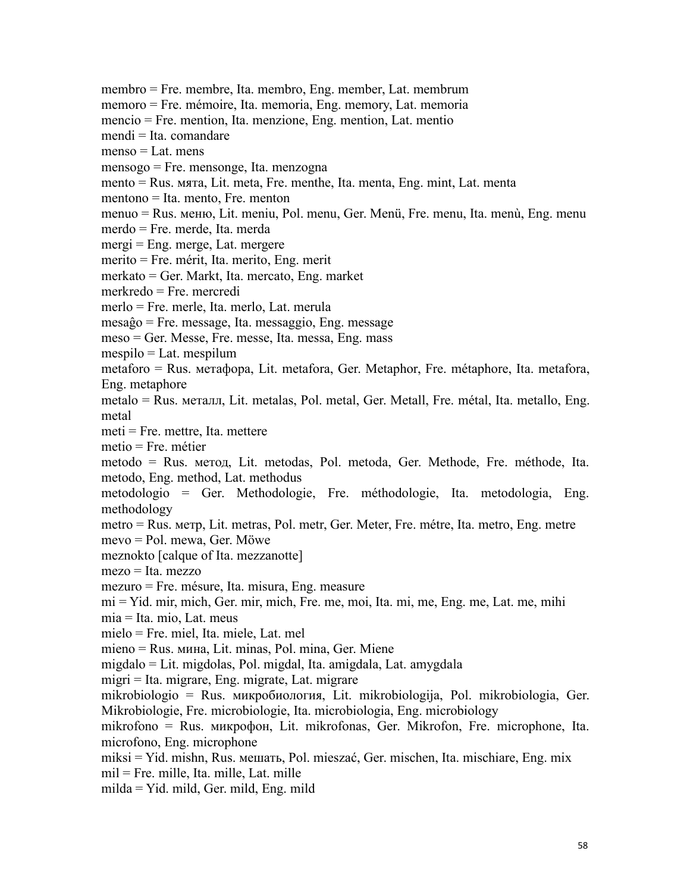membro = Fre. membre, Ita. membro, Eng. member, Lat. membrum
memoro = Fre. mémoire, Ita. memoria, Eng. memory, Lat. memoria
mencio = Fre. mention, Ita. menzione, Eng. mention, Lat. mentio
mendi = Ita. comandare
menso = Lat. mens
mensogo = Fre. mensonge, Ita. menzogna
mento = Rus. мята, Lit. meta, Fre. menthe, Ita. menta, Eng. mint, Lat. menta
mentono = Ita. mento, Fre. menton
menuo = Rus. меню, Lit. meniu, Pol. menu, Ger. Menü, Fre. menu, Ita. menù, Eng. menu
merdo = Fre. merde, Ita. merda
mergi = Eng. merge, Lat. mergere
merito = Fre. mérit, Ita. merito, Eng. merit
merkato = Ger. Markt, Ita. mercato, Eng. market
merkredo = Fre. mercredi
merlo = Fre. merle, Ita. merlo, Lat. merula
mesaĝo = Fre. message, Ita. messaggio, Eng. message
meso = Ger. Messe, Fre. messe, Ita. messa, Eng. mass
mespilo = Lat. mespilum
metaforo = Rus. метафора, Lit. metafora, Ger. Metaphor, Fre. métaphore, Ita. metafora, Eng. metaphore
metalo = Rus. металл, Lit. metalas, Pol. metal, Ger. Metall, Fre. métal, Ita. metallo, Eng. metal
meti = Fre. mettre, Ita. mettere
metio = Fre. métier
metodo = Rus. метод, Lit. metodas, Pol. metoda, Ger. Methode, Fre. méthode, Ita. metodo, Eng. method, Lat. methodus
metodologio = Ger. Methodologie, Fre. méthodologie, Ita. metodologia, Eng. methodology
metro = Rus. метр, Lit. metras, Pol. metr, Ger. Meter, Fre. métre, Ita. metro, Eng. metre
mevo = Pol. mewa, Ger. Möwe
meznokto [calque of Ita. mezzanotte]
mezo = Ita. mezzo
mezuro = Fre. mésure, Ita. misura, Eng. measure
mi = Yid. mir, mich, Ger. mir, mich, Fre. me, moi, Ita. mi, me, Eng. me, Lat. me, mihi
mia = Ita. mio, Lat. meus
mielo = Fre. miel, Ita. miele, Lat. mel
mieno = Rus. мина, Lit. minas, Pol. mina, Ger. Miene
migdalo = Lit. migdolas, Pol. migdal, Ita. amigdala, Lat. amygdala
migri = Ita. migrare, Eng. migrate, Lat. migrare
mikrobiologio = Rus. микробиология, Lit. mikrobiologija, Pol. mikrobiologia, Ger. Mikrobiologie, Fre. microbiologie, Ita. microbiologia, Eng. microbiology
mikrofono = Rus. микрофон, Lit. mikrofonas, Ger. Mikrofon, Fre. microphone, Ita. microfono, Eng. microphone
miksi = Yid. mishn, Rus. мешать, Pol. mieszać, Ger. mischen, Ita. mischiare, Eng. mix
mil = Fre. mille, Ita. mille, Lat. mille
milda = Yid. mild, Ger. mild, Eng. mild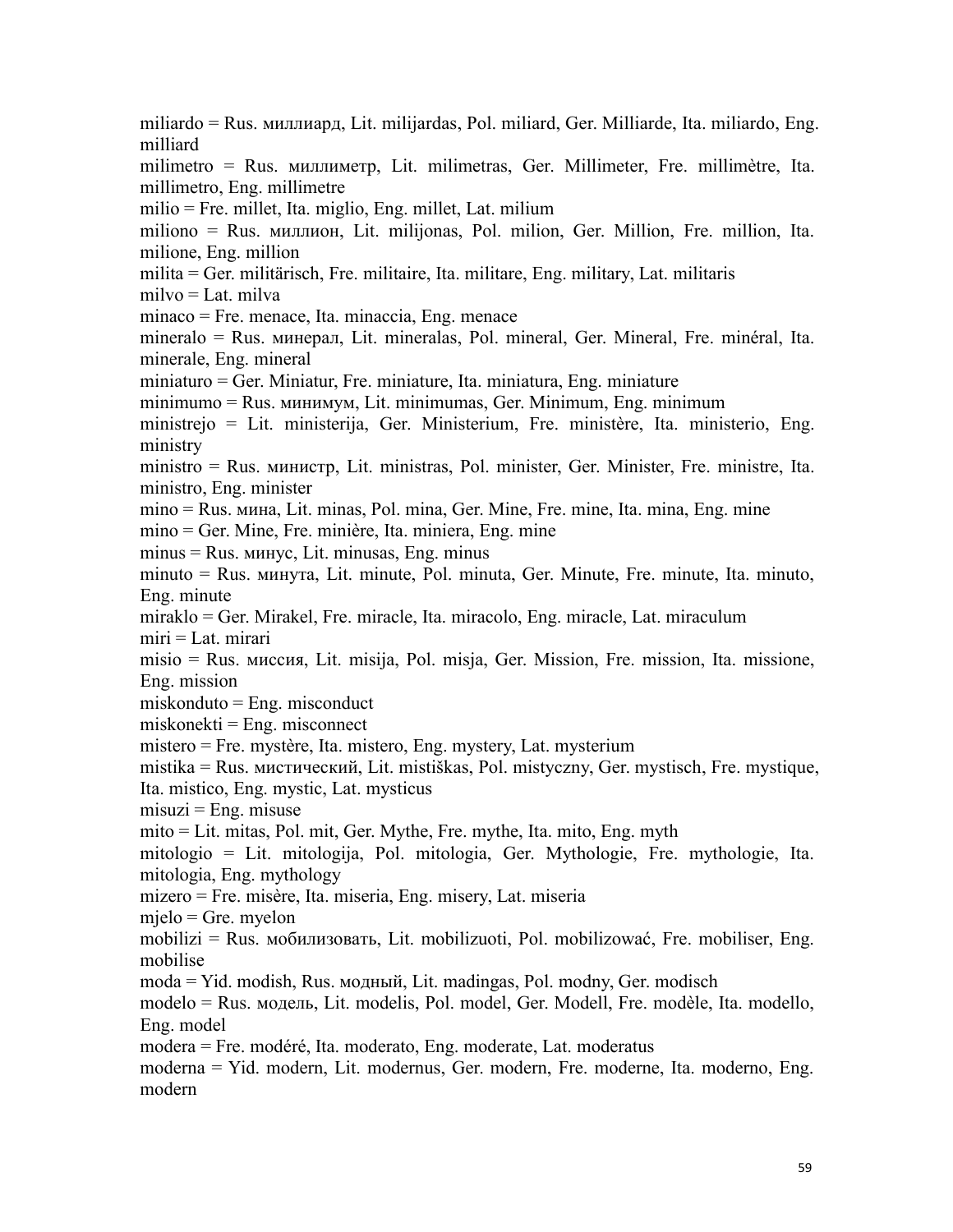miliardo = Rus. миллиард, Lit. milijardas, Pol. miliard, Ger. Milliarde, Ita. miliardo, Eng. milliard

milimetro = Rus. миллиметр, Lit. milimetras, Ger. Millimeter, Fre. millimètre, Ita. millimetro, Eng. millimetre

milio = Fre. millet, Ita. miglio, Eng. millet, Lat. milium

miliono = Rus. миллион, Lit. milijonas, Pol. milion, Ger. Million, Fre. million, Ita. milione, Eng. million

milita = Ger. militärisch, Fre. militaire, Ita. militare, Eng. military, Lat. militaris

milvo = Lat. milva

minaco = Fre. menace, Ita. minaccia, Eng. menace

mineralo = Rus. минерал, Lit. mineralas, Pol. mineral, Ger. Mineral, Fre. minéral, Ita. minerale, Eng. mineral

miniaturo = Ger. Miniatur, Fre. miniature, Ita. miniatura, Eng. miniature

minimumo = Rus. минимум, Lit. minimumas, Ger. Minimum, Eng. minimum

ministrejo = Lit. ministerija, Ger. Ministerium, Fre. ministère, Ita. ministerio, Eng. ministry

ministro = Rus. министр, Lit. ministras, Pol. minister, Ger. Minister, Fre. ministre, Ita. ministro, Eng. minister

mino = Rus. мина, Lit. minas, Pol. mina, Ger. Mine, Fre. mine, Ita. mina, Eng. mine

mino = Ger. Mine, Fre. minière, Ita. miniera, Eng. mine

minus = Rus. минус, Lit. minusas, Eng. minus

minuto = Rus. минута, Lit. minute, Pol. minuta, Ger. Minute, Fre. minute, Ita. minuto, Eng. minute

miraklo = Ger. Mirakel, Fre. miracle, Ita. miracolo, Eng. miracle, Lat. miraculum

miri = Lat. mirari

misio = Rus. миссия, Lit. misija, Pol. misja, Ger. Mission, Fre. mission, Ita. missione, Eng. mission

miskonduto = Eng. misconduct

miskonekti = Eng. misconnect

mistero = Fre. mystère, Ita. mistero, Eng. mystery, Lat. mysterium

mistika = Rus. мистический, Lit. mistiškas, Pol. mistyczny, Ger. mystisch, Fre. mystique, Ita. mistico, Eng. mystic, Lat. mysticus

misuzi = Eng. misuse

mito = Lit. mitas, Pol. mit, Ger. Mythe, Fre. mythe, Ita. mito, Eng. myth

mitologio = Lit. mitologija, Pol. mitologia, Ger. Mythologie, Fre. mythologie, Ita. mitologia, Eng. mythology

mizero = Fre. misère, Ita. miseria, Eng. misery, Lat. miseria

mjelo = Gre. myelon

mobilizi = Rus. мобилизовать, Lit. mobilizuoti, Pol. mobilizować, Fre. mobiliser, Eng. mobilise

moda = Yid. modish, Rus. модный, Lit. madingas, Pol. modny, Ger. modisch

modelo = Rus. модель, Lit. modelis, Pol. model, Ger. Modell, Fre. modèle, Ita. modello, Eng. model

modera = Fre. modéré, Ita. moderato, Eng. moderate, Lat. moderatus

moderna = Yid. modern, Lit. modernus, Ger. modern, Fre. moderne, Ita. moderno, Eng. modern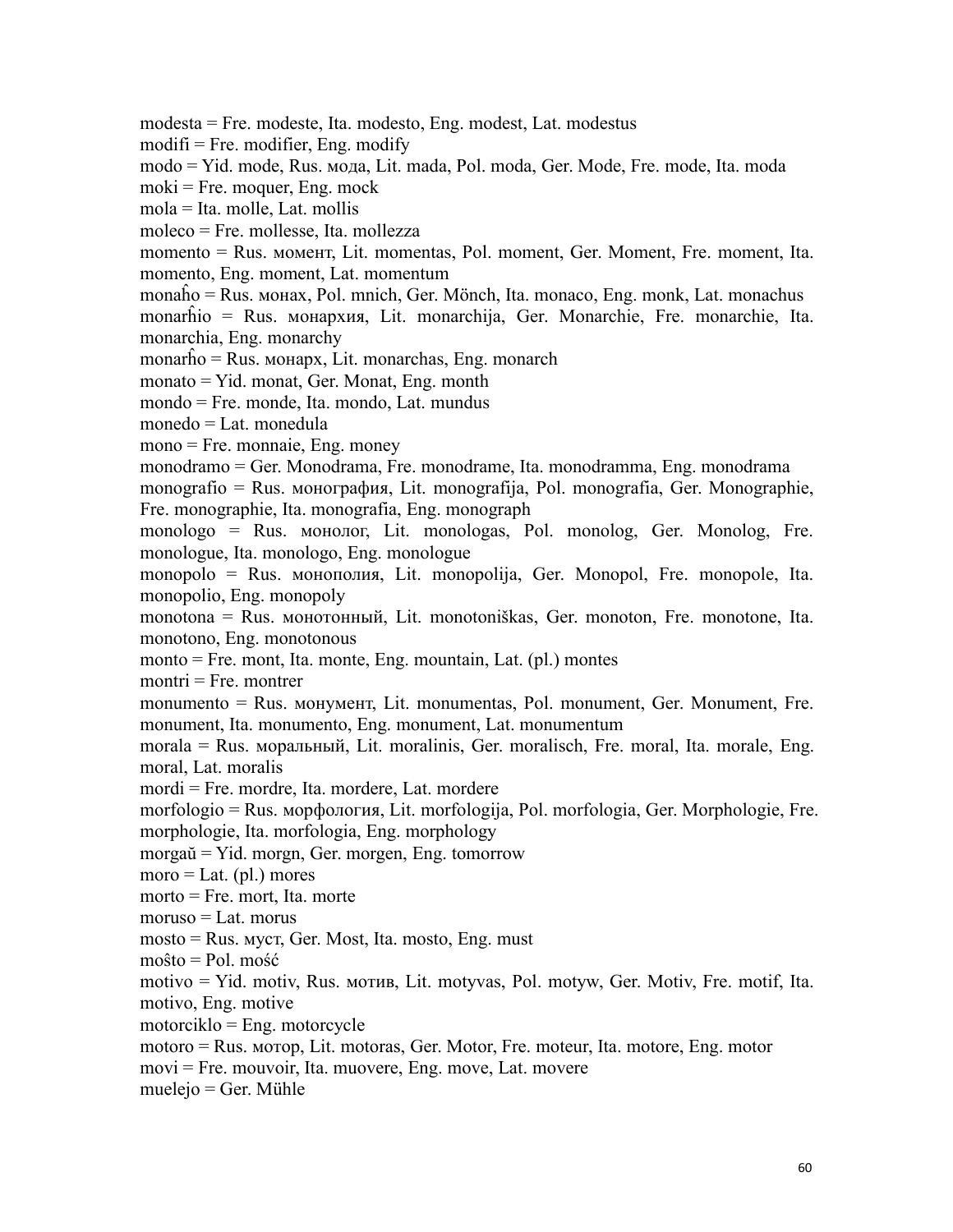modesta = Fre. modeste, Ita. modesto, Eng. modest, Lat. modestus
modifi = Fre. modifier, Eng. modify
modo = Yid. mode, Rus. мода, Lit. mada, Pol. moda, Ger. Mode, Fre. mode, Ita. moda
moki = Fre. moquer, Eng. mock
mola = Ita. molle, Lat. mollis
moleco = Fre. mollesse, Ita. mollezza
momento = Rus. момент, Lit. momentas, Pol. moment, Ger. Moment, Fre. moment, Ita. momento, Eng. moment, Lat. momentum
monaĥo = Rus. монах, Pol. mnich, Ger. Mönch, Ita. monaco, Eng. monk, Lat. monachus
monarĥio = Rus. монархия, Lit. monarchija, Ger. Monarchie, Fre. monarchie, Ita. monarchia, Eng. monarchy
monarĥo = Rus. монарх, Lit. monarchas, Eng. monarch
monato = Yid. monat, Ger. Monat, Eng. month
mondo = Fre. monde, Ita. mondo, Lat. mundus
monedo = Lat. monedula
mono = Fre. monnaie, Eng. money
monodramo = Ger. Monodrama, Fre. monodrame, Ita. monodramma, Eng. monodrama
monografio = Rus. монография, Lit. monografija, Pol. monografia, Ger. Monographie, Fre. monographie, Ita. monografia, Eng. monograph
monologo = Rus. монолог, Lit. monologas, Pol. monolog, Ger. Monolog, Fre. monologue, Ita. monologo, Eng. monologue
monopolo = Rus. монополия, Lit. monopolija, Ger. Monopol, Fre. monopole, Ita. monopolio, Eng. monopoly
monotona = Rus. монотонный, Lit. monotoniškas, Ger. monoton, Fre. monotone, Ita. monotono, Eng. monotonous
monto = Fre. mont, Ita. monte, Eng. mountain, Lat. (pl.) montes
montri = Fre. montrer
monumento = Rus. монумент, Lit. monumentas, Pol. monument, Ger. Monument, Fre. monument, Ita. monumento, Eng. monument, Lat. monumentum
morala = Rus. моральный, Lit. moralinis, Ger. moralisch, Fre. moral, Ita. morale, Eng. moral, Lat. moralis
mordi = Fre. mordre, Ita. mordere, Lat. mordere
morfologio = Rus. морфология, Lit. morfologija, Pol. morfologia, Ger. Morphologie, Fre. morphologie, Ita. morfologia, Eng. morphology
morgaŭ = Yid. morgn, Ger. morgen, Eng. tomorrow
moro = Lat. (pl.) mores
morto = Fre. mort, Ita. morte
moruso = Lat. morus
mosto = Rus. муст, Ger. Most, Ita. mosto, Eng. must
moŝto = Pol. mość
motivo = Yid. motiv, Rus. мотив, Lit. motyvas, Pol. motyw, Ger. Motiv, Fre. motif, Ita. motivo, Eng. motive
motorciklo = Eng. motorcycle
motoro = Rus. мотор, Lit. motoras, Ger. Motor, Fre. moteur, Ita. motore, Eng. motor
movi = Fre. mouvoir, Ita. muovere, Eng. move, Lat. movere
muelejo = Ger. Mühle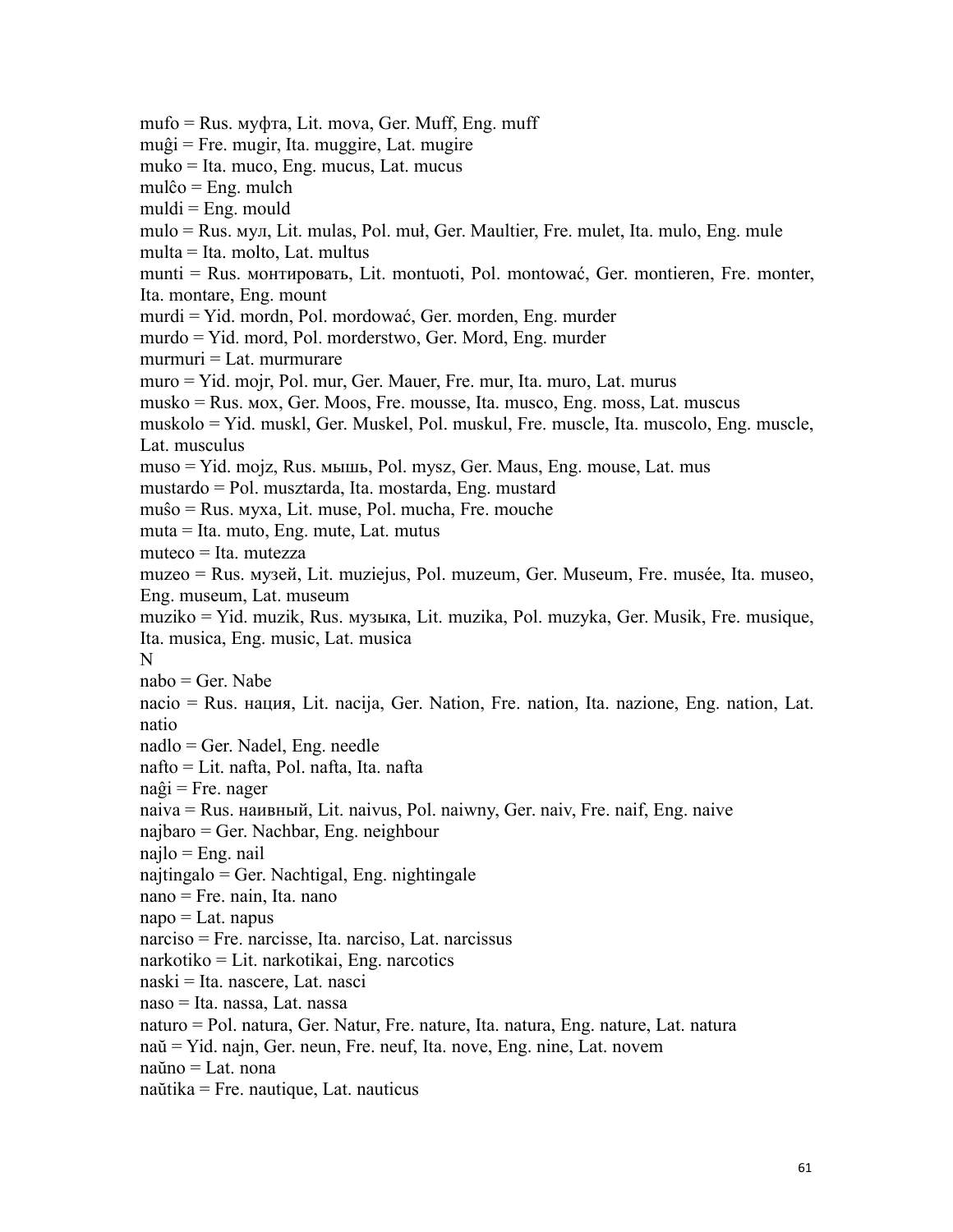mufo = Rus. муфта, Lit. mova, Ger. Muff, Eng. muff
muĝi = Fre. mugir, Ita. muggire, Lat. mugire
muko = Ita. muco, Eng. mucus, Lat. mucus
mulĉo = Eng. mulch
muldi = Eng. mould
mulo = Rus. мул, Lit. mulas, Pol. muł, Ger. Maultier, Fre. mulet, Ita. mulo, Eng. mule
multa = Ita. molto, Lat. multus
munti = Rus. монтировать, Lit. montuoti, Pol. montować, Ger. montieren, Fre. monter, Ita. montare, Eng. mount
murdi = Yid. mordn, Pol. mordować, Ger. morden, Eng. murder
murdo = Yid. mord, Pol. morderstwo, Ger. Mord, Eng. murder
murmuri = Lat. murmurare
muro = Yid. mojr, Pol. mur, Ger. Mauer, Fre. mur, Ita. muro, Lat. murus
musko = Rus. мох, Ger. Moos, Fre. mousse, Ita. musco, Eng. moss, Lat. muscus
muskolo = Yid. muskl, Ger. Muskel, Pol. muskul, Fre. muscle, Ita. muscolo, Eng. muscle, Lat. musculus
muso = Yid. mojz, Rus. мышь, Pol. mysz, Ger. Maus, Eng. mouse, Lat. mus
mustardo = Pol. musztarda, Ita. mostarda, Eng. mustard
muŝo = Rus. муха, Lit. muse, Pol. mucha, Fre. mouche
muta = Ita. muto, Eng. mute, Lat. mutus
muteco = Ita. mutezza
muzeo = Rus. музей, Lit. muziejus, Pol. muzeum, Ger. Museum, Fre. musée, Ita. museo, Eng. museum, Lat. museum
muziko = Yid. muzik, Rus. музыка, Lit. muzika, Pol. muzyka, Ger. Musik, Fre. musique, Ita. musica, Eng. music, Lat. musica

N

nabo = Ger. Nabe
nacio = Rus. нация, Lit. nacija, Ger. Nation, Fre. nation, Ita. nazione, Eng. nation, Lat. natio
nadlo = Ger. Nadel, Eng. needle
nafto = Lit. nafta, Pol. nafta, Ita. nafta
naĝi = Fre. nager
naiva = Rus. наивный, Lit. naivus, Pol. naiwny, Ger. naiv, Fre. naif, Eng. naive
najbaro = Ger. Nachbar, Eng. neighbour
najlo = Eng. nail
najtingalo = Ger. Nachtigal, Eng. nightingale
nano = Fre. nain, Ita. nano
napo = Lat. napus
narciso = Fre. narcisse, Ita. narciso, Lat. narcissus
narkotiko = Lit. narkotikai, Eng. narcotics
naski = Ita. nascere, Lat. nasci
naso = Ita. nassa, Lat. nassa
naturo = Pol. natura, Ger. Natur, Fre. nature, Ita. natura, Eng. nature, Lat. natura
naŭ = Yid. najn, Ger. neun, Fre. neuf, Ita. nove, Eng. nine, Lat. novem
naŭno = Lat. nona
naŭtika = Fre. nautique, Lat. nauticus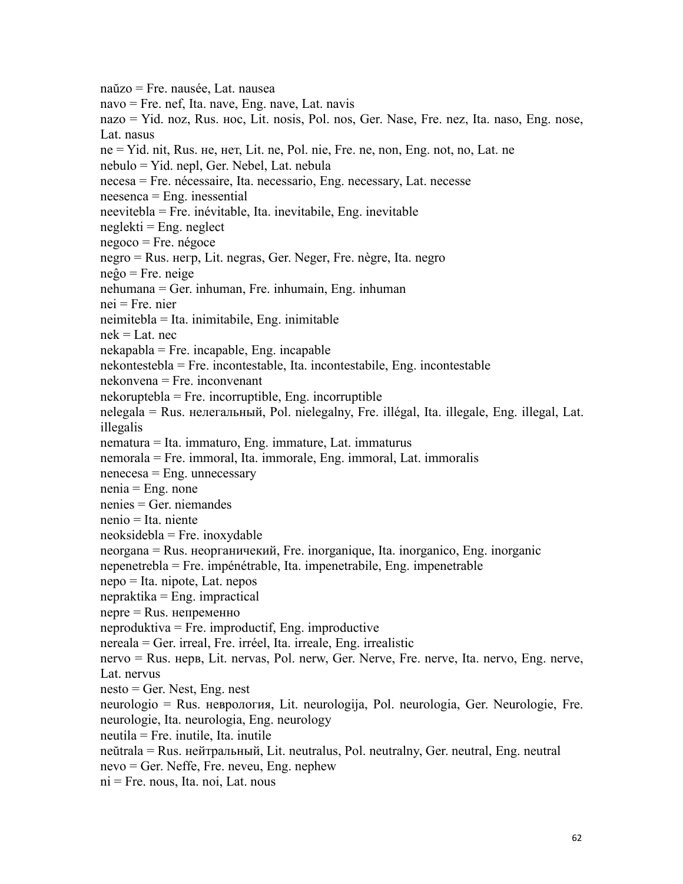naŭzo = Fre. nausée, Lat. nausea
navo = Fre. nef, Ita. nave, Eng. nave, Lat. navis
nazo = Yid. noz, Rus. нос, Lit. nosis, Pol. nos, Ger. Nase, Fre. nez, Ita. naso, Eng. nose, Lat. nasus
ne = Yid. nit, Rus. не, нет, Lit. ne, Pol. nie, Fre. ne, non, Eng. not, no, Lat. ne
nebulo = Yid. nepl, Ger. Nebel, Lat. nebula
necesa = Fre. nécessaire, Ita. necessario, Eng. necessary, Lat. necesse
neesenca = Eng. inessential
neevitebla = Fre. inévitable, Ita. inevitabile, Eng. inevitable
neglekti = Eng. neglect
negoco = Fre. négoce
negro = Rus. негр, Lit. negras, Ger. Neger, Fre. nègre, Ita. negro
neĝo = Fre. neige
nehumana = Ger. inhuman, Fre. inhumain, Eng. inhuman
nei = Fre. nier
neimitebla = Ita. inimitabile, Eng. inimitable
nek = Lat. nec
nekapabla = Fre. incapable, Eng. incapable
nekontestebla = Fre. incontestable, Ita. incontestabile, Eng. incontestable
nekonvena = Fre. inconvenant
nekoruptebla = Fre. incorruptible, Eng. incorruptible
nelegala = Rus. нелегальный, Pol. nielegalny, Fre. illégal, Ita. illegale, Eng. illegal, Lat. illegalis
nematura = Ita. immaturo, Eng. immature, Lat. immaturus
nemorala = Fre. immoral, Ita. immorale, Eng. immoral, Lat. immoralis
nenecesa = Eng. unnecessary
nenia = Eng. none
nenies = Ger. niemandes
nenio = Ita. niente
neoksidebla = Fre. inoxydable
neorgana = Rus. неорганичекий, Fre. inorganique, Ita. inorganico, Eng. inorganic
nepenetrebla = Fre. impénétrable, Ita. impenetrabile, Eng. impenetrable
nepo = Ita. nipote, Lat. nepos
nepraktika = Eng. impractical
nepre = Rus. непременно
neproduktiva = Fre. improductif, Eng. improductive
nereala = Ger. irreal, Fre. irréel, Ita. irreale, Eng. irrealistic
nervo = Rus. нерв, Lit. nervas, Pol. nerw, Ger. Nerve, Fre. nerve, Ita. nervo, Eng. nerve, Lat. nervus
nesto = Ger. Nest, Eng. nest
neurologio = Rus. неврология, Lit. neurologija, Pol. neurologia, Ger. Neurologie, Fre. neurologie, Ita. neurologia, Eng. neurology
neutila = Fre. inutile, Ita. inutile
neŭtrala = Rus. нейтральный, Lit. neutralus, Pol. neutralny, Ger. neutral, Eng. neutral
nevo = Ger. Neffe, Fre. neveu, Eng. nephew
ni = Fre. nous, Ita. noi, Lat. nous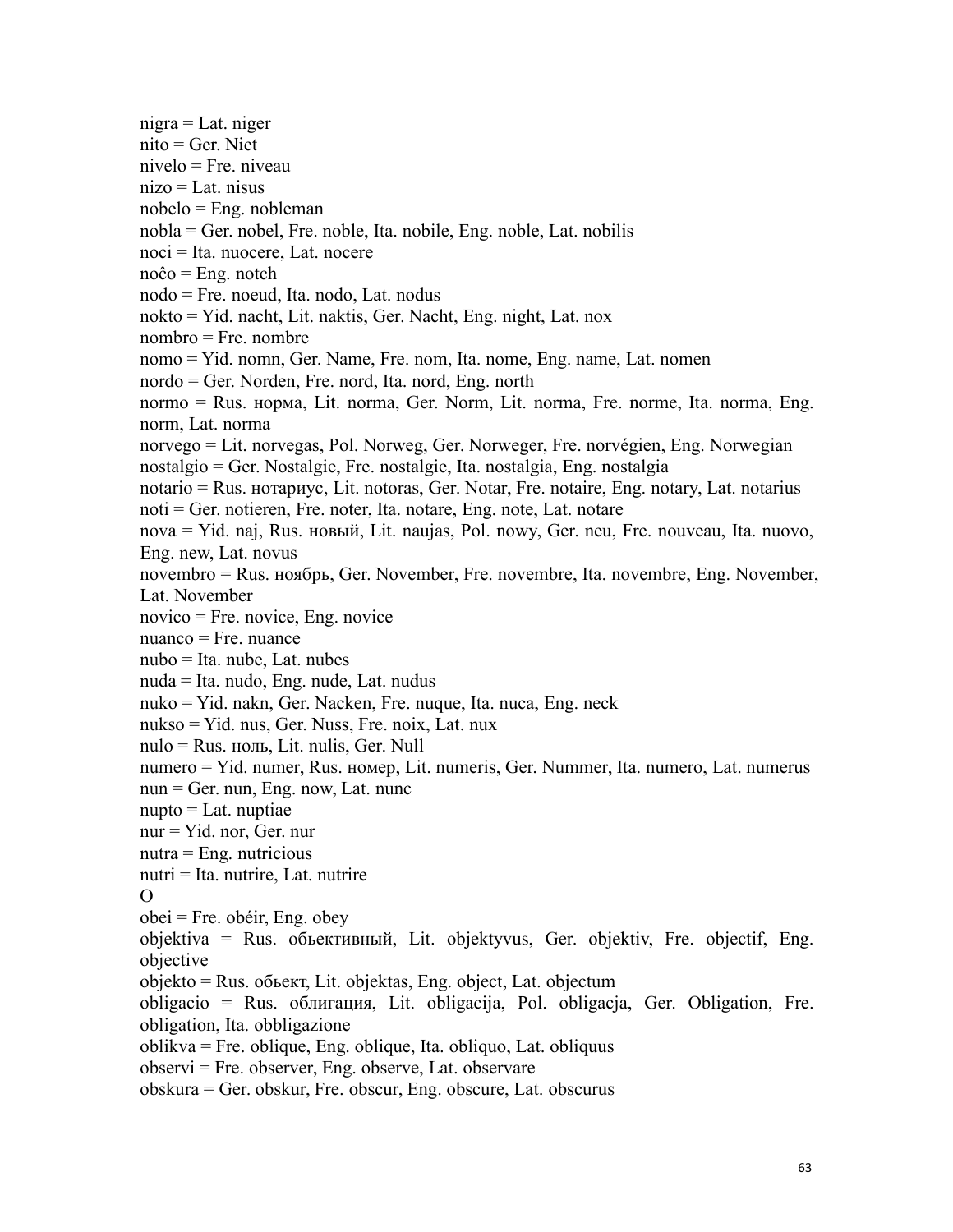nigra = Lat. niger
nito = Ger. Niet
nivelo = Fre. niveau
nizo = Lat. nisus
nobelo = Eng. nobleman
nobla = Ger. nobel, Fre. noble, Ita. nobile, Eng. noble, Lat. nobilis
noci = Ita. nuocere, Lat. nocere
noĉo = Eng. notch
nodo = Fre. noeud, Ita. nodo, Lat. nodus
nokto = Yid. nacht, Lit. naktis, Ger. Nacht, Eng. night, Lat. nox
nombro = Fre. nombre
nomo = Yid. nomn, Ger. Name, Fre. nom, Ita. nome, Eng. name, Lat. nomen
nordo = Ger. Norden, Fre. nord, Ita. nord, Eng. north
normo = Rus. норма, Lit. norma, Ger. Norm, Lit. norma, Fre. norme, Ita. norma, Eng. norm, Lat. norma
norvego = Lit. norvegas, Pol. Norweg, Ger. Norweger, Fre. norvégien, Eng. Norwegian
nostalgio = Ger. Nostalgie, Fre. nostalgie, Ita. nostalgia, Eng. nostalgia
notario = Rus. нотариус, Lit. notoras, Ger. Notar, Fre. notaire, Eng. notary, Lat. notarius
noti = Ger. notieren, Fre. noter, Ita. notare, Eng. note, Lat. notare
nova = Yid. naj, Rus. новый, Lit. naujas, Pol. nowy, Ger. neu, Fre. nouveau, Ita. nuovo, Eng. new, Lat. novus
novembro = Rus. ноябрь, Ger. November, Fre. novembre, Ita. novembre, Eng. November, Lat. November
novico = Fre. novice, Eng. novice
nuanco = Fre. nuance
nubo = Ita. nube, Lat. nubes
nuda = Ita. nudo, Eng. nude, Lat. nudus
nuko = Yid. nakn, Ger. Nacken, Fre. nuque, Ita. nuca, Eng. neck
nukso = Yid. nus, Ger. Nuss, Fre. noix, Lat. nux
nulo = Rus. ноль, Lit. nulis, Ger. Null
numero = Yid. numer, Rus. номер, Lit. numeris, Ger. Nummer, Ita. numero, Lat. numerus
nun = Ger. nun, Eng. now, Lat. nunc
nupto = Lat. nuptiae
nur = Yid. nor, Ger. nur
nutra = Eng. nutricious
nutri = Ita. nutrire, Lat. nutrire

# O

obei = Fre. obéir, Eng. obey
objektiva = Rus. обьективный, Lit. objektyvus, Ger. objektiv, Fre. objectif, Eng. objective
objekto = Rus. обьект, Lit. objektas, Eng. object, Lat. objectum
obligacio = Rus. облигация, Lit. obligacija, Pol. obligacja, Ger. Obligation, Fre. obligation, Ita. obbligazione
oblikva = Fre. oblique, Eng. oblique, Ita. obliquo, Lat. obliquus
observi = Fre. observer, Eng. observe, Lat. observare
obskura = Ger. obskur, Fre. obscur, Eng. obscure, Lat. obscurus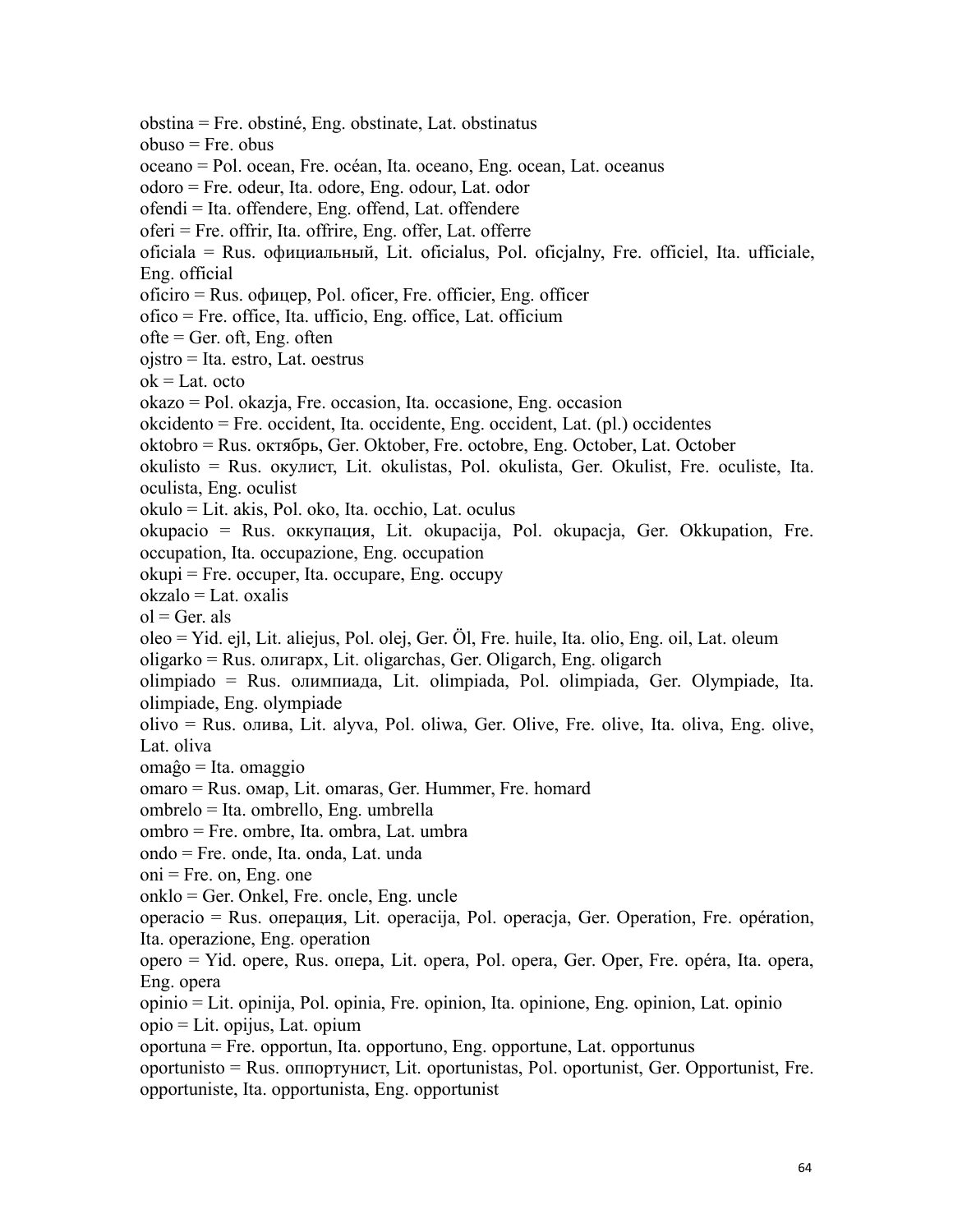obstina = Fre. obstiné, Eng. obstinate, Lat. obstinatus

obuso = Fre. obus

oceano = Pol. ocean, Fre. océan, Ita. oceano, Eng. ocean, Lat. oceanus

odoro = Fre. odeur, Ita. odore, Eng. odour, Lat. odor

ofendi = Ita. offendere, Eng. offend, Lat. offendere

oferi = Fre. offrir, Ita. offrire, Eng. offer, Lat. offerre

oficiala = Rus. официальный, Lit. oficialus, Pol. oficjalny, Fre. officiel, Ita. ufficiale, Eng. official

oficiro = Rus. офицер, Pol. oficer, Fre. officier, Eng. officer

ofico = Fre. office, Ita. ufficio, Eng. office, Lat. officium

ofte = Ger. oft, Eng. often

ojstro = Ita. estro, Lat. oestrus

ok = Lat. octo

okazo = Pol. okazja, Fre. occasion, Ita. occasione, Eng. occasion

okcidento = Fre. occident, Ita. occidente, Eng. occident, Lat. (pl.) occidentes

oktobro = Rus. октябрь, Ger. Oktober, Fre. octobre, Eng. October, Lat. October

okulisto = Rus. окулист, Lit. okulistas, Pol. okulista, Ger. Okulist, Fre. oculiste, Ita. oculista, Eng. oculist

okulo = Lit. akis, Pol. oko, Ita. occhio, Lat. oculus

okupacio = Rus. оккупация, Lit. okupacija, Pol. okupacja, Ger. Okkupation, Fre. occupation, Ita. occupazione, Eng. occupation

okupi = Fre. occuper, Ita. occupare, Eng. occupy

okzalo = Lat. oxalis

ol = Ger. als

oleo = Yid. ejl, Lit. aliejus, Pol. olej, Ger. Öl, Fre. huile, Ita. olio, Eng. oil, Lat. oleum

oligarko = Rus. олигарх, Lit. oligarchas, Ger. Oligarch, Eng. oligarch

olimpiado = Rus. олимпиада, Lit. olimpiada, Pol. olimpiada, Ger. Olympiade, Ita. olimpiade, Eng. olympiade

olivo = Rus. олива, Lit. alyva, Pol. oliwa, Ger. Olive, Fre. olive, Ita. oliva, Eng. olive, Lat. oliva

omaĝo = Ita. omaggio

omaro = Rus. омар, Lit. omaras, Ger. Hummer, Fre. homard

ombrelo = Ita. ombrello, Eng. umbrella

ombro = Fre. ombre, Ita. ombra, Lat. umbra

ondo = Fre. onde, Ita. onda, Lat. unda

oni = Fre. on, Eng. one

onklo = Ger. Onkel, Fre. oncle, Eng. uncle

operacio = Rus. операция, Lit. operacija, Pol. operacja, Ger. Operation, Fre. opération, Ita. operazione, Eng. operation

opero = Yid. opere, Rus. опера, Lit. opera, Pol. opera, Ger. Oper, Fre. opéra, Ita. opera, Eng. opera

opinio = Lit. opinija, Pol. opinia, Fre. opinion, Ita. opinione, Eng. opinion, Lat. opinio

opio = Lit. opijus, Lat. opium

oportuna = Fre. opportun, Ita. opportuno, Eng. opportune, Lat. opportunus

oportunisto = Rus. оппортунист, Lit. oportunistas, Pol. oportunist, Ger. Opportunist, Fre. opportuniste, Ita. opportunista, Eng. opportunist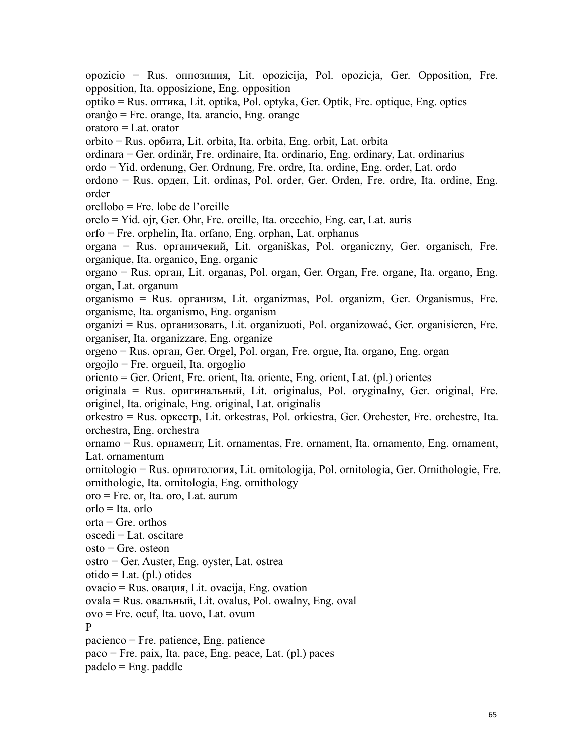opozicio = Rus. оппозиция, Lit. opozicija, Pol. opozicja, Ger. Opposition, Fre. opposition, Ita. opposizione, Eng. opposition

optiko = Rus. оптика, Lit. optika, Pol. optyka, Ger. Optik, Fre. optique, Eng. optics

oranĝo = Fre. orange, Ita. arancio, Eng. orange

oratoro = Lat. orator

orbito = Rus. орбита, Lit. orbita, Ita. orbita, Eng. orbit, Lat. orbita

ordinara = Ger. ordinär, Fre. ordinaire, Ita. ordinario, Eng. ordinary, Lat. ordinarius

ordo = Yid. ordenung, Ger. Ordnung, Fre. ordre, Ita. ordine, Eng. order, Lat. ordo

ordono = Rus. орден, Lit. ordinas, Pol. order, Ger. Orden, Fre. ordre, Ita. ordine, Eng. order

orellobo = Fre. lobe de l'oreille

orelo = Yid. ojr, Ger. Ohr, Fre. oreille, Ita. orecchio, Eng. ear, Lat. auris

orfo = Fre. orphelin, Ita. orfano, Eng. orphan, Lat. orphanus

organa = Rus. органичекий, Lit. organiškas, Pol. organiczny, Ger. organisch, Fre. organique, Ita. organico, Eng. organic

organo = Rus. орган, Lit. organas, Pol. organ, Ger. Organ, Fre. organe, Ita. organo, Eng. organ, Lat. organum

organismo = Rus. организм, Lit. organizmas, Pol. organizm, Ger. Organismus, Fre. organisme, Ita. organismo, Eng. organism

organizi = Rus. организовать, Lit. organizuoti, Pol. organizować, Ger. organisieren, Fre. organiser, Ita. organizzare, Eng. organize

orgeno = Rus. орган, Ger. Orgel, Pol. organ, Fre. orgue, Ita. organo, Eng. organ

orgojlo = Fre. orgueil, Ita. orgoglio

oriento = Ger. Orient, Fre. orient, Ita. oriente, Eng. orient, Lat. (pl.) orientes

originala = Rus. оригинальный, Lit. originalus, Pol. oryginalny, Ger. original, Fre. originel, Ita. originale, Eng. original, Lat. originalis

orkestro = Rus. оркестр, Lit. orkestras, Pol. orkiestra, Ger. Orchester, Fre. orchestre, Ita. orchestra, Eng. orchestra

ornamo = Rus. орнамент, Lit. ornamentas, Fre. ornament, Ita. ornamento, Eng. ornament, Lat. ornamentum

ornitologio = Rus. орнитология, Lit. ornitologija, Pol. ornitologia, Ger. Ornithologie, Fre. ornithologie, Ita. ornitologia, Eng. ornithology

oro = Fre. or, Ita. oro, Lat. aurum

orlo = Ita. orlo

orta = Gre. orthos

oscedi = Lat. oscitare

osto = Gre. osteon

ostro = Ger. Auster, Eng. oyster, Lat. ostrea

otido = Lat. (pl.) otides

ovacio = Rus. овация, Lit. ovacija, Eng. ovation

ovala = Rus. овальный, Lit. ovalus, Pol. owalny, Eng. oval

ovo = Fre. oeuf, Ita. uovo, Lat. ovum

P

pacienco = Fre. patience, Eng. patience

paco = Fre. paix, Ita. pace, Eng. peace, Lat. (pl.) paces

padelo = Eng. paddle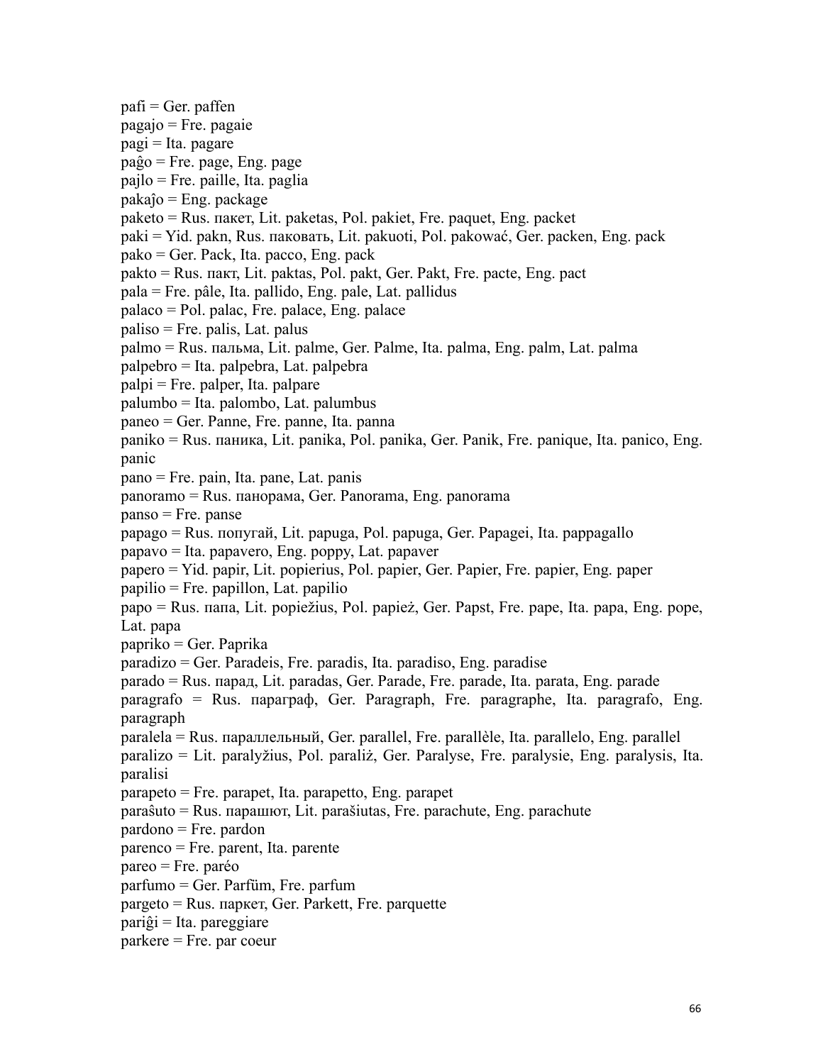pafi = Ger. paffen
pagajo = Fre. pagaie
pagi = Ita. pagare
paĝo = Fre. page, Eng. page
pajlo = Fre. paille, Ita. paglia
pakaĵo = Eng. package
paketo = Rus. пакет, Lit. paketas, Pol. pakiet, Fre. paquet, Eng. packet
paki = Yid. pakn, Rus. паковать, Lit. pakuoti, Pol. pakować, Ger. packen, Eng. pack
pako = Ger. Pack, Ita. pacco, Eng. pack
pakto = Rus. пакт, Lit. paktas, Pol. pakt, Ger. Pakt, Fre. pacte, Eng. pact
pala = Fre. pâle, Ita. pallido, Eng. pale, Lat. pallidus
palaco = Pol. palac, Fre. palace, Eng. palace
paliso = Fre. palis, Lat. palus
palmo = Rus. пальма, Lit. palme, Ger. Palme, Ita. palma, Eng. palm, Lat. palma
palpebro = Ita. palpebra, Lat. palpebra
palpi = Fre. palper, Ita. palpare
palumbo = Ita. palombo, Lat. palumbus
paneo = Ger. Panne, Fre. panne, Ita. panna
paniko = Rus. паника, Lit. panika, Pol. panika, Ger. Panik, Fre. panique, Ita. panico, Eng. panic
pano = Fre. pain, Ita. pane, Lat. panis
panoramo = Rus. панорама, Ger. Panorama, Eng. panorama
panso = Fre. panse
papago = Rus. попугай, Lit. papuga, Pol. papuga, Ger. Papagei, Ita. pappagallo
papavo = Ita. papavero, Eng. poppy, Lat. papaver
papero = Yid. papir, Lit. popierius, Pol. papier, Ger. Papier, Fre. papier, Eng. paper
papilio = Fre. papillon, Lat. papilio
papo = Rus. папа, Lit. popiežius, Pol. papież, Ger. Papst, Fre. pape, Ita. papa, Eng. pope, Lat. papa
papriko = Ger. Paprika
paradizo = Ger. Paradeis, Fre. paradis, Ita. paradiso, Eng. paradise
parado = Rus. парад, Lit. paradas, Ger. Parade, Fre. parade, Ita. parata, Eng. parade
paragrafo = Rus. параграф, Ger. Paragraph, Fre. paragraphe, Ita. paragrafo, Eng. paragraph
paralela = Rus. параллельный, Ger. parallel, Fre. parallèle, Ita. parallelo, Eng. parallel
paralizo = Lit. paralyžius, Pol. paraliż, Ger. Paralyse, Fre. paralysie, Eng. paralysis, Ita. paralisi
parapeto = Fre. parapet, Ita. parapetto, Eng. parapet
paraŝuto = Rus. парашют, Lit. parašiutas, Fre. parachute, Eng. parachute
pardono = Fre. pardon
parenco = Fre. parent, Ita. parente
pareo = Fre. paréo
parfumo = Ger. Parfüm, Fre. parfum
pargeto = Rus. паркет, Ger. Parkett, Fre. parquette
pariĝi = Ita. pareggiare
parkere = Fre. par coeur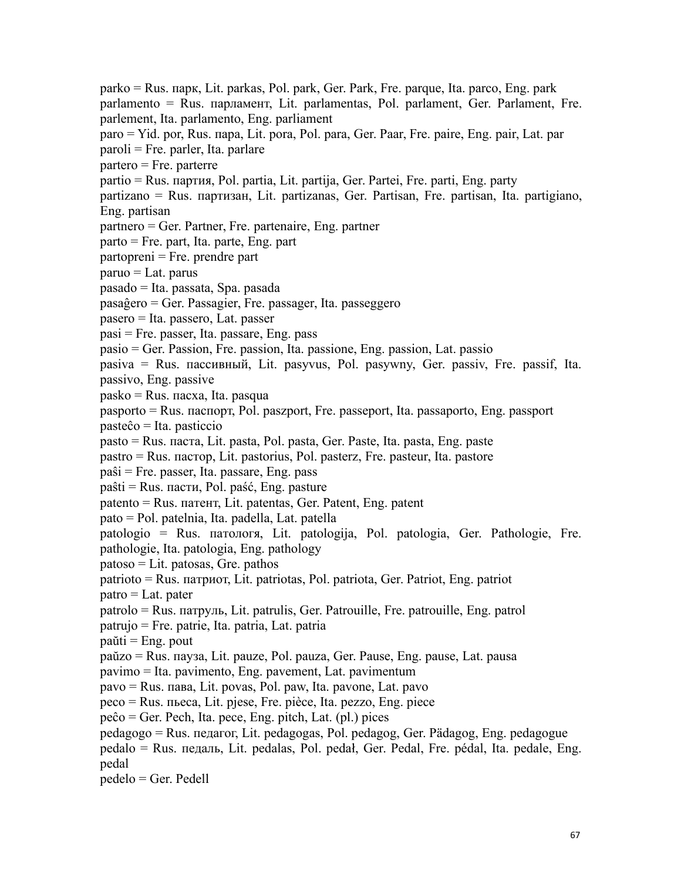parko = Rus. парк, Lit. parkas, Pol. park, Ger. Park, Fre. parque, Ita. parco, Eng. park
parlamento = Rus. парламент, Lit. parlamentas, Pol. parlament, Ger. Parlament, Fre. parlement, Ita. parlamento, Eng. parliament
paro = Yid. por, Rus. пара, Lit. pora, Pol. para, Ger. Paar, Fre. paire, Eng. pair, Lat. par
paroli = Fre. parler, Ita. parlare
partero = Fre. parterre
partio = Rus. партия, Pol. partia, Lit. partija, Ger. Partei, Fre. parti, Eng. party
partizano = Rus. партизан, Lit. partizanas, Ger. Partisan, Fre. partisan, Ita. partigiano, Eng. partisan
partnero = Ger. Partner, Fre. partenaire, Eng. partner
parto = Fre. part, Ita. parte, Eng. part
partopreni = Fre. prendre part
paruo = Lat. parus
pasado = Ita. passata, Spa. pasada
pasaĝero = Ger. Passagier, Fre. passager, Ita. passeggero
pasero = Ita. passero, Lat. passer
pasi = Fre. passer, Ita. passare, Eng. pass
pasio = Ger. Passion, Fre. passion, Ita. passione, Eng. passion, Lat. passio
pasiva = Rus. пассивный, Lit. pasyvus, Pol. pasywny, Ger. passiv, Fre. passif, Ita. passivo, Eng. passive
pasko = Rus. пасха, Ita. pasqua
pasporto = Rus. паспорт, Pol. paszport, Fre. passeport, Ita. passaporto, Eng. passport
pasteĉo = Ita. pasticcio
pasto = Rus. паста, Lit. pasta, Pol. pasta, Ger. Paste, Ita. pasta, Eng. paste
pastro = Rus. пастор, Lit. pastorius, Pol. pasterz, Fre. pasteur, Ita. pastore
paŝi = Fre. passer, Ita. passare, Eng. pass
paŝti = Rus. пасти, Pol. paść, Eng. pasture
patento = Rus. патент, Lit. patentas, Ger. Patent, Eng. patent
pato = Pol. patelnia, Ita. padella, Lat. patella
patologio = Rus. патологя, Lit. patologija, Pol. patologia, Ger. Pathologie, Fre. pathologie, Ita. patologia, Eng. pathology
patoso = Lit. patosas, Gre. pathos
patrioto = Rus. патриот, Lit. patriotas, Pol. patriota, Ger. Patriot, Eng. patriot
patro = Lat. pater
patrolo = Rus. патруль, Lit. patrulis, Ger. Patrouille, Fre. patrouille, Eng. patrol
patrujo = Fre. patrie, Ita. patria, Lat. patria
paŭti = Eng. pout
paŭzo = Rus. пауза, Lit. pauze, Pol. pauza, Ger. Pause, Eng. pause, Lat. pausa
pavimo = Ita. pavimento, Eng. pavement, Lat. pavimentum
pavo = Rus. пава, Lit. povas, Pol. paw, Ita. pavone, Lat. pavo
peco = Rus. пьеса, Lit. pjese, Fre. pièce, Ita. pezzo, Eng. piece
peĉo = Ger. Pech, Ita. pece, Eng. pitch, Lat. (pl.) pices
pedagogo = Rus. педагог, Lit. pedagogas, Pol. pedagog, Ger. Pädagog, Eng. pedagogue
pedalo = Rus. педаль, Lit. pedalas, Pol. pedał, Ger. Pedal, Fre. pédal, Ita. pedale, Eng. pedal
pedelo = Ger. Pedell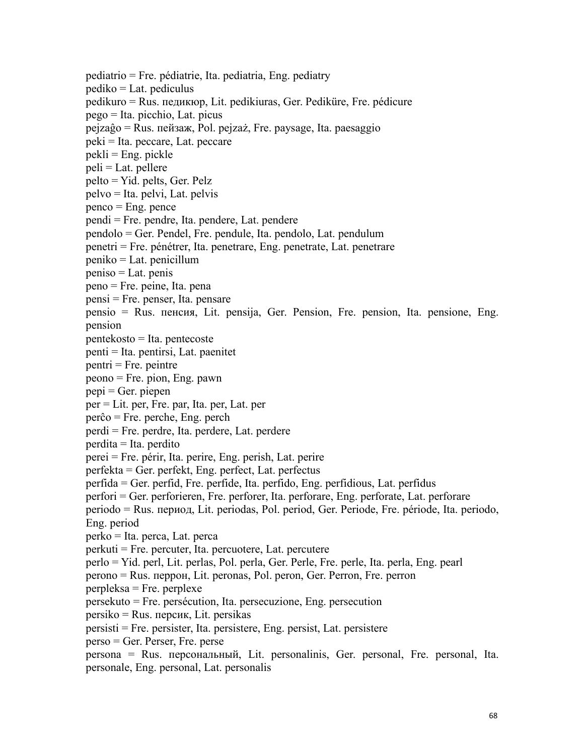pediatrio = Fre. pédiatrie, Ita. pediatria, Eng. pediatry
pediko = Lat. pediculus
pedikuro = Rus. педикюр, Lit. pedikiuras, Ger. Pediküre, Fre. pédicure
pego = Ita. picchio, Lat. picus
pejzaĝo = Rus. пейзаж, Pol. pejzaż, Fre. paysage, Ita. paesaggio
peki = Ita. peccare, Lat. peccare
pekli = Eng. pickle
peli = Lat. pellere
pelto = Yid. pelts, Ger. Pelz
pelvo = Ita. pelvi, Lat. pelvis
penco = Eng. pence
pendi = Fre. pendre, Ita. pendere, Lat. pendere
pendolo = Ger. Pendel, Fre. pendule, Ita. pendolo, Lat. pendulum
penetri = Fre. pénétrer, Ita. penetrare, Eng. penetrate, Lat. penetrare
peniko = Lat. penicillum
peniso = Lat. penis
peno = Fre. peine, Ita. pena
pensi = Fre. penser, Ita. pensare
pensio = Rus. пенсия, Lit. pensija, Ger. Pension, Fre. pension, Ita. pensione, Eng. pension
pentekosto = Ita. pentecoste
penti = Ita. pentirsi, Lat. paenitet
pentri = Fre. peintre
peono = Fre. pion, Eng. pawn
pepi = Ger. piepen
per = Lit. per, Fre. par, Ita. per, Lat. per
perĉo = Fre. perche, Eng. perch
perdi = Fre. perdre, Ita. perdere, Lat. perdere
perdita = Ita. perdito
perei = Fre. périr, Ita. perire, Eng. perish, Lat. perire
perfekta = Ger. perfekt, Eng. perfect, Lat. perfectus
perfida = Ger. perfid, Fre. perfide, Ita. perfido, Eng. perfidious, Lat. perfidus
perfori = Ger. perforieren, Fre. perforer, Ita. perforare, Eng. perforate, Lat. perforare
periodo = Rus. период, Lit. periodas, Pol. period, Ger. Periode, Fre. période, Ita. periodo, Eng. period
perko = Ita. perca, Lat. perca
perkuti = Fre. percuter, Ita. percuotere, Lat. percutere
perlo = Yid. perl, Lit. perlas, Pol. perla, Ger. Perle, Fre. perle, Ita. perla, Eng. pearl
perono = Rus. перрон, Lit. peronas, Pol. peron, Ger. Perron, Fre. perron
perpleksa = Fre. perplexe
persekuto = Fre. persécution, Ita. persecuzione, Eng. persecution
persiko = Rus. персик, Lit. persikas
persisti = Fre. persister, Ita. persistere, Eng. persist, Lat. persistere
perso = Ger. Perser, Fre. perse
persona = Rus. персональный, Lit. personalinis, Ger. personal, Fre. personal, Ita. personale, Eng. personal, Lat. personalis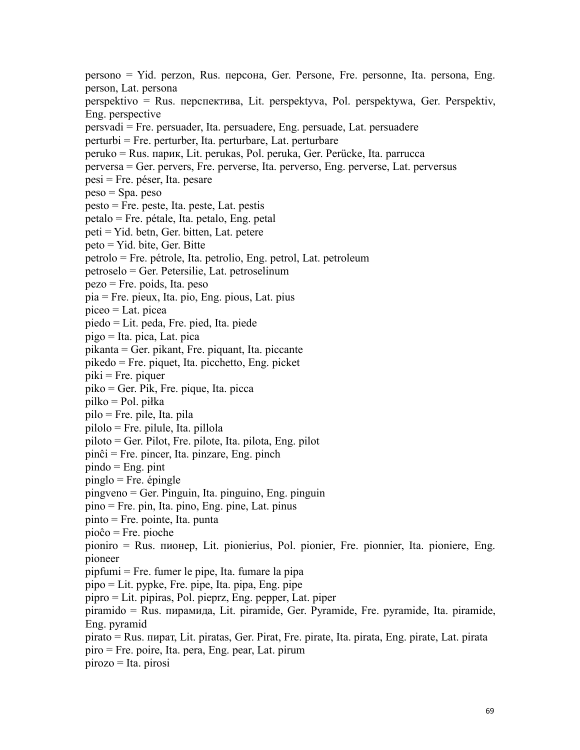persono = Yid. perzon, Rus. персона, Ger. Persone, Fre. personne, Ita. persona, Eng. person, Lat. persona  
perspektivo = Rus. перспектива, Lit. perspektyva, Pol. perspektywa, Ger. Perspektiv, Eng. perspective  
persvadi = Fre. persuader, Ita. persuadere, Eng. persuade, Lat. persuadere  
perturbi = Fre. perturber, Ita. perturbare, Lat. perturbare  
peruko = Rus. парик, Lit. perukas, Pol. peruka, Ger. Perücke, Ita. parrucca  
perversa = Ger. pervers, Fre. perverse, Ita. perverso, Eng. perverse, Lat. perversus  
pesi = Fre. péser, Ita. pesare  
peso = Spa. peso  
pesto = Fre. peste, Ita. peste, Lat. pestis  
petalo = Fre. pétale, Ita. petalo, Eng. petal  
peti = Yid. betn, Ger. bitten, Lat. petere  
peto = Yid. bite, Ger. Bitte  
petrolo = Fre. pétrole, Ita. petrolio, Eng. petrol, Lat. petroleum  
petroselo = Ger. Petersilie, Lat. petroselinum  
pezo = Fre. poids, Ita. peso  
pia = Fre. pieux, Ita. pio, Eng. pious, Lat. pius  
piceo = Lat. picea  
piedo = Lit. peda, Fre. pied, Ita. piede  
pigo = Ita. pica, Lat. pica  
pikanta = Ger. pikant, Fre. piquant, Ita. piccante  
pikedo = Fre. piquet, Ita. picchetto, Eng. picket  
piki = Fre. piquer  
piko = Ger. Pik, Fre. pique, Ita. picca  
pilko = Pol. piłka  
pilo = Fre. pile, Ita. pila  
pilolo = Fre. pilule, Ita. pillola  
piloto = Ger. Pilot, Fre. pilote, Ita. pilota, Eng. pilot  
pinĉi = Fre. pincer, Ita. pinzare, Eng. pinch  
pindo = Eng. pint  
pinglo = Fre. épingle  
pingveno = Ger. Pinguin, Ita. pinguino, Eng. pinguin  
pino = Fre. pin, Ita. pino, Eng. pine, Lat. pinus  
pinto = Fre. pointe, Ita. punta  
pioĉo = Fre. pioche  
pioniro = Rus. пионер, Lit. pionierius, Pol. pionier, Fre. pionnier, Ita. pioniere, Eng. pioneer  
pipfumi = Fre. fumer le pipe, Ita. fumare la pipa  
pipo = Lit. pypke, Fre. pipe, Ita. pipa, Eng. pipe  
pipro = Lit. pipiras, Pol. pieprz, Eng. pepper, Lat. piper  
piramido = Rus. пирамида, Lit. piramide, Ger. Pyramide, Fre. pyramide, Ita. piramide, Eng. pyramid  
pirato = Rus. пират, Lit. piratas, Ger. Pirat, Fre. pirate, Ita. pirata, Eng. pirate, Lat. pirata  
piro = Fre. poire, Ita. pera, Eng. pear, Lat. pirum  
pirozo = Ita. pirosi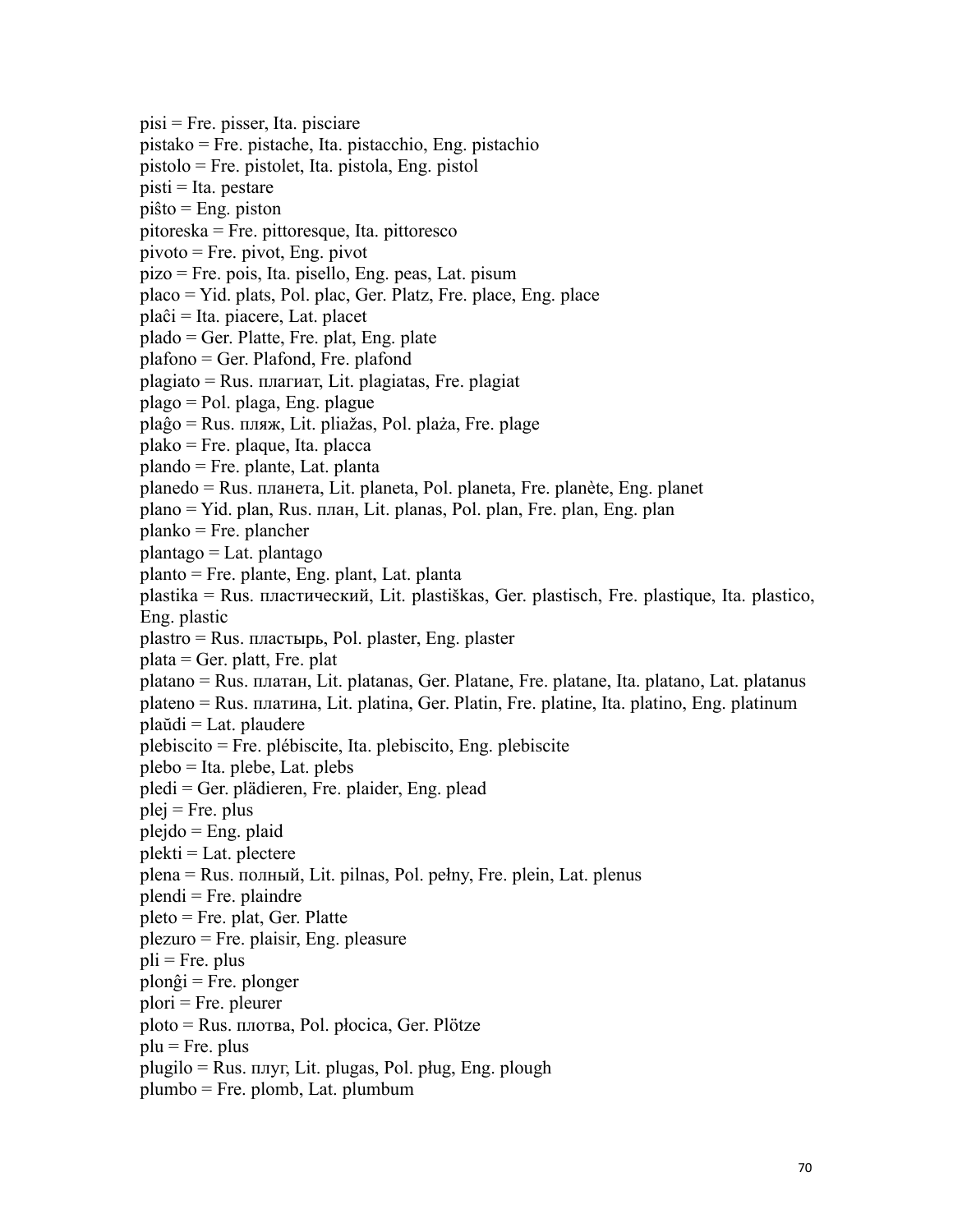pisi = Fre. pisser, Ita. pisciare  
pistako = Fre. pistache, Ita. pistacchio, Eng. pistachio  
pistolo = Fre. pistolet, Ita. pistola, Eng. pistol  
pisti = Ita. pestare  
piŝto = Eng. piston  
pitoreska = Fre. pittoresque, Ita. pittoresco  
pivoto = Fre. pivot, Eng. pivot  
pizo = Fre. pois, Ita. pisello, Eng. peas, Lat. pisum  
placo = Yid. plats, Pol. plac, Ger. Platz, Fre. place, Eng. place  
plaĉi = Ita. piacere, Lat. placet  
plado = Ger. Platte, Fre. plat, Eng. plate  
plafono = Ger. Plafond, Fre. plafond  
plagiato = Rus. плагиат, Lit. plagiatas, Fre. plagiat  
plago = Pol. plaga, Eng. plague  
plaĝo = Rus. пляж, Lit. pliažas, Pol. plaża, Fre. plage  
plako = Fre. plaque, Ita. placca  
plando = Fre. plante, Lat. planta  
planedo = Rus. планета, Lit. planeta, Pol. planeta, Fre. planète, Eng. planet  
plano = Yid. plan, Rus. план, Lit. planas, Pol. plan, Fre. plan, Eng. plan  
planko = Fre. plancher  
plantago = Lat. plantago  
planto = Fre. plante, Eng. plant, Lat. planta  
plastika = Rus. пластический, Lit. plastiškas, Ger. plastisch, Fre. plastique, Ita. plastico, Eng. plastic  
plastro = Rus. пластырь, Pol. plaster, Eng. plaster  
plata = Ger. platt, Fre. plat  
platano = Rus. платан, Lit. platanas, Ger. Platane, Fre. platane, Ita. platano, Lat. platanus  
plateno = Rus. платина, Lit. platina, Ger. Platin, Fre. platine, Ita. platino, Eng. platinum  
plaŭdi = Lat. plaudere  
plebiscito = Fre. plébiscite, Ita. plebiscito, Eng. plebiscite  
plebo = Ita. plebe, Lat. plebs  
pledi = Ger. plädieren, Fre. plaider, Eng. plead  
plej = Fre. plus  
plejdo = Eng. plaid  
plekti = Lat. plectere  
plena = Rus. полный, Lit. pilnas, Pol. pełny, Fre. plein, Lat. plenus  
plendi = Fre. plaindre  
pleto = Fre. plat, Ger. Platte  
plezuro = Fre. plaisir, Eng. pleasure  
pli = Fre. plus  
plonĝi = Fre. plonger  
plori = Fre. pleurer  
ploto = Rus. плотва, Pol. płocica, Ger. Plötze  
plu = Fre. plus  
plugilo = Rus. плуг, Lit. plugas, Pol. pług, Eng. plough  
plumbo = Fre. plomb, Lat. plumbum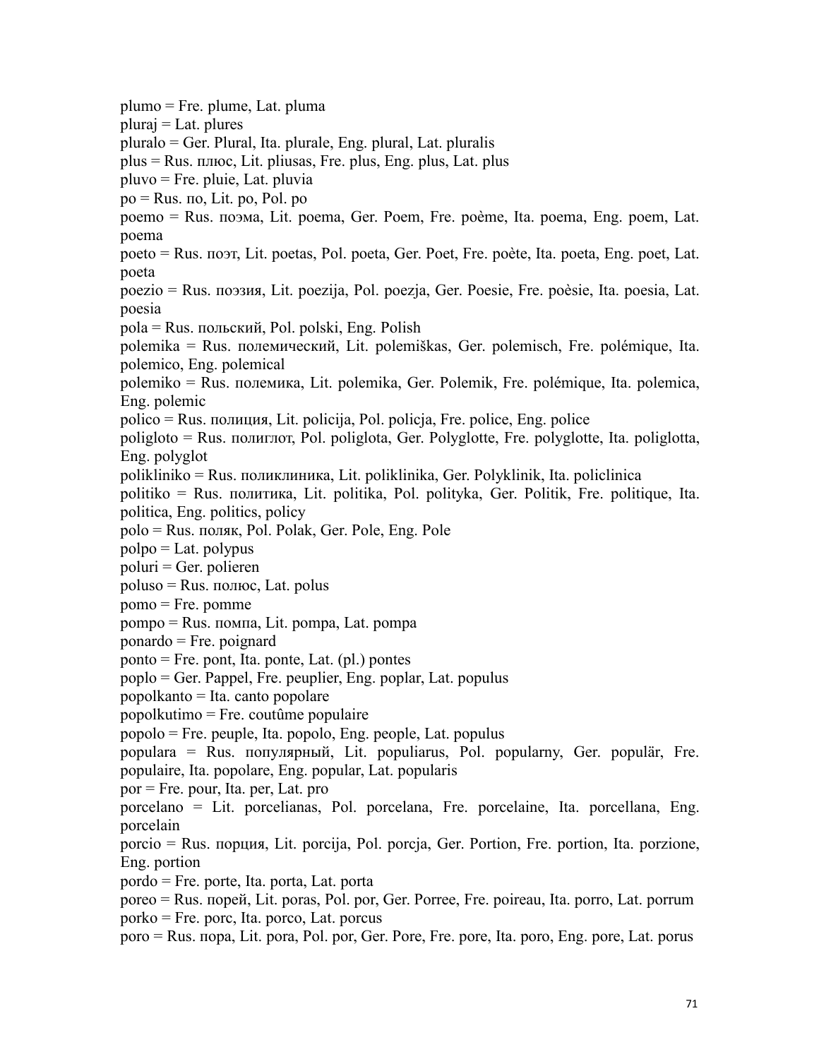plumo = Fre. plume, Lat. pluma

pluraj = Lat. plures

pluralo = Ger. Plural, Ita. plurale, Eng. plural, Lat. pluralis

plus = Rus. плюс, Lit. pliusas, Fre. plus, Eng. plus, Lat. plus

pluvo = Fre. pluie, Lat. pluvia

po = Rus. по, Lit. po, Pol. po

poemo = Rus. поэма, Lit. poema, Ger. Poem, Fre. poème, Ita. poema, Eng. poem, Lat. poema

poeto = Rus. поэт, Lit. poetas, Pol. poeta, Ger. Poet, Fre. poète, Ita. poeta, Eng. poet, Lat. poeta

poezio = Rus. поэзия, Lit. poezija, Pol. poezja, Ger. Poesie, Fre. poèsie, Ita. poesia, Lat. poesia

pola = Rus. польский, Pol. polski, Eng. Polish

polemika = Rus. полемический, Lit. polemiškas, Ger. polemisch, Fre. polémique, Ita. polemico, Eng. polemical

polemiko = Rus. полемика, Lit. polemika, Ger. Polemik, Fre. polémique, Ita. polemica, Eng. polemic

polico = Rus. полиция, Lit. policija, Pol. policja, Fre. police, Eng. police

poligloto = Rus. полиглот, Pol. poliglota, Ger. Polyglotte, Fre. polyglotte, Ita. poliglotta, Eng. polyglot

polikliniko = Rus. поликлиника, Lit. poliklinika, Ger. Polyklinik, Ita. policlinica

politiko = Rus. политика, Lit. politika, Pol. polityka, Ger. Politik, Fre. politique, Ita. politica, Eng. politics, policy

polo = Rus. поляк, Pol. Polak, Ger. Pole, Eng. Pole

polpo = Lat. polypus

poluri = Ger. polieren

poluso = Rus. полюс, Lat. polus

pomo = Fre. pomme

pompo = Rus. помпа, Lit. pompa, Lat. pompa

ponardo = Fre. poignard

ponto = Fre. pont, Ita. ponte, Lat. (pl.) pontes

poplo = Ger. Pappel, Fre. peuplier, Eng. poplar, Lat. populus

popolkanto = Ita. canto popolare

popolkutimo = Fre. coutûme populaire

popolo = Fre. peuple, Ita. popolo, Eng. people, Lat. populus

populara = Rus. популярный, Lit. populiarus, Pol. popularny, Ger. populär, Fre. populaire, Ita. popolare, Eng. popular, Lat. popularis

por = Fre. pour, Ita. per, Lat. pro

porcelano = Lit. porcelianas, Pol. porcelana, Fre. porcelaine, Ita. porcellana, Eng. porcelain

porcio = Rus. порция, Lit. porcija, Pol. porcja, Ger. Portion, Fre. portion, Ita. porzione, Eng. portion

pordo = Fre. porte, Ita. porta, Lat. porta

poreo = Rus. порей, Lit. poras, Pol. por, Ger. Porree, Fre. poireau, Ita. porro, Lat. porrum

porko = Fre. porc, Ita. porco, Lat. porcus

poro = Rus. пора, Lit. pora, Pol. por, Ger. Pore, Fre. pore, Ita. poro, Eng. pore, Lat. porus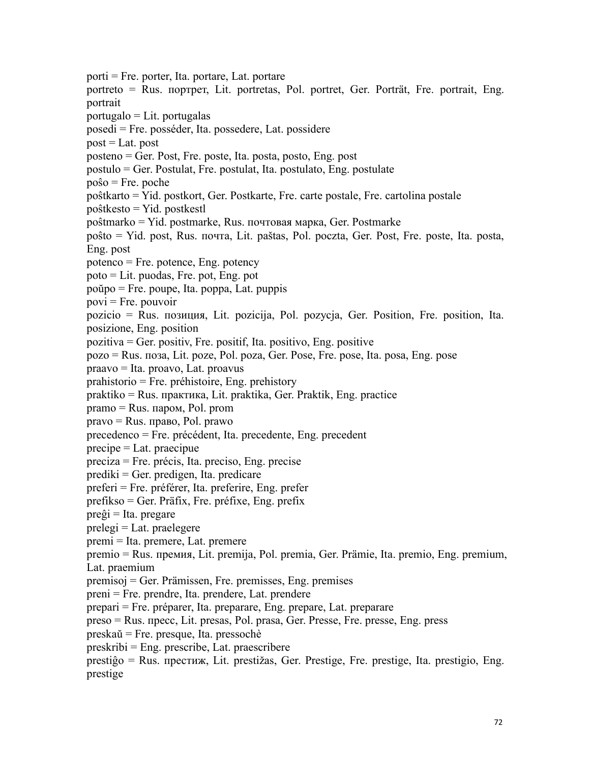porti = Fre. porter, Ita. portare, Lat. portare

portreto = Rus. портрет, Lit. portretas, Pol. portret, Ger. Porträt, Fre. portrait, Eng. portrait

portugalo = Lit. portugalas

posedi = Fre. posséder, Ita. possedere, Lat. possidere

post = Lat. post

posteno = Ger. Post, Fre. poste, Ita. posta, posto, Eng. post

postulo = Ger. Postulat, Fre. postulat, Ita. postulato, Eng. postulate

poŝo = Fre. poche

poŝtkarto = Yid. postkort, Ger. Postkarte, Fre. carte postale, Fre. cartolina postale

poŝtkesto = Yid. postkestl

poŝtmarko = Yid. postmarke, Rus. почтовая марка, Ger. Postmarke

poŝto = Yid. post, Rus. почта, Lit. paštas, Pol. poczta, Ger. Post, Fre. poste, Ita. posta, Eng. post

potenco = Fre. potence, Eng. potency

poto = Lit. puodas, Fre. pot, Eng. pot

poŭpo = Fre. poupe, Ita. poppa, Lat. puppis

povi = Fre. pouvoir

pozicio = Rus. позиция, Lit. pozicija, Pol. pozycja, Ger. Position, Fre. position, Ita. posizione, Eng. position

pozitiva = Ger. positiv, Fre. positif, Ita. positivo, Eng. positive

pozo = Rus. поза, Lit. poze, Pol. poza, Ger. Pose, Fre. pose, Ita. posa, Eng. pose

praavo = Ita. proavo, Lat. proavus

prahistorio = Fre. préhistoire, Eng. prehistory

praktiko = Rus. практика, Lit. praktika, Ger. Praktik, Eng. practice

pramo = Rus. паром, Pol. prom

pravo = Rus. право, Pol. prawo

precedenco = Fre. précédent, Ita. precedente, Eng. precedent

precipe = Lat. praecipue

preciza = Fre. précis, Ita. preciso, Eng. precise

prediki = Ger. predigen, Ita. predicare

preferi = Fre. préférer, Ita. preferire, Eng. prefer

prefikso = Ger. Präfix, Fre. préfixe, Eng. prefix

preĝi = Ita. pregare

prelegi = Lat. praelegere

premi = Ita. premere, Lat. premere

premio = Rus. премия, Lit. premija, Pol. premia, Ger. Prämie, Ita. premio, Eng. premium, Lat. praemium

premisoj = Ger. Prämissen, Fre. premisses, Eng. premises

preni = Fre. prendre, Ita. prendere, Lat. prendere

prepari = Fre. préparer, Ita. preparare, Eng. prepare, Lat. preparare

preso = Rus. пресс, Lit. presas, Pol. prasa, Ger. Presse, Fre. presse, Eng. press

preskaŭ = Fre. presque, Ita. pressochè

preskribi = Eng. prescribe, Lat. praescribere

prestiĝo = Rus. престиж, Lit. prestižas, Ger. Prestige, Fre. prestige, Ita. prestigio, Eng. prestige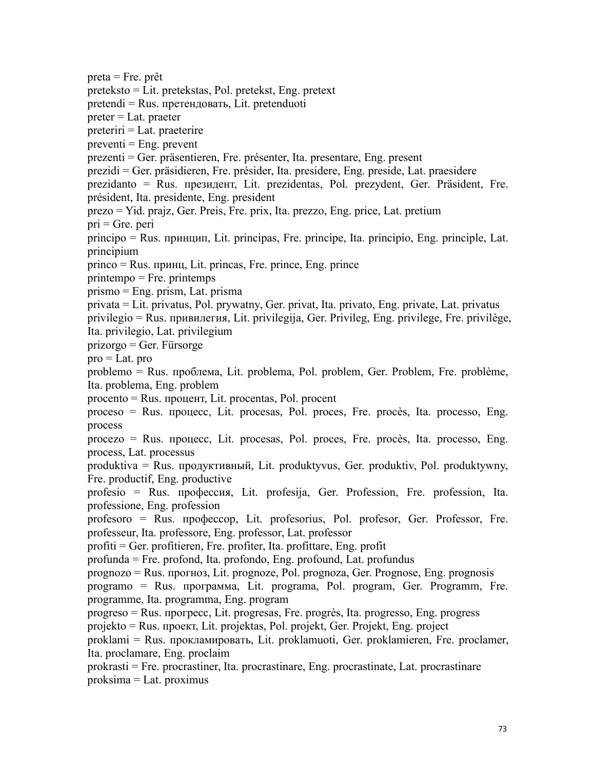preta = Fre. prêt
preteksto = Lit. pretekstas, Pol. pretekst, Eng. pretext
pretendi = Rus. претендовать, Lit. pretenduoti
preter = Lat. praeter
preteriri = Lat. praeterire
preventi = Eng. prevent
prezenti = Ger. präsentieren, Fre. présenter, Ita. presentare, Eng. present
prezidi = Ger. präsidieren, Fre. présider, Ita. presidere, Eng. preside, Lat. praesidere
prezidanto = Rus. президент, Lit. prezidentas, Pol. prezydent, Ger. Präsident, Fre. président, Ita. presidente, Eng. president
prezo = Yid. prajz, Ger. Preis, Fre. prix, Ita. prezzo, Eng. price, Lat. pretium
pri = Gre. peri
principo = Rus. принцип, Lit. principas, Fre. principe, Ita. principio, Eng. principle, Lat. principium
princo = Rus. принц, Lit. princas, Fre. prince, Eng. prince
printempo = Fre. printemps
prismo = Eng. prism, Lat. prisma
privata = Lit. privatus, Pol. prywatny, Ger. privat, Ita. privato, Eng. private, Lat. privatus
privilegio = Rus. привилегия, Lit. privilegija, Ger. Privileg, Eng. privilege, Fre. privilège, Ita. privilegio, Lat. privilegium
prizorgo = Ger. Fürsorge
pro = Lat. pro
problemo = Rus. проблема, Lit. problema, Pol. problem, Ger. Problem, Fre. problème, Ita. problema, Eng. problem
procento = Rus. процент, Lit. procentas, Pol. procent
proceso = Rus. процесс, Lit. procesas, Pol. proces, Fre. procès, Ita. processo, Eng. process
procezo = Rus. процесс, Lit. procesas, Pol. proces, Fre. procès, Ita. processo, Eng. process, Lat. processus
produktiva = Rus. продуктивный, Lit. produktyvus, Ger. produktiv, Pol. produktywny, Fre. productif, Eng. productive
profesio = Rus. профессия, Lit. profesija, Ger. Profession, Fre. profession, Ita. professione, Eng. profession
profesoro = Rus. профессор, Lit. profesorius, Pol. profesor, Ger. Professor, Fre. professeur, Ita. professore, Eng. professor, Lat. professor
profiti = Ger. profitieren, Fre. profiter, Ita. profittare, Eng. profit
profunda = Fre. profond, Ita. profondo, Eng. profound, Lat. profundus
prognozo = Rus. прогноз, Lit. prognoze, Pol. prognoza, Ger. Prognose, Eng. prognosis
programo = Rus. программа, Lit. programa, Pol. program, Ger. Programm, Fre. programme, Ita. programma, Eng. program
progreso = Rus. прогресс, Lit. progresas, Fre. progrès, Ita. progresso, Eng. progress
projekto = Rus. проект, Lit. projektas, Pol. projekt, Ger. Projekt, Eng. project
proklami = Rus. прокламировать, Lit. proklamuoti, Ger. proklamieren, Fre. proclamer, Ita. proclamare, Eng. proclaim
prokrasti = Fre. procrastiner, Ita. procrastinare, Eng. procrastinate, Lat. procrastinare
proksima = Lat. proximus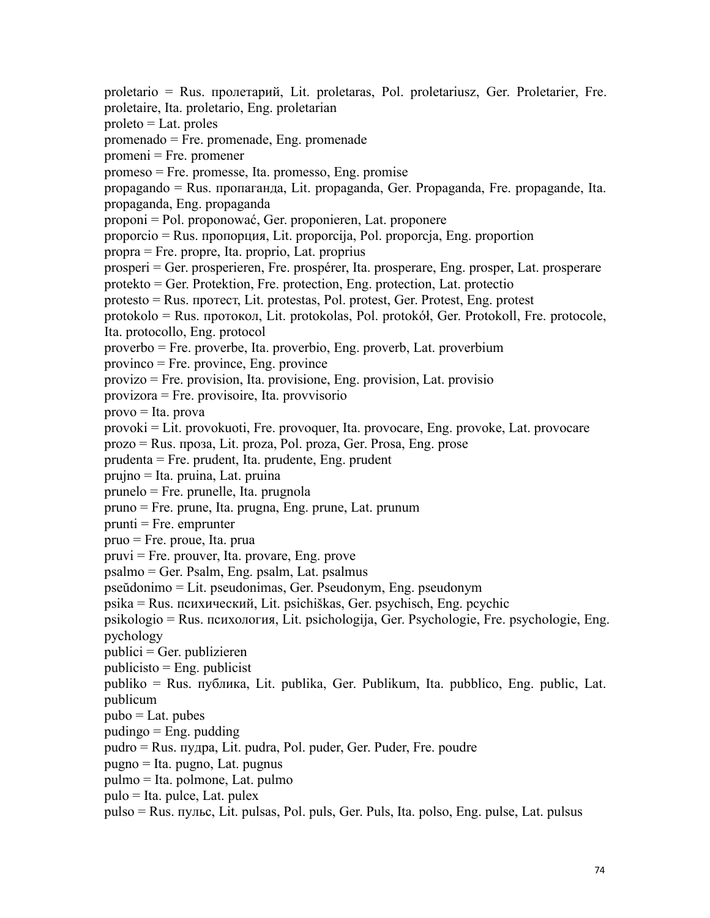proletario = Rus. пролетарий, Lit. proletaras, Pol. proletariusz, Ger. Proletarier, Fre. proletaire, Ita. proletario, Eng. proletarian
proleto = Lat. proles
promenado = Fre. promenade, Eng. promenade
promeni = Fre. promener
promeso = Fre. promesse, Ita. promesso, Eng. promise
propagando = Rus. пропаганда, Lit. propaganda, Ger. Propaganda, Fre. propagande, Ita. propaganda, Eng. propaganda
proponi = Pol. proponować, Ger. proponieren, Lat. proponere
proporcio = Rus. пропорция, Lit. proporcija, Pol. proporcja, Eng. proportion
propra = Fre. propre, Ita. proprio, Lat. proprius
prosperi = Ger. prosperieren, Fre. prospérer, Ita. prosperare, Eng. prosper, Lat. prosperare
protekto = Ger. Protektion, Fre. protection, Eng. protection, Lat. protectio
protesto = Rus. протест, Lit. protestas, Pol. protest, Ger. Protest, Eng. protest
protokolo = Rus. протокол, Lit. protokolas, Pol. protokół, Ger. Protokoll, Fre. protocole, Ita. protocollo, Eng. protocol
proverbo = Fre. proverbe, Ita. proverbio, Eng. proverb, Lat. proverbium
provinco = Fre. province, Eng. province
provizo = Fre. provision, Ita. provisione, Eng. provision, Lat. provisio
provizora = Fre. provisoire, Ita. provvisorio
provo = Ita. prova
provoki = Lit. provokuoti, Fre. provoquer, Ita. provocare, Eng. provoke, Lat. provocare
prozo = Rus. проза, Lit. proza, Pol. proza, Ger. Prosa, Eng. prose
prudenta = Fre. prudent, Ita. prudente, Eng. prudent
prujno = Ita. pruina, Lat. pruina
prunelo = Fre. prunelle, Ita. prugnola
pruno = Fre. prune, Ita. prugna, Eng. prune, Lat. prunum
prunti = Fre. emprunter
pruo = Fre. proue, Ita. prua
pruvi = Fre. prouver, Ita. provare, Eng. prove
psalmo = Ger. Psalm, Eng. psalm, Lat. psalmus
pseŭdonimo = Lit. pseudonimas, Ger. Pseudonym, Eng. pseudonym
psika = Rus. психический, Lit. psichiškas, Ger. psychisch, Eng. pcychic
psikologio = Rus. психология, Lit. psichologija, Ger. Psychologie, Fre. psychologie, Eng. pychology
publici = Ger. publizieren
publicisto = Eng. publicist
publiko = Rus. публика, Lit. publika, Ger. Publikum, Ita. pubblico, Eng. public, Lat. publicum
pubo = Lat. pubes
pudingo = Eng. pudding
pudro = Rus. пудра, Lit. pudra, Pol. puder, Ger. Puder, Fre. poudre
pugno = Ita. pugno, Lat. pugnus
pulmo = Ita. polmone, Lat. pulmo
pulo = Ita. pulce, Lat. pulex
pulso = Rus. пульс, Lit. pulsas, Pol. puls, Ger. Puls, Ita. polso, Eng. pulse, Lat. pulsus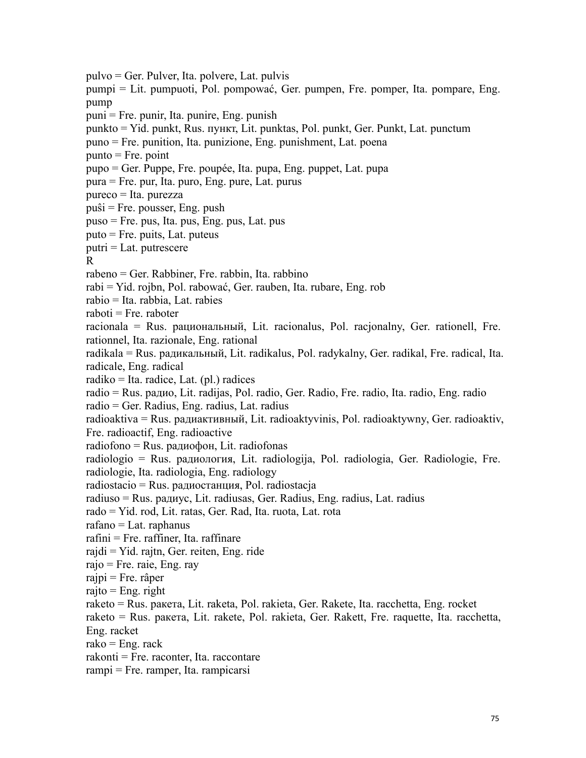pulvo = Ger. Pulver, Ita. polvere, Lat. pulvis
pumpi = Lit. pumpuoti, Pol. pompować, Ger. pumpen, Fre. pomper, Ita. pompare, Eng. pump
puni = Fre. punir, Ita. punire, Eng. punish
punkto = Yid. punkt, Rus. пункт, Lit. punktas, Pol. punkt, Ger. Punkt, Lat. punctum
puno = Fre. punition, Ita. punizione, Eng. punishment, Lat. poena
punto = Fre. point
pupo = Ger. Puppe, Fre. poupée, Ita. pupa, Eng. puppet, Lat. pupa
pura = Fre. pur, Ita. puro, Eng. pure, Lat. purus
pureco = Ita. purezza
puŝi = Fre. pousser, Eng. push
puso = Fre. pus, Ita. pus, Eng. pus, Lat. pus
puto = Fre. puits, Lat. puteus
putri = Lat. putrescere

R

rabeno = Ger. Rabbiner, Fre. rabbin, Ita. rabbino
rabi = Yid. rojbn, Pol. rabować, Ger. rauben, Ita. rubare, Eng. rob
rabio = Ita. rabbia, Lat. rabies
raboti = Fre. raboter
racionala = Rus. рациональный, Lit. racionalus, Pol. racjonalny, Ger. rationell, Fre. rationnel, Ita. razionale, Eng. rational
radikala = Rus. радикальный, Lit. radikalus, Pol. radykalny, Ger. radikal, Fre. radical, Ita. radicale, Eng. radical
radiko = Ita. radice, Lat. (pl.) radices
radio = Rus. радио, Lit. radijas, Pol. radio, Ger. Radio, Fre. radio, Ita. radio, Eng. radio
radio = Ger. Radius, Eng. radius, Lat. radius
radioaktiva = Rus. радиактивный, Lit. radioaktyvinis, Pol. radioaktywny, Ger. radioaktiv, Fre. radioactif, Eng. radioactive
radiofono = Rus. радиофон, Lit. radiofonas
radiologio = Rus. радиология, Lit. radiologija, Pol. radiologia, Ger. Radiologie, Fre. radiologie, Ita. radiologia, Eng. radiology
radiostacio = Rus. радиостанция, Pol. radiostacja
radiuso = Rus. радиус, Lit. radiusas, Ger. Radius, Eng. radius, Lat. radius
rado = Yid. rod, Lit. ratas, Ger. Rad, Ita. ruota, Lat. rota
rafano = Lat. raphanus
rafini = Fre. raffiner, Ita. raffinare
rajdi = Yid. rajtn, Ger. reiten, Eng. ride
rajo = Fre. raie, Eng. ray
rajpi = Fre. râper
rajto = Eng. right
raketo = Rus. ракета, Lit. raketa, Pol. rakieta, Ger. Rakete, Ita. racchetta, Eng. rocket
raketo = Rus. ракета, Lit. rakete, Pol. rakieta, Ger. Rakett, Fre. raquette, Ita. racchetta, Eng. racket
rako = Eng. rack
rakonti = Fre. raconter, Ita. raccontare
rampi = Fre. ramper, Ita. rampicarsi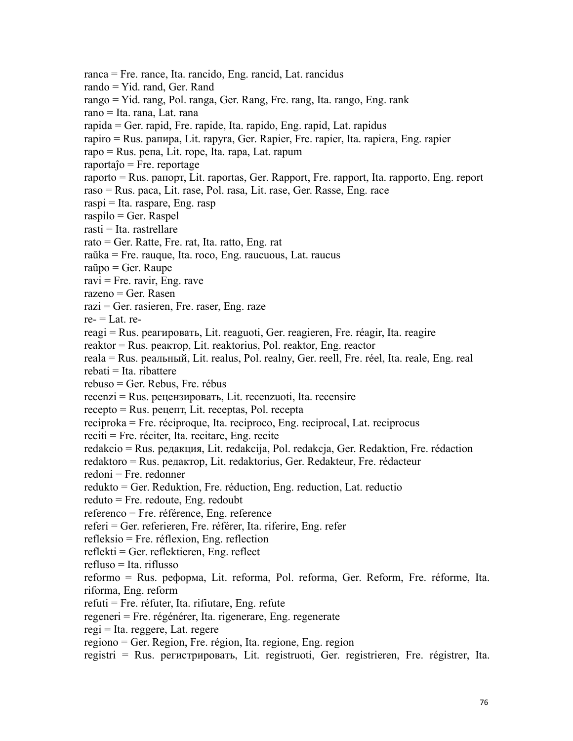ranca = Fre. rance, Ita. rancido, Eng. rancid, Lat. rancidus
rando = Yid. rand, Ger. Rand
rango = Yid. rang, Pol. ranga, Ger. Rang, Fre. rang, Ita. rango, Eng. rank
rano = Ita. rana, Lat. rana
rapida = Ger. rapid, Fre. rapide, Ita. rapido, Eng. rapid, Lat. rapidus
rapiro = Rus. рапира, Lit. rapyra, Ger. Rapier, Fre. rapier, Ita. rapiera, Eng. rapier
rapo = Rus. репа, Lit. rope, Ita. rapa, Lat. rapum
raportaĵo = Fre. reportage
raporto = Rus. рапорт, Lit. raportas, Ger. Rapport, Fre. rapport, Ita. rapporto, Eng. report
raso = Rus. раса, Lit. rase, Pol. rasa, Lit. rase, Ger. Rasse, Eng. race
raspi = Ita. raspare, Eng. rasp
raspilo = Ger. Raspel
rasti = Ita. rastrellare
rato = Ger. Ratte, Fre. rat, Ita. ratto, Eng. rat
raŭka = Fre. rauque, Ita. roco, Eng. raucuous, Lat. raucus
raŭpo = Ger. Raupe
ravi = Fre. ravir, Eng. rave
razeno = Ger. Rasen
razi = Ger. rasieren, Fre. raser, Eng. raze
re- = Lat. re-
reagi = Rus. реагировать, Lit. reaguoti, Ger. reagieren, Fre. réagir, Ita. reagire
reaktor = Rus. реактор, Lit. reaktorius, Pol. reaktor, Eng. reactor
reala = Rus. реальный, Lit. realus, Pol. realny, Ger. reell, Fre. réel, Ita. reale, Eng. real
rebati = Ita. ribattere
rebuso = Ger. Rebus, Fre. rébus
recenzi = Rus. рецензировать, Lit. recenzuoti, Ita. recensire
recepto = Rus. рецепт, Lit. receptas, Pol. recepta
reciproka = Fre. réciproque, Ita. reciproco, Eng. reciprocal, Lat. reciprocus
reciti = Fre. réciter, Ita. recitare, Eng. recite
redakcio = Rus. редакция, Lit. redakcija, Pol. redakcja, Ger. Redaktion, Fre. rédaction
redaktoro = Rus. редактор, Lit. redaktorius, Ger. Redakteur, Fre. rédacteur
redoni = Fre. redonner
redukto = Ger. Reduktion, Fre. réduction, Eng. reduction, Lat. reductio
reduto = Fre. redoute, Eng. redoubt
referenco = Fre. référence, Eng. reference
referi = Ger. referieren, Fre. référer, Ita. riferire, Eng. refer
refleksio = Fre. réflexion, Eng. reflection
reflekti = Ger. reflektieren, Eng. reflect
refluso = Ita. riflusso
reformo = Rus. реформа, Lit. reforma, Pol. reforma, Ger. Reform, Fre. réforme, Ita. riforma, Eng. reform
refuti = Fre. réfuter, Ita. rifiutare, Eng. refute
regeneri = Fre. régénérer, Ita. rigenerare, Eng. regenerate
regi = Ita. reggere, Lat. regere
regiono = Ger. Region, Fre. région, Ita. regione, Eng. region
registri = Rus. регистрировать, Lit. registruoti, Ger. registrieren, Fre. régistrer, Ita.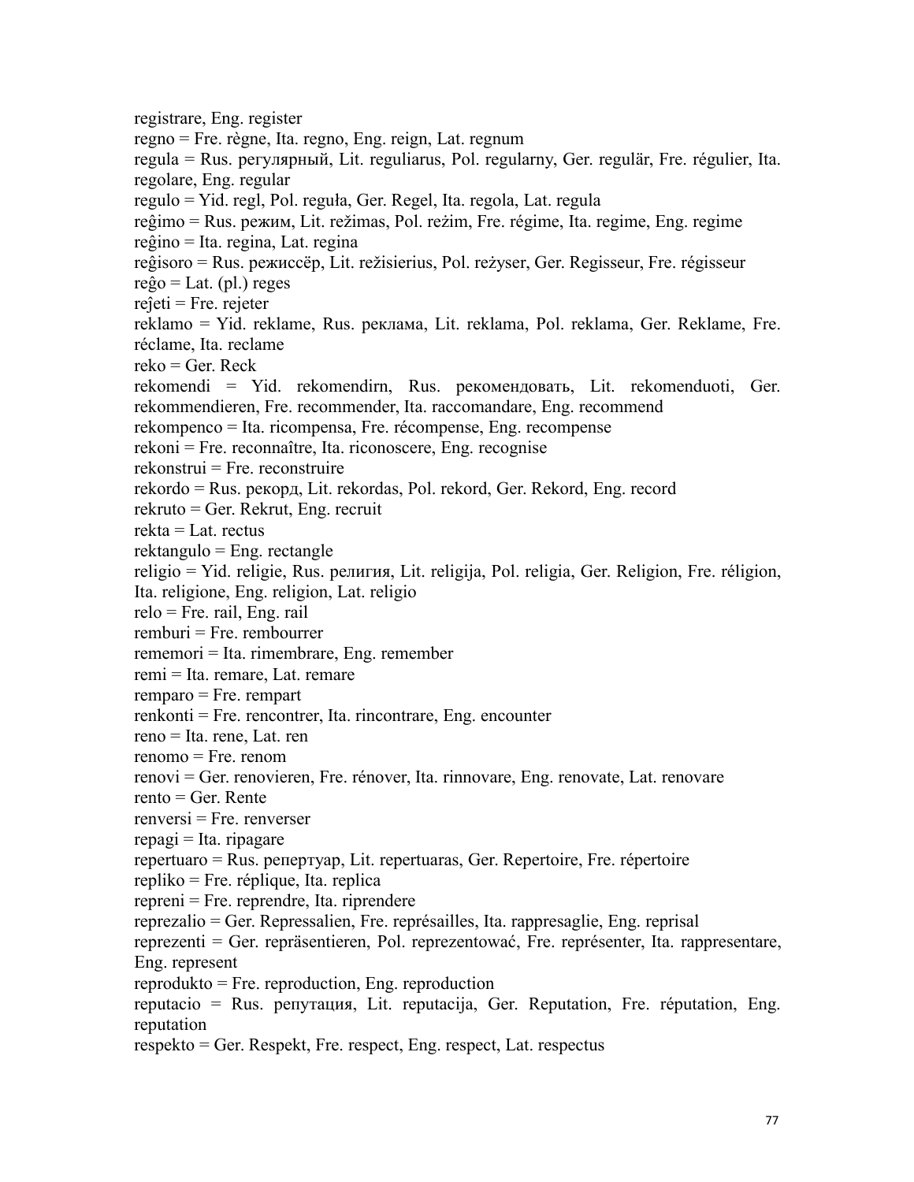registrare, Eng. register
regno = Fre. règne, Ita. regno, Eng. reign, Lat. regnum
regula = Rus. регулярный, Lit. reguliarus, Pol. regularny, Ger. regulär, Fre. régulier, Ita. regolare, Eng. regular
regulo = Yid. regl, Pol. reguła, Ger. Regel, Ita. regola, Lat. regula
reĝimo = Rus. режим, Lit. režimas, Pol. reżim, Fre. régime, Ita. regime, Eng. regime
reĝino = Ita. regina, Lat. regina
reĝisoro = Rus. режиссёр, Lit. režisierius, Pol. reżyser, Ger. Regisseur, Fre. régisseur
reĝo = Lat. (pl.) reges
reĵeti = Fre. rejeter
reklamo = Yid. reklame, Rus. реклама, Lit. reklama, Pol. reklama, Ger. Reklame, Fre. réclame, Ita. reclame
reko = Ger. Reck
rekomendi = Yid. rekomendirn, Rus. рекомендовать, Lit. rekomenduoti, Ger. rekommendieren, Fre. recommender, Ita. raccomandare, Eng. recommend
rekompenco = Ita. ricompensa, Fre. récompense, Eng. recompense
rekoni = Fre. reconnaître, Ita. riconoscere, Eng. recognise
rekonstrui = Fre. reconstruire
rekordo = Rus. рекорд, Lit. rekordas, Pol. rekord, Ger. Rekord, Eng. record
rekruto = Ger. Rekrut, Eng. recruit
rekta = Lat. rectus
rektangulo = Eng. rectangle
religio = Yid. religie, Rus. религия, Lit. religija, Pol. religia, Ger. Religion, Fre. réligion, Ita. religione, Eng. religion, Lat. religio
relo = Fre. rail, Eng. rail
remburi = Fre. rembourrer
rememori = Ita. rimembrare, Eng. remember
remi = Ita. remare, Lat. remare
remparo = Fre. rempart
renkonti = Fre. rencontrer, Ita. rincontrare, Eng. encounter
reno = Ita. rene, Lat. ren
renomo = Fre. renom
renovi = Ger. renovieren, Fre. rénover, Ita. rinnovare, Eng. renovate, Lat. renovare
rento = Ger. Rente
renversi = Fre. renverser
repagi = Ita. ripagare
repertuaro = Rus. репертуар, Lit. repertuaras, Ger. Repertoire, Fre. répertoire
repliko = Fre. réplique, Ita. replica
repreni = Fre. reprendre, Ita. riprendere
reprezalio = Ger. Repressalien, Fre. représailles, Ita. rappresaglie, Eng. reprisal
reprezenti = Ger. repräsentieren, Pol. reprezentować, Fre. représenter, Ita. rappresentare, Eng. represent
reprodukto = Fre. reproduction, Eng. reproduction
reputacio = Rus. репутация, Lit. reputacija, Ger. Reputation, Fre. réputation, Eng. reputation
respekto = Ger. Respekt, Fre. respect, Eng. respect, Lat. respectus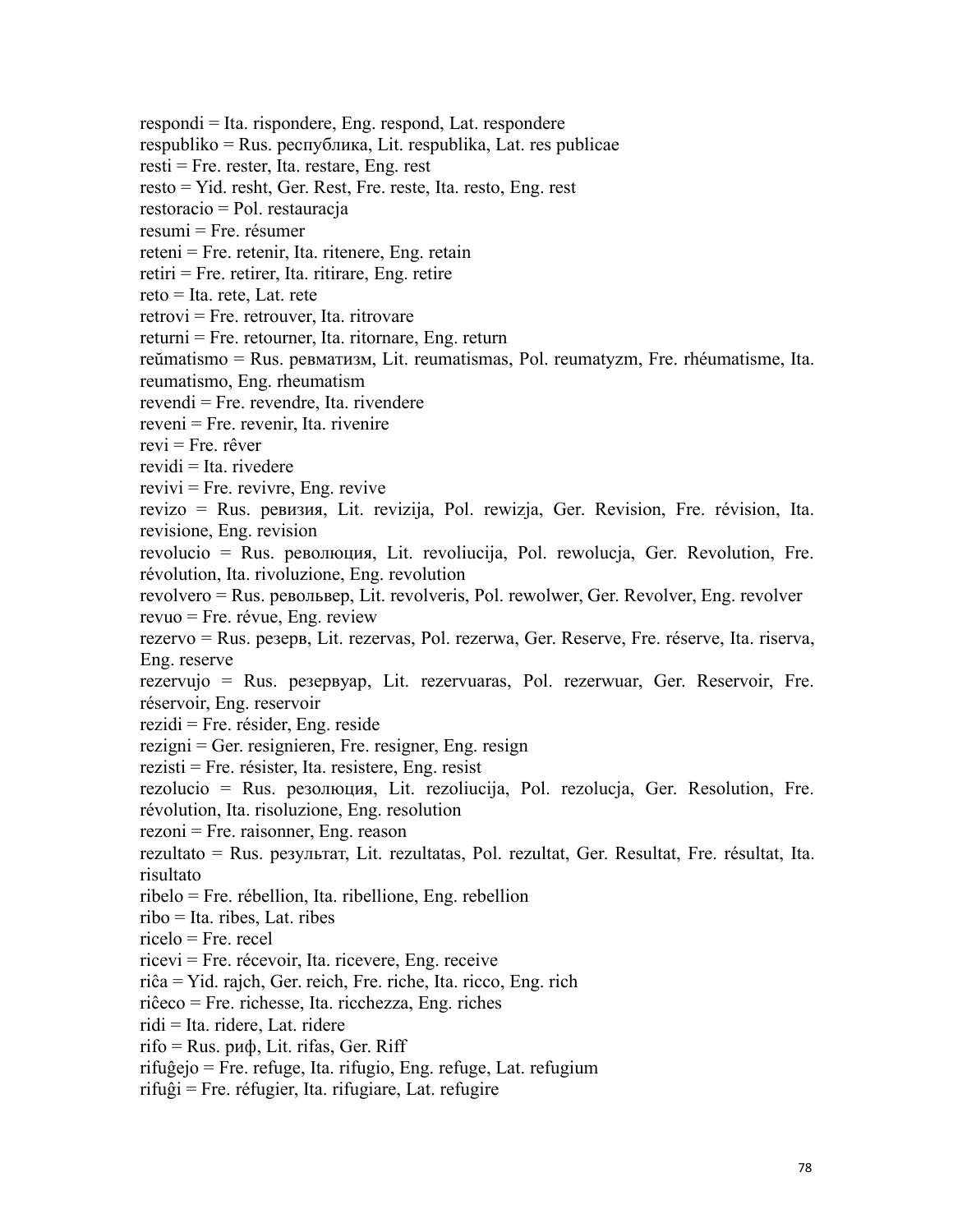respondi = Ita. rispondere, Eng. respond, Lat. respondere
respubliko = Rus. республика, Lit. respublika, Lat. res publicae
resti = Fre. rester, Ita. restare, Eng. rest
resto = Yid. resht, Ger. Rest, Fre. reste, Ita. resto, Eng. rest
restoracio = Pol. restauracja
resumi = Fre. résumer
reteni = Fre. retenir, Ita. ritenere, Eng. retain
retiri = Fre. retirer, Ita. ritirare, Eng. retire
reto = Ita. rete, Lat. rete
retrovi = Fre. retrouver, Ita. ritrovare
returni = Fre. retourner, Ita. ritornare, Eng. return
reŭmatismo = Rus. ревматизм, Lit. reumatismas, Pol. reumatyzm, Fre. rhéumatisme, Ita. reumatismo, Eng. rheumatism
revendi = Fre. revendre, Ita. rivendere
reveni = Fre. revenir, Ita. rivenire
revi = Fre. rêver
revidi = Ita. rivedere
revivi = Fre. revivre, Eng. revive
revizo = Rus. ревизия, Lit. revizija, Pol. rewizja, Ger. Revision, Fre. révision, Ita. revisione, Eng. revision
revolucio = Rus. революция, Lit. revoliucija, Pol. rewolucja, Ger. Revolution, Fre. révolution, Ita. rivoluzione, Eng. revolution
revolvero = Rus. револьвер, Lit. revolveris, Pol. rewolwer, Ger. Revolver, Eng. revolver
revuo = Fre. révue, Eng. review
rezervo = Rus. резерв, Lit. rezervas, Pol. rezerwa, Ger. Reserve, Fre. réserve, Ita. riserva, Eng. reserve
rezervujo = Rus. резервуар, Lit. rezervuaras, Pol. rezerwuar, Ger. Reservoir, Fre. réservoir, Eng. reservoir
rezidi = Fre. résider, Eng. reside
rezigni = Ger. resignieren, Fre. resigner, Eng. resign
rezisti = Fre. résister, Ita. resistere, Eng. resist
rezolucio = Rus. резолюция, Lit. rezoliucija, Pol. rezolucja, Ger. Resolution, Fre. révolution, Ita. risoluzione, Eng. resolution
rezoni = Fre. raisonner, Eng. reason
rezultato = Rus. результат, Lit. rezultatas, Pol. rezultat, Ger. Resultat, Fre. résultat, Ita. risultato
ribelo = Fre. rébellion, Ita. ribellione, Eng. rebellion
ribo = Ita. ribes, Lat. ribes
ricelo = Fre. recel
ricevi = Fre. récevoir, Ita. ricevere, Eng. receive
riĉa = Yid. rajch, Ger. reich, Fre. riche, Ita. ricco, Eng. rich
riĉeco = Fre. richesse, Ita. ricchezza, Eng. riches
ridi = Ita. ridere, Lat. ridere
rifo = Rus. риф, Lit. rifas, Ger. Riff
rifuĝejo = Fre. refuge, Ita. rifugio, Eng. refuge, Lat. refugium
rifuĝi = Fre. réfugier, Ita. rifugiare, Lat. refugire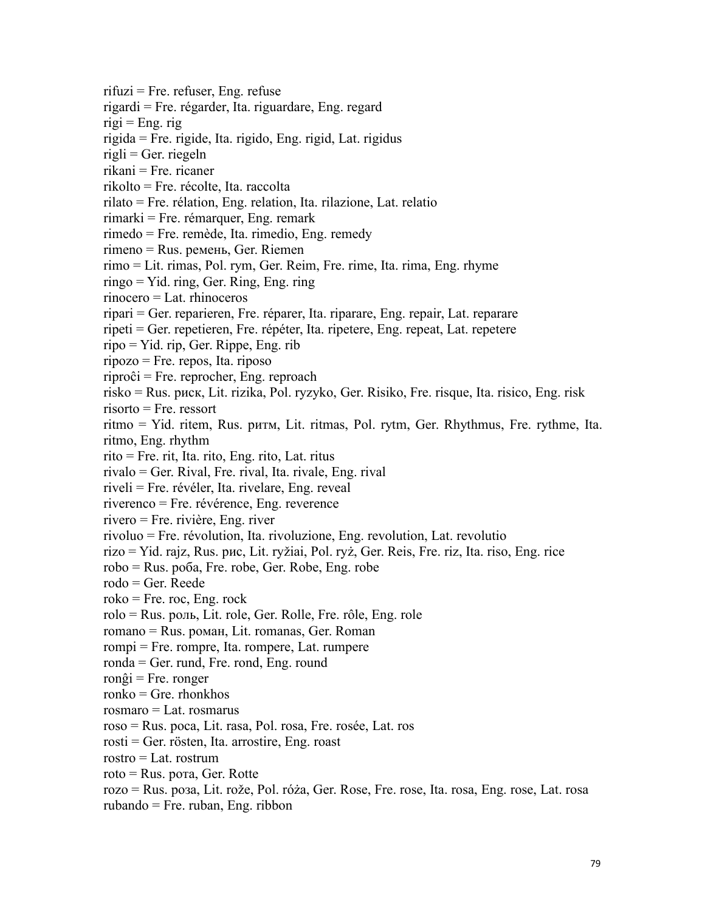rifuzi = Fre. refuser, Eng. refuse
rigardi = Fre. régarder, Ita. riguardare, Eng. regard
rigi = Eng. rig
rigida = Fre. rigide, Ita. rigido, Eng. rigid, Lat. rigidus
rigli = Ger. riegeln
rikani = Fre. ricaner
rikolto = Fre. récolte, Ita. raccolta
rilato = Fre. rélation, Eng. relation, Ita. rilazione, Lat. relatio
rimarki = Fre. rémarquer, Eng. remark
rimedo = Fre. remède, Ita. rimedio, Eng. remedy
rimeno = Rus. ремень, Ger. Riemen
rimo = Lit. rimas, Pol. rym, Ger. Reim, Fre. rime, Ita. rima, Eng. rhyme
ringo = Yid. ring, Ger. Ring, Eng. ring
rinocero = Lat. rhinoceros
ripari = Ger. reparieren, Fre. réparer, Ita. riparare, Eng. repair, Lat. reparare
ripeti = Ger. repetieren, Fre. répéter, Ita. ripetere, Eng. repeat, Lat. repetere
ripo = Yid. rip, Ger. Rippe, Eng. rib
ripozo = Fre. repos, Ita. riposo
riproĉi = Fre. reprocher, Eng. reproach
risko = Rus. риск, Lit. rizika, Pol. ryzyko, Ger. Risiko, Fre. risque, Ita. risico, Eng. risk
risorto = Fre. ressort
ritmo = Yid. ritem, Rus. ритм, Lit. ritmas, Pol. rytm, Ger. Rhythmus, Fre. rythme, Ita. ritmo, Eng. rhythm
rito = Fre. rit, Ita. rito, Eng. rito, Lat. ritus
rivalo = Ger. Rival, Fre. rival, Ita. rivale, Eng. rival
riveli = Fre. révéler, Ita. rivelare, Eng. reveal
riverenco = Fre. révérence, Eng. reverence
rivero = Fre. rivière, Eng. river
rivoluo = Fre. révolution, Ita. rivoluzione, Eng. revolution, Lat. revolutio
rizo = Yid. rajz, Rus. рис, Lit. ryžiai, Pol. ryż, Ger. Reis, Fre. riz, Ita. riso, Eng. rice
robo = Rus. роба, Fre. robe, Ger. Robe, Eng. robe
rodo = Ger. Reede
roko = Fre. roc, Eng. rock
rolo = Rus. роль, Lit. role, Ger. Rolle, Fre. rôle, Eng. role
romano = Rus. роман, Lit. romanas, Ger. Roman
rompi = Fre. rompre, Ita. rompere, Lat. rumpere
ronda = Ger. rund, Fre. rond, Eng. round
ronĝi = Fre. ronger
ronko = Gre. rhonkhos
rosmaro = Lat. rosmarus
roso = Rus. роса, Lit. rasa, Pol. rosa, Fre. rosée, Lat. ros
rosti = Ger. rösten, Ita. arrostire, Eng. roast
rostro = Lat. rostrum
roto = Rus. рота, Ger. Rotte
rozo = Rus. роза, Lit. rože, Pol. róża, Ger. Rose, Fre. rose, Ita. rosa, Eng. rose, Lat. rosa
rubando = Fre. ruban, Eng. ribbon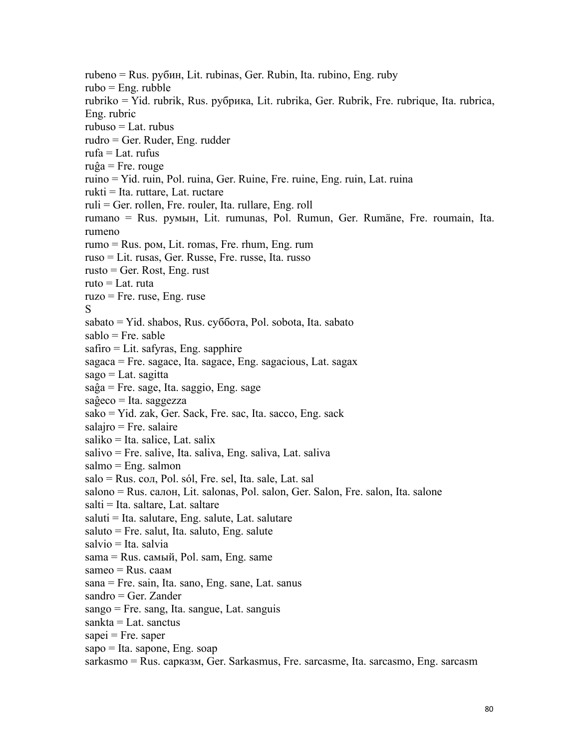rubeno = Rus. рубин, Lit. rubinas, Ger. Rubin, Ita. rubino, Eng. ruby
rubo = Eng. rubble
rubriko = Yid. rubrik, Rus. рубрика, Lit. rubrika, Ger. Rubrik, Fre. rubrique, Ita. rubrica, Eng. rubric
rubuso = Lat. rubus
rudro = Ger. Ruder, Eng. rudder
rufa = Lat. rufus
ruĝa = Fre. rouge
ruino = Yid. ruin, Pol. ruina, Ger. Ruine, Fre. ruine, Eng. ruin, Lat. ruina
rukti = Ita. ruttare, Lat. ructare
ruli = Ger. rollen, Fre. rouler, Ita. rullare, Eng. roll
rumano = Rus. румын, Lit. rumunas, Pol. Rumun, Ger. Rumäne, Fre. roumain, Ita. rumeno
rumo = Rus. ром, Lit. romas, Fre. rhum, Eng. rum
ruso = Lit. rusas, Ger. Russe, Fre. russe, Ita. russo
rusto = Ger. Rost, Eng. rust
ruto = Lat. ruta
ruzo = Fre. ruse, Eng. ruse
S
sabato = Yid. shabos, Rus. суббота, Pol. sobota, Ita. sabato
sablo = Fre. sable
safiro = Lit. safyras, Eng. sapphire
sagaca = Fre. sagace, Ita. sagace, Eng. sagacious, Lat. sagax
sago = Lat. sagitta
saĝa = Fre. sage, Ita. saggio, Eng. sage
saĝeco = Ita. saggezza
sako = Yid. zak, Ger. Sack, Fre. sac, Ita. sacco, Eng. sack
salajro = Fre. salaire
saliko = Ita. salice, Lat. salix
salivo = Fre. salive, Ita. saliva, Eng. saliva, Lat. saliva
salmo = Eng. salmon
salo = Rus. сол, Pol. sól, Fre. sel, Ita. sale, Lat. sal
salono = Rus. салон, Lit. salonas, Pol. salon, Ger. Salon, Fre. salon, Ita. salone
salti = Ita. saltare, Lat. saltare
saluti = Ita. salutare, Eng. salute, Lat. salutare
saluto = Fre. salut, Ita. saluto, Eng. salute
salvio = Ita. salvia
sama = Rus. самый, Pol. sam, Eng. same
sameo = Rus. саам
sana = Fre. sain, Ita. sano, Eng. sane, Lat. sanus
sandro = Ger. Zander
sango = Fre. sang, Ita. sangue, Lat. sanguis
sankta = Lat. sanctus
sapei = Fre. saper
sapo = Ita. sapone, Eng. soap
sarkasmo = Rus. сарказм, Ger. Sarkasmus, Fre. sarcasme, Ita. sarcasmo, Eng. sarcasm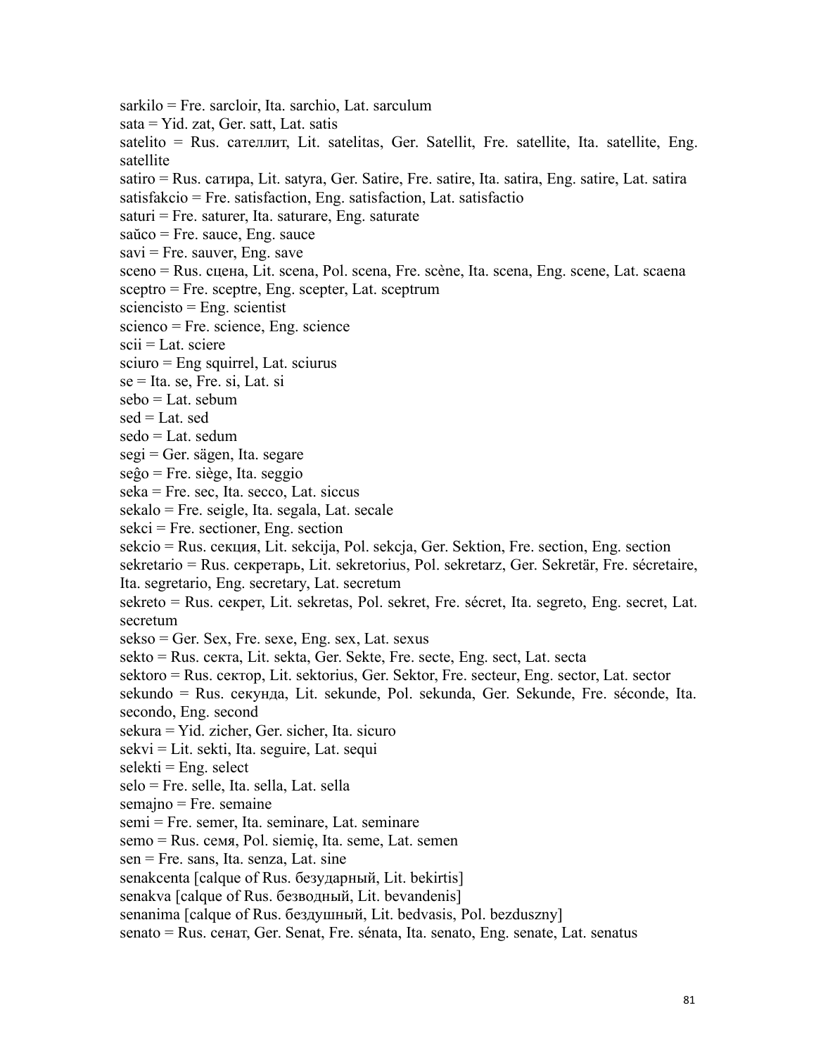sarkilo = Fre. sarcloir, Ita. sarchio, Lat. sarculum
sata = Yid. zat, Ger. satt, Lat. satis
satelito = Rus. сателлит, Lit. satelitas, Ger. Satellit, Fre. satellite, Ita. satellite, Eng. satellite
satiro = Rus. сатира, Lit. satyra, Ger. Satire, Fre. satire, Ita. satira, Eng. satire, Lat. satira
satisfakcio = Fre. satisfaction, Eng. satisfaction, Lat. satisfactio
saturi = Fre. saturer, Ita. saturare, Eng. saturate
saŭco = Fre. sauce, Eng. sauce
savi = Fre. sauver, Eng. save
sceno = Rus. сцена, Lit. scena, Pol. scena, Fre. scène, Ita. scena, Eng. scene, Lat. scaena
sceptro = Fre. sceptre, Eng. scepter, Lat. sceptrum
sciencisto = Eng. scientist
scienco = Fre. science, Eng. science
scii = Lat. sciere
sciuro = Eng squirrel, Lat. sciurus
se = Ita. se, Fre. si, Lat. si
sebo = Lat. sebum
sed = Lat. sed
sedo = Lat. sedum
segi = Ger. sägen, Ita. segare
seĝo = Fre. siège, Ita. seggio
seka = Fre. sec, Ita. secco, Lat. siccus
sekalo = Fre. seigle, Ita. segala, Lat. secale
sekci = Fre. sectioner, Eng. section
sekcio = Rus. секция, Lit. sekcija, Pol. sekcja, Ger. Sektion, Fre. section, Eng. section
sekretario = Rus. секретарь, Lit. sekretorius, Pol. sekretarz, Ger. Sekretär, Fre. sécretaire, Ita. segretario, Eng. secretary, Lat. secretum
sekreto = Rus. секрет, Lit. sekretas, Pol. sekret, Fre. sécret, Ita. segreto, Eng. secret, Lat. secretum
sekso = Ger. Sex, Fre. sexe, Eng. sex, Lat. sexus
sekto = Rus. секта, Lit. sekta, Ger. Sekte, Fre. secte, Eng. sect, Lat. secta
sektoro = Rus. сектор, Lit. sektorius, Ger. Sektor, Fre. secteur, Eng. sector, Lat. sector
sekundo = Rus. секунда, Lit. sekunde, Pol. sekunda, Ger. Sekunde, Fre. séconde, Ita. secondo, Eng. second
sekura = Yid. zicher, Ger. sicher, Ita. sicuro
sekvi = Lit. sekti, Ita. seguire, Lat. sequi
selekti = Eng. select
selo = Fre. selle, Ita. sella, Lat. sella
semajno = Fre. semaine
semi = Fre. semer, Ita. seminare, Lat. seminare
semo = Rus. семя, Pol. siemię, Ita. seme, Lat. semen
sen = Fre. sans, Ita. senza, Lat. sine
senakcenta [calque of Rus. безударный, Lit. bekirtis]
senakva [calque of Rus. безводный, Lit. bevandenis]
senanima [calque of Rus. бездушный, Lit. bedvasis, Pol. bezduszny]
senato = Rus. сенат, Ger. Senat, Fre. sénata, Ita. senato, Eng. senate, Lat. senatus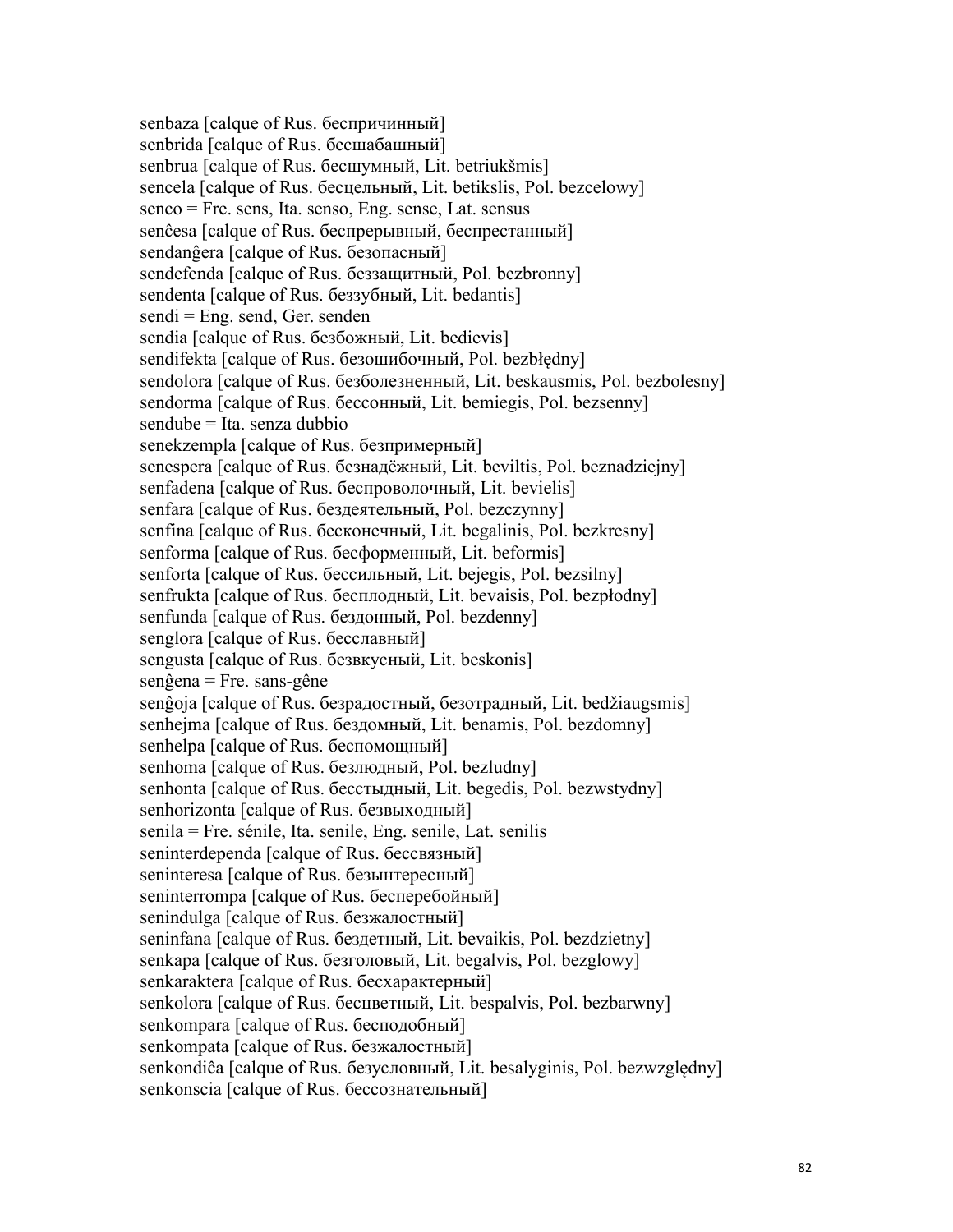senbaza [calque of Rus. беспричинный]
senbrida [calque of Rus. бесшабашный]
senbrua [calque of Rus. бесшумный, Lit. betriukšmis]
sencela [calque of Rus. бесцельный, Lit. betikslis, Pol. bezcelowy]
senco = Fre. sens, Ita. senso, Eng. sense, Lat. sensus
senĉesa [calque of Rus. беспрерывный, беспрестанный]
sendanĝera [calque of Rus. безопасный]
sendefenda [calque of Rus. беззащитный, Pol. bezbronny]
sendenta [calque of Rus. беззубный, Lit. bedantis]
sendi = Eng. send, Ger. senden
sendia [calque of Rus. безбожный, Lit. bedievis]
sendifekta [calque of Rus. безошибочный, Pol. bezbłędny]
sendolora [calque of Rus. безболезненный, Lit. beskausmis, Pol. bezbolesny]
sendorma [calque of Rus. бессонный, Lit. bemiegis, Pol. bezsenny]
sendube = Ita. senza dubbio
senekzempla [calque of Rus. беспримерный]
senespera [calque of Rus. безнадёжный, Lit. beviltis, Pol. beznadziejny]
senfadena [calque of Rus. беспроволочный, Lit. bevielis]
senfara [calque of Rus. бездеятельный, Pol. bezczynny]
senfina [calque of Rus. бесконечный, Lit. begalinis, Pol. bezkresny]
senforma [calque of Rus. бесформенный, Lit. beformis]
senforta [calque of Rus. бессильный, Lit. bejegis, Pol. bezsilny]
senfrukta [calque of Rus. бесплодный, Lit. bevaisis, Pol. bezpłodny]
senfunda [calque of Rus. бездонный, Pol. bezdenny]
senglora [calque of Rus. бесславный]
sengusta [calque of Rus. безвкусный, Lit. beskonis]
senĝena = Fre. sans-gêne
senĝoja [calque of Rus. безрадостный, безотрадный, Lit. bedžiaugsmis]
senhejma [calque of Rus. бездомный, Lit. benamis, Pol. bezdomny]
senhelpa [calque of Rus. беспомощный]
senhoma [calque of Rus. безлюдный, Pol. bezludny]
senhonta [calque of Rus. бесстыдный, Lit. begedis, Pol. bezwstydny]
senhorizonta [calque of Rus. безвыходный]
senila = Fre. sénile, Ita. senile, Eng. senile, Lat. senilis
seninterdependa [calque of Rus. бессвязный]
seninteresa [calque of Rus. безынтересный]
seninterrompa [calque of Rus. бесперебойный]
senindulga [calque of Rus. безжалостный]
seninfana [calque of Rus. бездетный, Lit. bevaikis, Pol. bezdzietny]
senkapa [calque of Rus. безголовый, Lit. begalvis, Pol. bezglowy]
senkaraktera [calque of Rus. бесхарактерный]
senkolora [calque of Rus. бесцветный, Lit. bespalvis, Pol. bezbarwny]
senkompara [calque of Rus. бесподобный]
senkompata [calque of Rus. безжалостный]
senkondiĉa [calque of Rus. безусловный, Lit. besalyginis, Pol. bezwzględny]
senkonscia [calque of Rus. бессознательный]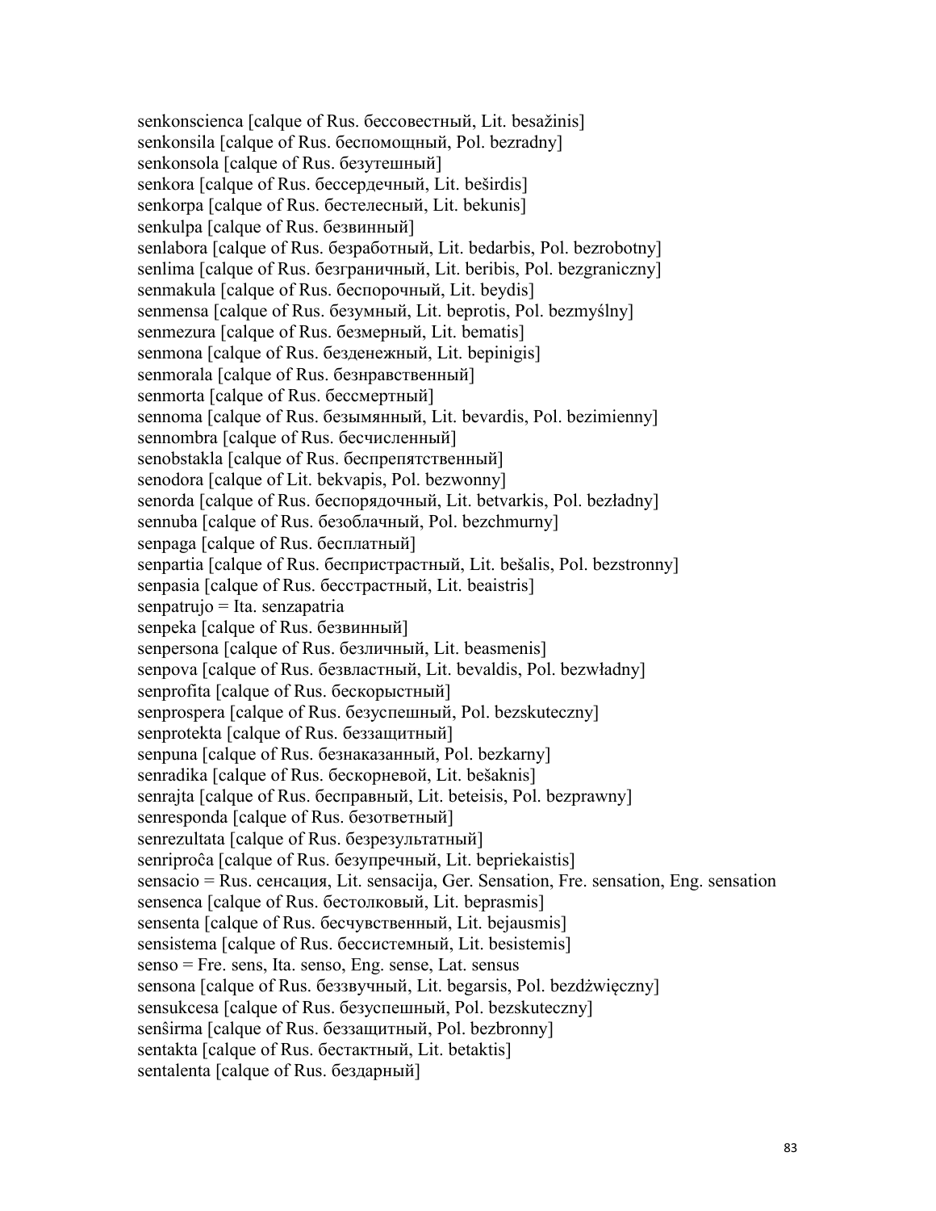senkonscienca [calque of Rus. бессовестный, Lit. besažinis]
senkonsila [calque of Rus. беспомощный, Pol. bezradny]
senkonsola [calque of Rus. безутешный]
senkora [calque of Rus. бессердечный, Lit. beširdis]
senkorpa [calque of Rus. бестелесный, Lit. bekunis]
senkulpa [calque of Rus. безвинный]
senlabora [calque of Rus. безработный, Lit. bedarbis, Pol. bezrobotny]
senlima [calque of Rus. безграничный, Lit. beribis, Pol. bezgraniczny]
senmakula [calque of Rus. беспорочный, Lit. beydis]
senmensa [calque of Rus. безумный, Lit. beprotis, Pol. bezmyślny]
senmezura [calque of Rus. безмерный, Lit. bematis]
senmona [calque of Rus. безденежный, Lit. bepinigis]
senmorala [calque of Rus. безнравственный]
senmorta [calque of Rus. бессмертный]
sennoma [calque of Rus. безымянный, Lit. bevardis, Pol. bezimienny]
sennombra [calque of Rus. бесчисленный]
senobstakla [calque of Rus. беспрепятственный]
senodora [calque of Lit. bekvapis, Pol. bezwonny]
senorda [calque of Rus. беспорядочный, Lit. betvarkis, Pol. bezładny]
sennuba [calque of Rus. безоблачный, Pol. bezchmurny]
senpaga [calque of Rus. бесплатный]
senpartia [calque of Rus. беспристрастный, Lit. bešalis, Pol. bezstronny]
senpasia [calque of Rus. бесстрастный, Lit. beaistris]
senpatrujo = Ita. senzapatria
senpeka [calque of Rus. безвинный]
senpersona [calque of Rus. безличный, Lit. beasmenis]
senpova [calque of Rus. безвластный, Lit. bevaldis, Pol. bezwładny]
senprofita [calque of Rus. бескорыстный]
senprospera [calque of Rus. безуспешный, Pol. bezskuteczny]
senprotekta [calque of Rus. беззащитный]
senpuna [calque of Rus. безнаказанный, Pol. bezkarny]
senradika [calque of Rus. бескорневой, Lit. bešaknis]
senrajta [calque of Rus. бесправный, Lit. beteisis, Pol. bezprawny]
senresponda [calque of Rus. безответный]
senrezultata [calque of Rus. безрезультатный]
senriproĉa [calque of Rus. безупречный, Lit. bepriekaistis]
sensacio = Rus. сенсация, Lit. sensacija, Ger. Sensation, Fre. sensation, Eng. sensation
sensenca [calque of Rus. бестолковый, Lit. beprasmis]
sensenta [calque of Rus. бесчувственный, Lit. bejausmis]
sensistema [calque of Rus. бессистемный, Lit. besistemis]
senso = Fre. sens, Ita. senso, Eng. sense, Lat. sensus
sensona [calque of Rus. беззвучный, Lit. begarsis, Pol. bezdźwięczny]
sensukcesa [calque of Rus. безуспешный, Pol. bezskuteczny]
senŝirma [calque of Rus. беззащитный, Pol. bezbronny]
sentakta [calque of Rus. бестактный, Lit. betaktis]
sentalenta [calque of Rus. бездарный]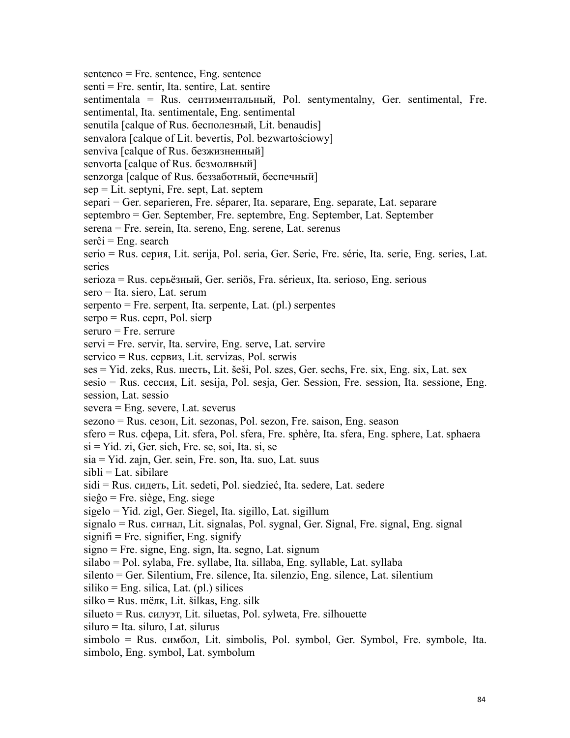sentenco = Fre. sentence, Eng. sentence
senti = Fre. sentir, Ita. sentire, Lat. sentire
sentimentala = Rus. сентиментальный, Pol. sentymentalny, Ger. sentimental, Fre. sentimental, Ita. sentimentale, Eng. sentimental
senutila [calque of Rus. бесполезный, Lit. benaudis]
senvalora [calque of Lit. bevertis, Pol. bezwartościowy]
senviva [calque of Rus. безжизненный]
senvorta [calque of Rus. безмолвный]
senzorga [calque of Rus. беззаботный, беспечный]
sep = Lit. septyni, Fre. sept, Lat. septem
separi = Ger. separieren, Fre. séparer, Ita. separare, Eng. separate, Lat. separare
septembro = Ger. September, Fre. septembre, Eng. September, Lat. September
serena = Fre. serein, Ita. sereno, Eng. serene, Lat. serenus
serĉi = Eng. search
serio = Rus. серия, Lit. serija, Pol. seria, Ger. Serie, Fre. série, Ita. serie, Eng. series, Lat. series
serioza = Rus. серьёзный, Ger. seriös, Fra. sérieux, Ita. serioso, Eng. serious
sero = Ita. siero, Lat. serum
serpento = Fre. serpent, Ita. serpente, Lat. (pl.) serpentes
serpo = Rus. серп, Pol. sierp
seruro = Fre. serrure
servi = Fre. servir, Ita. servire, Eng. serve, Lat. servire
servico = Rus. сервиз, Lit. servizas, Pol. serwis
ses = Yid. zeks, Rus. шесть, Lit. šeši, Pol. szes, Ger. sechs, Fre. six, Eng. six, Lat. sex
sesio = Rus. сессия, Lit. sesija, Pol. sesja, Ger. Session, Fre. session, Ita. sessione, Eng. session, Lat. sessio
severa = Eng. severe, Lat. severus
sezono = Rus. сезон, Lit. sezonas, Pol. sezon, Fre. saison, Eng. season
sfero = Rus. сфера, Lit. sfera, Pol. sfera, Fre. sphère, Ita. sfera, Eng. sphere, Lat. sphaera
si = Yid. zi, Ger. sich, Fre. se, soi, Ita. si, se
sia = Yid. zajn, Ger. sein, Fre. son, Ita. suo, Lat. suus
sibli = Lat. sibilare
sidi = Rus. сидеть, Lit. sedeti, Pol. siedzieć, Ita. sedere, Lat. sedere
sieĝo = Fre. siège, Eng. siege
sigelo = Yid. zigl, Ger. Siegel, Ita. sigillo, Lat. sigillum
signalo = Rus. сигнал, Lit. signalas, Pol. sygnal, Ger. Signal, Fre. signal, Eng. signal
signifi = Fre. signifier, Eng. signify
signo = Fre. signe, Eng. sign, Ita. segno, Lat. signum
silabo = Pol. sylaba, Fre. syllabe, Ita. sillaba, Eng. syllable, Lat. syllaba
silento = Ger. Silentium, Fre. silence, Ita. silenzio, Eng. silence, Lat. silentium
siliko = Eng. silica, Lat. (pl.) silices
silko = Rus. шёлк, Lit. šilkas, Eng. silk
silueto = Rus. силуэт, Lit. siluetas, Pol. sylweta, Fre. silhouette
siluro = Ita. siluro, Lat. silurus
simbolo = Rus. символ, Lit. simbolis, Pol. symbol, Ger. Symbol, Fre. symbole, Ita. simbolo, Eng. symbol, Lat. symbolum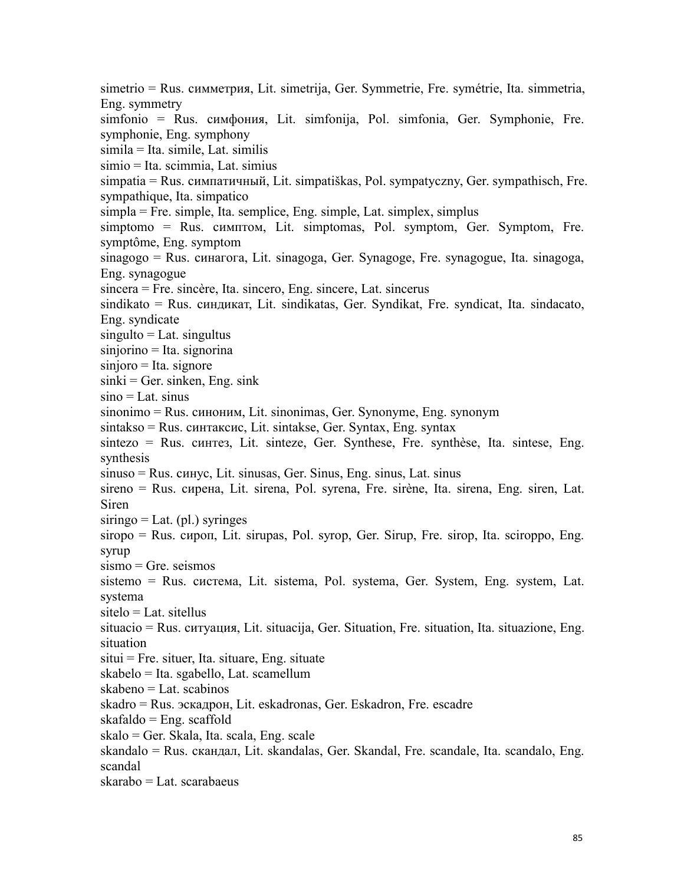simetrio = Rus. симметрия, Lit. simetrija, Ger. Symmetrie, Fre. symétrie, Ita. simmetria, Eng. symmetry

simfonio = Rus. симфония, Lit. simfonija, Pol. simfonia, Ger. Symphonie, Fre. symphonie, Eng. symphony

simila = Ita. simile, Lat. similis

simio = Ita. scimmia, Lat. simius

simpatia = Rus. симпатичный, Lit. simpatiškas, Pol. sympatyczny, Ger. sympathisch, Fre. sympathique, Ita. simpatico

simpla = Fre. simple, Ita. semplice, Eng. simple, Lat. simplex, simplus

simptomo = Rus. симптом, Lit. simptomas, Pol. symptom, Ger. Symptom, Fre. symptôme, Eng. symptom

sinagogo = Rus. синагога, Lit. sinagoga, Ger. Synagoge, Fre. synagogue, Ita. sinagoga, Eng. synagogue

sincera = Fre. sincère, Ita. sincero, Eng. sincere, Lat. sincerus

sindikato = Rus. синдикат, Lit. sindikatas, Ger. Syndikat, Fre. syndicat, Ita. sindacato, Eng. syndicate

singulto = Lat. singultus

sinjorino = Ita. signorina

sinjoro = Ita. signore

sinki = Ger. sinken, Eng. sink

sino = Lat. sinus

sinonimo = Rus. синоним, Lit. sinonimas, Ger. Synonyme, Eng. synonym

sintakso = Rus. синтаксис, Lit. sintakse, Ger. Syntax, Eng. syntax

sintezo = Rus. синтез, Lit. sinteze, Ger. Synthese, Fre. synthèse, Ita. sintese, Eng. synthesis

sinuso = Rus. синус, Lit. sinusas, Ger. Sinus, Eng. sinus, Lat. sinus

sireno = Rus. сирена, Lit. sirena, Pol. syrena, Fre. sirène, Ita. sirena, Eng. siren, Lat. Siren

siringo = Lat. (pl.) syringes

siropo = Rus. сироп, Lit. sirupas, Pol. syrop, Ger. Sirup, Fre. sirop, Ita. sciroppo, Eng. syrup

sismo = Gre. seismos

sistemo = Rus. система, Lit. sistema, Pol. systema, Ger. System, Eng. system, Lat. systema

sitelo = Lat. sitellus

situacio = Rus. ситуация, Lit. situacija, Ger. Situation, Fre. situation, Ita. situazione, Eng. situation

situi = Fre. situer, Ita. situare, Eng. situate

skabelo = Ita. sgabello, Lat. scamellum

skabeno = Lat. scabinos

skadro = Rus. эскадрон, Lit. eskadronas, Ger. Eskadron, Fre. escadre

skafaldo = Eng. scaffold

skalo = Ger. Skala, Ita. scala, Eng. scale

skandalo = Rus. скандал, Lit. skandalas, Ger. Skandal, Fre. scandale, Ita. scandalo, Eng. scandal

skarabo = Lat. scarabaeus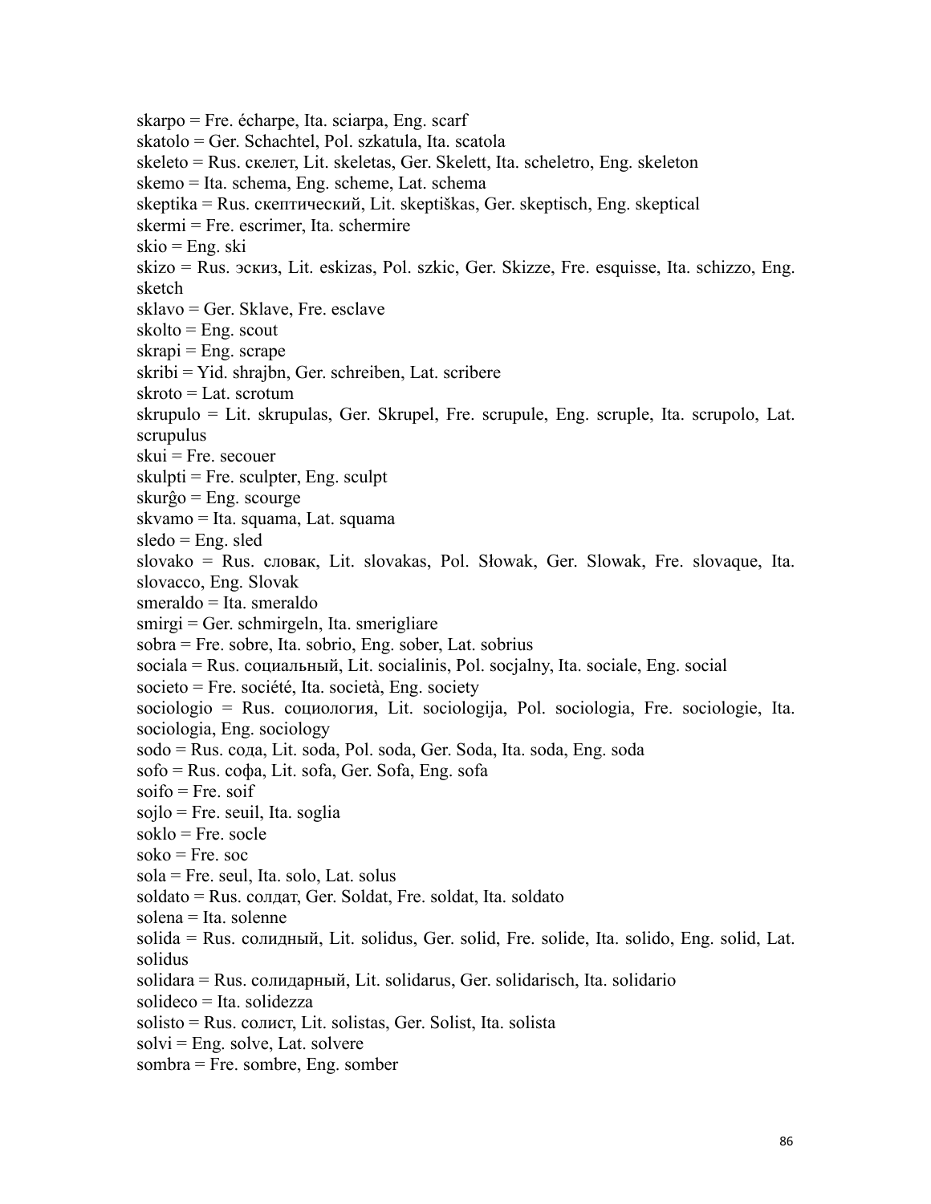skarpo = Fre. écharpe, Ita. sciarpa, Eng. scarf
skatolo = Ger. Schachtel, Pol. szkatula, Ita. scatola
skeleto = Rus. скелет, Lit. skeletas, Ger. Skelett, Ita. scheletro, Eng. skeleton
skemo = Ita. schema, Eng. scheme, Lat. schema
skeptika = Rus. скептический, Lit. skeptiškas, Ger. skeptisch, Eng. skeptical
skermi = Fre. escrimer, Ita. schermire
skio = Eng. ski
skizo = Rus. эскиз, Lit. eskizas, Pol. szkic, Ger. Skizze, Fre. esquisse, Ita. schizzo, Eng. sketch
sklavo = Ger. Sklave, Fre. esclave
skolto = Eng. scout
skrapi = Eng. scrape
skribi = Yid. shrajbn, Ger. schreiben, Lat. scribere
skroto = Lat. scrotum
skrupulo = Lit. skrupulas, Ger. Skrupel, Fre. scrupule, Eng. scruple, Ita. scrupolo, Lat. scrupulus
skui = Fre. secouer
skulpti = Fre. sculpter, Eng. sculpt
skurĝo = Eng. scourge
skvamo = Ita. squama, Lat. squama
sledo = Eng. sled
slovako = Rus. словак, Lit. slovakas, Pol. Słowak, Ger. Slowak, Fre. slovaque, Ita. slovacco, Eng. Slovak
smeraldo = Ita. smeraldo
smirgi = Ger. schmirgeln, Ita. smerigliare
sobra = Fre. sobre, Ita. sobrio, Eng. sober, Lat. sobrius
sociala = Rus. социальный, Lit. socialinis, Pol. socjalny, Ita. sociale, Eng. social
societo = Fre. société, Ita. società, Eng. society
sociologio = Rus. социология, Lit. sociologija, Pol. sociologia, Fre. sociologie, Ita. sociologia, Eng. sociology
sodo = Rus. сода, Lit. soda, Pol. soda, Ger. Soda, Ita. soda, Eng. soda
sofo = Rus. софа, Lit. sofa, Ger. Sofa, Eng. sofa
soifo = Fre. soif
sojlo = Fre. seuil, Ita. soglia
soklo = Fre. socle
soko = Fre. soc
sola = Fre. seul, Ita. solo, Lat. solus
soldato = Rus. солдат, Ger. Soldat, Fre. soldat, Ita. soldato
solena = Ita. solenne
solida = Rus. солидный, Lit. solidus, Ger. solid, Fre. solide, Ita. solido, Eng. solid, Lat. solidus
solidara = Rus. солидарный, Lit. solidarus, Ger. solidarisch, Ita. solidario
solideco = Ita. solidezza
solisto = Rus. солист, Lit. solistas, Ger. Solist, Ita. solista
solvi = Eng. solve, Lat. solvere
sombra = Fre. sombre, Eng. somber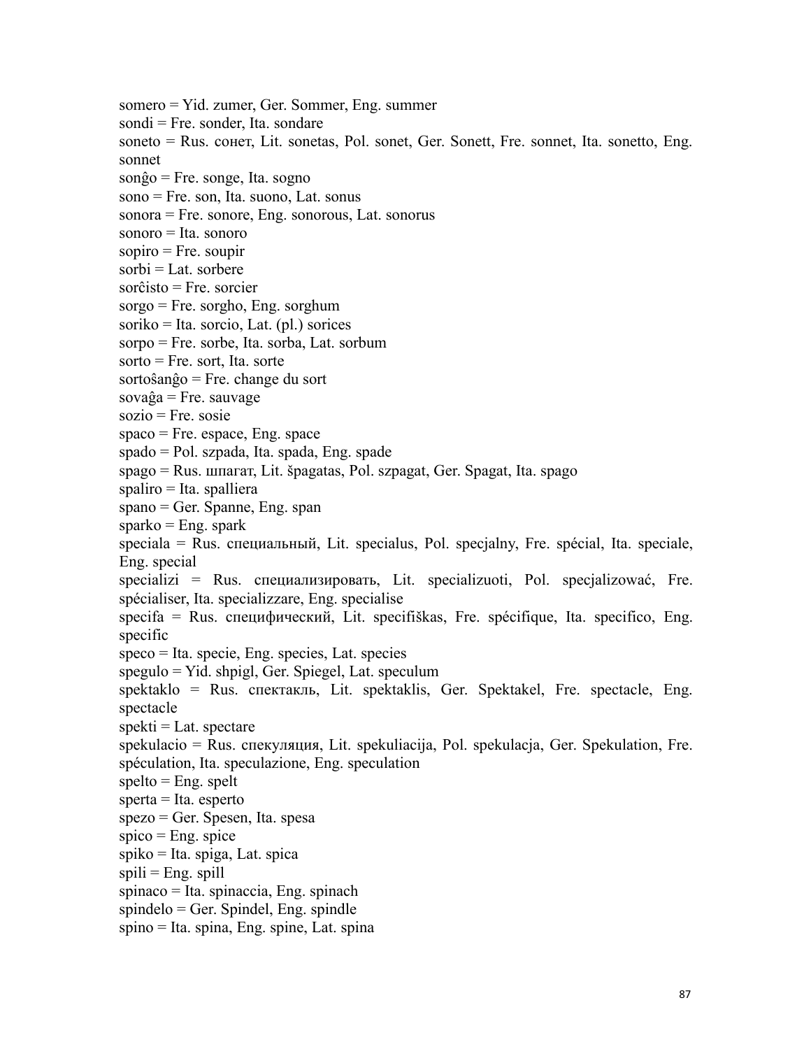somero = Yid. zumer, Ger. Sommer, Eng. summer
sondi = Fre. sonder, Ita. sondare
soneto = Rus. сонет, Lit. sonetas, Pol. sonet, Ger. Sonett, Fre. sonnet, Ita. sonetto, Eng. sonnet
sonĝo = Fre. songe, Ita. sogno
sono = Fre. son, Ita. suono, Lat. sonus
sonora = Fre. sonore, Eng. sonorous, Lat. sonorus
sonoro = Ita. sonoro
sopiro = Fre. soupir
sorbi = Lat. sorbere
sorĉisto = Fre. sorcier
sorgo = Fre. sorgho, Eng. sorghum
soriko = Ita. sorcio, Lat. (pl.) sorices
sorpo = Fre. sorbe, Ita. sorba, Lat. sorbum
sorto = Fre. sort, Ita. sorte
sortoŝanĝo = Fre. change du sort
sovaĝa = Fre. sauvage
sozio = Fre. sosie
spaco = Fre. espace, Eng. space
spado = Pol. szpada, Ita. spada, Eng. spade
spago = Rus. шпагат, Lit. špagatas, Pol. szpagat, Ger. Spagat, Ita. spago
spaliro = Ita. spalliera
spano = Ger. Spanne, Eng. span
sparko = Eng. spark
speciala = Rus. специальный, Lit. specialus, Pol. specjalny, Fre. spécial, Ita. speciale, Eng. special
specializi = Rus. специализировать, Lit. specializuoti, Pol. specjalizować, Fre. spécialiser, Ita. specializzare, Eng. specialise
specifa = Rus. специфический, Lit. specifiškas, Fre. spécifique, Ita. specifico, Eng. specific
speco = Ita. specie, Eng. species, Lat. species
spegulo = Yid. shpigl, Ger. Spiegel, Lat. speculum
spektaklo = Rus. спектакль, Lit. spektaklis, Ger. Spektakel, Fre. spectacle, Eng. spectacle
spekti = Lat. spectare
spekulacio = Rus. спекуляция, Lit. spekuliacija, Pol. spekulacja, Ger. Spekulation, Fre. spéculation, Ita. speculazione, Eng. speculation
spelto = Eng. spelt
sperta = Ita. esperto
spezo = Ger. Spesen, Ita. spesa
spico = Eng. spice
spiko = Ita. spiga, Lat. spica
spili = Eng. spill
spinaco = Ita. spinaccia, Eng. spinach
spindelo = Ger. Spindel, Eng. spindle
spino = Ita. spina, Eng. spine, Lat. spina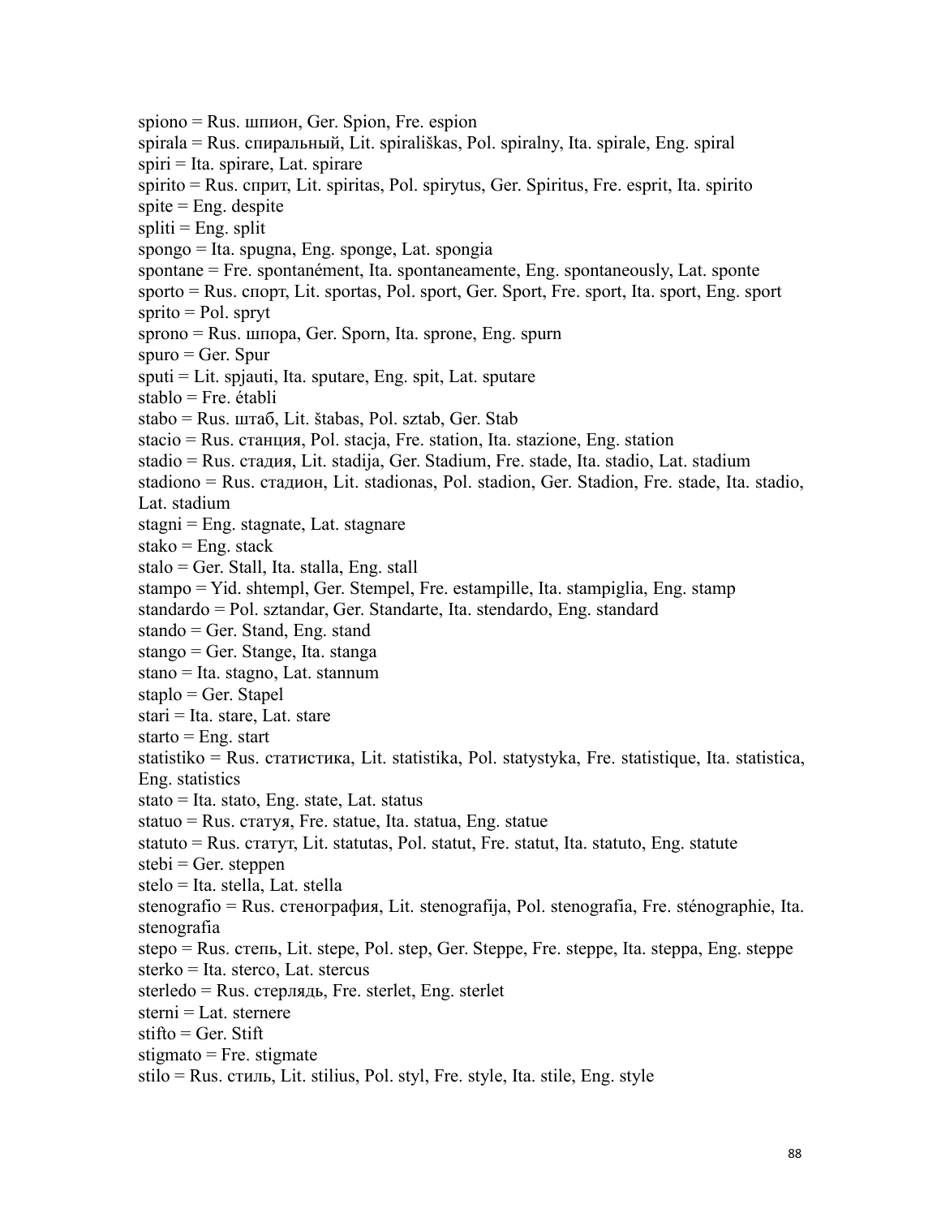spiono = Rus. шпион, Ger. Spion, Fre. espion
spirala = Rus. спиральный, Lit. spirališkas, Pol. spiralny, Ita. spirale, Eng. spiral
spiri = Ita. spirare, Lat. spirare
spirito = Rus. спирт, Lit. spiritas, Pol. spirytus, Ger. Spiritus, Fre. esprit, Ita. spirito
spite = Eng. despite
spliti = Eng. split
spongo = Ita. spugna, Eng. sponge, Lat. spongia
spontane = Fre. spontanément, Ita. spontaneamente, Eng. spontaneously, Lat. sponte
sporto = Rus. спорт, Lit. sportas, Pol. sport, Ger. Sport, Fre. sport, Ita. sport, Eng. sport
sprito = Pol. spryt
sprono = Rus. шпора, Ger. Sporn, Ita. sprone, Eng. spurn
spuro = Ger. Spur
sputi = Lit. spjauti, Ita. sputare, Eng. spit, Lat. sputare
stablo = Fre. établi
stabo = Rus. штаб, Lit. štabas, Pol. sztab, Ger. Stab
stacio = Rus. станция, Pol. stacja, Fre. station, Ita. stazione, Eng. station
stadio = Rus. стадия, Lit. stadija, Ger. Stadium, Fre. stade, Ita. stadio, Lat. stadium
stadiono = Rus. стадион, Lit. stadionas, Pol. stadion, Ger. Stadion, Fre. stade, Ita. stadio, Lat. stadium
stagni = Eng. stagnate, Lat. stagnare
stako = Eng. stack
stalo = Ger. Stall, Ita. stalla, Eng. stall
stampo = Yid. shtempl, Ger. Stempel, Fre. estampille, Ita. stampiglia, Eng. stamp
standardo = Pol. sztandar, Ger. Standarte, Ita. stendardo, Eng. standard
stando = Ger. Stand, Eng. stand
stango = Ger. Stange, Ita. stanga
stano = Ita. stagno, Lat. stannum
staplo = Ger. Stapel
stari = Ita. stare, Lat. stare
starto = Eng. start
statistiko = Rus. статистика, Lit. statistika, Pol. statystyka, Fre. statistique, Ita. statistica, Eng. statistics
stato = Ita. stato, Eng. state, Lat. status
statuo = Rus. статуя, Fre. statue, Ita. statua, Eng. statue
statuto = Rus. статут, Lit. statutas, Pol. statut, Fre. statut, Ita. statuto, Eng. statute
stebi = Ger. steppen
stelo = Ita. stella, Lat. stella
stenografio = Rus. стенография, Lit. stenografija, Pol. stenografia, Fre. sténographie, Ita. stenografia
stepo = Rus. степь, Lit. stepe, Pol. step, Ger. Steppe, Fre. steppe, Ita. steppa, Eng. steppe
sterko = Ita. sterco, Lat. stercus
sterledo = Rus. стерлядь, Fre. sterlet, Eng. sterlet
sterni = Lat. sternere
stifto = Ger. Stift
stigmato = Fre. stigmate
stilo = Rus. стиль, Lit. stilius, Pol. styl, Fre. style, Ita. stile, Eng. style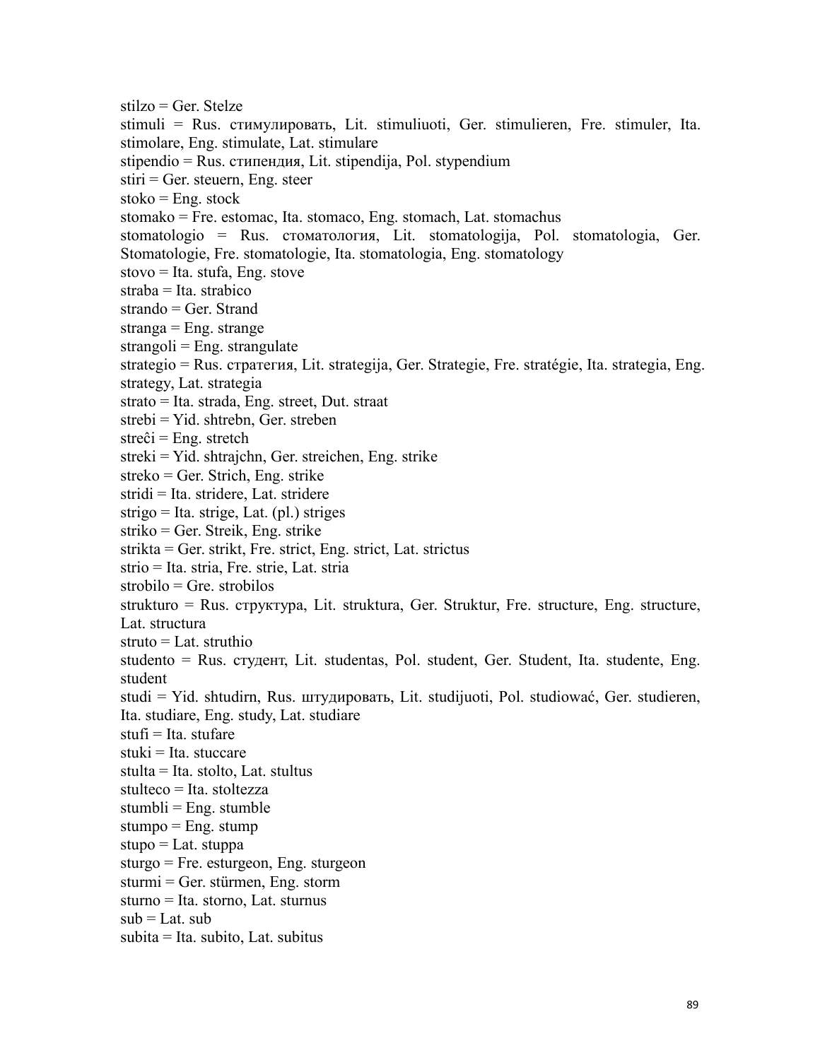stilzo = Ger. Stelze

stimuli = Rus. стимулировать, Lit. stimuliuoti, Ger. stimulieren, Fre. stimuler, Ita. stimolare, Eng. stimulate, Lat. stimulare

stipendio = Rus. стипендия, Lit. stipendija, Pol. stypendium

stiri = Ger. steuern, Eng. steer

stoko = Eng. stock

stomako = Fre. estomac, Ita. stomaco, Eng. stomach, Lat. stomachus

stomatologio = Rus. стоматология, Lit. stomatologija, Pol. stomatologia, Ger. Stomatologie, Fre. stomatologie, Ita. stomatologia, Eng. stomatology

stovo = Ita. stufa, Eng. stove

straba = Ita. strabico

strando = Ger. Strand

stranga = Eng. strange

strangoli = Eng. strangulate

strategio = Rus. стратегия, Lit. strategija, Ger. Strategie, Fre. stratégie, Ita. strategia, Eng. strategy, Lat. strategia

strato = Ita. strada, Eng. street, Dut. straat

strebi = Yid. shtrebn, Ger. streben

streĉi = Eng. stretch

streki = Yid. shtrajchn, Ger. streichen, Eng. strike

streko = Ger. Strich, Eng. strike

stridi = Ita. stridere, Lat. stridere

strigo = Ita. strige, Lat. (pl.) striges

striko = Ger. Streik, Eng. strike

strikta = Ger. strikt, Fre. strict, Eng. strict, Lat. strictus

strio = Ita. stria, Fre. strie, Lat. stria

strobilo = Gre. strobilos

strukturo = Rus. структура, Lit. struktura, Ger. Struktur, Fre. structure, Eng. structure, Lat. structura

struto = Lat. struthio

studento = Rus. студент, Lit. studentas, Pol. student, Ger. Student, Ita. studente, Eng. student

studi = Yid. shtudirn, Rus. штудировать, Lit. studijuoti, Pol. studiować, Ger. studieren, Ita. studiare, Eng. study, Lat. studiare

stufi = Ita. stufare

stuki = Ita. stuccare

stulta = Ita. stolto, Lat. stultus

stulteco = Ita. stoltezza

stumbli = Eng. stumble

stumpo = Eng. stump

stupo = Lat. stuppa

sturgo = Fre. esturgeon, Eng. sturgeon

sturmi = Ger. stürmen, Eng. storm

sturno = Ita. storno, Lat. sturnus

sub = Lat. sub

subita = Ita. subito, Lat. subitus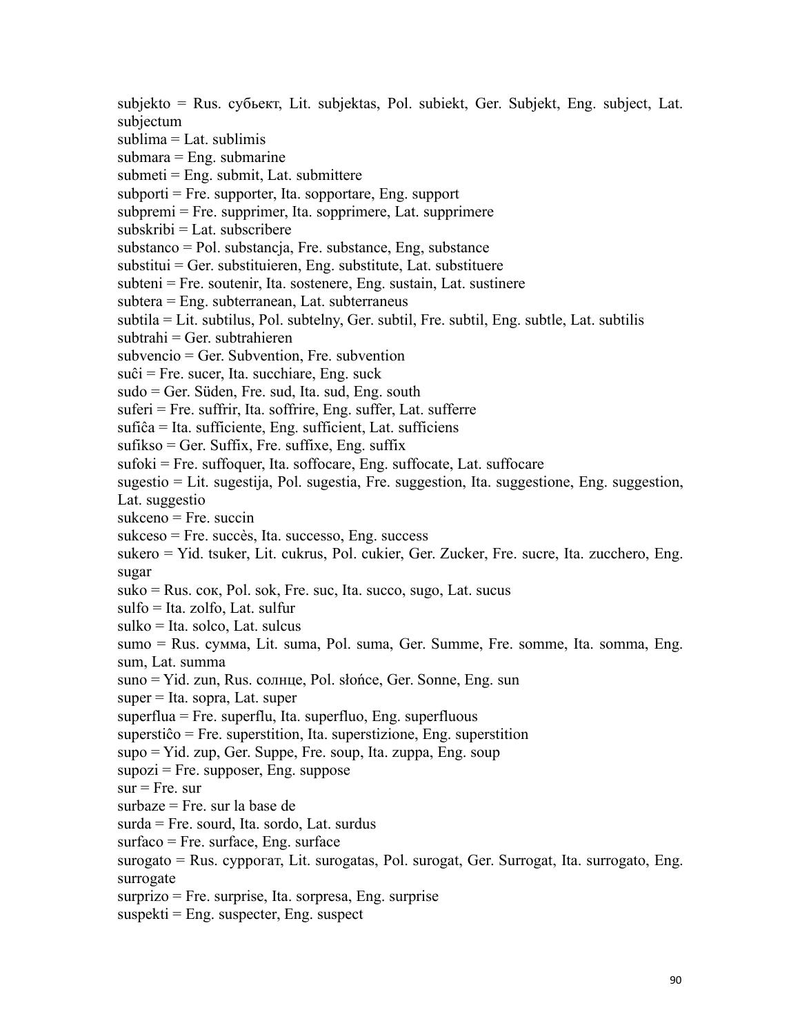subjekto = Rus. субьект, Lit. subjektas, Pol. subiekt, Ger. Subjekt, Eng. subject, Lat. subjectum
sublima = Lat. sublimis
submara = Eng. submarine
submeti = Eng. submit, Lat. submittere
subporti = Fre. supporter, Ita. sopportare, Eng. support
subpremi = Fre. supprimer, Ita. sopprimere, Lat. supprimere
subskribi = Lat. subscribere
substanco = Pol. substancja, Fre. substance, Eng, substance
substitui = Ger. substituieren, Eng. substitute, Lat. substituere
subteni = Fre. soutenir, Ita. sostenere, Eng. sustain, Lat. sustinere
subtera = Eng. subterranean, Lat. subterraneus
subtila = Lit. subtilus, Pol. subtelny, Ger. subtil, Fre. subtil, Eng. subtle, Lat. subtilis
subtrahi = Ger. subtrahieren
subvencio = Ger. Subvention, Fre. subvention
suĉi = Fre. sucer, Ita. succhiare, Eng. suck
sudo = Ger. Süden, Fre. sud, Ita. sud, Eng. south
suferi = Fre. suffrir, Ita. soffrire, Eng. suffer, Lat. sufferre
sufiĉa = Ita. sufficiente, Eng. sufficient, Lat. sufficiens
sufikso = Ger. Suffix, Fre. suffixe, Eng. suffix
sufoki = Fre. suffoquer, Ita. soffocare, Eng. suffocate, Lat. suffocare
sugestio = Lit. sugestija, Pol. sugestia, Fre. suggestion, Ita. suggestione, Eng. suggestion, Lat. suggestio
sukceno = Fre. succin
sukceso = Fre. succès, Ita. successo, Eng. success
sukero = Yid. tsuker, Lit. cukrus, Pol. cukier, Ger. Zucker, Fre. sucre, Ita. zucchero, Eng. sugar
suko = Rus. сок, Pol. sok, Fre. suc, Ita. succo, sugo, Lat. sucus
sulfo = Ita. zolfo, Lat. sulfur
sulko = Ita. solco, Lat. sulcus
sumo = Rus. сумма, Lit. suma, Pol. suma, Ger. Summe, Fre. somme, Ita. somma, Eng. sum, Lat. summa
suno = Yid. zun, Rus. солнце, Pol. słońce, Ger. Sonne, Eng. sun
super = Ita. sopra, Lat. super
superflua = Fre. superflu, Ita. superfluo, Eng. superfluous
superstiĉo = Fre. superstition, Ita. superstizione, Eng. superstition
supo = Yid. zup, Ger. Suppe, Fre. soup, Ita. zuppa, Eng. soup
supozi = Fre. supposer, Eng. suppose
sur = Fre. sur
surbaze = Fre. sur la base de
surda = Fre. sourd, Ita. sordo, Lat. surdus
surfaco = Fre. surface, Eng. surface
surogato = Rus. суррогат, Lit. surogatas, Pol. surogat, Ger. Surrogat, Ita. surrogato, Eng. surrogate
surprizo = Fre. surprise, Ita. sorpresa, Eng. surprise
suspekti = Eng. suspecter, Eng. suspect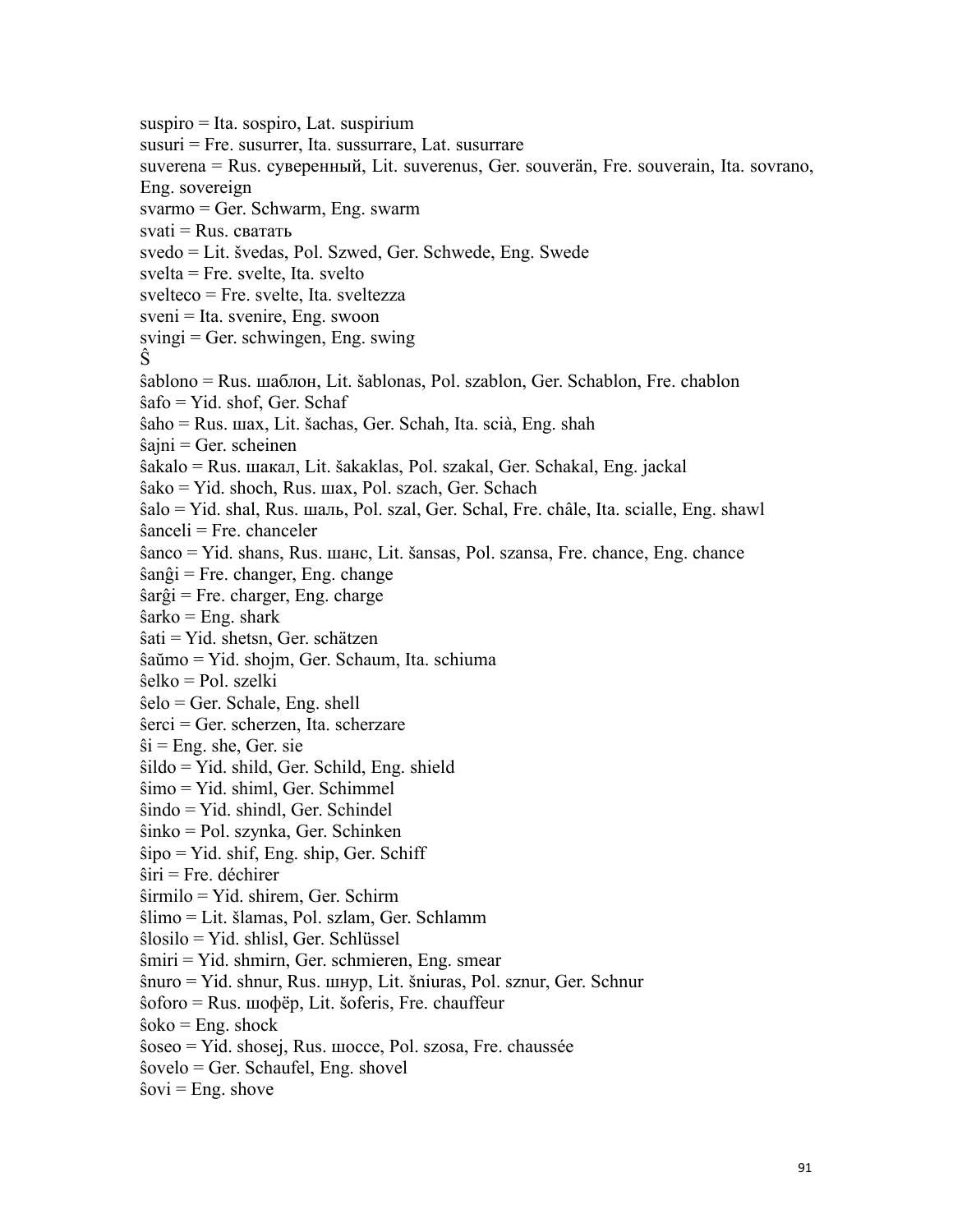suspiro = Ita. sospiro, Lat. suspirium
susuri = Fre. susurrer, Ita. sussurrare, Lat. susurrare
suverena = Rus. суверенный, Lit. suverenus, Ger. souverän, Fre. souverain, Ita. sovrano, Eng. sovereign
svarmo = Ger. Schwarm, Eng. swarm
svati = Rus. сватать
svedo = Lit. švedas, Pol. Szwed, Ger. Schwede, Eng. Swede
svelta = Fre. svelte, Ita. svelto
svelteco = Fre. svelte, Ita. sveltezza
sveni = Ita. svenire, Eng. swoon
svingi = Ger. schwingen, Eng. swing

Ŝ

ŝablono = Rus. шаблон, Lit. šablonas, Pol. szablon, Ger. Schablon, Fre. chablon
ŝafo = Yid. shof, Ger. Schaf
ŝaho = Rus. шах, Lit. šachas, Ger. Schah, Ita. scià, Eng. shah
ŝajni = Ger. scheinen
ŝakalo = Rus. шакал, Lit. šakaklas, Pol. szakal, Ger. Schakal, Eng. jackal
ŝako = Yid. shoch, Rus. шах, Pol. szach, Ger. Schach
ŝalo = Yid. shal, Rus. шаль, Pol. szal, Ger. Schal, Fre. châle, Ita. scialle, Eng. shawl
ŝanceli = Fre. chanceler
ŝanco = Yid. shans, Rus. шанс, Lit. šansas, Pol. szansa, Fre. chance, Eng. chance
ŝanĝi = Fre. changer, Eng. change
ŝarĝi = Fre. charger, Eng. charge
ŝarko = Eng. shark
ŝati = Yid. shetsn, Ger. schätzen
ŝaŭmo = Yid. shojm, Ger. Schaum, Ita. schiuma
ŝelko = Pol. szelki
ŝelo = Ger. Schale, Eng. shell
ŝerci = Ger. scherzen, Ita. scherzare
ŝi = Eng. she, Ger. sie
ŝildo = Yid. shild, Ger. Schild, Eng. shield
ŝimo = Yid. shiml, Ger. Schimmel
ŝindo = Yid. shindl, Ger. Schindel
ŝinko = Pol. szynka, Ger. Schinken
ŝipo = Yid. shif, Eng. ship, Ger. Schiff
ŝiri = Fre. déchirer
ŝirmilo = Yid. shirem, Ger. Schirm
ŝlimo = Lit. šlamas, Pol. szlam, Ger. Schlamm
ŝlosilo = Yid. shlisl, Ger. Schlüssel
ŝmiri = Yid. shmirn, Ger. schmieren, Eng. smear
ŝnuro = Yid. shnur, Rus. шнур, Lit. šniuras, Pol. sznur, Ger. Schnur
ŝoforo = Rus. шофёр, Lit. šoferis, Fre. chauffeur
ŝoko = Eng. shock
ŝoseo = Yid. shosej, Rus. шоссе, Pol. szosa, Fre. chaussée
ŝovelo = Ger. Schaufel, Eng. shovel
ŝovi = Eng. shove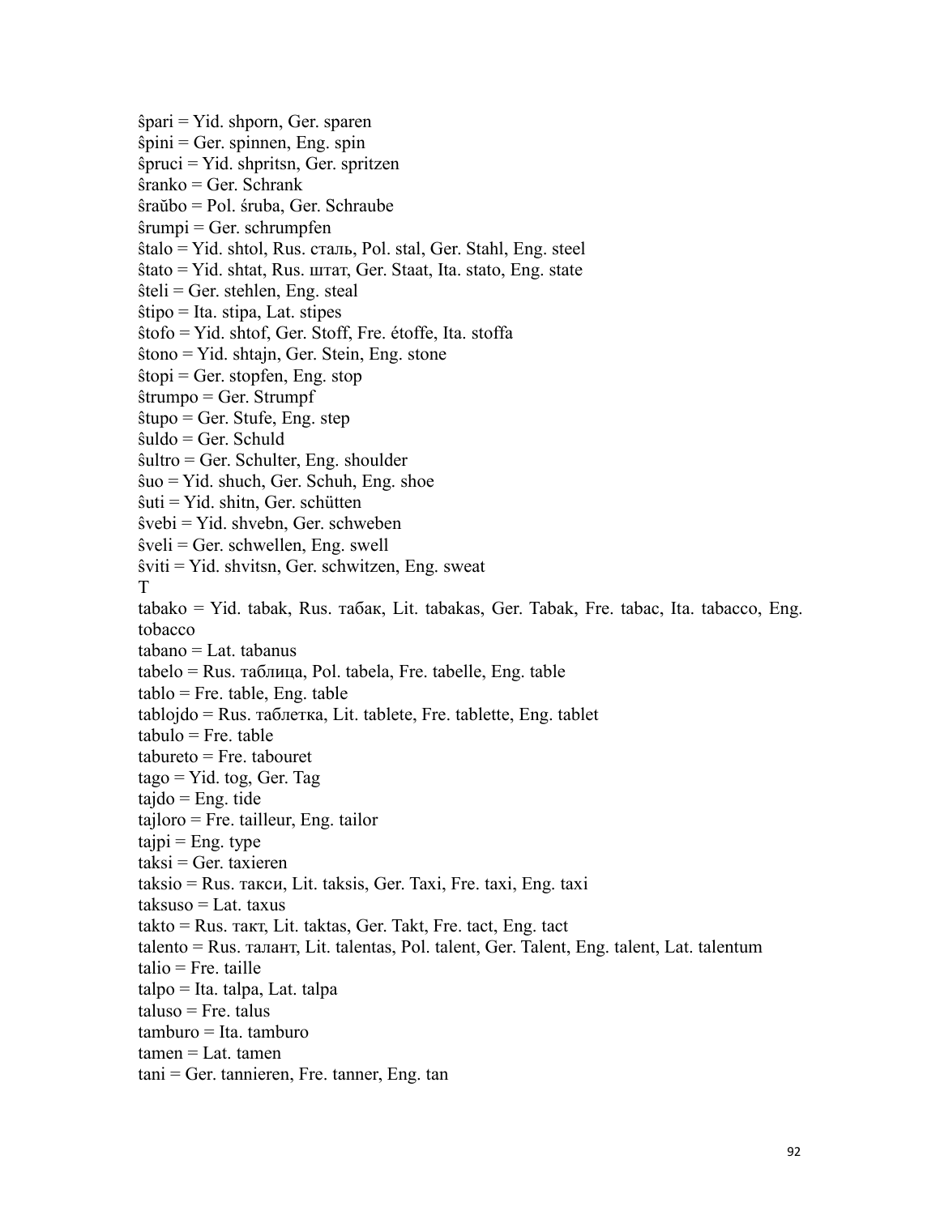ŝpari = Yid. shporn, Ger. sparen
ŝpini = Ger. spinnen, Eng. spin
ŝpruci = Yid. shpritsn, Ger. spritzen
ŝranko = Ger. Schrank
ŝraŭbo = Pol. śruba, Ger. Schraube
ŝrumpi = Ger. schrumpfen
ŝtalo = Yid. shtol, Rus. сталь, Pol. stal, Ger. Stahl, Eng. steel
ŝtato = Yid. shtat, Rus. штат, Ger. Staat, Ita. stato, Eng. state
ŝteli = Ger. stehlen, Eng. steal
ŝtipo = Ita. stipa, Lat. stipes
ŝtofo = Yid. shtof, Ger. Stoff, Fre. étoffe, Ita. stoffa
ŝtono = Yid. shtajn, Ger. Stein, Eng. stone
ŝtopi = Ger. stopfen, Eng. stop
ŝtrumpo = Ger. Strumpf
ŝtupo = Ger. Stufe, Eng. step
ŝuldo = Ger. Schuld
ŝultro = Ger. Schulter, Eng. shoulder
ŝuo = Yid. shuch, Ger. Schuh, Eng. shoe
ŝuti = Yid. shitn, Ger. schütten
ŝvebi = Yid. shvebn, Ger. schweben
ŝveli = Ger. schwellen, Eng. swell
ŝviti = Yid. shvitsn, Ger. schwitzen, Eng. sweat

## T

tabako = Yid. tabak, Rus. табак, Lit. tabakas, Ger. Tabak, Fre. tabac, Ita. tabacco, Eng. tobacco
tabano = Lat. tabanus
tabelo = Rus. таблица, Pol. tabela, Fre. tabelle, Eng. table
tablo = Fre. table, Eng. table
tablojdo = Rus. таблетка, Lit. tablete, Fre. tablette, Eng. tablet
tabulo = Fre. table
tabureto = Fre. tabouret
tago = Yid. tog, Ger. Tag
tajdo = Eng. tide
tajloro = Fre. tailleur, Eng. tailor
tajpi = Eng. type
taksi = Ger. taxieren
taksio = Rus. такси, Lit. taksis, Ger. Taxi, Fre. taxi, Eng. taxi
taksuso = Lat. taxus
takto = Rus. такт, Lit. taktas, Ger. Takt, Fre. tact, Eng. tact
talento = Rus. талант, Lit. talentas, Pol. talent, Ger. Talent, Eng. talent, Lat. talentum
talio = Fre. taille
talpo = Ita. talpa, Lat. talpa
taluso = Fre. talus
tamburo = Ita. tamburo
tamen = Lat. tamen
tani = Ger. tannieren, Fre. tanner, Eng. tan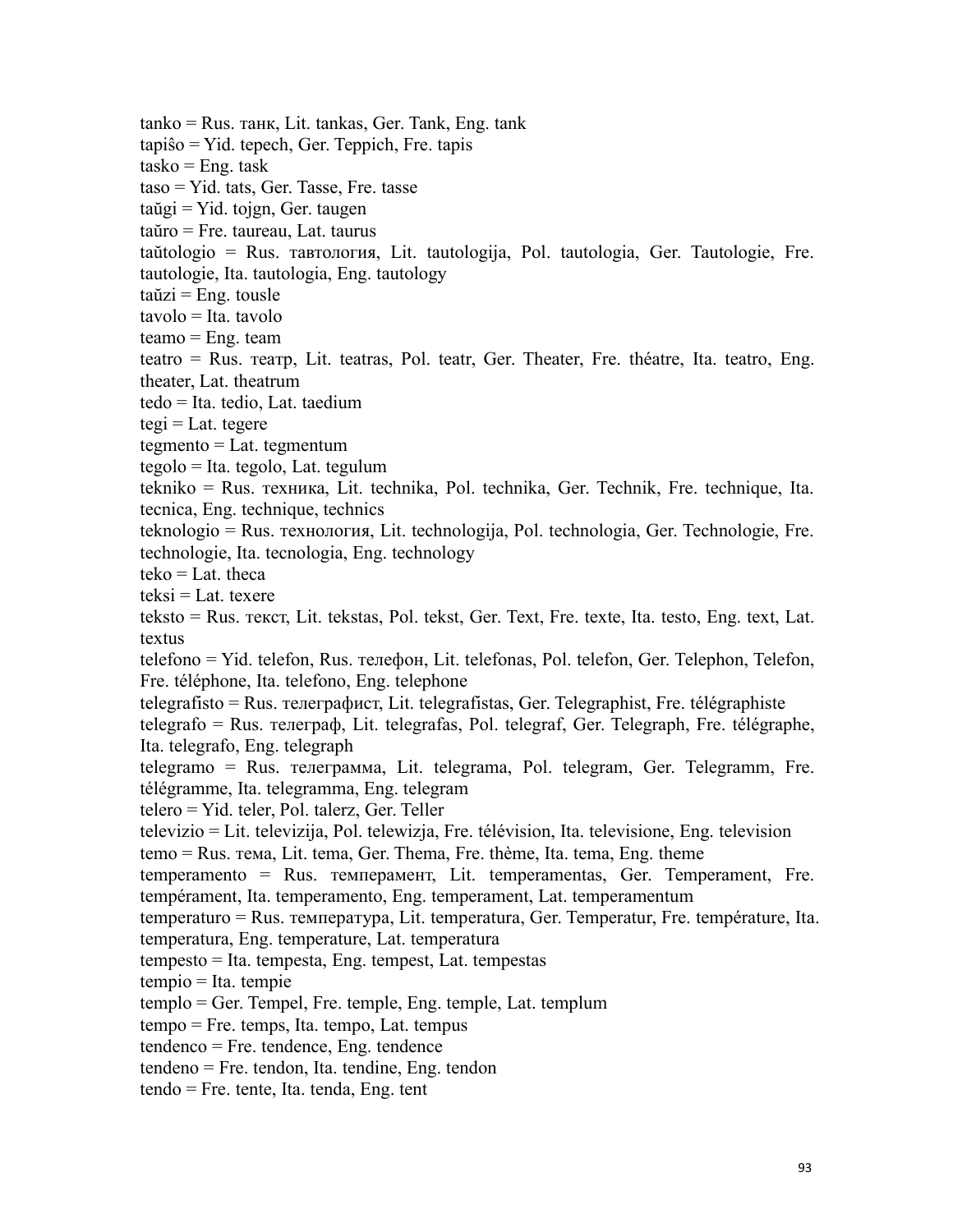tanko = Rus. танк, Lit. tankas, Ger. Tank, Eng. tank
tapiŝo = Yid. tepech, Ger. Teppich, Fre. tapis
tasko = Eng. task
taso = Yid. tats, Ger. Tasse, Fre. tasse
taŭgi = Yid. tojgn, Ger. taugen
taŭro = Fre. taureau, Lat. taurus
taŭtologio = Rus. тавтология, Lit. tautologija, Pol. tautologia, Ger. Tautologie, Fre. tautologie, Ita. tautologia, Eng. tautology
taŭzi = Eng. tousle
tavolo = Ita. tavolo
teamo = Eng. team
teatro = Rus. театр, Lit. teatras, Pol. teatr, Ger. Theater, Fre. théatre, Ita. teatro, Eng. theater, Lat. theatrum
tedo = Ita. tedio, Lat. taedium
tegi = Lat. tegere
tegmento = Lat. tegmentum
tegolo = Ita. tegolo, Lat. tegulum
tekniko = Rus. техника, Lit. technika, Pol. technika, Ger. Technik, Fre. technique, Ita. tecnica, Eng. technique, technics
teknologio = Rus. технология, Lit. technologija, Pol. technologia, Ger. Technologie, Fre. technologie, Ita. tecnologia, Eng. technology
teko = Lat. theca
teksi = Lat. texere
teksto = Rus. текст, Lit. tekstas, Pol. tekst, Ger. Text, Fre. texte, Ita. testo, Eng. text, Lat. textus
telefono = Yid. telefon, Rus. телефон, Lit. telefonas, Pol. telefon, Ger. Telephon, Telefon, Fre. téléphone, Ita. telefono, Eng. telephone
telegrafisto = Rus. телеграфист, Lit. telegrafistas, Ger. Telegraphist, Fre. télégraphiste
telegrafo = Rus. телеграф, Lit. telegrafas, Pol. telegraf, Ger. Telegraph, Fre. télégraphe, Ita. telegrafo, Eng. telegraph
telegramo = Rus. телеграмма, Lit. telegrama, Pol. telegram, Ger. Telegramm, Fre. télégramme, Ita. telegramma, Eng. telegram
telero = Yid. teler, Pol. talerz, Ger. Teller
televizio = Lit. televizija, Pol. telewizja, Fre. télévision, Ita. televisione, Eng. television
temo = Rus. тема, Lit. tema, Ger. Thema, Fre. thème, Ita. tema, Eng. theme
temperamento = Rus. темперамент, Lit. temperamentas, Ger. Temperament, Fre. tempérament, Ita. temperamento, Eng. temperament, Lat. temperamentum
temperaturo = Rus. температура, Lit. temperatura, Ger. Temperatur, Fre. température, Ita. temperatura, Eng. temperature, Lat. temperatura
tempesto = Ita. tempesta, Eng. tempest, Lat. tempestas
tempio = Ita. tempie
templo = Ger. Tempel, Fre. temple, Eng. temple, Lat. templum
tempo = Fre. temps, Ita. tempo, Lat. tempus
tendenco = Fre. tendence, Eng. tendence
tendeno = Fre. tendon, Ita. tendine, Eng. tendon
tendo = Fre. tente, Ita. tenda, Eng. tent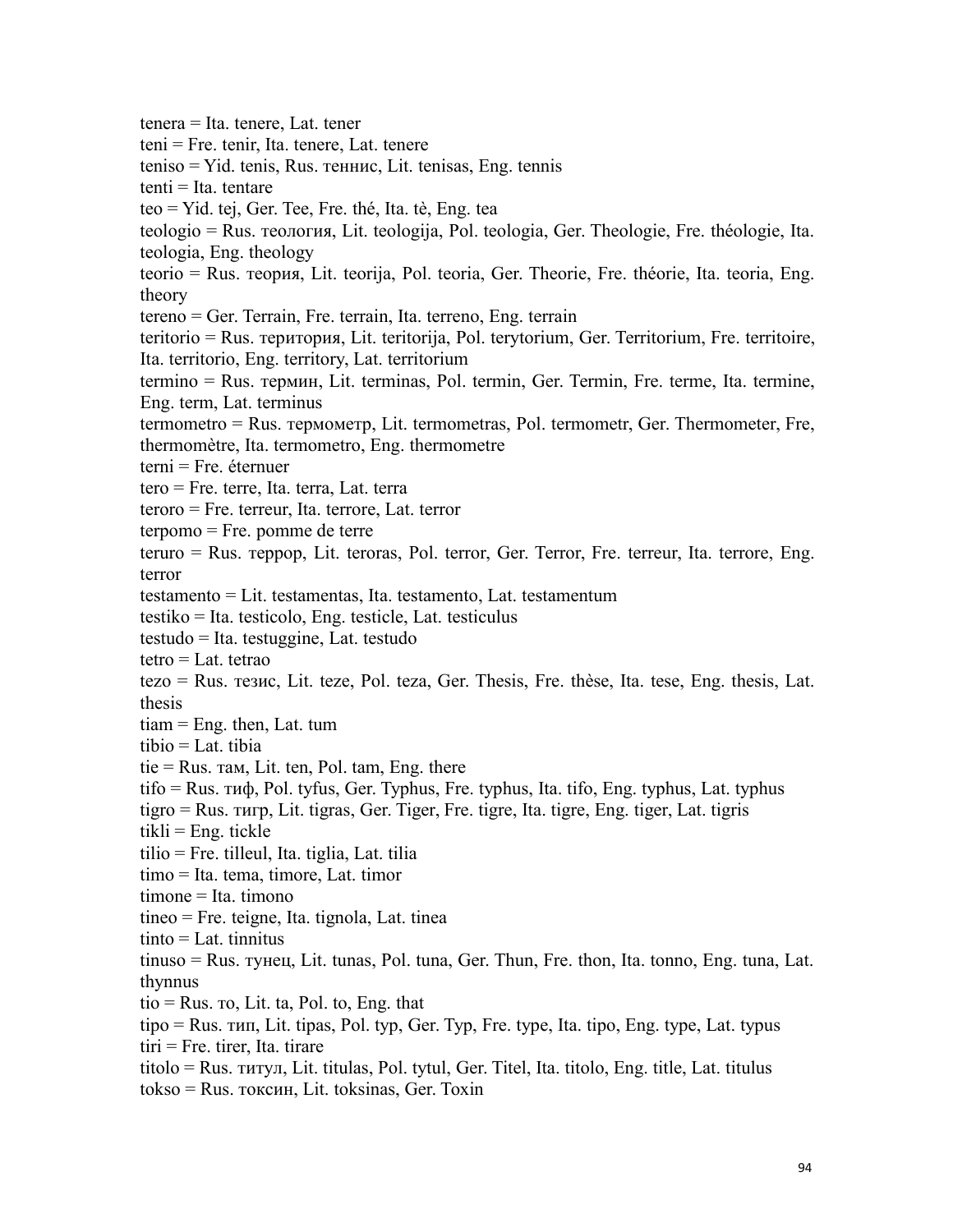tenera = Ita. tenere, Lat. tener
teni = Fre. tenir, Ita. tenere, Lat. tenere
teniso = Yid. tenis, Rus. теннис, Lit. tenisas, Eng. tennis
tenti = Ita. tentare
teo = Yid. tej, Ger. Tee, Fre. thé, Ita. tè, Eng. tea
teologio = Rus. теология, Lit. teologija, Pol. teologia, Ger. Theologie, Fre. théologie, Ita. teologia, Eng. theology
teorio = Rus. теория, Lit. teorija, Pol. teoria, Ger. Theorie, Fre. théorie, Ita. teoria, Eng. theory
tereno = Ger. Terrain, Fre. terrain, Ita. terreno, Eng. terrain
teritorio = Rus. територия, Lit. teritorija, Pol. terytorium, Ger. Territorium, Fre. territoire, Ita. territorio, Eng. territory, Lat. territorium
termino = Rus. термин, Lit. terminas, Pol. termin, Ger. Termin, Fre. terme, Ita. termine, Eng. term, Lat. terminus
termometro = Rus. термометр, Lit. termometras, Pol. termometr, Ger. Thermometer, Fre, thermomètre, Ita. termometro, Eng. thermometre
terni = Fre. éternuer
tero = Fre. terre, Ita. terra, Lat. terra
teroro = Fre. terreur, Ita. terrore, Lat. terror
terpomo = Fre. pomme de terre
teruro = Rus. террор, Lit. teroras, Pol. terror, Ger. Terror, Fre. terreur, Ita. terrore, Eng. terror
testamento = Lit. testamentas, Ita. testamento, Lat. testamentum
testiko = Ita. testicolo, Eng. testicle, Lat. testiculus
testudo = Ita. testuggine, Lat. testudo
tetro = Lat. tetrao
tezo = Rus. тезис, Lit. teze, Pol. teza, Ger. Thesis, Fre. thèse, Ita. tese, Eng. thesis, Lat. thesis
tiam = Eng. then, Lat. tum
tibio = Lat. tibia
tie = Rus. там, Lit. ten, Pol. tam, Eng. there
tifo = Rus. тиф, Pol. tyfus, Ger. Typhus, Fre. typhus, Ita. tifo, Eng. typhus, Lat. typhus
tigro = Rus. тигр, Lit. tigras, Ger. Tiger, Fre. tigre, Ita. tigre, Eng. tiger, Lat. tigris
tikli = Eng. tickle
tilio = Fre. tilleul, Ita. tiglia, Lat. tilia
timo = Ita. tema, timore, Lat. timor
timone = Ita. timono
tineo = Fre. teigne, Ita. tignola, Lat. tinea
tinto = Lat. tinnitus
tinuso = Rus. тунец, Lit. tunas, Pol. tuna, Ger. Thun, Fre. thon, Ita. tonno, Eng. tuna, Lat. thynnus
tio = Rus. то, Lit. ta, Pol. to, Eng. that
tipo = Rus. тип, Lit. tipas, Pol. typ, Ger. Typ, Fre. type, Ita. tipo, Eng. type, Lat. typus
tiri = Fre. tirer, Ita. tirare
titolo = Rus. титул, Lit. titulas, Pol. tytul, Ger. Titel, Ita. titolo, Eng. title, Lat. titulus
tokso = Rus. токсин, Lit. toksinas, Ger. Toxin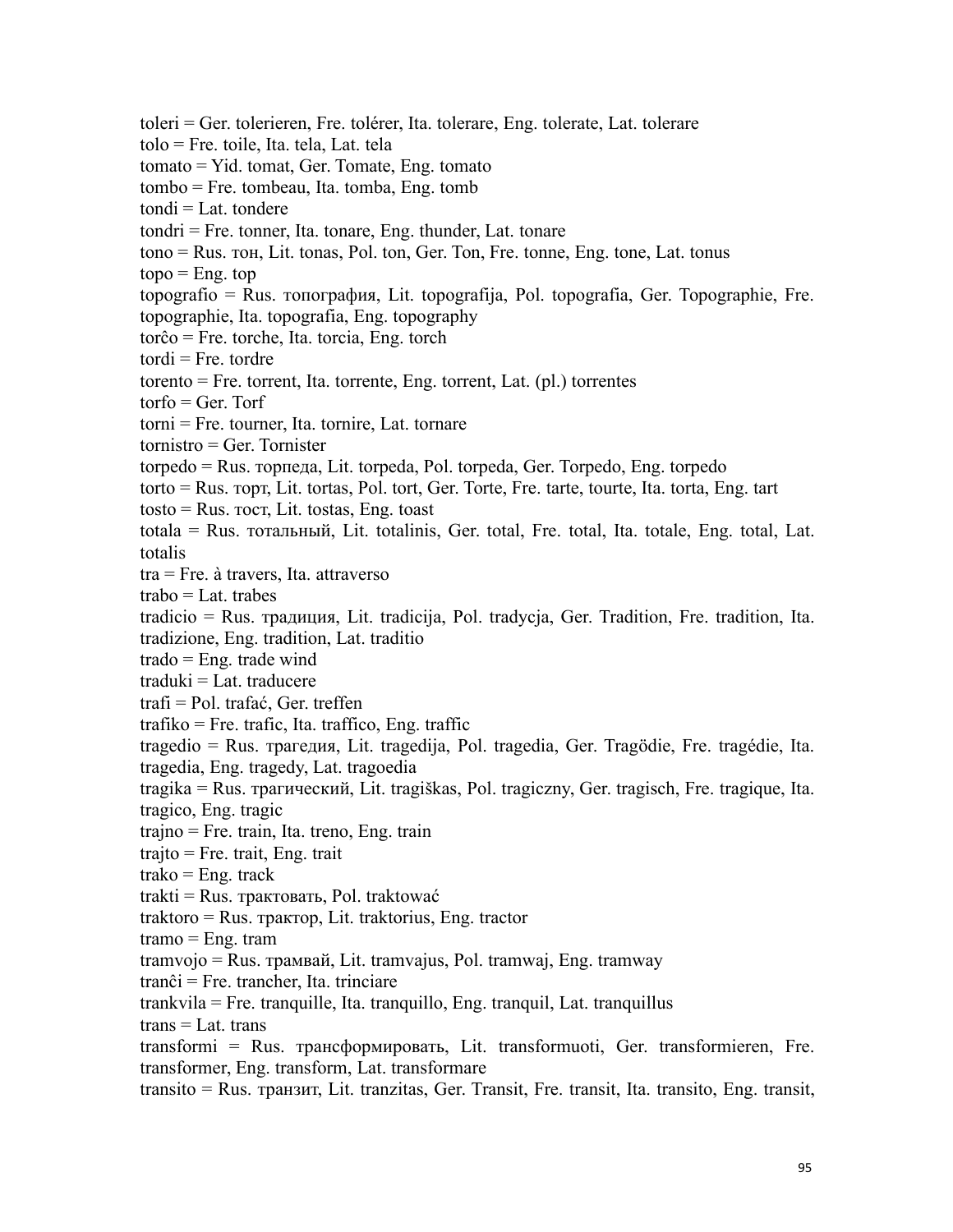toleri = Ger. tolerieren, Fre. tolérer, Ita. tolerare, Eng. tolerate, Lat. tolerare  
tolo = Fre. toile, Ita. tela, Lat. tela  
tomato = Yid. tomat, Ger. Tomate, Eng. tomato  
tombo = Fre. tombeau, Ita. tomba, Eng. tomb  
tondi = Lat. tondere  
tondri = Fre. tonner, Ita. tonare, Eng. thunder, Lat. tonare  
tono = Rus. тон, Lit. tonas, Pol. ton, Ger. Ton, Fre. tonne, Eng. tone, Lat. tonus  
topo = Eng. top  
topografio = Rus. топография, Lit. topografija, Pol. topografia, Ger. Topographie, Fre. topographie, Ita. topografia, Eng. topography  
torĉo = Fre. torche, Ita. torcia, Eng. torch  
tordi = Fre. tordre  
torento = Fre. torrent, Ita. torrente, Eng. torrent, Lat. (pl.) torrentes  
torfo = Ger. Torf  
torni = Fre. tourner, Ita. tornire, Lat. tornare  
tornistro = Ger. Tornister  
torpedo = Rus. торпеда, Lit. torpeda, Pol. torpeda, Ger. Torpedo, Eng. torpedo  
torto = Rus. торт, Lit. tortas, Pol. tort, Ger. Torte, Fre. tarte, tourte, Ita. torta, Eng. tart  
tosto = Rus. тост, Lit. tostas, Eng. toast  
totala = Rus. тотальный, Lit. totalinis, Ger. total, Fre. total, Ita. totale, Eng. total, Lat. totalis  
tra = Fre. à travers, Ita. attraverso  
trabo = Lat. trabes  
tradicio = Rus. традиция, Lit. tradicija, Pol. tradycja, Ger. Tradition, Fre. tradition, Ita. tradizione, Eng. tradition, Lat. traditio  
trado = Eng. trade wind  
traduki = Lat. traducere  
trafi = Pol. trafać, Ger. treffen  
trafiko = Fre. trafic, Ita. traffico, Eng. traffic  
tragedio = Rus. трагедия, Lit. tragedija, Pol. tragedia, Ger. Tragödie, Fre. tragédie, Ita. tragedia, Eng. tragedy, Lat. tragoedia  
tragika = Rus. трагический, Lit. tragiškas, Pol. tragiczny, Ger. tragisch, Fre. tragique, Ita. tragico, Eng. tragic  
trajno = Fre. train, Ita. treno, Eng. train  
trajto = Fre. trait, Eng. trait  
trako = Eng. track  
trakti = Rus. трактовать, Pol. traktować  
traktoro = Rus. трактор, Lit. traktorius, Eng. tractor  
tramo = Eng. tram  
tramvojo = Rus. трамвай, Lit. tramvajus, Pol. tramwaj, Eng. tramway  
tranĉi = Fre. trancher, Ita. trinciare  
trankvila = Fre. tranquille, Ita. tranquillo, Eng. tranquil, Lat. tranquillus  
trans = Lat. trans  
transformi = Rus. трансформировать, Lit. transformuoti, Ger. transformieren, Fre. transformer, Eng. transform, Lat. transformare  
transito = Rus. транзит, Lit. tranzitas, Ger. Transit, Fre. transit, Ita. transito, Eng. transit,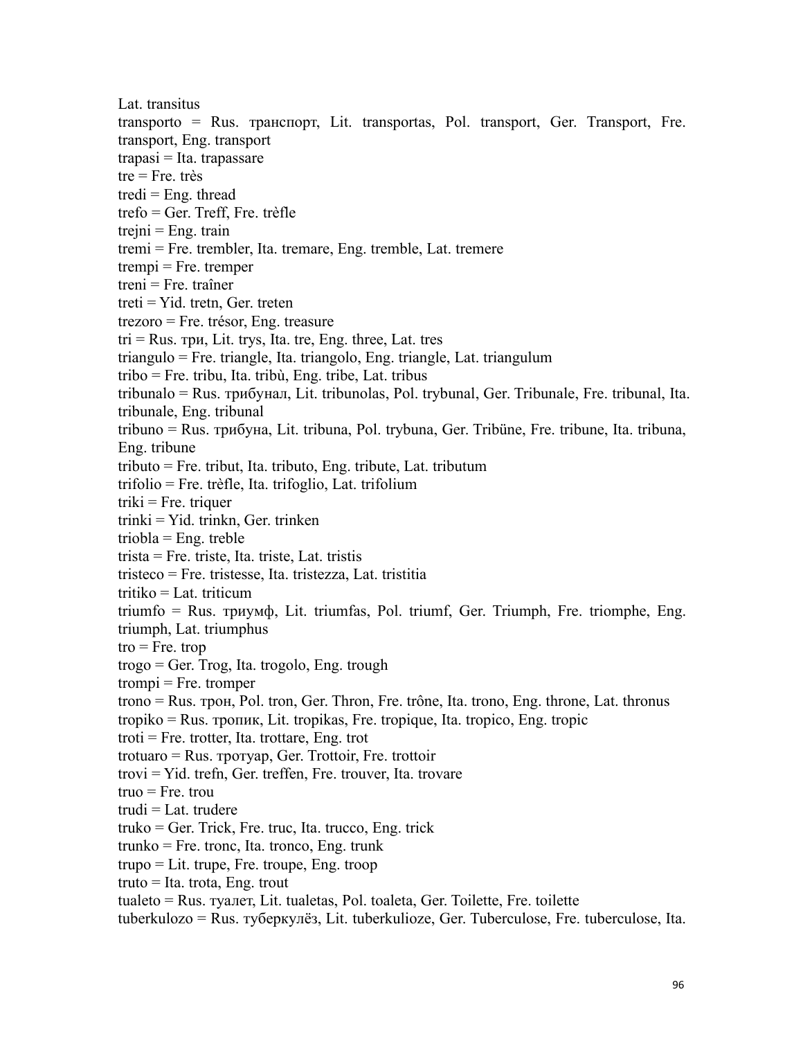Lat. transitus

transporto = Rus. транспорт, Lit. transportas, Pol. transport, Ger. Transport, Fre. transport, Eng. transport

trapasi = Ita. trapassare

tre = Fre. très

tredi = Eng. thread

trefo = Ger. Treff, Fre. trèfle

trejni = Eng. train

tremi = Fre. trembler, Ita. tremare, Eng. tremble, Lat. tremere

trempi = Fre. tremper

treni = Fre. traîner

treti = Yid. tretn, Ger. treten

trezoro = Fre. trésor, Eng. treasure

tri = Rus. три, Lit. trys, Ita. tre, Eng. three, Lat. tres

triangulo = Fre. triangle, Ita. triangolo, Eng. triangle, Lat. triangulum

tribo = Fre. tribu, Ita. tribù, Eng. tribe, Lat. tribus

tribunalo = Rus. трибунал, Lit. tribunolas, Pol. trybunal, Ger. Tribunale, Fre. tribunal, Ita. tribunale, Eng. tribunal

tribuno = Rus. трибуна, Lit. tribuna, Pol. trybuna, Ger. Tribüne, Fre. tribune, Ita. tribuna, Eng. tribune

tributo = Fre. tribut, Ita. tributo, Eng. tribute, Lat. tributum

trifolio = Fre. trèfle, Ita. trifoglio, Lat. trifolium

triki = Fre. triquer

trinki = Yid. trinkn, Ger. trinken

triobla = Eng. treble

trista = Fre. triste, Ita. triste, Lat. tristis

tristeco = Fre. tristesse, Ita. tristezza, Lat. tristitia

tritiko = Lat. triticum

triumfo = Rus. триумф, Lit. triumfas, Pol. triumf, Ger. Triumph, Fre. triomphe, Eng. triumph, Lat. triumphus

tro = Fre. trop

trogo = Ger. Trog, Ita. trogolo, Eng. trough

trompi = Fre. tromper

trono = Rus. трон, Pol. tron, Ger. Thron, Fre. trône, Ita. trono, Eng. throne, Lat. thronus

tropiko = Rus. тропик, Lit. tropikas, Fre. tropique, Ita. tropico, Eng. tropic

troti = Fre. trotter, Ita. trottare, Eng. trot

trotuaro = Rus. тротуар, Ger. Trottoir, Fre. trottoir

trovi = Yid. trefn, Ger. treffen, Fre. trouver, Ita. trovare

truo = Fre. trou

trudi = Lat. trudere

truko = Ger. Trick, Fre. truc, Ita. trucco, Eng. trick

trunko = Fre. tronc, Ita. tronco, Eng. trunk

trupo = Lit. trupe, Fre. troupe, Eng. troop

truto = Ita. trota, Eng. trout

tualeto = Rus. туалет, Lit. tualetas, Pol. toaleta, Ger. Toilette, Fre. toilette

tuberkulozo = Rus. туберкулёз, Lit. tuberkulioze, Ger. Tuberculose, Fre. tuberculose, Ita.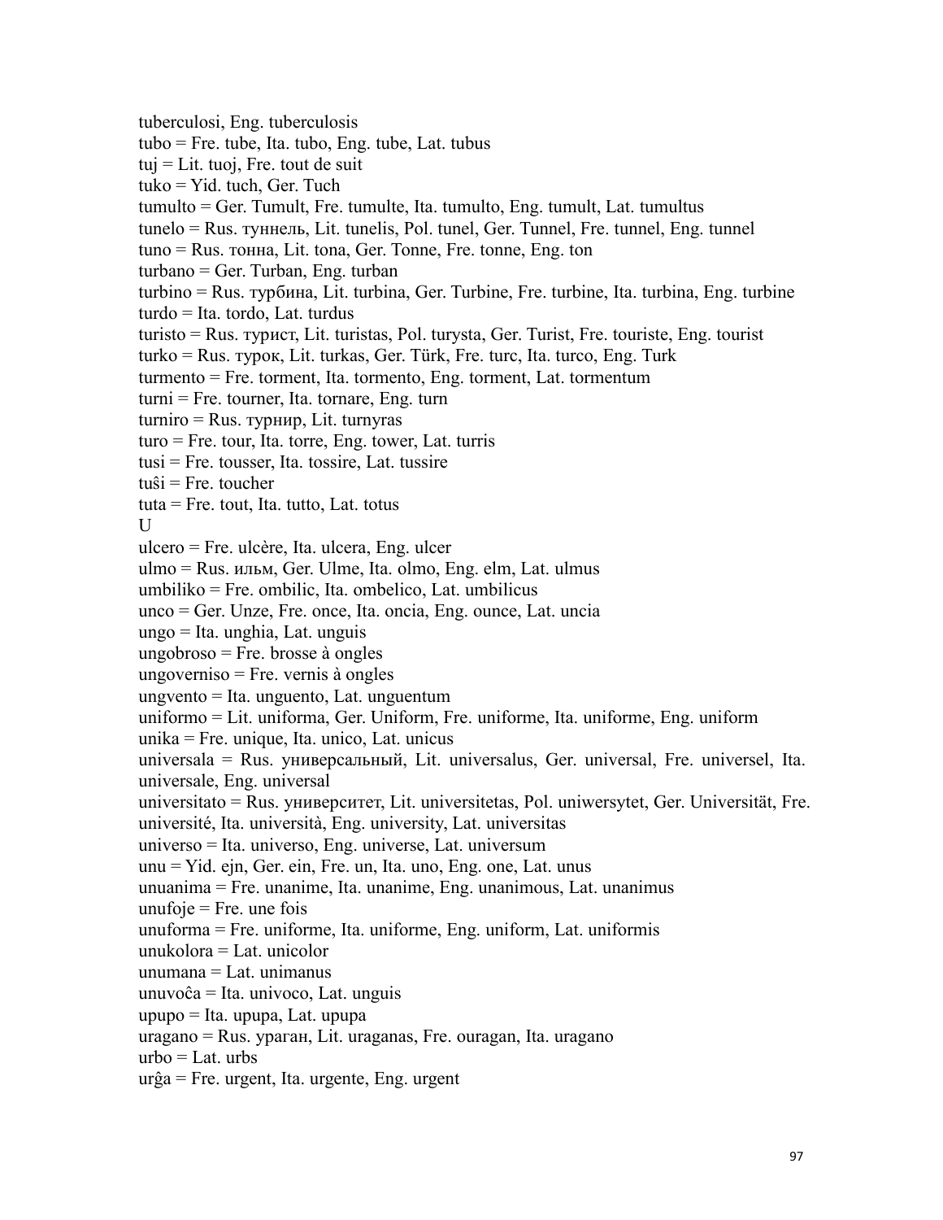tuberculosi, Eng. tuberculosis
tubo = Fre. tube, Ita. tubo, Eng. tube, Lat. tubus
tuj = Lit. tuoj, Fre. tout de suit
tuko = Yid. tuch, Ger. Tuch
tumulto = Ger. Tumult, Fre. tumulte, Ita. tumulto, Eng. tumult, Lat. tumultus
tunelo = Rus. туннель, Lit. tunelis, Pol. tunel, Ger. Tunnel, Fre. tunnel, Eng. tunnel
tuno = Rus. тонна, Lit. tona, Ger. Tonne, Fre. tonne, Eng. ton
turbano = Ger. Turban, Eng. turban
turbino = Rus. турбина, Lit. turbina, Ger. Turbine, Fre. turbine, Ita. turbina, Eng. turbine
turdo = Ita. tordo, Lat. turdus
turisto = Rus. турист, Lit. turistas, Pol. turysta, Ger. Turist, Fre. touriste, Eng. tourist
turko = Rus. турок, Lit. turkas, Ger. Türk, Fre. turc, Ita. turco, Eng. Turk
turmento = Fre. torment, Ita. tormento, Eng. torment, Lat. tormentum
turni = Fre. tourner, Ita. tornare, Eng. turn
turniro = Rus. турнир, Lit. turnyras
turo = Fre. tour, Ita. torre, Eng. tower, Lat. turris
tusi = Fre. tousser, Ita. tossire, Lat. tussire
tuŝi = Fre. toucher
tuta = Fre. tout, Ita. tutto, Lat. totus
U
ulcero = Fre. ulcère, Ita. ulcera, Eng. ulcer
ulmo = Rus. ильм, Ger. Ulme, Ita. olmo, Eng. elm, Lat. ulmus
umbiliko = Fre. ombilic, Ita. ombelico, Lat. umbilicus
unco = Ger. Unze, Fre. once, Ita. oncia, Eng. ounce, Lat. uncia
ungo = Ita. unghia, Lat. unguis
ungobroso = Fre. brosse à ongles
ungoverniso = Fre. vernis à ongles
ungvento = Ita. unguento, Lat. unguentum
uniformo = Lit. uniforma, Ger. Uniform, Fre. uniforme, Ita. uniforme, Eng. uniform
unika = Fre. unique, Ita. unico, Lat. unicus
universala = Rus. универсальный, Lit. universalus, Ger. universal, Fre. universel, Ita. universale, Eng. universal
universitato = Rus. университет, Lit. universitetas, Pol. uniwersytet, Ger. Universität, Fre. université, Ita. università, Eng. university, Lat. universitas
universo = Ita. universo, Eng. universe, Lat. universum
unu = Yid. ejn, Ger. ein, Fre. un, Ita. uno, Eng. one, Lat. unus
unuanima = Fre. unanime, Ita. unanime, Eng. unanimous, Lat. unanimus
unufoje = Fre. une fois
unuforma = Fre. uniforme, Ita. uniforme, Eng. uniform, Lat. uniformis
unukolora = Lat. unicolor
unumana = Lat. unimanus
unuvoĉa = Ita. univoco, Lat. unguis
upupo = Ita. upupa, Lat. upupa
uragano = Rus. ураган, Lit. uraganas, Fre. ouragan, Ita. uragano
urbo = Lat. urbs
urĝa = Fre. urgent, Ita. urgente, Eng. urgent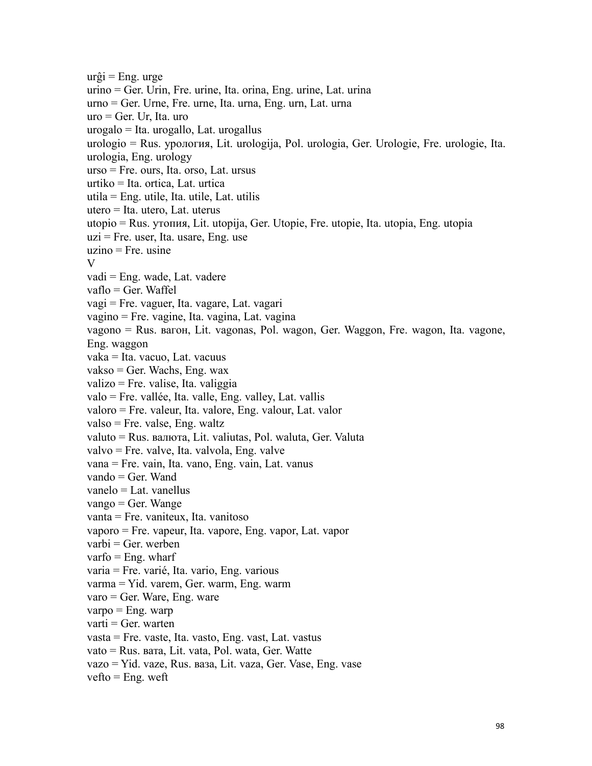urĝi = Eng. urge
urino = Ger. Urin, Fre. urine, Ita. orina, Eng. urine, Lat. urina
urno = Ger. Urne, Fre. urne, Ita. urna, Eng. urn, Lat. urna
uro = Ger. Ur, Ita. uro
urogalo = Ita. urogallo, Lat. urogallus
urologio = Rus. урология, Lit. urologija, Pol. urologia, Ger. Urologie, Fre. urologie, Ita. urologia, Eng. urology
urso = Fre. ours, Ita. orso, Lat. ursus
urtiko = Ita. ortica, Lat. urtica
utila = Eng. utile, Ita. utile, Lat. utilis
utero = Ita. utero, Lat. uterus
utopio = Rus. утопия, Lit. utopija, Ger. Utopie, Fre. utopie, Ita. utopia, Eng. utopia
uzi = Fre. user, Ita. usare, Eng. use
uzino = Fre. usine
V
vadi = Eng. wade, Lat. vadere
vaflo = Ger. Waffel
vagi = Fre. vaguer, Ita. vagare, Lat. vagari
vagino = Fre. vagine, Ita. vagina, Lat. vagina
vagono = Rus. вагон, Lit. vagonas, Pol. wagon, Ger. Waggon, Fre. wagon, Ita. vagone, Eng. waggon
vaka = Ita. vacuo, Lat. vacuus
vakso = Ger. Wachs, Eng. wax
valizo = Fre. valise, Ita. valiggia
valo = Fre. vallée, Ita. valle, Eng. valley, Lat. vallis
valoro = Fre. valeur, Ita. valore, Eng. valour, Lat. valor
valso = Fre. valse, Eng. waltz
valuto = Rus. валюта, Lit. valiutas, Pol. waluta, Ger. Valuta
valvo = Fre. valve, Ita. valvola, Eng. valve
vana = Fre. vain, Ita. vano, Eng. vain, Lat. vanus
vando = Ger. Wand
vanelo = Lat. vanellus
vango = Ger. Wange
vanta = Fre. vaniteux, Ita. vanitoso
vaporo = Fre. vapeur, Ita. vapore, Eng. vapor, Lat. vapor
varbi = Ger. werben
varfo = Eng. wharf
varia = Fre. varié, Ita. vario, Eng. various
varma = Yid. varem, Ger. warm, Eng. warm
varo = Ger. Ware, Eng. ware
varpo = Eng. warp
varti = Ger. warten
vasta = Fre. vaste, Ita. vasto, Eng. vast, Lat. vastus
vato = Rus. вата, Lit. vata, Pol. wata, Ger. Watte
vazo = Yid. vaze, Rus. ваза, Lit. vaza, Ger. Vase, Eng. vase
vefto = Eng. weft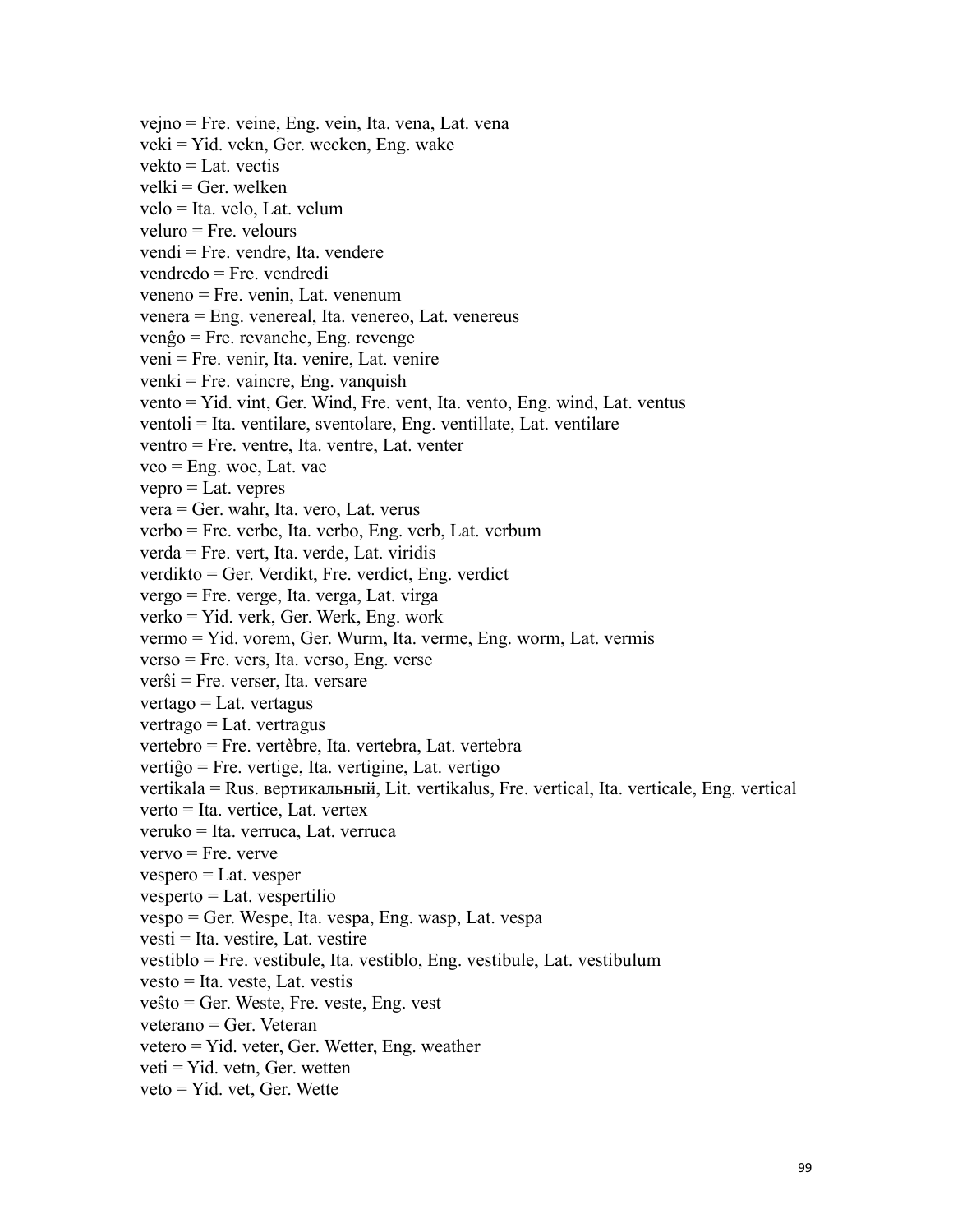vejno = Fre. veine, Eng. vein, Ita. vena, Lat. vena
veki = Yid. vekn, Ger. wecken, Eng. wake
vekto = Lat. vectis
velki = Ger. welken
velo = Ita. velo, Lat. velum
veluro = Fre. velours
vendi = Fre. vendre, Ita. vendere
vendredo = Fre. vendredi
veneno = Fre. venin, Lat. venenum
venera = Eng. venereal, Ita. venereo, Lat. venereus
venĝo = Fre. revanche, Eng. revenge
veni = Fre. venir, Ita. venire, Lat. venire
venki = Fre. vaincre, Eng. vanquish
vento = Yid. vint, Ger. Wind, Fre. vent, Ita. vento, Eng. wind, Lat. ventus
ventoli = Ita. ventilare, sventolare, Eng. ventillate, Lat. ventilare
ventro = Fre. ventre, Ita. ventre, Lat. venter
veo = Eng. woe, Lat. vae
vepro = Lat. vepres
vera = Ger. wahr, Ita. vero, Lat. verus
verbo = Fre. verbe, Ita. verbo, Eng. verb, Lat. verbum
verda = Fre. vert, Ita. verde, Lat. viridis
verdikto = Ger. Verdikt, Fre. verdict, Eng. verdict
vergo = Fre. verge, Ita. verga, Lat. virga
verko = Yid. verk, Ger. Werk, Eng. work
vermo = Yid. vorem, Ger. Wurm, Ita. verme, Eng. worm, Lat. vermis
verso = Fre. vers, Ita. verso, Eng. verse
verŝi = Fre. verser, Ita. versare
vertago = Lat. vertagus
vertrago = Lat. vertragus
vertebro = Fre. vertèbre, Ita. vertebra, Lat. vertebra
vertiĝo = Fre. vertige, Ita. vertigine, Lat. vertigo
vertikala = Rus. вертикальный, Lit. vertikalus, Fre. vertical, Ita. verticale, Eng. vertical
verto = Ita. vertice, Lat. vertex
veruko = Ita. verruca, Lat. verruca
vervo = Fre. verve
vespero = Lat. vesper
vesperto = Lat. vespertilio
vespo = Ger. Wespe, Ita. vespa, Eng. wasp, Lat. vespa
vesti = Ita. vestire, Lat. vestire
vestiblo = Fre. vestibule, Ita. vestiblo, Eng. vestibule, Lat. vestibulum
vesto = Ita. veste, Lat. vestis
veŝto = Ger. Weste, Fre. veste, Eng. vest
veterano = Ger. Veteran
vetero = Yid. veter, Ger. Wetter, Eng. weather
veti = Yid. vetn, Ger. wetten
veto = Yid. vet, Ger. Wette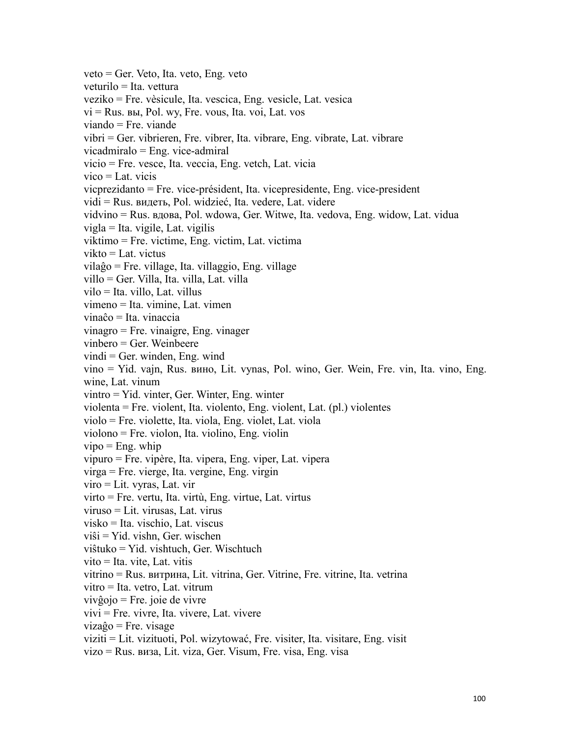veto = Ger. Veto, Ita. veto, Eng. veto
veturilo = Ita. vettura
veziko = Fre. vèsicule, Ita. vescica, Eng. vesicle, Lat. vesica
vi = Rus. вы, Pol. wy, Fre. vous, Ita. voi, Lat. vos
viando = Fre. viande
vibri = Ger. vibrieren, Fre. vibrer, Ita. vibrare, Eng. vibrate, Lat. vibrare
vicadmiralo = Eng. vice-admiral
vicio = Fre. vesce, Ita. veccia, Eng. vetch, Lat. vicia
vico = Lat. vicis
vicprezidanto = Fre. vice-président, Ita. vicepresidente, Eng. vice-president
vidi = Rus. видеть, Pol. widzieć, Ita. vedere, Lat. videre
vidvino = Rus. вдова, Pol. wdowa, Ger. Witwe, Ita. vedova, Eng. widow, Lat. vidua
vigla = Ita. vigile, Lat. vigilis
viktimo = Fre. victime, Eng. victim, Lat. victima
vikto = Lat. victus
vilaĝo = Fre. village, Ita. villaggio, Eng. village
villo = Ger. Villa, Ita. villa, Lat. villa
vilo = Ita. villo, Lat. villus
vimeno = Ita. vimine, Lat. vimen
vinaĉo = Ita. vinaccia
vinagro = Fre. vinaigre, Eng. vinager
vinbero = Ger. Weinbeere
vindi = Ger. winden, Eng. wind
vino = Yid. vajn, Rus. вино, Lit. vynas, Pol. wino, Ger. Wein, Fre. vin, Ita. vino, Eng. wine, Lat. vinum
vintro = Yid. vinter, Ger. Winter, Eng. winter
violenta = Fre. violent, Ita. violento, Eng. violent, Lat. (pl.) violentes
violo = Fre. violette, Ita. viola, Eng. violet, Lat. viola
violono = Fre. violon, Ita. violino, Eng. violin
vipo = Eng. whip
vipuro = Fre. vipère, Ita. vipera, Eng. viper, Lat. vipera
virga = Fre. vierge, Ita. vergine, Eng. virgin
viro = Lit. vyras, Lat. vir
virto = Fre. vertu, Ita. virtù, Eng. virtue, Lat. virtus
viruso = Lit. virusas, Lat. virus
visko = Ita. vischio, Lat. viscus
viŝi = Yid. vishn, Ger. wischen
viŝtuko = Yid. vishtuch, Ger. Wischtuch
vito = Ita. vite, Lat. vitis
vitrino = Rus. витрина, Lit. vitrina, Ger. Vitrine, Fre. vitrine, Ita. vetrina
vitro = Ita. vetro, Lat. vitrum
vivĝojo = Fre. joie de vivre
vivi = Fre. vivre, Ita. vivere, Lat. vivere
vizaĝo = Fre. visage
viziti = Lit. vizituoti, Pol. wizytować, Fre. visiter, Ita. visitare, Eng. visit
vizo = Rus. виза, Lit. viza, Ger. Visum, Fre. visa, Eng. visa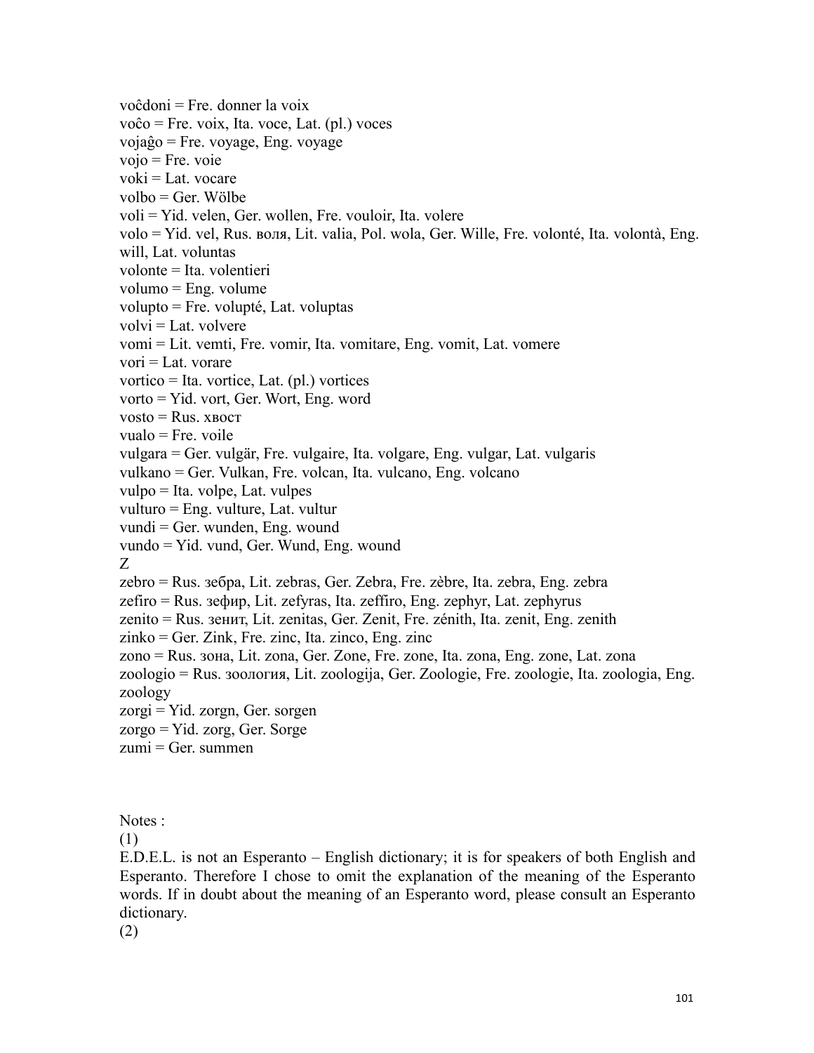voĉdoni = Fre. donner la voix
voĉo = Fre. voix, Ita. voce, Lat. (pl.) voces
vojaĝo = Fre. voyage, Eng. voyage
vojo = Fre. voie
voki = Lat. vocare
volbo = Ger. Wölbe
voli = Yid. velen, Ger. wollen, Fre. vouloir, Ita. volere
volo = Yid. vel, Rus. воля, Lit. valia, Pol. wola, Ger. Wille, Fre. volonté, Ita. volontà, Eng. will, Lat. voluntas
volonte = Ita. volentieri
volumo = Eng. volume
volupto = Fre. volupté, Lat. voluptas
volvi = Lat. volvere
vomi = Lit. vemti, Fre. vomir, Ita. vomitare, Eng. vomit, Lat. vomere
vori = Lat. vorare
vortico = Ita. vortice, Lat. (pl.) vortices
vorto = Yid. vort, Ger. Wort, Eng. word
vosto = Rus. хвост
vualo = Fre. voile
vulgara = Ger. vulgär, Fre. vulgaire, Ita. volgare, Eng. vulgar, Lat. vulgaris
vulkano = Ger. Vulkan, Fre. volcan, Ita. vulcano, Eng. volcano
vulpo = Ita. volpe, Lat. vulpes
vulturo = Eng. vulture, Lat. vultur
vundi = Ger. wunden, Eng. wound
vundo = Yid. vund, Ger. Wund, Eng. wound
Z
zebro = Rus. зебра, Lit. zebras, Ger. Zebra, Fre. zèbre, Ita. zebra, Eng. zebra
zefiro = Rus. зефир, Lit. zefyras, Ita. zeffiro, Eng. zephyr, Lat. zephyrus
zenito = Rus. зенит, Lit. zenitas, Ger. Zenit, Fre. zénith, Ita. zenit, Eng. zenith
zinko = Ger. Zink, Fre. zinc, Ita. zinco, Eng. zinc
zono = Rus. зона, Lit. zona, Ger. Zone, Fre. zone, Ita. zona, Eng. zone, Lat. zona
zoologio = Rus. зоология, Lit. zoologija, Ger. Zoologie, Fre. zoologie, Ita. zoologia, Eng. zoology
zorgi = Yid. zorgn, Ger. sorgen
zorgo = Yid. zorg, Ger. Sorge
zumi = Ger. summen

Notes :

(1)

E.D.E.L. is not an Esperanto – English dictionary; it is for speakers of both English and Esperanto. Therefore I chose to omit the explanation of the meaning of the Esperanto words. If in doubt about the meaning of an Esperanto word, please consult an Esperanto dictionary.

(2)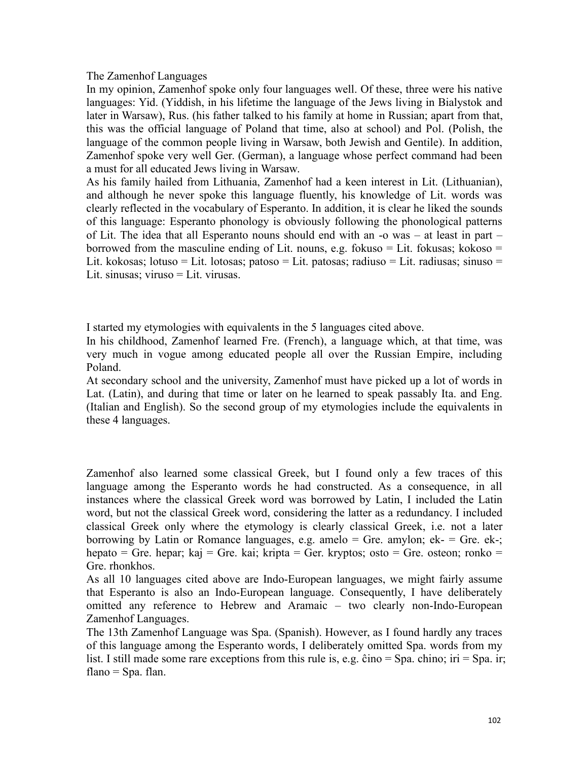## The Zamenhof Languages

In my opinion, Zamenhof spoke only four languages well. Of these, three were his native languages: Yid. (Yiddish, in his lifetime the language of the Jews living in Bialystok and later in Warsaw), Rus. (his father talked to his family at home in Russian; apart from that, this was the official language of Poland that time, also at school) and Pol. (Polish, the language of the common people living in Warsaw, both Jewish and Gentile). In addition, Zamenhof spoke very well Ger. (German), a language whose perfect command had been a must for all educated Jews living in Warsaw.

As his family hailed from Lithuania, Zamenhof had a keen interest in Lit. (Lithuanian), and although he never spoke this language fluently, his knowledge of Lit. words was clearly reflected in the vocabulary of Esperanto. In addition, it is clear he liked the sounds of this language: Esperanto phonology is obviously following the phonological patterns of Lit. The idea that all Esperanto nouns should end with an -o was – at least in part – borrowed from the masculine ending of Lit. nouns, e.g. fokuso = Lit. fokusas; kokoso = Lit. kokosas; lotuso = Lit. lotosas; patoso = Lit. patosas; radiuso = Lit. radiusas; sinuso = Lit. sinusas; viruso = Lit. virusas.

I started my etymologies with equivalents in the 5 languages cited above.

In his childhood, Zamenhof learned Fre. (French), a language which, at that time, was very much in vogue among educated people all over the Russian Empire, including Poland.

At secondary school and the university, Zamenhof must have picked up a lot of words in Lat. (Latin), and during that time or later on he learned to speak passably Ita. and Eng. (Italian and English). So the second group of my etymologies include the equivalents in these 4 languages.

Zamenhof also learned some classical Greek, but I found only a few traces of this language among the Esperanto words he had constructed. As a consequence, in all instances where the classical Greek word was borrowed by Latin, I included the Latin word, but not the classical Greek word, considering the latter as a redundancy. I included classical Greek only where the etymology is clearly classical Greek, i.e. not a later borrowing by Latin or Romance languages, e.g. amelo = Gre. amylon; ek- = Gre. ek-; hepato = Gre. hepar; kaj = Gre. kai; kripta = Ger. kryptos; osto = Gre. osteon; ronko = Gre. rhonkhos.

As all 10 languages cited above are Indo-European languages, we might fairly assume that Esperanto is also an Indo-European language. Consequently, I have deliberately omitted any reference to Hebrew and Aramaic – two clearly non-Indo-European Zamenhof Languages.

The 13th Zamenhof Language was Spa. (Spanish). However, as I found hardly any traces of this language among the Esperanto words, I deliberately omitted Spa. words from my list. I still made some rare exceptions from this rule is, e.g. ĉino = Spa. chino; iri = Spa. ir; flano = Spa. flan.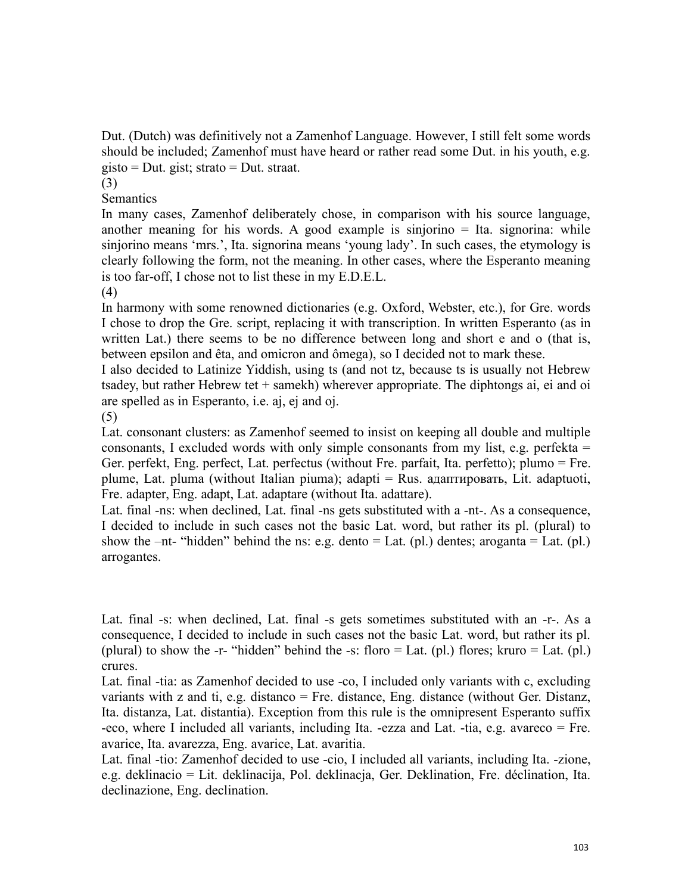Dut. (Dutch) was definitively not a Zamenhof Language. However, I still felt some words should be included; Zamenhof must have heard or rather read some Dut. in his youth, e.g. gisto = Dut. gist; strato = Dut. straat.

(3)

Semantics

In many cases, Zamenhof deliberately chose, in comparison with his source language, another meaning for his words. A good example is sinjorino = Ita. signorina: while sinjorino means 'mrs.', Ita. signorina means 'young lady'. In such cases, the etymology is clearly following the form, not the meaning. In other cases, where the Esperanto meaning is too far-off, I chose not to list these in my E.D.E.L.

(4)

In harmony with some renowned dictionaries (e.g. Oxford, Webster, etc.), for Gre. words I chose to drop the Gre. script, replacing it with transcription. In written Esperanto (as in written Lat.) there seems to be no difference between long and short e and o (that is, between epsilon and êta, and omicron and ômega), so I decided not to mark these.

I also decided to Latinize Yiddish, using ts (and not tz, because ts is usually not Hebrew tsadey, but rather Hebrew tet + samekh) wherever appropriate. The diphtongs ai, ei and oi are spelled as in Esperanto, i.e. aj, ej and oj.

(5)

Lat. consonant clusters: as Zamenhof seemed to insist on keeping all double and multiple consonants, I excluded words with only simple consonants from my list, e.g. perfekta = Ger. perfekt, Eng. perfect, Lat. perfectus (without Fre. parfait, Ita. perfetto); plumo = Fre. plume, Lat. pluma (without Italian piuma); adapti = Rus. адаптировать, Lit. adaptuoti, Fre. adapter, Eng. adapt, Lat. adaptare (without Ita. adattare).

Lat. final -ns: when declined, Lat. final -ns gets substituted with a -nt-. As a consequence, I decided to include in such cases not the basic Lat. word, but rather its pl. (plural) to show the –nt- "hidden" behind the ns: e.g. dento = Lat. (pl.) dentes; aroganta = Lat. (pl.) arrogantes.

Lat. final -s: when declined, Lat. final -s gets sometimes substituted with an -r-. As a consequence, I decided to include in such cases not the basic Lat. word, but rather its pl. (plural) to show the -r- "hidden" behind the -s: floro = Lat. (pl.) flores; kruro = Lat. (pl.) crures.

Lat. final -tia: as Zamenhof decided to use -co, I included only variants with c, excluding variants with z and ti, e.g. distanco = Fre. distance, Eng. distance (without Ger. Distanz, Ita. distanza, Lat. distantia). Exception from this rule is the omnipresent Esperanto suffix -eco, where I included all variants, including Ita. -ezza and Lat. -tia, e.g. avareco = Fre. avarice, Ita. avarezza, Eng. avarice, Lat. avaritia.

Lat. final -tio: Zamenhof decided to use -cio, I included all variants, including Ita. -zione, e.g. deklinacio = Lit. deklinacija, Pol. deklinacja, Ger. Deklination, Fre. déclination, Ita. declinazione, Eng. declination.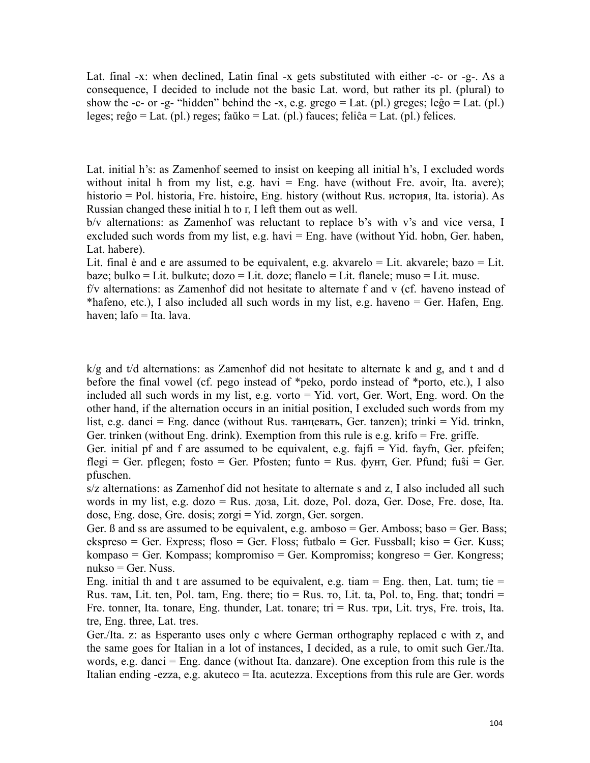Lat. final -x: when declined, Latin final -x gets substituted with either -c- or -g-. As a consequence, I decided to include not the basic Lat. word, but rather its pl. (plural) to show the -c- or -g- "hidden" behind the -x, e.g. grego = Lat. (pl.) greges; leĝo = Lat. (pl.) leges; reĝo = Lat. (pl.) reges; faŭko = Lat. (pl.) fauces; feliĉa = Lat. (pl.) felices.

Lat. initial h's: as Zamenhof seemed to insist on keeping all initial h's, I excluded words without inital h from my list, e.g. havi = Eng. have (without Fre. avoir, Ita. avere); historio = Pol. historia, Fre. histoire, Eng. history (without Rus. история, Ita. istoria). As Russian changed these initial h to г, I left them out as well.

b/v alternations: as Zamenhof was reluctant to replace b's with v's and vice versa, I excluded such words from my list, e.g. havi = Eng. have (without Yid. hobn, Ger. haben, Lat. habere).

Lit. final ė and e are assumed to be equivalent, e.g. akvarelo = Lit. akvarele; bazo = Lit. baze; bulko = Lit. bulkute; dozo = Lit. doze; flanelo = Lit. flanele; muso = Lit. muse.

f/v alternations: as Zamenhof did not hesitate to alternate f and v (cf. haveno instead of *hafeno, etc.), I also included all such words in my list, e.g. haveno = Ger. Hafen, Eng. haven; lafo = Ita. lava.

k/g and t/d alternations: as Zamenhof did not hesitate to alternate k and g, and t and d before the final vowel (cf. pego instead of *peko, pordo instead of *porto, etc.), I also included all such words in my list, e.g. vorto = Yid. vort, Ger. Wort, Eng. word. On the other hand, if the alternation occurs in an initial position, I excluded such words from my list, e.g. danci = Eng. dance (without Rus. танцевать, Ger. tanzen); trinki = Yid. trinkn, Ger. trinken (without Eng. drink). Exemption from this rule is e.g. krifo = Fre. griffe.

Ger. initial pf and f are assumed to be equivalent, e.g. fajfi = Yid. fayfn, Ger. pfeifen; flegi = Ger. pflegen; fosto = Ger. Pfosten; funto = Rus. фунт, Ger. Pfund; fuŝi = Ger. pfuschen.

s/z alternations: as Zamenhof did not hesitate to alternate s and z, I also included all such words in my list, e.g. dozo = Rus. доза, Lit. doze, Pol. doza, Ger. Dose, Fre. dose, Ita. dose, Eng. dose, Gre. dosis; zorgi = Yid. zorgn, Ger. sorgen.

Ger. ß and ss are assumed to be equivalent, e.g. amboso = Ger. Amboss; baso = Ger. Bass; ekspreso = Ger. Express; floso = Ger. Floss; futbalo = Ger. Fussball; kiso = Ger. Kuss; kompaso = Ger. Kompass; kompromiso = Ger. Kompromiss; kongreso = Ger. Kongress; nukso = Ger. Nuss.

Eng. initial th and t are assumed to be equivalent, e.g. tiam = Eng. then, Lat. tum; tie = Rus. там, Lit. ten, Pol. tam, Eng. there; tio = Rus. то, Lit. ta, Pol. to, Eng. that; tondri = Fre. tonner, Ita. tonare, Eng. thunder, Lat. tonare; tri = Rus. три, Lit. trys, Fre. trois, Ita. tre, Eng. three, Lat. tres.

Ger./Ita. z: as Esperanto uses only c where German orthography replaced c with z, and the same goes for Italian in a lot of instances, I decided, as a rule, to omit such Ger./Ita. words, e.g. danci = Eng. dance (without Ita. danzare). One exception from this rule is the Italian ending -ezza, e.g. akuteco = Ita. acutezza. Exceptions from this rule are Ger. words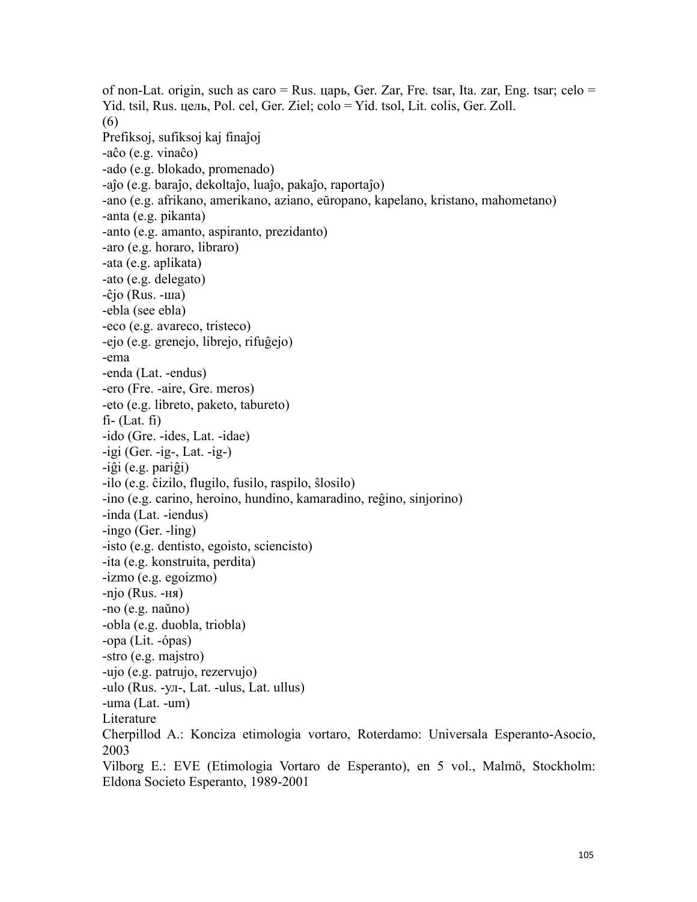of non-Lat. origin, such as caro = Rus. царь, Ger. Zar, Fre. tsar, Ita. zar, Eng. tsar; celo = Yid. tsil, Rus. цель, Pol. cel, Ger. Ziel; colo = Yid. tsol, Lit. colis, Ger. Zoll.

(6)

Prefiksoj, sufiksoj kaj finaĵoj

-aĉo (e.g. vinaĉo)
-ado (e.g. blokado, promenado)
-aĵo (e.g. baraĵo, dekoltaĵo, luaĵo, pakaĵo, raportaĵo)
-ano (e.g. afrikano, amerikano, aziano, eŭropano, kapelano, kristano, mahometano)
-anta (e.g. pikanta)
-anto (e.g. amanto, aspiranto, prezidanto)
-aro (e.g. horaro, libraro)
-ata (e.g. aplikata)
-ato (e.g. delegato)
-ĉjo (Rus. -ша)
-ebla (see ebla)
-eco (e.g. avareco, tristeco)
-ejo (e.g. grenejo, librejo, rifuĝejo)
-ema
-enda (Lat. -endus)
-ero (Fre. -aire, Gre. meros)
-eto (e.g. libreto, paketo, tabureto)
fi- (Lat. fi)
-ido (Gre. -ides, Lat. -idae)
-igi (Ger. -ig-, Lat. -ig-)
-iĝi (e.g. pariĝi)
-ilo (e.g. ĉizilo, flugilo, fusilo, raspilo, ŝlosilo)
-ino (e.g. carino, heroino, hundino, kamaradino, reĝino, sinjorino)
-inda (Lat. -iendus)
-ingo (Ger. -ling)
-isto (e.g. dentisto, egoisto, sciencisto)
-ita (e.g. konstruita, perdita)
-izmo (e.g. egoizmo)
-njo (Rus. -ня)
-no (e.g. naŭno)
-obla (e.g. duobla, triobla)
-opa (Lit. -ópas)
-stro (e.g. majstro)
-ujo (e.g. patrujo, rezervujo)
-ulo (Rus. -ул-, Lat. -ulus, Lat. ullus)
-uma (Lat. -um)

Literature

Cherpillod A.: Konciza etimologia vortaro, Roterdamo: Universala Esperanto-Asocio, 2003

Vilborg E.: EVE (Etimologia Vortaro de Esperanto), en 5 vol., Malmö, Stockholm: Eldona Societo Esperanto, 1989-2001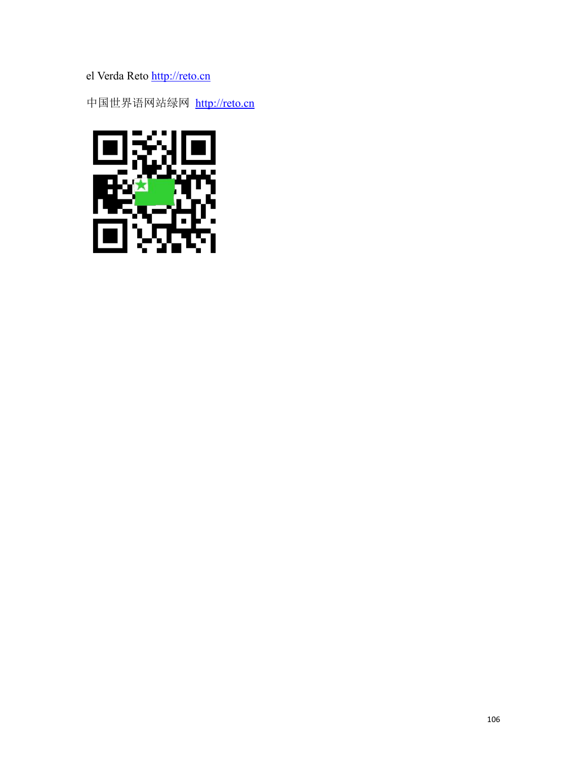el Verda Reto http://reto.cn

中国世界语网站绿网 http://reto.cn